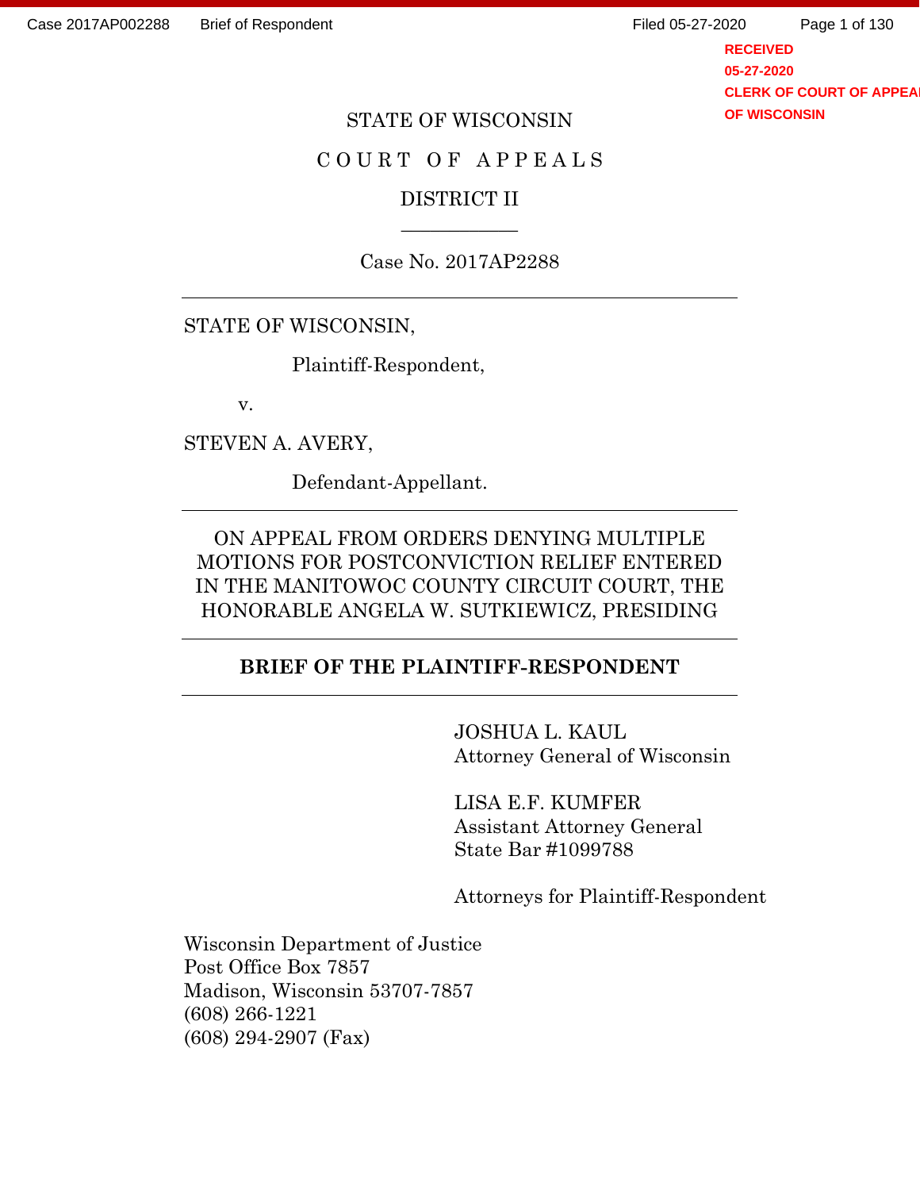STATE OF WISCONSIN

C O U R T   O F   A P P E A L S

DISTRICT II

---

Case No. 2017AP2288

---

STATE OF WISCONSIN,

Plaintiff-Respondent,

v.

STEVEN A. AVERY,

Defendant-Appellant.

---

ON APPEAL FROM ORDERS DENYING MULTIPLE MOTIONS FOR POSTCONVICTION RELIEF ENTERED IN THE MANITOWOC COUNTY CIRCUIT COURT, THE HONORABLE ANGELA W. SUTKIEWICZ, PRESIDING

---

**BRIEF OF THE PLAINTIFF-RESPONDENT**

---

JOSHUA L. KAUL
Attorney General of Wisconsin

LISA E.F. KUMFER
Assistant Attorney General
State Bar #1099788

Attorneys for Plaintiff-Respondent

Wisconsin Department of Justice
Post Office Box 7857
Madison, Wisconsin 53707-7857
(608) 266-1221
(608) 294-2907 (Fax)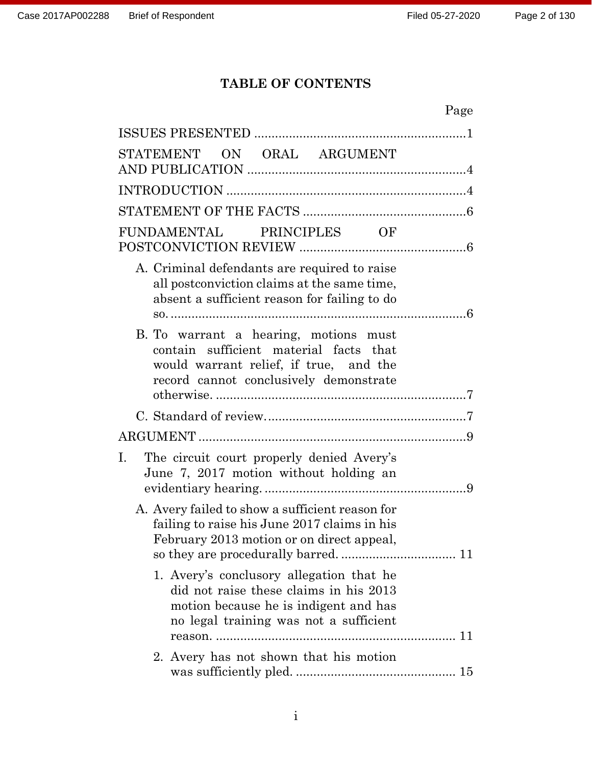## TABLE OF CONTENTS

| | Page |
|---|---|
| ISSUES PRESENTED | 1 |
| STATEMENT ON ORAL ARGUMENT AND PUBLICATION | 4 |
| INTRODUCTION | 4 |
| STATEMENT OF THE FACTS | 6 |
| FUNDAMENTAL PRINCIPLES OF POSTCONVICTION REVIEW | 6 |
| A. Criminal defendants are required to raise all postconviction claims at the same time, absent a sufficient reason for failing to do so. | 6 |
| B. To warrant a hearing, motions must contain sufficient material facts that would warrant relief, if true, and the record cannot conclusively demonstrate otherwise. | 7 |
| C. Standard of review. | 7 |
| ARGUMENT | 9 |
| I. The circuit court properly denied Avery's June 7, 2017 motion without holding an evidentiary hearing. | 9 |
| A. Avery failed to show a sufficient reason for failing to raise his June 2017 claims in his February 2013 motion or on direct appeal, so they are procedurally barred. | 11 |
| 1. Avery's conclusory allegation that he did not raise these claims in his 2013 motion because he is indigent and has no legal training was not a sufficient reason. | 11 |
| 2. Avery has not shown that his motion was sufficiently pled. | 15 |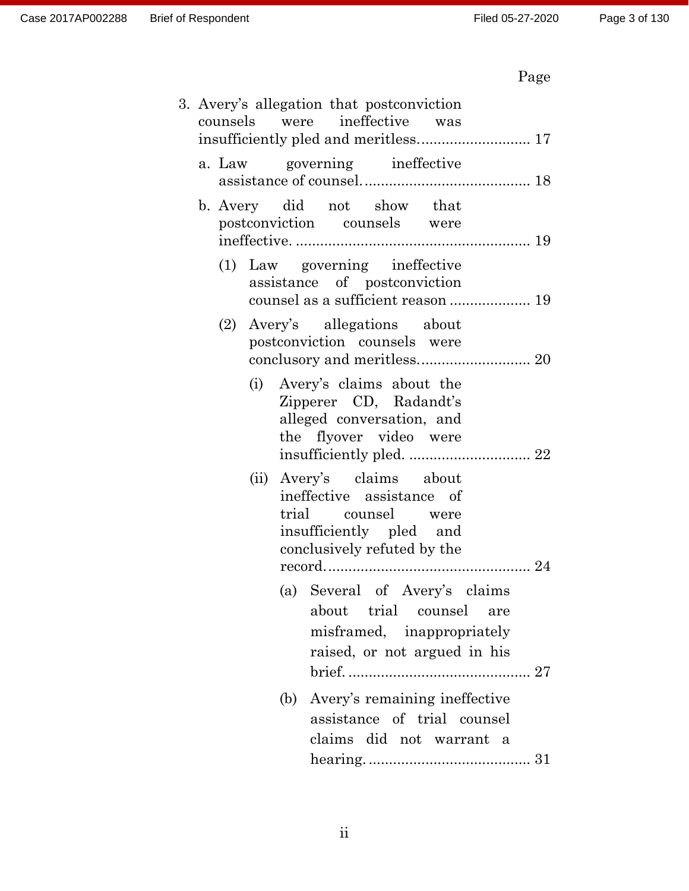Page

3. Avery's allegation that postconviction counsels were ineffective was insufficiently pled and meritless. ........................... 17
   - a. Law governing ineffective assistance of counsel. ........................................ 18
   - b. Avery did not show that postconviction counsels were ineffective. ........................................................ 19
     - (1) Law governing ineffective assistance of postconviction counsel as a sufficient reason .................... 19
     - (2) Avery's allegations about postconviction counsels were conclusory and meritless. .......................... 20
       - (i) Avery's claims about the Zipperer CD, Radandt's alleged conversation, and the flyover video were insufficiently pled. .............................. 22
       - (ii) Avery's claims about ineffective assistance of trial counsel were insufficiently pled and conclusively refuted by the record. ................................................. 24
         - (a) Several of Avery's claims about trial counsel are misframed, inappropriately raised, or not argued in his brief. ............................................ 27
         - (b) Avery's remaining ineffective assistance of trial counsel claims did not warrant a hearing. ........................................ 31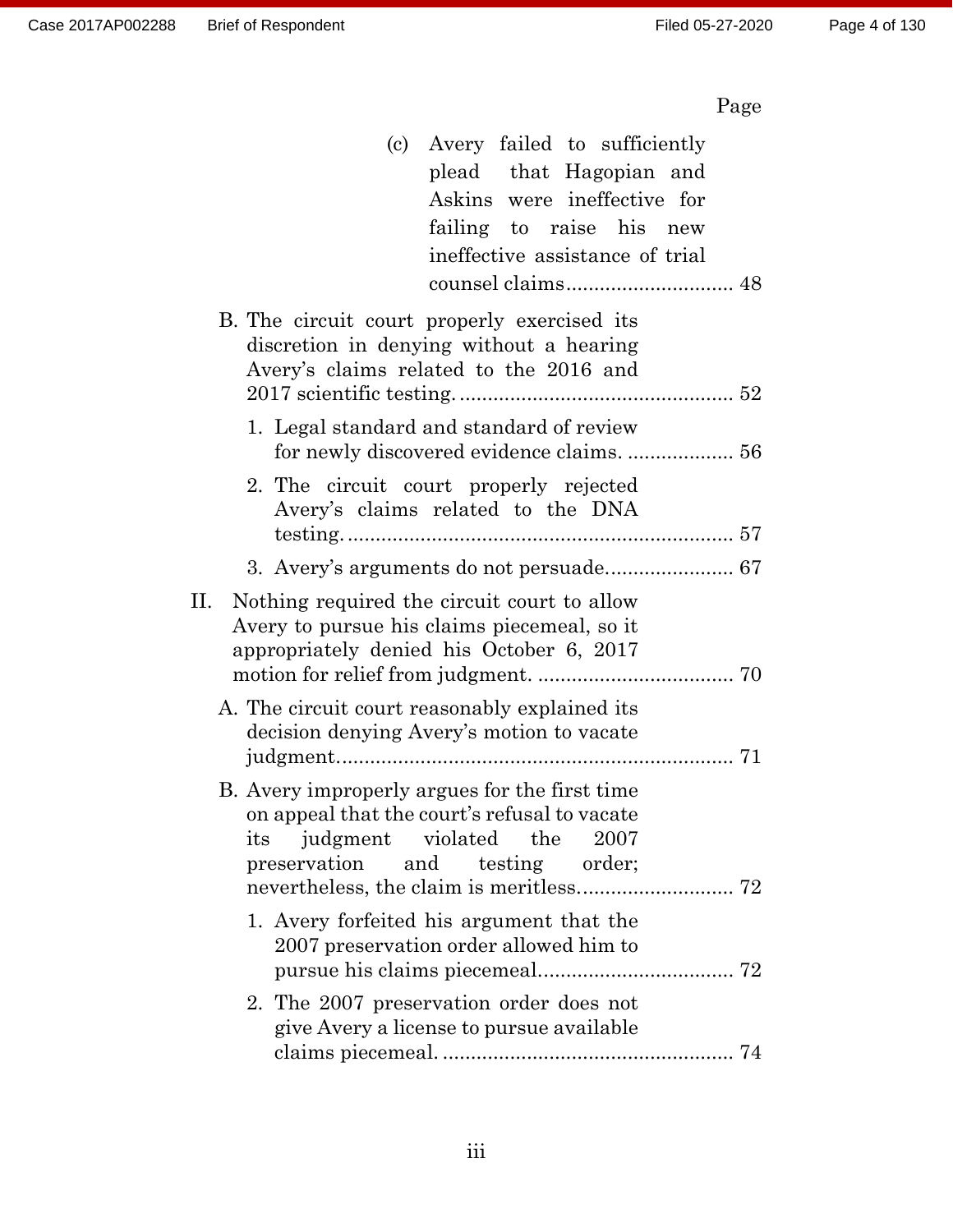Page

(c) Avery failed to sufficiently plead that Hagopian and Askins were ineffective for failing to raise his new ineffective assistance of trial counsel claims .............................. 48

B. The circuit court properly exercised its discretion in denying without a hearing Avery's claims related to the 2016 and 2017 scientific testing. ................................................ 52

1. Legal standard and standard of review for newly discovered evidence claims. .................. 56

2. The circuit court properly rejected Avery's claims related to the DNA testing. .................................................................... 57

3. Avery's arguments do not persuade....................... 67

II. Nothing required the circuit court to allow Avery to pursue his claims piecemeal, so it appropriately denied his October 6, 2017 motion for relief from judgment. .................................. 70

A. The circuit court reasonably explained its decision denying Avery's motion to vacate judgment...................................................................... 71

B. Avery improperly argues for the first time on appeal that the court's refusal to vacate its judgment violated the 2007 preservation and testing order; nevertheless, the claim is meritless........................... 72

1. Avery forfeited his argument that the 2007 preservation order allowed him to pursue his claims piecemeal.................................. 72

2. The 2007 preservation order does not give Avery a license to pursue available claims piecemeal. .................................................. 74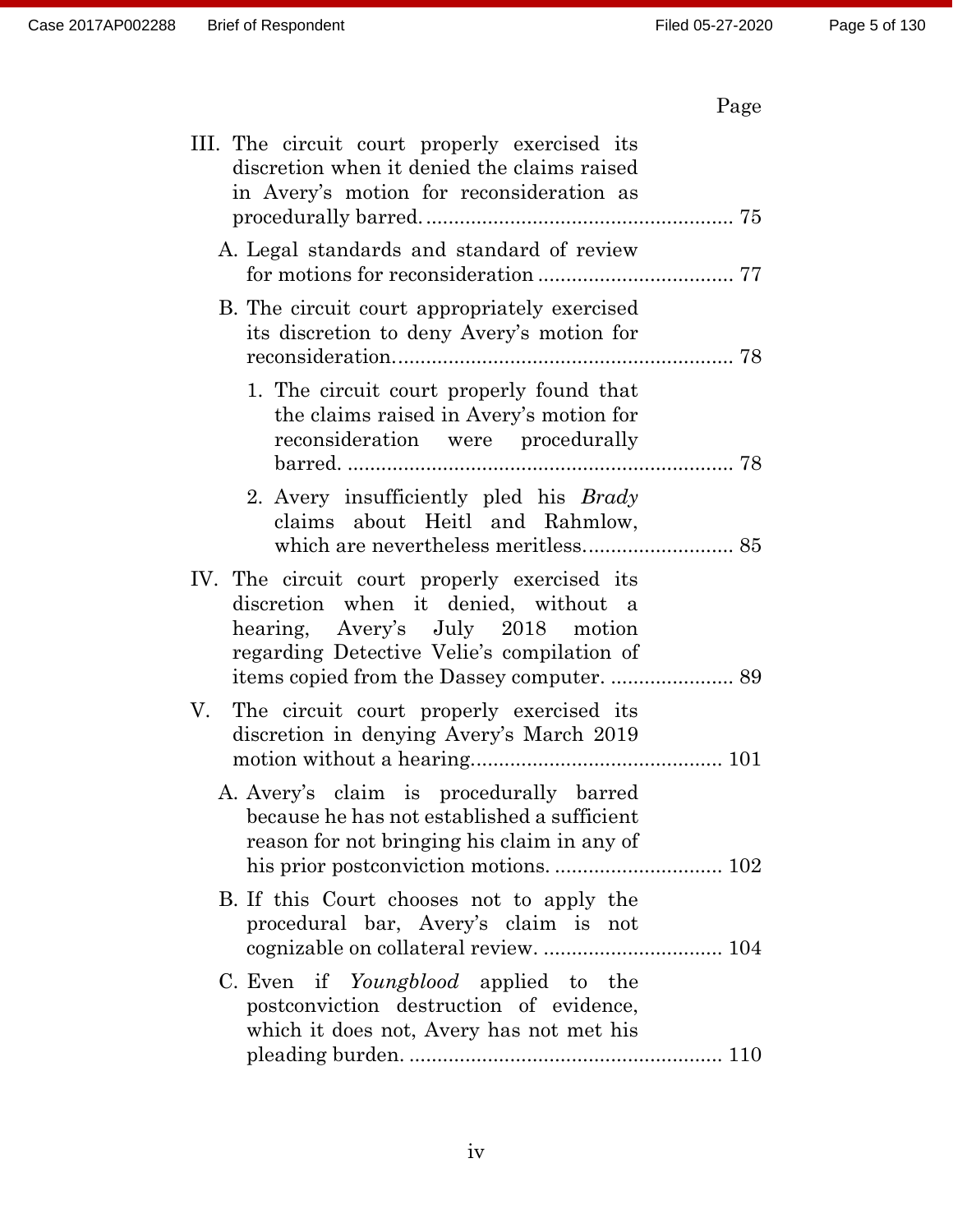Page

III. The circuit court properly exercised its discretion when it denied the claims raised in Avery's motion for reconsideration as procedurally barred. ..................................................... 75

- A. Legal standards and standard of review for motions for reconsideration ................................. 77
- B. The circuit court appropriately exercised its discretion to deny Avery's motion for reconsideration. .......................................................... 78
  1. The circuit court properly found that the claims raised in Avery's motion for reconsideration were procedurally barred. ................................................................... 78
  2. Avery insufficiently pled his *Brady* claims about Heitl and Rahmlow, which are nevertheless meritless. ......................... 85

IV. The circuit court properly exercised its discretion when it denied, without a hearing, Avery's July 2018 motion regarding Detective Velie's compilation of items copied from the Dassey computer. ..................... 89

V. The circuit court properly exercised its discretion in denying Avery's March 2019 motion without a hearing. ........................................... 101

- A. Avery's claim is procedurally barred because he has not established a sufficient reason for not bringing his claim in any of his prior postconviction motions. ............................. 102
- B. If this Court chooses not to apply the procedural bar, Avery's claim is not cognizable on collateral review. ............................... 104
- C. Even if *Youngblood* applied to the postconviction destruction of evidence, which it does not, Avery has not met his pleading burden. ....................................................... 110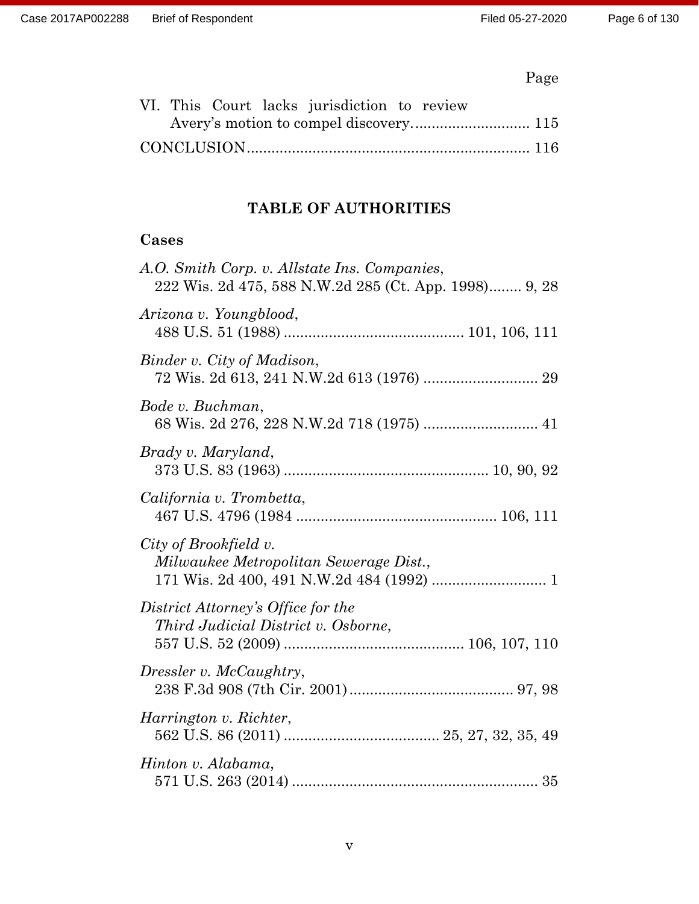Page

VI. This Court lacks jurisdiction to review Avery's motion to compel discovery............................ 115

CONCLUSION..................................................................... 116

## TABLE OF AUTHORITIES

### Cases

*A.O. Smith Corp. v. Allstate Ins. Companies*,
222 Wis. 2d 475, 588 N.W.2d 285 (Ct. App. 1998)........ 9, 28

*Arizona v. Youngblood*,
488 U.S. 51 (1988) ............................................ 101, 106, 111

*Binder v. City of Madison*,
72 Wis. 2d 613, 241 N.W.2d 613 (1976) ............................ 29

*Bode v. Buchman*,
68 Wis. 2d 276, 228 N.W.2d 718 (1975) ............................ 41

*Brady v. Maryland*,
373 U.S. 83 (1963) .................................................. 10, 90, 92

*California v. Trombetta*,
467 U.S. 4796 (1984 ................................................ 106, 111

*City of Brookfield v. Milwaukee Metropolitan Sewerage Dist.*,
171 Wis. 2d 400, 491 N.W.2d 484 (1992) ............................ 1

*District Attorney's Office for the Third Judicial District v. Osborne*,
557 U.S. 52 (2009) ............................................ 106, 107, 110

*Dressler v. McCaughtry*,
238 F.3d 908 (7th Cir. 2001)........................................ 97, 98

*Harrington v. Richter*,
562 U.S. 86 (2011) ...................................... 25, 27, 32, 35, 49

*Hinton v. Alabama*,
571 U.S. 263 (2014) ............................................................ 35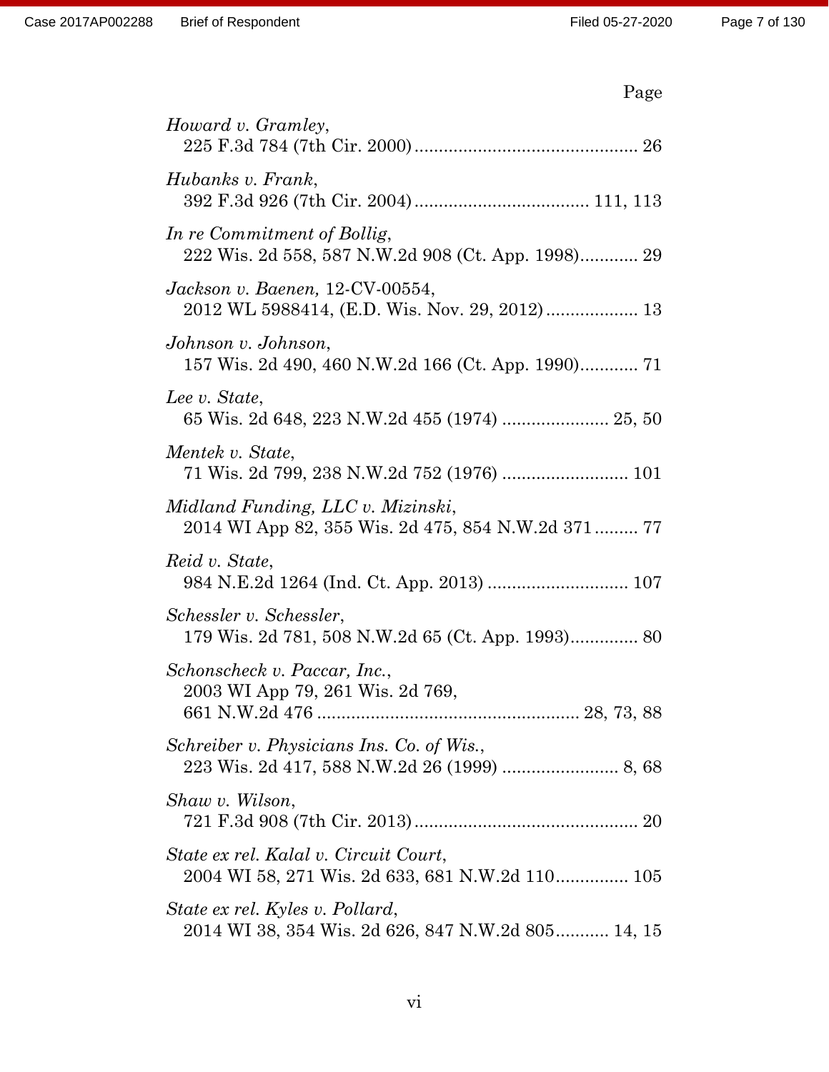Page

*Howard v. Gramley*,
225 F.3d 784 (7th Cir. 2000) .............................................. 26

*Hubanks v. Frank*,
392 F.3d 926 (7th Cir. 2004) .................................... 111, 113

*In re Commitment of Bollig*,
222 Wis. 2d 558, 587 N.W.2d 908 (Ct. App. 1998)............ 29

*Jackson v. Baenen,* 12-CV-00554,
2012 WL 5988414, (E.D. Wis. Nov. 29, 2012) ................... 13

*Johnson v. Johnson*,
157 Wis. 2d 490, 460 N.W.2d 166 (Ct. App. 1990)............ 71

*Lee v. State*,
65 Wis. 2d 648, 223 N.W.2d 455 (1974) ...................... 25, 50

*Mentek v. State*,
71 Wis. 2d 799, 238 N.W.2d 752 (1976) .......................... 101

*Midland Funding, LLC v. Mizinski*,
2014 WI App 82, 355 Wis. 2d 475, 854 N.W.2d 371 ......... 77

*Reid v. State*,
984 N.E.2d 1264 (Ind. Ct. App. 2013) ............................. 107

*Schessler v. Schessler*,
179 Wis. 2d 781, 508 N.W.2d 65 (Ct. App. 1993).............. 80

*Schonscheck v. Paccar, Inc.*,
2003 WI App 79, 261 Wis. 2d 769,
661 N.W.2d 476 ...................................................... 28, 73, 88

*Schreiber v. Physicians Ins. Co. of Wis.*,
223 Wis. 2d 417, 588 N.W.2d 26 (1999) ........................ 8, 68

*Shaw v. Wilson*,
721 F.3d 908 (7th Cir. 2013) .............................................. 20

*State ex rel. Kalal v. Circuit Court*,
2004 WI 58, 271 Wis. 2d 633, 681 N.W.2d 110............... 105

*State ex rel. Kyles v. Pollard*,
2014 WI 38, 354 Wis. 2d 626, 847 N.W.2d 805........... 14, 15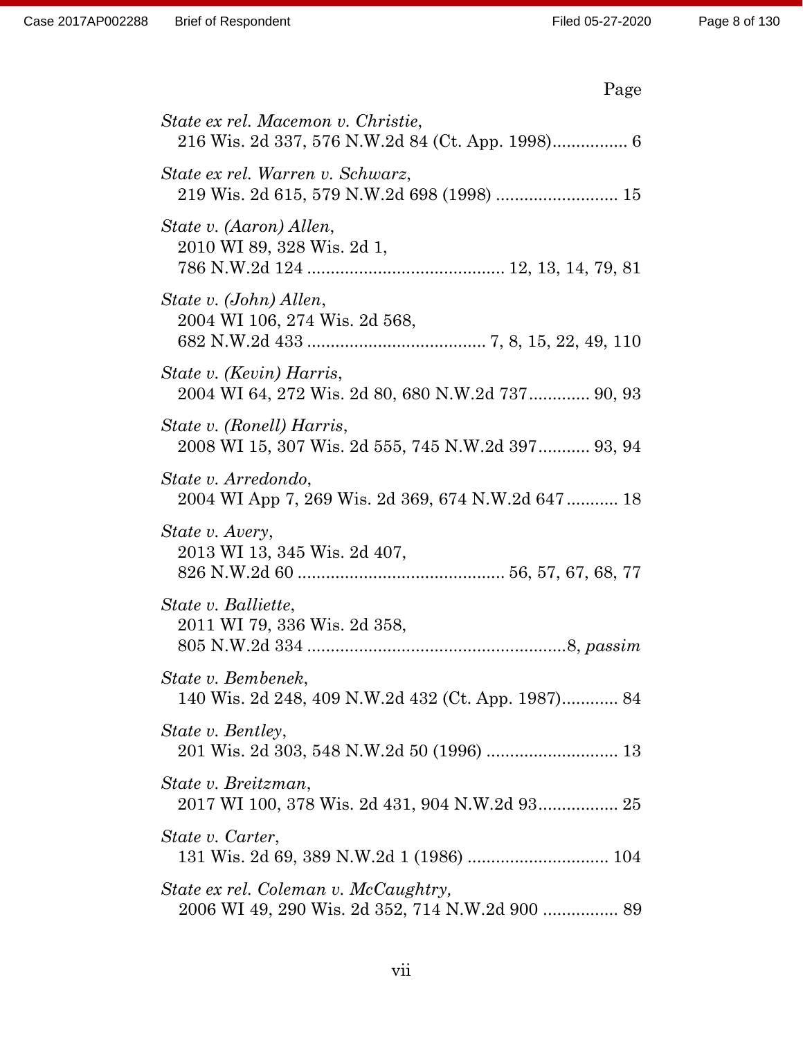Page

*State ex rel. Macemon v. Christie*,
216 Wis. 2d 337, 576 N.W.2d 84 (Ct. App. 1998)................ 6

*State ex rel. Warren v. Schwarz*,
219 Wis. 2d 615, 579 N.W.2d 698 (1998) .......................... 15

*State v. (Aaron) Allen*,
2010 WI 89, 328 Wis. 2d 1,
786 N.W.2d 124 .......................................... 12, 13, 14, 79, 81

*State v. (John) Allen*,
2004 WI 106, 274 Wis. 2d 568,
682 N.W.2d 433 ...................................... 7, 8, 15, 22, 49, 110

*State v. (Kevin) Harris*,
2004 WI 64, 272 Wis. 2d 80, 680 N.W.2d 737............. 90, 93

*State v. (Ronell) Harris*,
2008 WI 15, 307 Wis. 2d 555, 745 N.W.2d 397........... 93, 94

*State v. Arredondo*,
2004 WI App 7, 269 Wis. 2d 369, 674 N.W.2d 647........... 18

*State v. Avery*,
2013 WI 13, 345 Wis. 2d 407,
826 N.W.2d 60 ............................................ 56, 57, 67, 68, 77

*State v. Balliette*,
2011 WI 79, 336 Wis. 2d 358,
805 N.W.2d 334 .......................................................8, *passim*

*State v. Bembenek*,
140 Wis. 2d 248, 409 N.W.2d 432 (Ct. App. 1987)............ 84

*State v. Bentley*,
201 Wis. 2d 303, 548 N.W.2d 50 (1996) ............................ 13

*State v. Breitzman*,
2017 WI 100, 378 Wis. 2d 431, 904 N.W.2d 93................. 25

*State v. Carter*,
131 Wis. 2d 69, 389 N.W.2d 1 (1986) .............................. 104

*State ex rel. Coleman v. McCaughtry,*
2006 WI 49, 290 Wis. 2d 352, 714 N.W.2d 900 ................ 89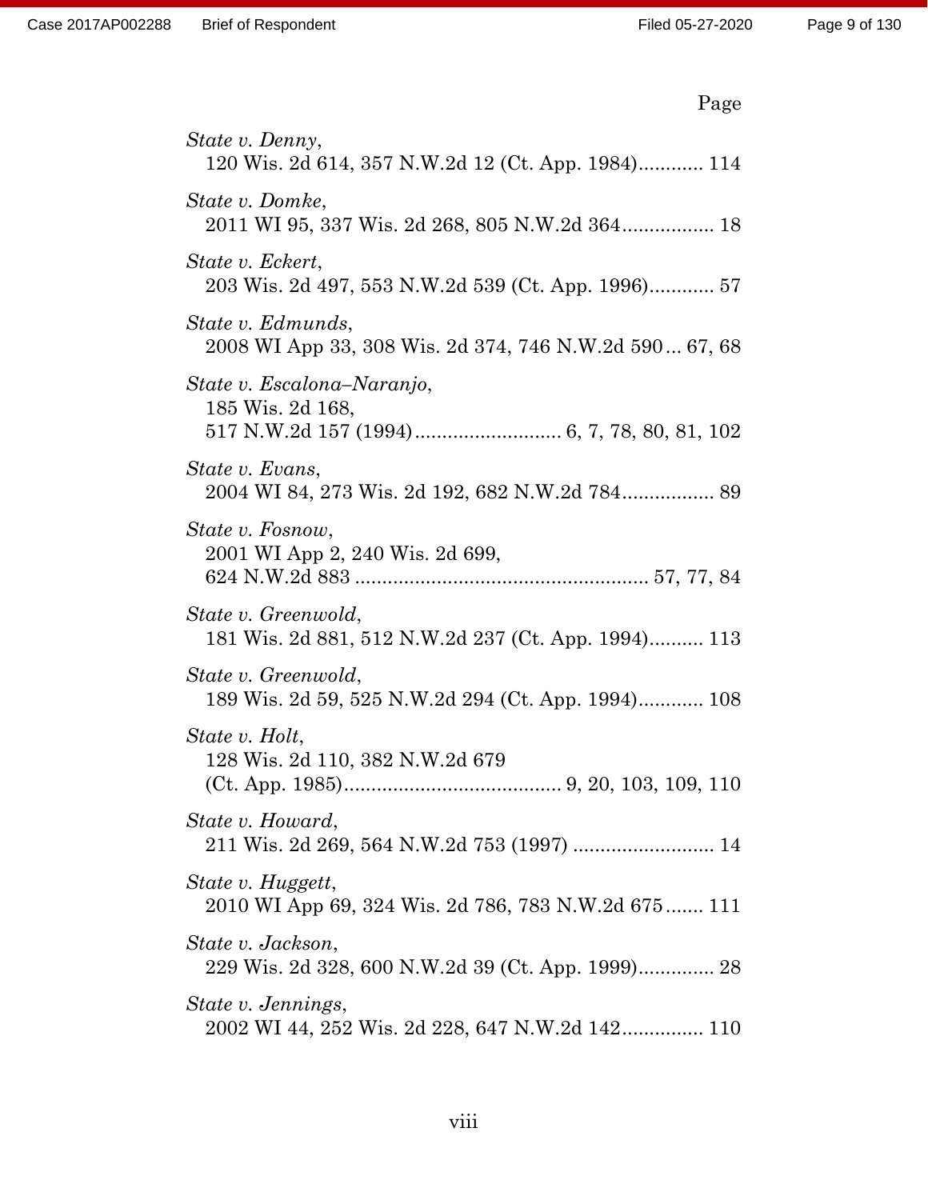Page

*State v. Denny*,
120 Wis. 2d 614, 357 N.W.2d 12 (Ct. App. 1984)............ 114

*State v. Domke*,
2011 WI 95, 337 Wis. 2d 268, 805 N.W.2d 364................. 18

*State v. Eckert*,
203 Wis. 2d 497, 553 N.W.2d 539 (Ct. App. 1996)............ 57

*State v. Edmunds*,
2008 WI App 33, 308 Wis. 2d 374, 746 N.W.2d 590... 67, 68

*State v. Escalona–Naranjo*,
185 Wis. 2d 168,
517 N.W.2d 157 (1994)........................... 6, 7, 78, 80, 81, 102

*State v. Evans*,
2004 WI 84, 273 Wis. 2d 192, 682 N.W.2d 784................. 89

*State v. Fosnow*,
2001 WI App 2, 240 Wis. 2d 699,
624 N.W.2d 883 ...................................................... 57, 77, 84

*State v. Greenwold*,
181 Wis. 2d 881, 512 N.W.2d 237 (Ct. App. 1994).......... 113

*State v. Greenwold*,
189 Wis. 2d 59, 525 N.W.2d 294 (Ct. App. 1994)............ 108

*State v. Holt*,
128 Wis. 2d 110, 382 N.W.2d 679
(Ct. App. 1985)........................................ 9, 20, 103, 109, 110

*State v. Howard*,
211 Wis. 2d 269, 564 N.W.2d 753 (1997) .......................... 14

*State v. Huggett*,
2010 WI App 69, 324 Wis. 2d 786, 783 N.W.2d 675....... 111

*State v. Jackson*,
229 Wis. 2d 328, 600 N.W.2d 39 (Ct. App. 1999).............. 28

*State v. Jennings*,
2002 WI 44, 252 Wis. 2d 228, 647 N.W.2d 142............... 110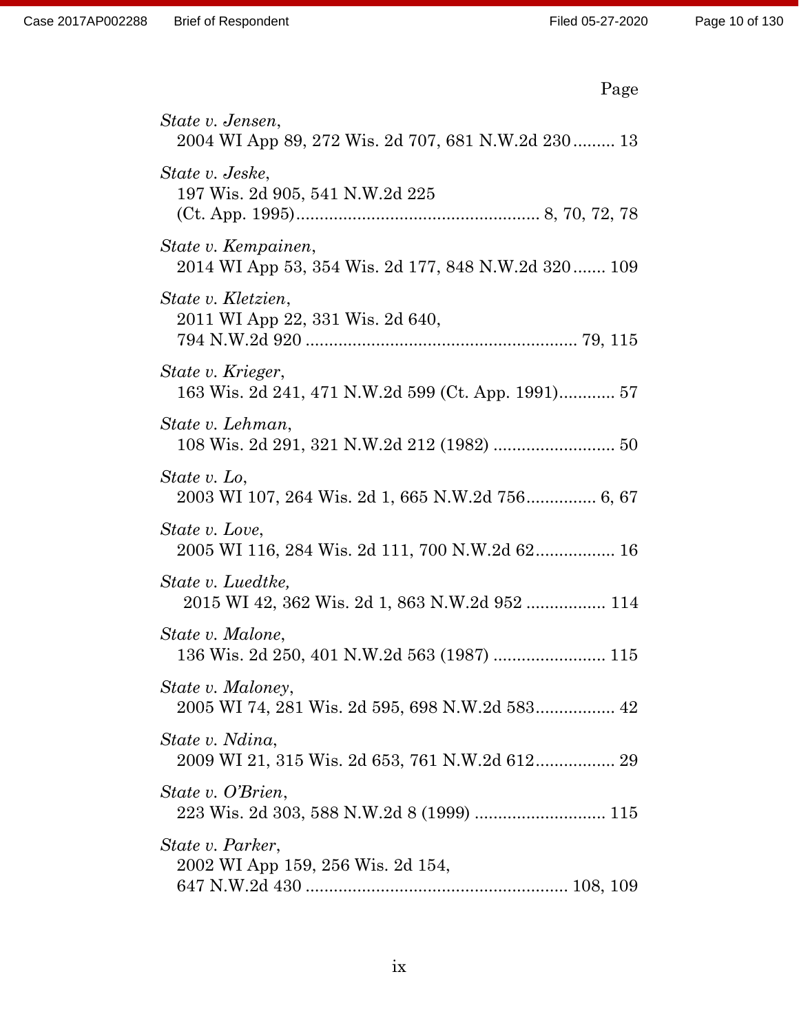Page

*State v. Jensen*,
2004 WI App 89, 272 Wis. 2d 707, 681 N.W.2d 230 ......... 13

*State v. Jeske*,
197 Wis. 2d 905, 541 N.W.2d 225
(Ct. App. 1995) .................................................... 8, 70, 72, 78

*State v. Kempainen*,
2014 WI App 53, 354 Wis. 2d 177, 848 N.W.2d 320 ....... 109

*State v. Kletzien*,
2011 WI App 22, 331 Wis. 2d 640,
794 N.W.2d 920 .......................................................... 79, 115

*State v. Krieger*,
163 Wis. 2d 241, 471 N.W.2d 599 (Ct. App. 1991) ............ 57

*State v. Lehman*,
108 Wis. 2d 291, 321 N.W.2d 212 (1982) .......................... 50

*State v. Lo*,
2003 WI 107, 264 Wis. 2d 1, 665 N.W.2d 756 ............... 6, 67

*State v. Love*,
2005 WI 116, 284 Wis. 2d 111, 700 N.W.2d 62 ................. 16

*State v. Luedtke,*
2015 WI 42, 362 Wis. 2d 1, 863 N.W.2d 952 ................. 114

*State v. Malone*,
136 Wis. 2d 250, 401 N.W.2d 563 (1987) ........................ 115

*State v. Maloney*,
2005 WI 74, 281 Wis. 2d 595, 698 N.W.2d 583 ................. 42

*State v. Ndina*,
2009 WI 21, 315 Wis. 2d 653, 761 N.W.2d 612 ................. 29

*State v. O'Brien*,
223 Wis. 2d 303, 588 N.W.2d 8 (1999) ............................ 115

*State v. Parker*,
2002 WI App 159, 256 Wis. 2d 154,
647 N.W.2d 430 ........................................................ 108, 109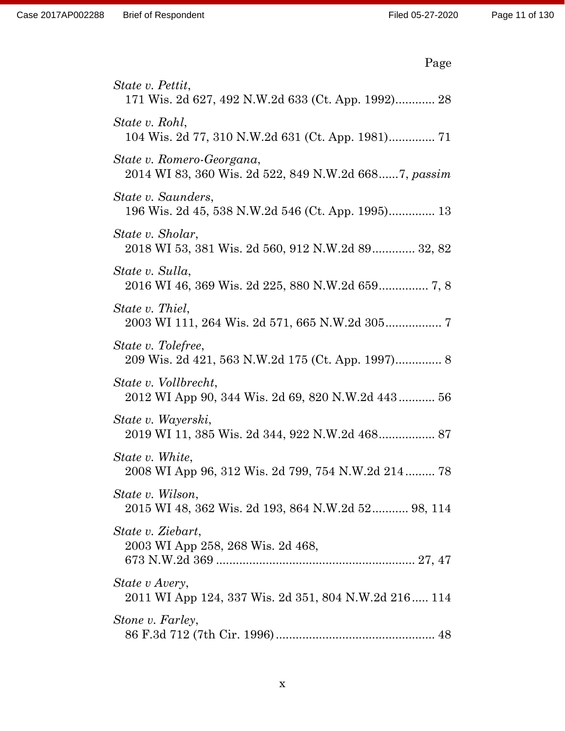Page

*State v. Pettit*,
171 Wis. 2d 627, 492 N.W.2d 633 (Ct. App. 1992)............ 28

*State v. Rohl*,
104 Wis. 2d 77, 310 N.W.2d 631 (Ct. App. 1981).............. 71

*State v. Romero-Georgana*,
2014 WI 83, 360 Wis. 2d 522, 849 N.W.2d 668......7, *passim*

*State v. Saunders*,
196 Wis. 2d 45, 538 N.W.2d 546 (Ct. App. 1995).............. 13

*State v. Sholar*,
2018 WI 53, 381 Wis. 2d 560, 912 N.W.2d 89............. 32, 82

*State v. Sulla*,
2016 WI 46, 369 Wis. 2d 225, 880 N.W.2d 659............... 7, 8

*State v. Thiel*,
2003 WI 111, 264 Wis. 2d 571, 665 N.W.2d 305................. 7

*State v. Tolefree*,
209 Wis. 2d 421, 563 N.W.2d 175 (Ct. App. 1997).............. 8

*State v. Vollbrecht*,
2012 WI App 90, 344 Wis. 2d 69, 820 N.W.2d 443........... 56

*State v. Wayerski*,
2019 WI 11, 385 Wis. 2d 344, 922 N.W.2d 468................. 87

*State v. White*,
2008 WI App 96, 312 Wis. 2d 799, 754 N.W.2d 214......... 78

*State v. Wilson*,
2015 WI 48, 362 Wis. 2d 193, 864 N.W.2d 52........... 98, 114

*State v. Ziebart*,
2003 WI App 258, 268 Wis. 2d 468,
673 N.W.2d 369 ............................................................ 27, 47

*State v Avery*,
2011 WI App 124, 337 Wis. 2d 351, 804 N.W.2d 216..... 114

*Stone v. Farley*,
86 F.3d 712 (7th Cir. 1996)................................................ 48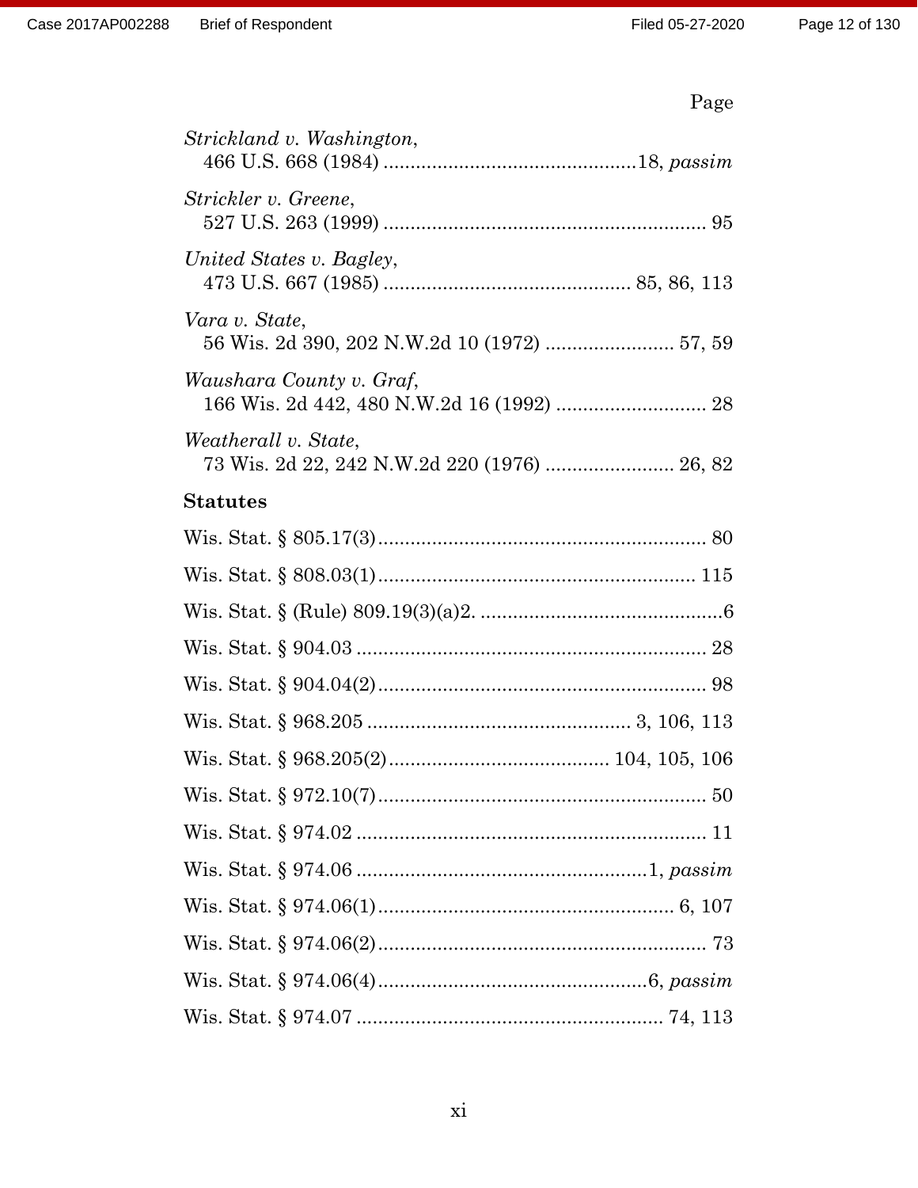Page

*Strickland v. Washington*,
466 U.S. 668 (1984) ...............................................18, *passim*

*Strickler v. Greene*,
527 U.S. 263 (1999) ............................................................ 95

*United States v. Bagley*,
473 U.S. 667 (1985) ............................................. 85, 86, 113

*Vara v. State*,
56 Wis. 2d 390, 202 N.W.2d 10 (1972) ........................ 57, 59

*Waushara County v. Graf*,
166 Wis. 2d 442, 480 N.W.2d 16 (1992) ............................ 28

*Weatherall v. State*,
73 Wis. 2d 22, 242 N.W.2d 220 (1976) ........................ 26, 82

**Statutes**

Wis. Stat. § 805.17(3)............................................................. 80

Wis. Stat. § 808.03(1)........................................................... 115

Wis. Stat. § (Rule) 809.19(3)(a)2. .............................................6

Wis. Stat. § 904.03 ................................................................. 28

Wis. Stat. § 904.04(2)............................................................. 98

Wis. Stat. § 968.205 ................................................ 3, 106, 113

Wis. Stat. § 968.205(2)......................................... 104, 105, 106

Wis. Stat. § 972.10(7)............................................................. 50

Wis. Stat. § 974.02 ................................................................. 11

Wis. Stat. § 974.06 ......................................................1, *passim*

Wis. Stat. § 974.06(1)....................................................... 6, 107

Wis. Stat. § 974.06(2)............................................................. 73

Wis. Stat. § 974.06(4)..................................................6, *passim*

Wis. Stat. § 974.07 ......................................................... 74, 113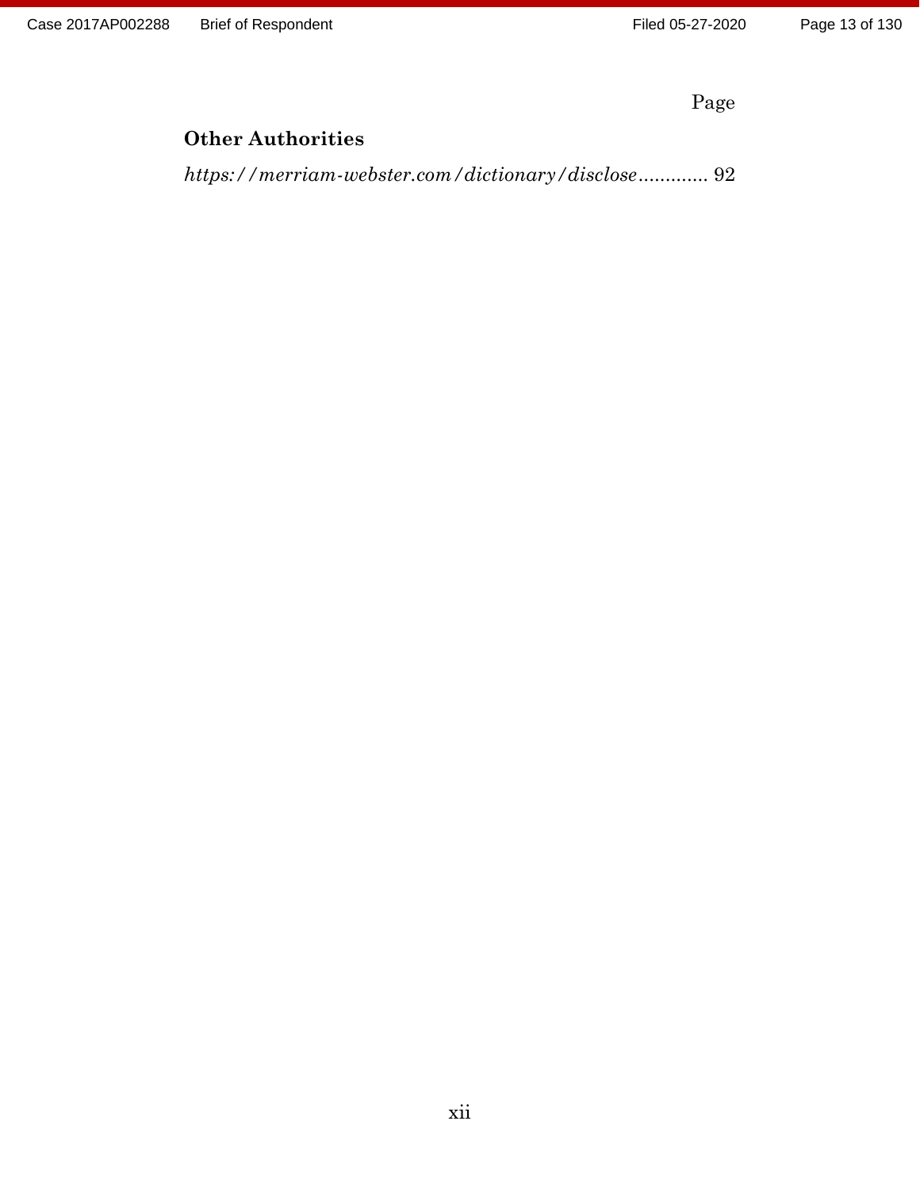Page

**Other Authorities**

*https://merriam-webster.com/dictionary/disclose*............. 92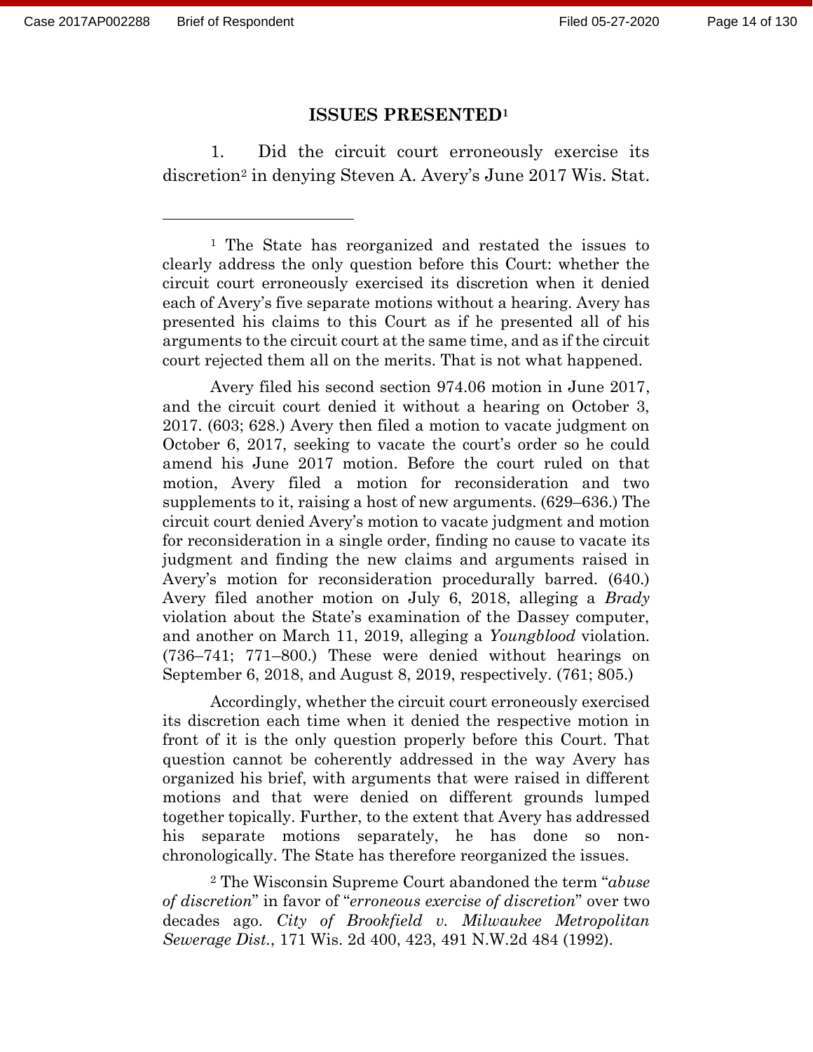## ISSUES PRESENTED[1]

1. Did the circuit court erroneously exercise its discretion[2] in denying Steven A. Avery's June 2017 Wis. Stat.

---

[1] The State has reorganized and restated the issues to clearly address the only question before this Court: whether the circuit court erroneously exercised its discretion when it denied each of Avery's five separate motions without a hearing. Avery has presented his claims to this Court as if he presented all of his arguments to the circuit court at the same time, and as if the circuit court rejected them all on the merits. That is not what happened.

Avery filed his second section 974.06 motion in June 2017, and the circuit court denied it without a hearing on October 3, 2017. (603; 628.) Avery then filed a motion to vacate judgment on October 6, 2017, seeking to vacate the court's order so he could amend his June 2017 motion. Before the court ruled on that motion, Avery filed a motion for reconsideration and two supplements to it, raising a host of new arguments. (629–636.) The circuit court denied Avery's motion to vacate judgment and motion for reconsideration in a single order, finding no cause to vacate its judgment and finding the new claims and arguments raised in Avery's motion for reconsideration procedurally barred. (640.) Avery filed another motion on July 6, 2018, alleging a *Brady* violation about the State's examination of the Dassey computer, and another on March 11, 2019, alleging a *Youngblood* violation. (736–741; 771–800.) These were denied without hearings on September 6, 2018, and August 8, 2019, respectively. (761; 805.)

Accordingly, whether the circuit court erroneously exercised its discretion each time when it denied the respective motion in front of it is the only question properly before this Court. That question cannot be coherently addressed in the way Avery has organized his brief, with arguments that were raised in different motions and that were denied on different grounds lumped together topically. Further, to the extent that Avery has addressed his separate motions separately, he has done so non-chronologically. The State has therefore reorganized the issues.

[2] The Wisconsin Supreme Court abandoned the term "*abuse of discretion*" in favor of "*erroneous exercise of discretion*" over two decades ago. *City of Brookfield v. Milwaukee Metropolitan Sewerage Dist.*, 171 Wis. 2d 400, 423, 491 N.W.2d 484 (1992).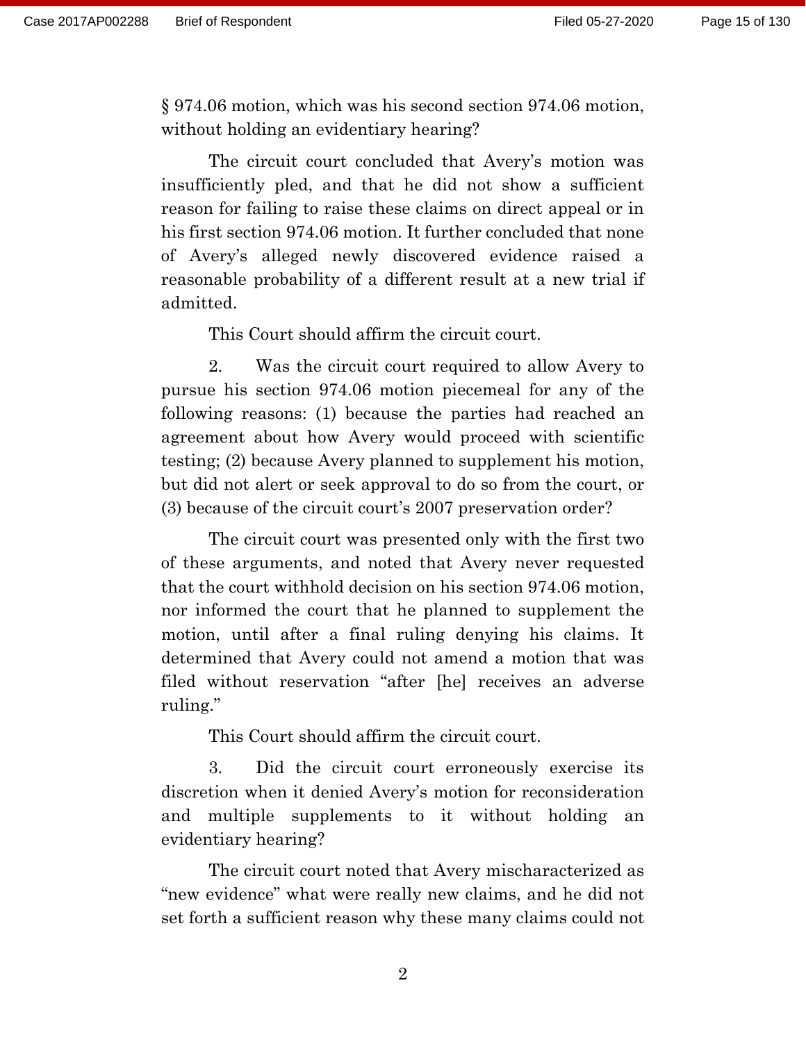§ 974.06 motion, which was his second section 974.06 motion, without holding an evidentiary hearing?

The circuit court concluded that Avery's motion was insufficiently pled, and that he did not show a sufficient reason for failing to raise these claims on direct appeal or in his first section 974.06 motion. It further concluded that none of Avery's alleged newly discovered evidence raised a reasonable probability of a different result at a new trial if admitted.

This Court should affirm the circuit court.

2. Was the circuit court required to allow Avery to pursue his section 974.06 motion piecemeal for any of the following reasons: (1) because the parties had reached an agreement about how Avery would proceed with scientific testing; (2) because Avery planned to supplement his motion, but did not alert or seek approval to do so from the court, or (3) because of the circuit court's 2007 preservation order?

The circuit court was presented only with the first two of these arguments, and noted that Avery never requested that the court withhold decision on his section 974.06 motion, nor informed the court that he planned to supplement the motion, until after a final ruling denying his claims. It determined that Avery could not amend a motion that was filed without reservation "after [he] receives an adverse ruling."

This Court should affirm the circuit court.

3. Did the circuit court erroneously exercise its discretion when it denied Avery's motion for reconsideration and multiple supplements to it without holding an evidentiary hearing?

The circuit court noted that Avery mischaracterized as "new evidence" what were really new claims, and he did not set forth a sufficient reason why these many claims could not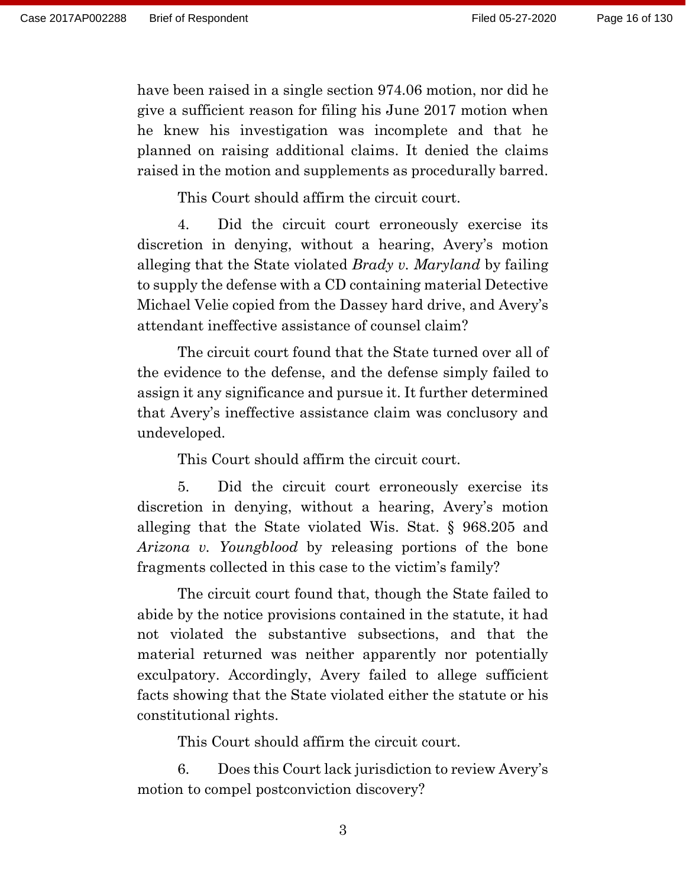have been raised in a single section 974.06 motion, nor did he give a sufficient reason for filing his June 2017 motion when he knew his investigation was incomplete and that he planned on raising additional claims. It denied the claims raised in the motion and supplements as procedurally barred.

This Court should affirm the circuit court.

4. Did the circuit court erroneously exercise its discretion in denying, without a hearing, Avery's motion alleging that the State violated *Brady v. Maryland* by failing to supply the defense with a CD containing material Detective Michael Velie copied from the Dassey hard drive, and Avery's attendant ineffective assistance of counsel claim?

The circuit court found that the State turned over all of the evidence to the defense, and the defense simply failed to assign it any significance and pursue it. It further determined that Avery's ineffective assistance claim was conclusory and undeveloped.

This Court should affirm the circuit court.

5. Did the circuit court erroneously exercise its discretion in denying, without a hearing, Avery's motion alleging that the State violated Wis. Stat. § 968.205 and *Arizona v. Youngblood* by releasing portions of the bone fragments collected in this case to the victim's family?

The circuit court found that, though the State failed to abide by the notice provisions contained in the statute, it had not violated the substantive subsections, and that the material returned was neither apparently nor potentially exculpatory. Accordingly, Avery failed to allege sufficient facts showing that the State violated either the statute or his constitutional rights.

This Court should affirm the circuit court.

6. Does this Court lack jurisdiction to review Avery's motion to compel postconviction discovery?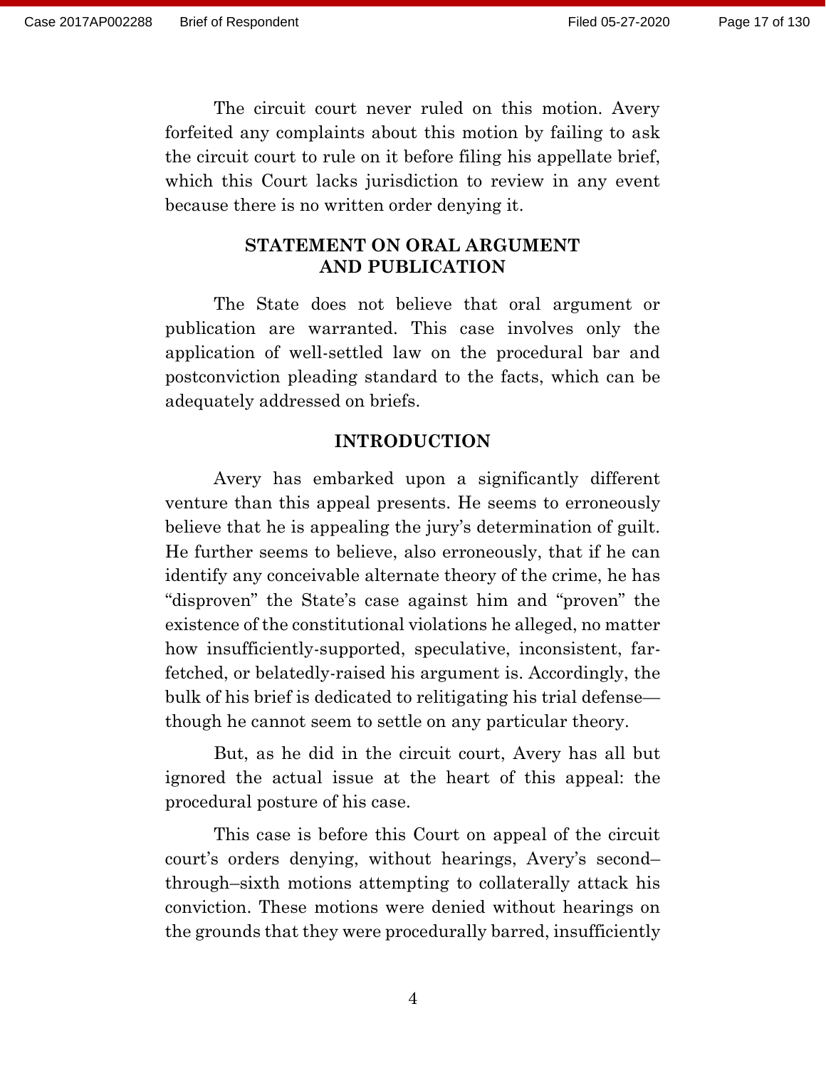The circuit court never ruled on this motion. Avery forfeited any complaints about this motion by failing to ask the circuit court to rule on it before filing his appellate brief, which this Court lacks jurisdiction to review in any event because there is no written order denying it.

## STATEMENT ON ORAL ARGUMENT AND PUBLICATION

The State does not believe that oral argument or publication are warranted. This case involves only the application of well-settled law on the procedural bar and postconviction pleading standard to the facts, which can be adequately addressed on briefs.

## INTRODUCTION

Avery has embarked upon a significantly different venture than this appeal presents. He seems to erroneously believe that he is appealing the jury's determination of guilt. He further seems to believe, also erroneously, that if he can identify any conceivable alternate theory of the crime, he has "disproven" the State's case against him and "proven" the existence of the constitutional violations he alleged, no matter how insufficiently-supported, speculative, inconsistent, far-fetched, or belatedly-raised his argument is. Accordingly, the bulk of his brief is dedicated to relitigating his trial defense—though he cannot seem to settle on any particular theory.

But, as he did in the circuit court, Avery has all but ignored the actual issue at the heart of this appeal: the procedural posture of his case.

This case is before this Court on appeal of the circuit court's orders denying, without hearings, Avery's second–through–sixth motions attempting to collaterally attack his conviction. These motions were denied without hearings on the grounds that they were procedurally barred, insufficiently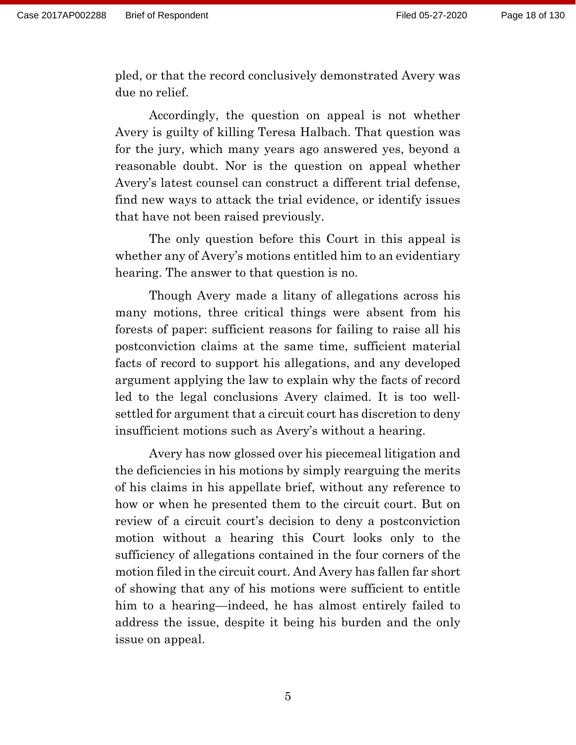pled, or that the record conclusively demonstrated Avery was due no relief.

Accordingly, the question on appeal is not whether Avery is guilty of killing Teresa Halbach. That question was for the jury, which many years ago answered yes, beyond a reasonable doubt. Nor is the question on appeal whether Avery's latest counsel can construct a different trial defense, find new ways to attack the trial evidence, or identify issues that have not been raised previously.

The only question before this Court in this appeal is whether any of Avery's motions entitled him to an evidentiary hearing. The answer to that question is no.

Though Avery made a litany of allegations across his many motions, three critical things were absent from his forests of paper: sufficient reasons for failing to raise all his postconviction claims at the same time, sufficient material facts of record to support his allegations, and any developed argument applying the law to explain why the facts of record led to the legal conclusions Avery claimed. It is too well-settled for argument that a circuit court has discretion to deny insufficient motions such as Avery's without a hearing.

Avery has now glossed over his piecemeal litigation and the deficiencies in his motions by simply rearguing the merits of his claims in his appellate brief, without any reference to how or when he presented them to the circuit court. But on review of a circuit court's decision to deny a postconviction motion without a hearing this Court looks only to the sufficiency of allegations contained in the four corners of the motion filed in the circuit court. And Avery has fallen far short of showing that any of his motions were sufficient to entitle him to a hearing—indeed, he has almost entirely failed to address the issue, despite it being his burden and the only issue on appeal.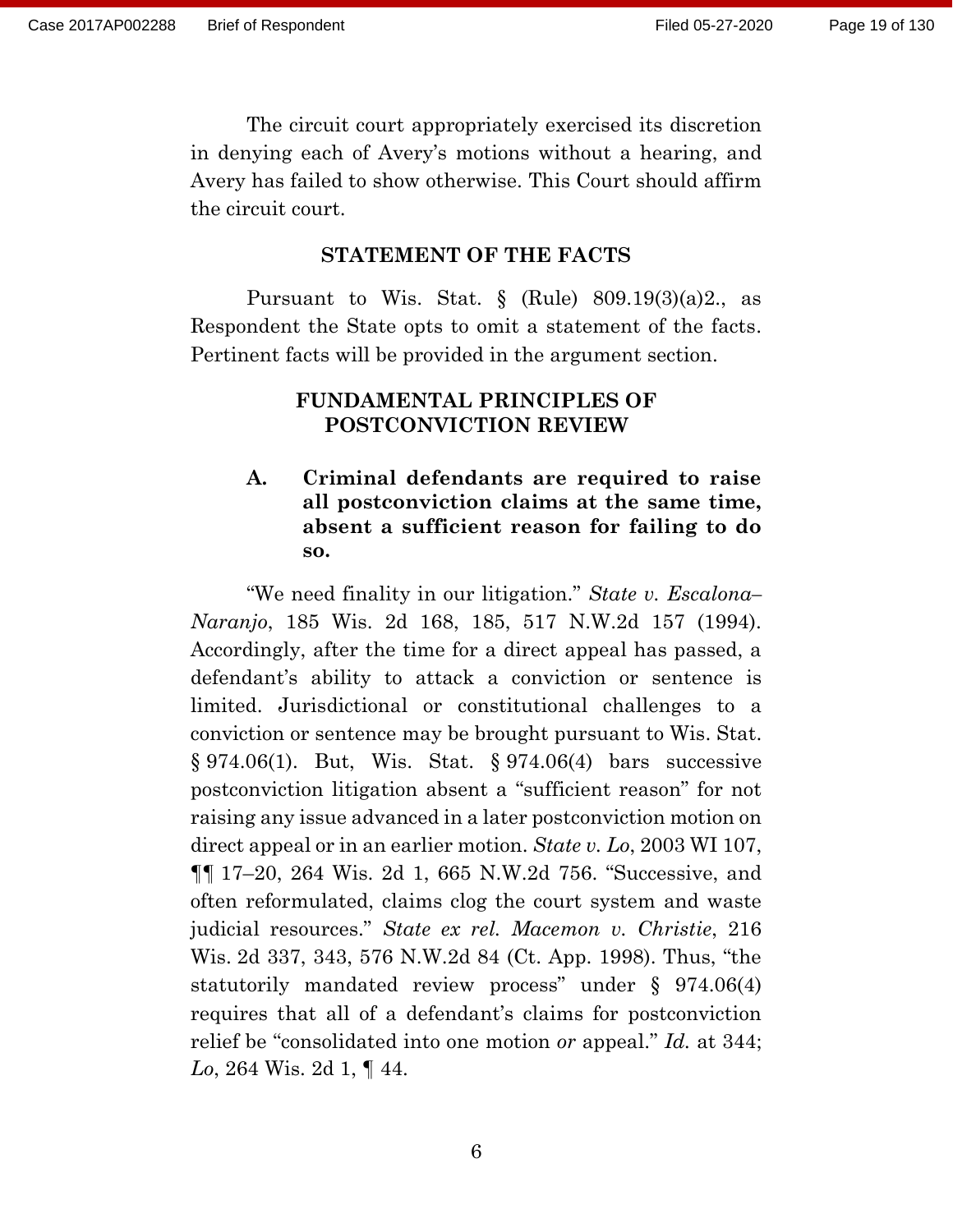The circuit court appropriately exercised its discretion in denying each of Avery's motions without a hearing, and Avery has failed to show otherwise. This Court should affirm the circuit court.

## STATEMENT OF THE FACTS

Pursuant to Wis. Stat. § (Rule) 809.19(3)(a)2., as Respondent the State opts to omit a statement of the facts. Pertinent facts will be provided in the argument section.

## FUNDAMENTAL PRINCIPLES OF POSTCONVICTION REVIEW

### A. Criminal defendants are required to raise all postconviction claims at the same time, absent a sufficient reason for failing to do so.

"We need finality in our litigation." *State v. Escalona–Naranjo*, 185 Wis. 2d 168, 185, 517 N.W.2d 157 (1994). Accordingly, after the time for a direct appeal has passed, a defendant's ability to attack a conviction or sentence is limited. Jurisdictional or constitutional challenges to a conviction or sentence may be brought pursuant to Wis. Stat. § 974.06(1). But, Wis. Stat. § 974.06(4) bars successive postconviction litigation absent a "sufficient reason" for not raising any issue advanced in a later postconviction motion on direct appeal or in an earlier motion. *State v. Lo*, 2003 WI 107, ¶¶ 17–20, 264 Wis. 2d 1, 665 N.W.2d 756. "Successive, and often reformulated, claims clog the court system and waste judicial resources." *State ex rel. Macemon v. Christie*, 216 Wis. 2d 337, 343, 576 N.W.2d 84 (Ct. App. 1998). Thus, "the statutorily mandated review process" under § 974.06(4) requires that all of a defendant's claims for postconviction relief be "consolidated into one motion *or* appeal." *Id.* at 344; *Lo*, 264 Wis. 2d 1, ¶ 44.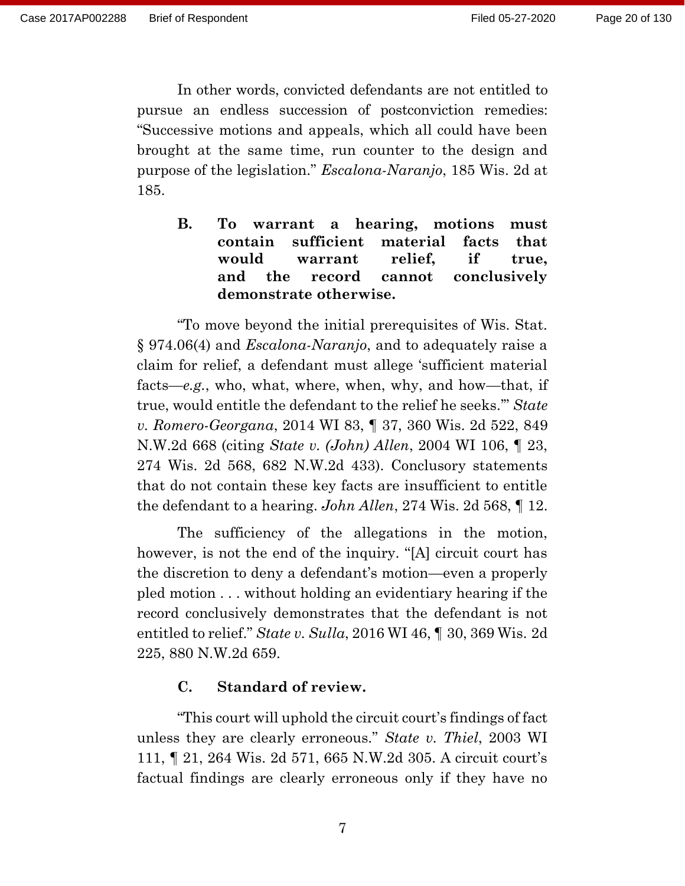In other words, convicted defendants are not entitled to pursue an endless succession of postconviction remedies: "Successive motions and appeals, which all could have been brought at the same time, run counter to the design and purpose of the legislation." *Escalona-Naranjo*, 185 Wis. 2d at 185.

### B. To warrant a hearing, motions must contain sufficient material facts that would warrant relief, if true, and the record cannot conclusively demonstrate otherwise.

"To move beyond the initial prerequisites of Wis. Stat. § 974.06(4) and *Escalona-Naranjo*, and to adequately raise a claim for relief, a defendant must allege 'sufficient material facts—*e.g.*, who, what, where, when, why, and how—that, if true, would entitle the defendant to the relief he seeks.'" *State v. Romero-Georgana*, 2014 WI 83, ¶ 37, 360 Wis. 2d 522, 849 N.W.2d 668 (citing *State v. (John) Allen*, 2004 WI 106, ¶ 23, 274 Wis. 2d 568, 682 N.W.2d 433). Conclusory statements that do not contain these key facts are insufficient to entitle the defendant to a hearing. *John Allen*, 274 Wis. 2d 568, ¶ 12.

The sufficiency of the allegations in the motion, however, is not the end of the inquiry. "[A] circuit court has the discretion to deny a defendant's motion—even a properly pled motion . . . without holding an evidentiary hearing if the record conclusively demonstrates that the defendant is not entitled to relief." *State v. Sulla*, 2016 WI 46, ¶ 30, 369 Wis. 2d 225, 880 N.W.2d 659.

### C. Standard of review.

"This court will uphold the circuit court's findings of fact unless they are clearly erroneous." *State v. Thiel*, 2003 WI 111, ¶ 21, 264 Wis. 2d 571, 665 N.W.2d 305. A circuit court's factual findings are clearly erroneous only if they have no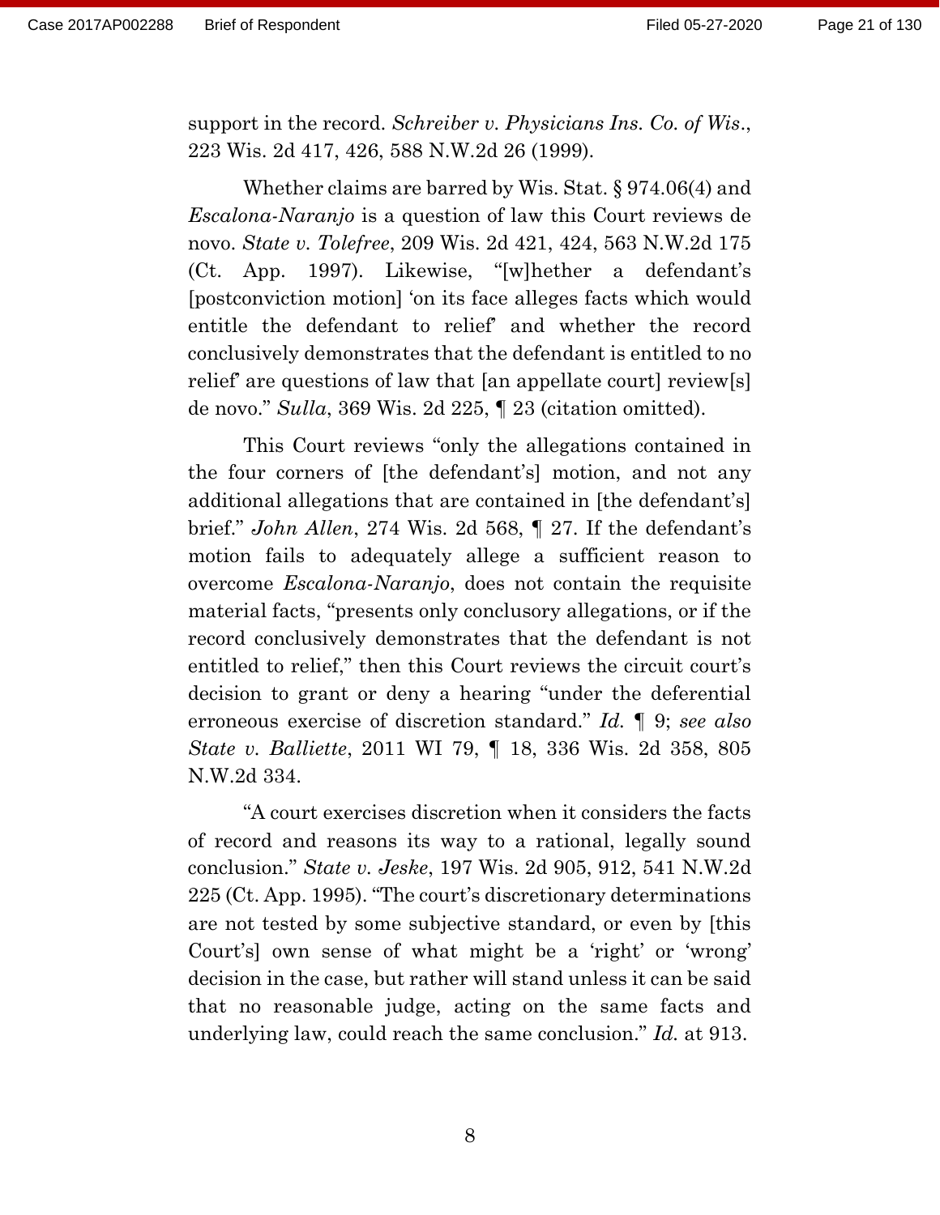support in the record. *Schreiber v. Physicians Ins. Co. of Wis.*, 223 Wis. 2d 417, 426, 588 N.W.2d 26 (1999).

Whether claims are barred by Wis. Stat. § 974.06(4) and *Escalona-Naranjo* is a question of law this Court reviews de novo. *State v. Tolefree*, 209 Wis. 2d 421, 424, 563 N.W.2d 175 (Ct. App. 1997). Likewise, "[w]hether a defendant's [postconviction motion] 'on its face alleges facts which would entitle the defendant to relief' and whether the record conclusively demonstrates that the defendant is entitled to no relief' are questions of law that [an appellate court] review[s] de novo." *Sulla*, 369 Wis. 2d 225, ¶ 23 (citation omitted).

This Court reviews "only the allegations contained in the four corners of [the defendant's] motion, and not any additional allegations that are contained in [the defendant's] brief." *John Allen*, 274 Wis. 2d 568, ¶ 27. If the defendant's motion fails to adequately allege a sufficient reason to overcome *Escalona-Naranjo*, does not contain the requisite material facts, "presents only conclusory allegations, or if the record conclusively demonstrates that the defendant is not entitled to relief," then this Court reviews the circuit court's decision to grant or deny a hearing "under the deferential erroneous exercise of discretion standard." *Id.* ¶ 9; *see also State v. Balliette*, 2011 WI 79, ¶ 18, 336 Wis. 2d 358, 805 N.W.2d 334.

"A court exercises discretion when it considers the facts of record and reasons its way to a rational, legally sound conclusion." *State v. Jeske*, 197 Wis. 2d 905, 912, 541 N.W.2d 225 (Ct. App. 1995). "The court's discretionary determinations are not tested by some subjective standard, or even by [this Court's] own sense of what might be a 'right' or 'wrong' decision in the case, but rather will stand unless it can be said that no reasonable judge, acting on the same facts and underlying law, could reach the same conclusion." *Id.* at 913.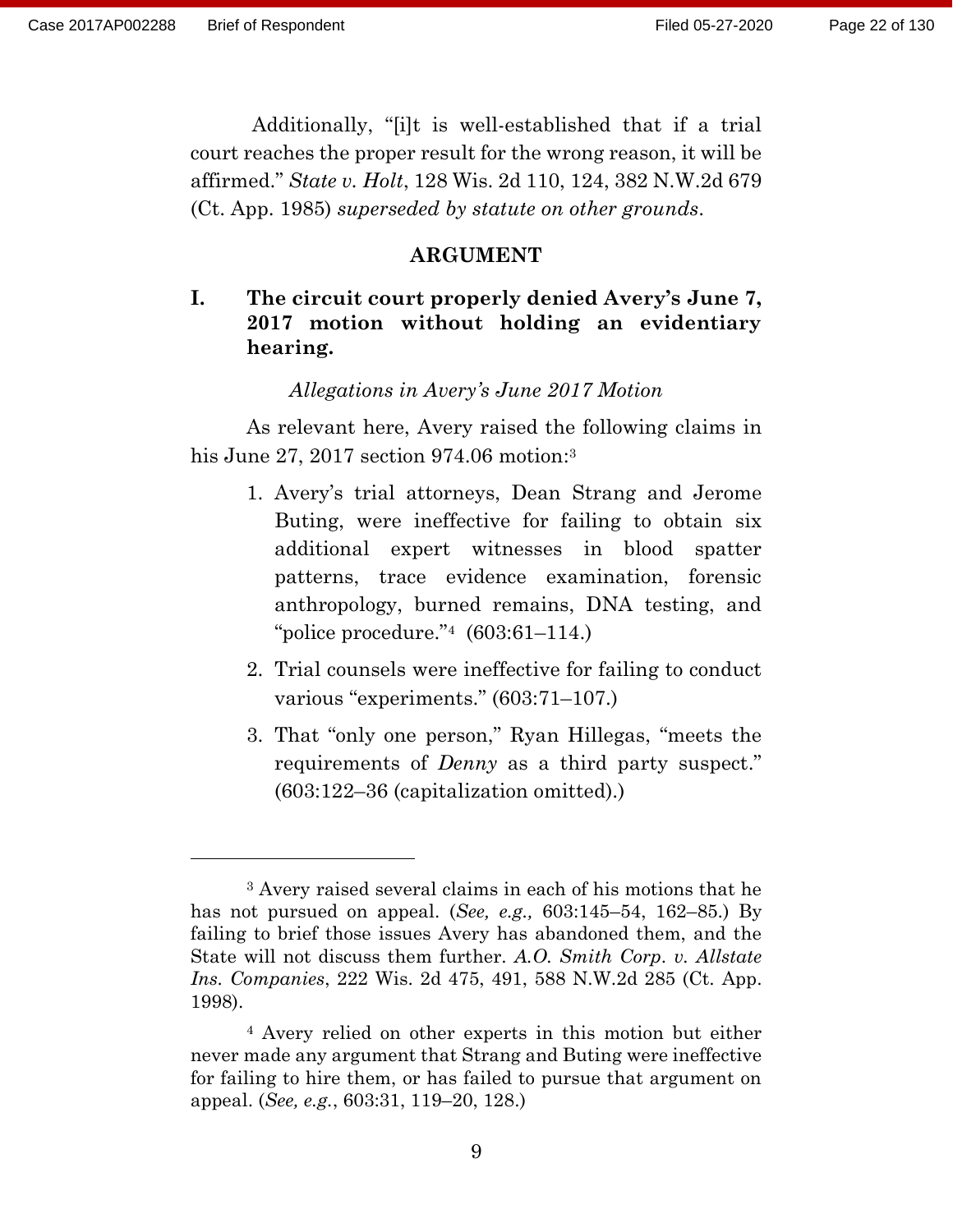Additionally, "[i]t is well-established that if a trial court reaches the proper result for the wrong reason, it will be affirmed." *State v. Holt*, 128 Wis. 2d 110, 124, 382 N.W.2d 679 (Ct. App. 1985) *superseded by statute on other grounds*.

## ARGUMENT

### I. The circuit court properly denied Avery's June 7, 2017 motion without holding an evidentiary hearing.

*Allegations in Avery's June 2017 Motion*

As relevant here, Avery raised the following claims in his June 27, 2017 section 974.06 motion:[3]

1. Avery's trial attorneys, Dean Strang and Jerome Buting, were ineffective for failing to obtain six additional expert witnesses in blood spatter patterns, trace evidence examination, forensic anthropology, burned remains, DNA testing, and "police procedure."[4] (603:61–114.)
2. Trial counsels were ineffective for failing to conduct various "experiments." (603:71–107.)
3. That "only one person," Ryan Hillegas, "meets the requirements of *Denny* as a third party suspect." (603:122–36 (capitalization omitted).)

---

[3] Avery raised several claims in each of his motions that he has not pursued on appeal. (*See, e.g.,* 603:145–54, 162–85.) By failing to brief those issues Avery has abandoned them, and the State will not discuss them further. *A.O. Smith Corp. v. Allstate Ins. Companies*, 222 Wis. 2d 475, 491, 588 N.W.2d 285 (Ct. App. 1998).

[4] Avery relied on other experts in this motion but either never made any argument that Strang and Buting were ineffective for failing to hire them, or has failed to pursue that argument on appeal. (*See, e.g.*, 603:31, 119–20, 128.)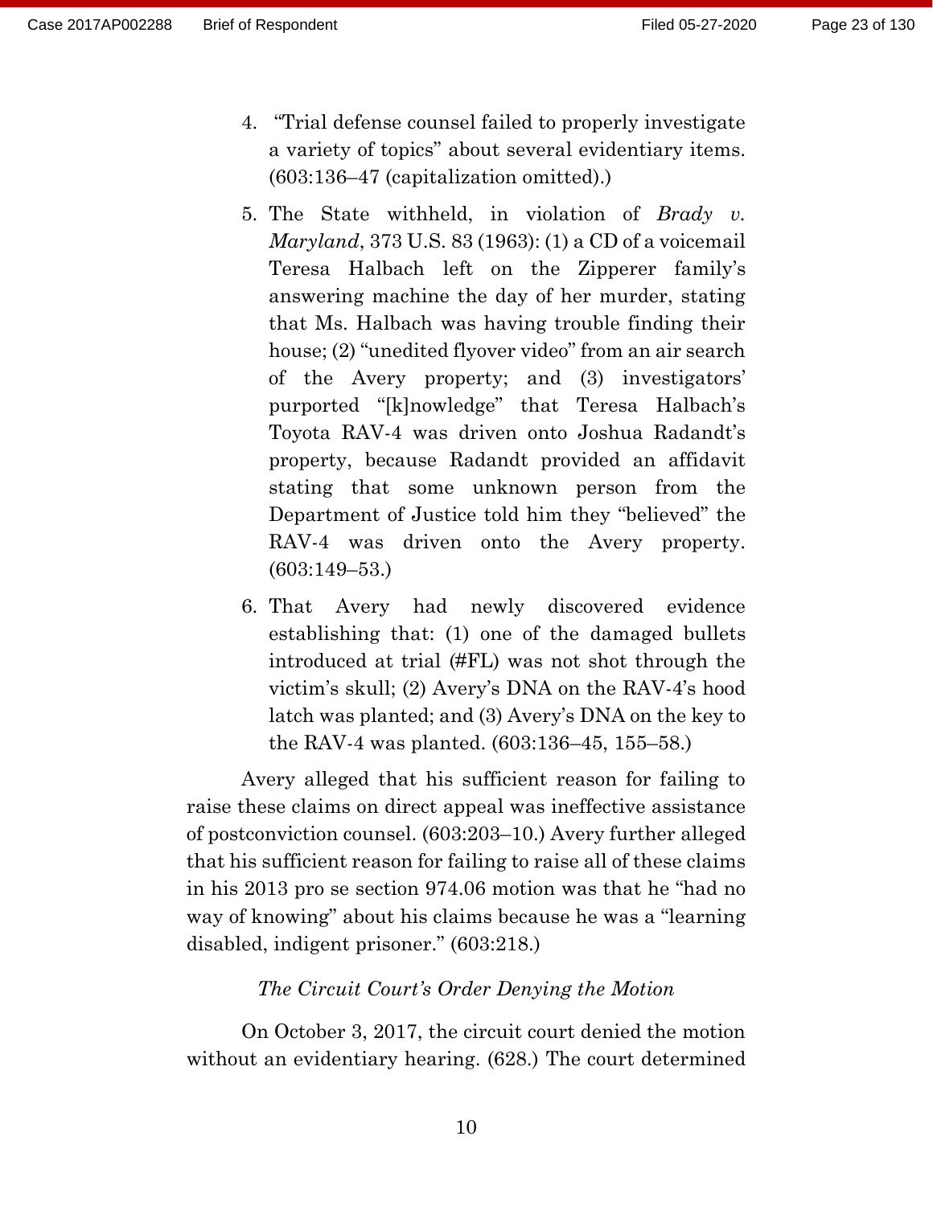4. "Trial defense counsel failed to properly investigate a variety of topics" about several evidentiary items. (603:136–47 (capitalization omitted).)

5. The State withheld, in violation of *Brady v. Maryland*, 373 U.S. 83 (1963): (1) a CD of a voicemail Teresa Halbach left on the Zipperer family's answering machine the day of her murder, stating that Ms. Halbach was having trouble finding their house; (2) "unedited flyover video" from an air search of the Avery property; and (3) investigators' purported "[k]nowledge" that Teresa Halbach's Toyota RAV-4 was driven onto Joshua Radandt's property, because Radandt provided an affidavit stating that some unknown person from the Department of Justice told him they "believed" the RAV-4 was driven onto the Avery property. (603:149–53.)

6. That Avery had newly discovered evidence establishing that: (1) one of the damaged bullets introduced at trial (#FL) was not shot through the victim's skull; (2) Avery's DNA on the RAV-4's hood latch was planted; and (3) Avery's DNA on the key to the RAV-4 was planted. (603:136–45, 155–58.)

Avery alleged that his sufficient reason for failing to raise these claims on direct appeal was ineffective assistance of postconviction counsel. (603:203–10.) Avery further alleged that his sufficient reason for failing to raise all of these claims in his 2013 pro se section 974.06 motion was that he "had no way of knowing" about his claims because he was a "learning disabled, indigent prisoner." (603:218.)

*The Circuit Court's Order Denying the Motion*

On October 3, 2017, the circuit court denied the motion without an evidentiary hearing. (628.) The court determined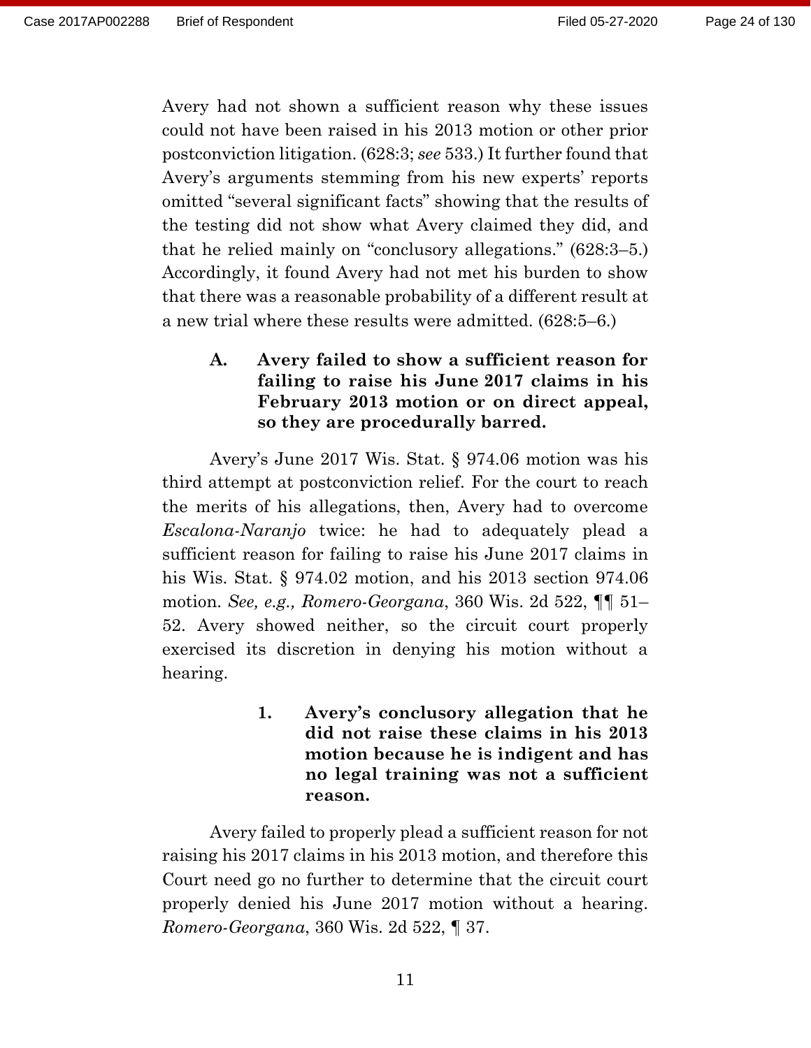Avery had not shown a sufficient reason why these issues could not have been raised in his 2013 motion or other prior postconviction litigation. (628:3; *see* 533.) It further found that Avery's arguments stemming from his new experts' reports omitted "several significant facts" showing that the results of the testing did not show what Avery claimed they did, and that he relied mainly on "conclusory allegations." (628:3–5.) Accordingly, it found Avery had not met his burden to show that there was a reasonable probability of a different result at a new trial where these results were admitted. (628:5–6.)

### A. Avery failed to show a sufficient reason for failing to raise his June 2017 claims in his February 2013 motion or on direct appeal, so they are procedurally barred.

Avery's June 2017 Wis. Stat. § 974.06 motion was his third attempt at postconviction relief. For the court to reach the merits of his allegations, then, Avery had to overcome *Escalona-Naranjo* twice: he had to adequately plead a sufficient reason for failing to raise his June 2017 claims in his Wis. Stat. § 974.02 motion, and his 2013 section 974.06 motion. *See, e.g., Romero-Georgana*, 360 Wis. 2d 522, ¶¶ 51–52. Avery showed neither, so the circuit court properly exercised its discretion in denying his motion without a hearing.

#### 1. Avery's conclusory allegation that he did not raise these claims in his 2013 motion because he is indigent and has no legal training was not a sufficient reason.

Avery failed to properly plead a sufficient reason for not raising his 2017 claims in his 2013 motion, and therefore this Court need go no further to determine that the circuit court properly denied his June 2017 motion without a hearing. *Romero-Georgana*, 360 Wis. 2d 522, ¶ 37.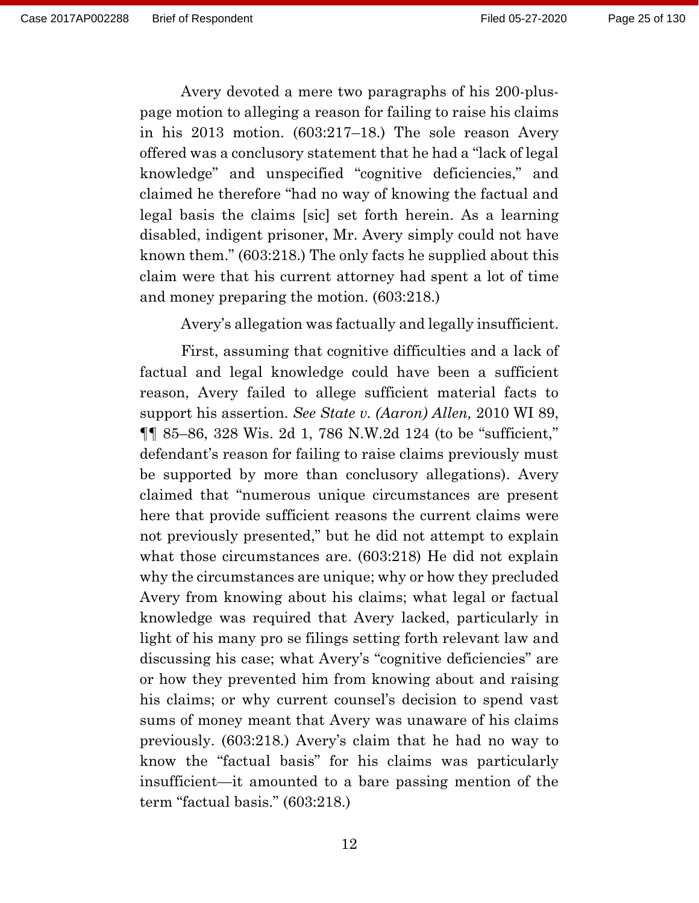Avery devoted a mere two paragraphs of his 200-plus-page motion to alleging a reason for failing to raise his claims in his 2013 motion. (603:217–18.) The sole reason Avery offered was a conclusory statement that he had a "lack of legal knowledge" and unspecified "cognitive deficiencies," and claimed he therefore "had no way of knowing the factual and legal basis the claims [sic] set forth herein. As a learning disabled, indigent prisoner, Mr. Avery simply could not have known them." (603:218.) The only facts he supplied about this claim were that his current attorney had spent a lot of time and money preparing the motion. (603:218.)

Avery's allegation was factually and legally insufficient.

First, assuming that cognitive difficulties and a lack of factual and legal knowledge could have been a sufficient reason, Avery failed to allege sufficient material facts to support his assertion. *See State v. (Aaron) Allen,* 2010 WI 89, ¶¶ 85–86, 328 Wis. 2d 1, 786 N.W.2d 124 (to be "sufficient," defendant's reason for failing to raise claims previously must be supported by more than conclusory allegations). Avery claimed that "numerous unique circumstances are present here that provide sufficient reasons the current claims were not previously presented," but he did not attempt to explain what those circumstances are. (603:218) He did not explain why the circumstances are unique; why or how they precluded Avery from knowing about his claims; what legal or factual knowledge was required that Avery lacked, particularly in light of his many pro se filings setting forth relevant law and discussing his case; what Avery's "cognitive deficiencies" are or how they prevented him from knowing about and raising his claims; or why current counsel's decision to spend vast sums of money meant that Avery was unaware of his claims previously. (603:218.) Avery's claim that he had no way to know the "factual basis" for his claims was particularly insufficient—it amounted to a bare passing mention of the term "factual basis." (603:218.)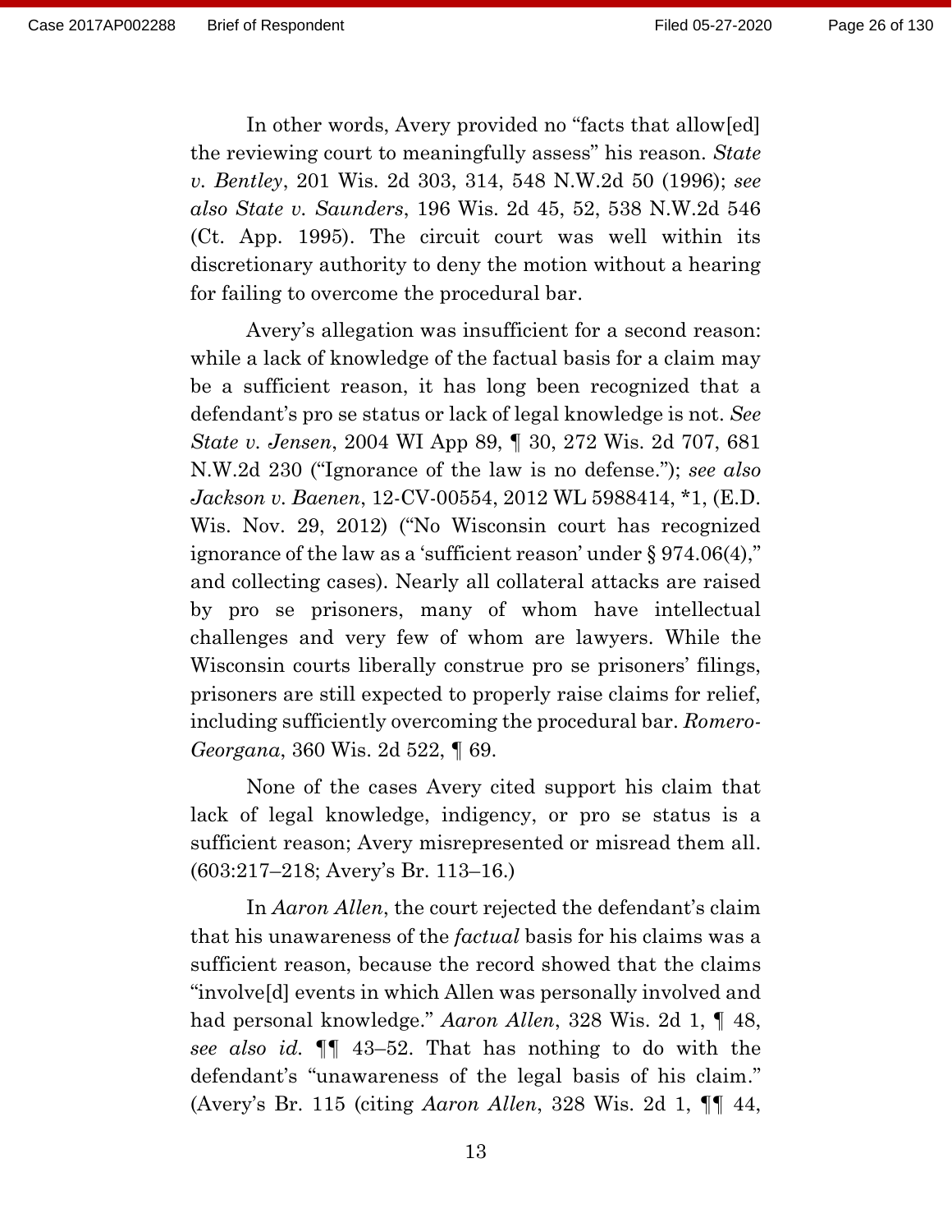In other words, Avery provided no "facts that allow[ed] the reviewing court to meaningfully assess" his reason. *State v. Bentley*, 201 Wis. 2d 303, 314, 548 N.W.2d 50 (1996); *see also State v. Saunders*, 196 Wis. 2d 45, 52, 538 N.W.2d 546 (Ct. App. 1995). The circuit court was well within its discretionary authority to deny the motion without a hearing for failing to overcome the procedural bar.

Avery's allegation was insufficient for a second reason: while a lack of knowledge of the factual basis for a claim may be a sufficient reason, it has long been recognized that a defendant's pro se status or lack of legal knowledge is not. *See State v. Jensen*, 2004 WI App 89, ¶ 30, 272 Wis. 2d 707, 681 N.W.2d 230 ("Ignorance of the law is no defense."); *see also Jackson v. Baenen*, 12-CV-00554, 2012 WL 5988414, *1, (E.D. Wis. Nov. 29, 2012) ("No Wisconsin court has recognized ignorance of the law as a 'sufficient reason' under § 974.06(4)," and collecting cases). Nearly all collateral attacks are raised by pro se prisoners, many of whom have intellectual challenges and very few of whom are lawyers. While the Wisconsin courts liberally construe pro se prisoners' filings, prisoners are still expected to properly raise claims for relief, including sufficiently overcoming the procedural bar. *Romero-Georgana*, 360 Wis. 2d 522, ¶ 69.

None of the cases Avery cited support his claim that lack of legal knowledge, indigency, or pro se status is a sufficient reason; Avery misrepresented or misread them all. (603:217–218; Avery's Br. 113–16.)

In *Aaron Allen*, the court rejected the defendant's claim that his unawareness of the *factual* basis for his claims was a sufficient reason, because the record showed that the claims "involve[d] events in which Allen was personally involved and had personal knowledge." *Aaron Allen*, 328 Wis. 2d 1, ¶ 48, *see also id.* ¶¶ 43–52. That has nothing to do with the defendant's "unawareness of the legal basis of his claim." (Avery's Br. 115 (citing *Aaron Allen*, 328 Wis. 2d 1, ¶¶ 44,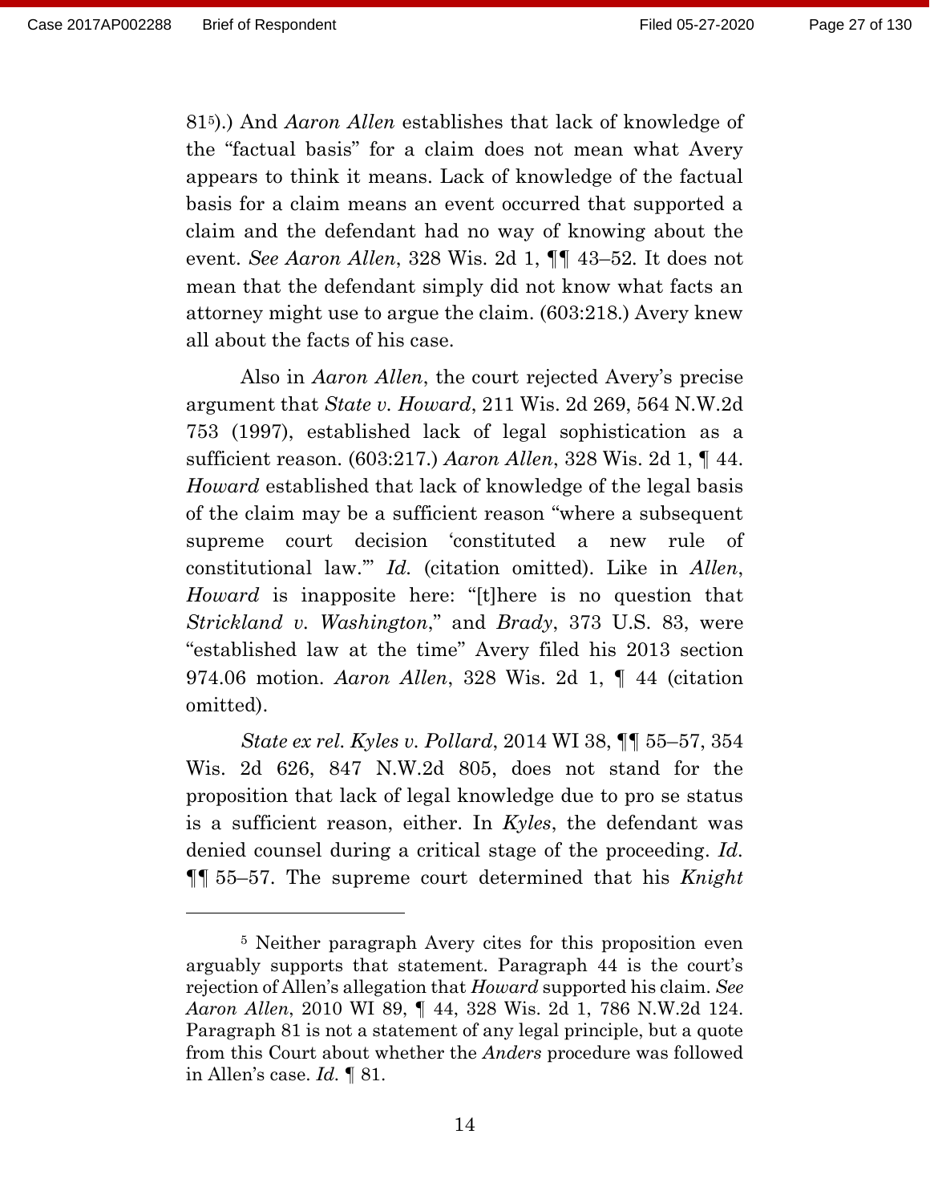81[5]).) And *Aaron Allen* establishes that lack of knowledge of the "factual basis" for a claim does not mean what Avery appears to think it means. Lack of knowledge of the factual basis for a claim means an event occurred that supported a claim and the defendant had no way of knowing about the event. *See Aaron Allen*, 328 Wis. 2d 1, ¶¶ 43–52. It does not mean that the defendant simply did not know what facts an attorney might use to argue the claim. (603:218.) Avery knew all about the facts of his case.

Also in *Aaron Allen*, the court rejected Avery's precise argument that *State v. Howard*, 211 Wis. 2d 269, 564 N.W.2d 753 (1997), established lack of legal sophistication as a sufficient reason. (603:217.) *Aaron Allen*, 328 Wis. 2d 1, ¶ 44. *Howard* established that lack of knowledge of the legal basis of the claim may be a sufficient reason "where a subsequent supreme court decision 'constituted a new rule of constitutional law.'" *Id.* (citation omitted). Like in *Allen*, *Howard* is inapposite here: "[t]here is no question that *Strickland v. Washington*," and *Brady*, 373 U.S. 83, were "established law at the time" Avery filed his 2013 section 974.06 motion. *Aaron Allen*, 328 Wis. 2d 1, ¶ 44 (citation omitted).

*State ex rel. Kyles v. Pollard*, 2014 WI 38, ¶¶ 55–57, 354 Wis. 2d 626, 847 N.W.2d 805, does not stand for the proposition that lack of legal knowledge due to pro se status is a sufficient reason, either. In *Kyles*, the defendant was denied counsel during a critical stage of the proceeding. *Id.* ¶¶ 55–57. The supreme court determined that his *Knight*

---

[5] Neither paragraph Avery cites for this proposition even arguably supports that statement. Paragraph 44 is the court's rejection of Allen's allegation that *Howard* supported his claim. *See Aaron Allen*, 2010 WI 89, ¶ 44, 328 Wis. 2d 1, 786 N.W.2d 124. Paragraph 81 is not a statement of any legal principle, but a quote from this Court about whether the *Anders* procedure was followed in Allen's case. *Id.* ¶ 81.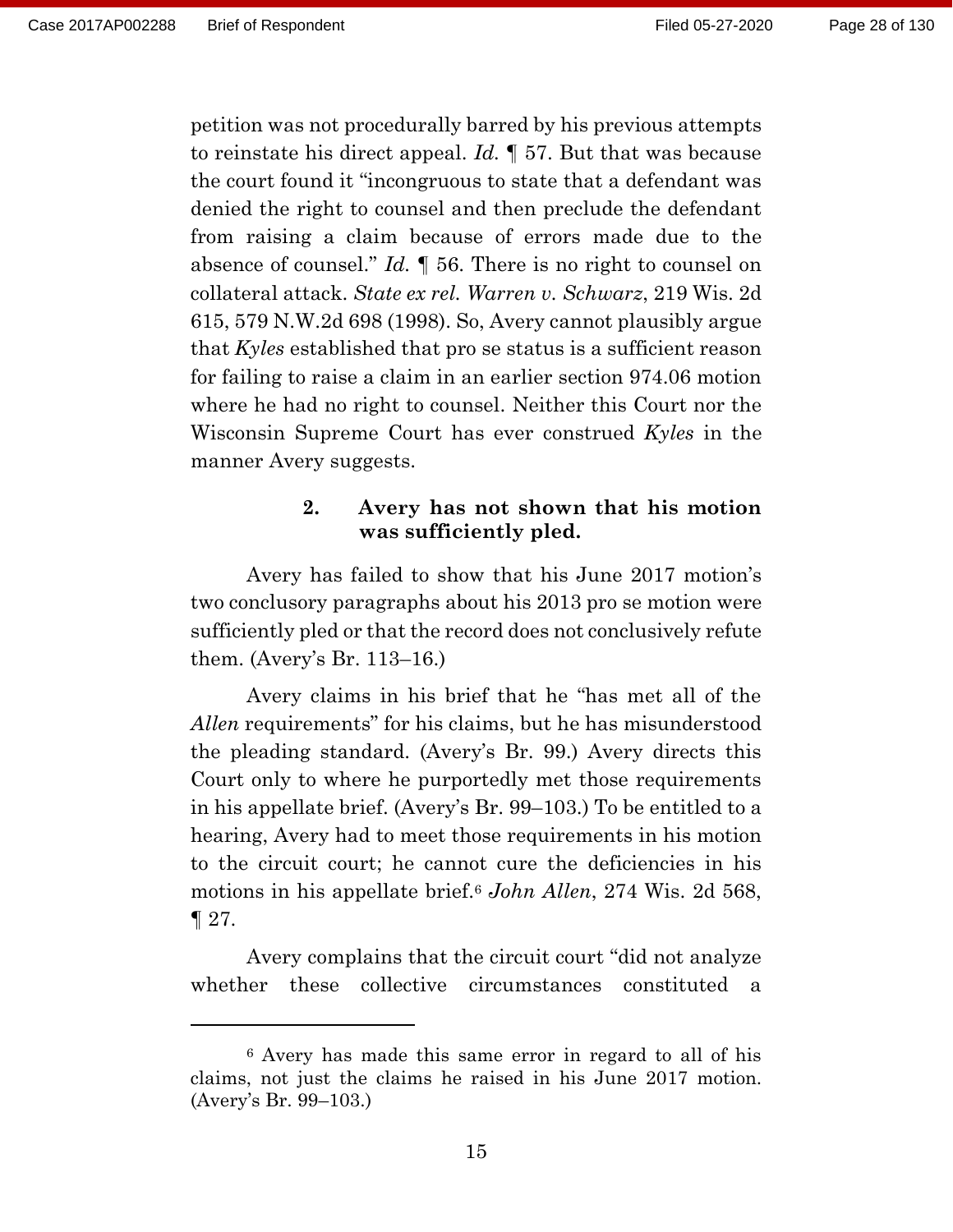petition was not procedurally barred by his previous attempts to reinstate his direct appeal. *Id.* ¶ 57. But that was because the court found it "incongruous to state that a defendant was denied the right to counsel and then preclude the defendant from raising a claim because of errors made due to the absence of counsel." *Id.* ¶ 56. There is no right to counsel on collateral attack. *State ex rel. Warren v. Schwarz*, 219 Wis. 2d 615, 579 N.W.2d 698 (1998). So, Avery cannot plausibly argue that *Kyles* established that pro se status is a sufficient reason for failing to raise a claim in an earlier section 974.06 motion where he had no right to counsel. Neither this Court nor the Wisconsin Supreme Court has ever construed *Kyles* in the manner Avery suggests.

#### 2. Avery has not shown that his motion was sufficiently pled.

Avery has failed to show that his June 2017 motion's two conclusory paragraphs about his 2013 pro se motion were sufficiently pled or that the record does not conclusively refute them. (Avery's Br. 113–16.)

Avery claims in his brief that he "has met all of the *Allen* requirements" for his claims, but he has misunderstood the pleading standard. (Avery's Br. 99.) Avery directs this Court only to where he purportedly met those requirements in his appellate brief. (Avery's Br. 99–103.) To be entitled to a hearing, Avery had to meet those requirements in his motion to the circuit court; he cannot cure the deficiencies in his motions in his appellate brief.[6] *John Allen*, 274 Wis. 2d 568, ¶ 27.

Avery complains that the circuit court "did not analyze whether these collective circumstances constituted a

---

[6] Avery has made this same error in regard to all of his claims, not just the claims he raised in his June 2017 motion. (Avery's Br. 99–103.)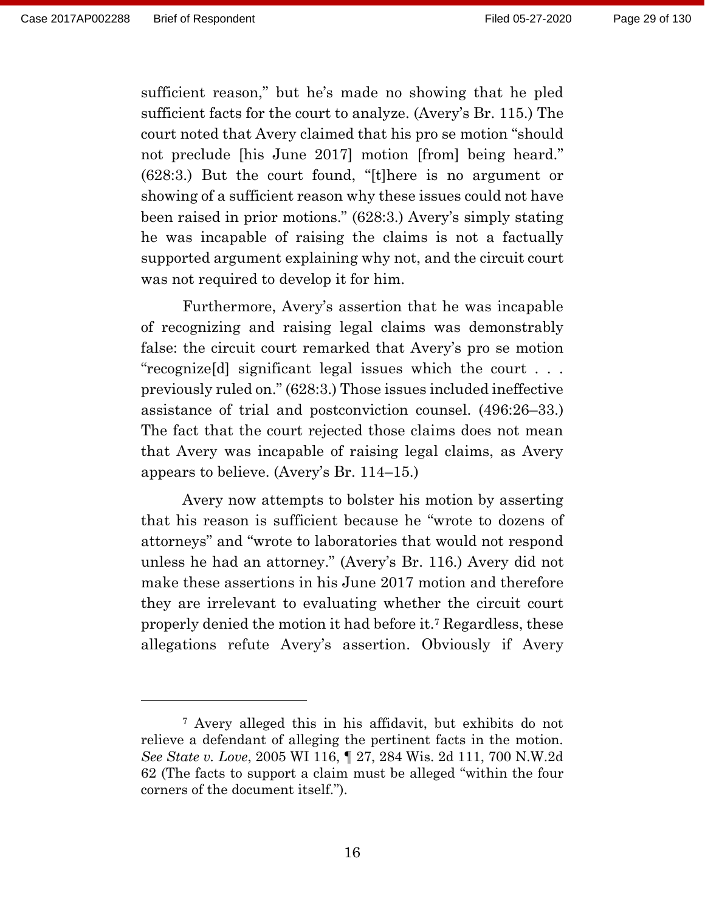sufficient reason," but he's made no showing that he pled sufficient facts for the court to analyze. (Avery's Br. 115.) The court noted that Avery claimed that his pro se motion "should not preclude [his June 2017] motion [from] being heard." (628:3.) But the court found, "[t]here is no argument or showing of a sufficient reason why these issues could not have been raised in prior motions." (628:3.) Avery's simply stating he was incapable of raising the claims is not a factually supported argument explaining why not, and the circuit court was not required to develop it for him.

Furthermore, Avery's assertion that he was incapable of recognizing and raising legal claims was demonstrably false: the circuit court remarked that Avery's pro se motion "recognize[d] significant legal issues which the court . . . previously ruled on." (628:3.) Those issues included ineffective assistance of trial and postconviction counsel. (496:26–33.) The fact that the court rejected those claims does not mean that Avery was incapable of raising legal claims, as Avery appears to believe. (Avery's Br. 114–15.)

Avery now attempts to bolster his motion by asserting that his reason is sufficient because he "wrote to dozens of attorneys" and "wrote to laboratories that would not respond unless he had an attorney." (Avery's Br. 116.) Avery did not make these assertions in his June 2017 motion and therefore they are irrelevant to evaluating whether the circuit court properly denied the motion it had before it.[7] Regardless, these allegations refute Avery's assertion. Obviously if Avery

---

[7] Avery alleged this in his affidavit, but exhibits do not relieve a defendant of alleging the pertinent facts in the motion. *See State v. Love*, 2005 WI 116, ¶ 27, 284 Wis. 2d 111, 700 N.W.2d 62 (The facts to support a claim must be alleged "within the four corners of the document itself.").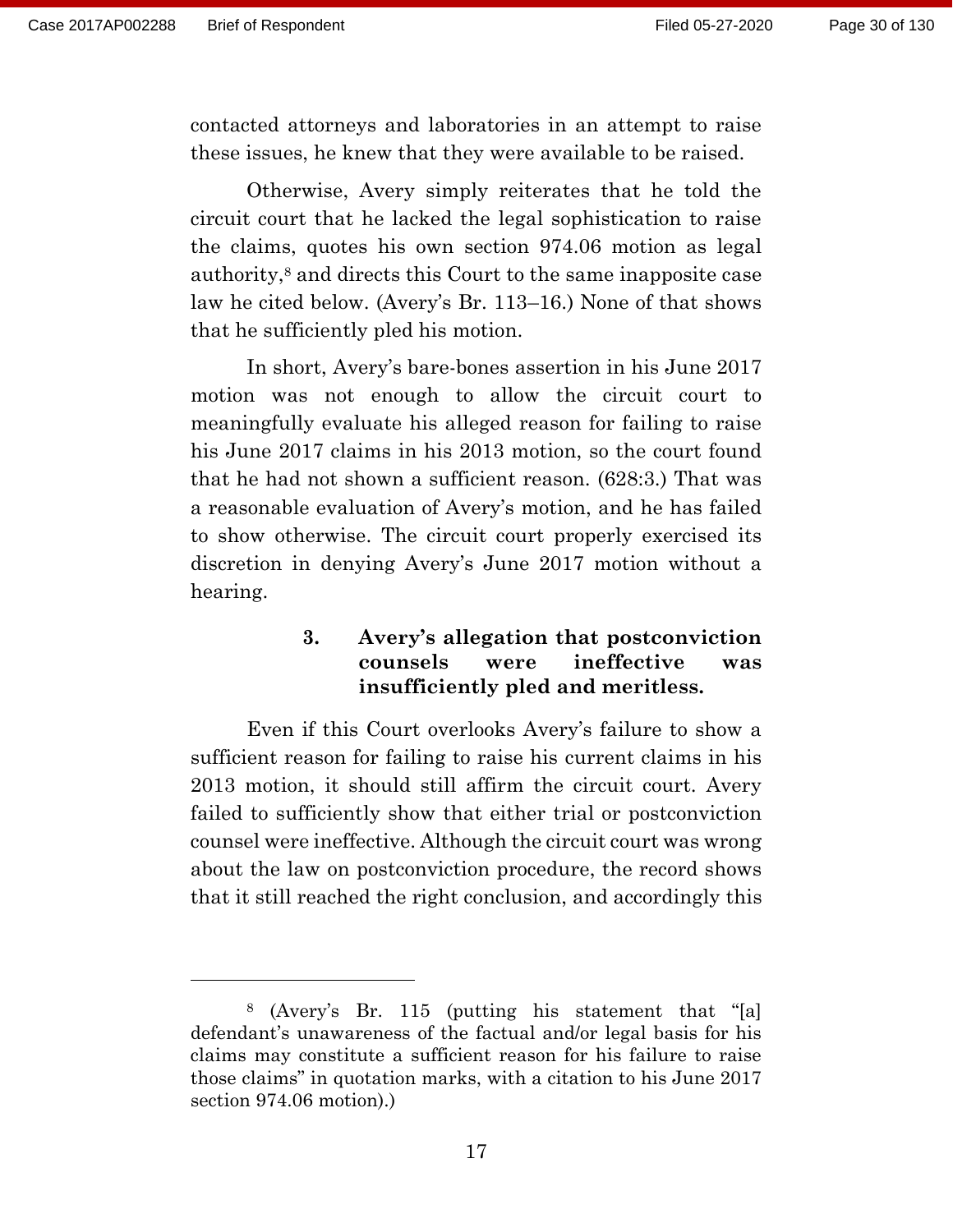contacted attorneys and laboratories in an attempt to raise these issues, he knew that they were available to be raised.

Otherwise, Avery simply reiterates that he told the circuit court that he lacked the legal sophistication to raise the claims, quotes his own section 974.06 motion as legal authority,[8] and directs this Court to the same inapposite case law he cited below. (Avery's Br. 113–16.) None of that shows that he sufficiently pled his motion.

In short, Avery's bare-bones assertion in his June 2017 motion was not enough to allow the circuit court to meaningfully evaluate his alleged reason for failing to raise his June 2017 claims in his 2013 motion, so the court found that he had not shown a sufficient reason. (628:3.) That was a reasonable evaluation of Avery's motion, and he has failed to show otherwise. The circuit court properly exercised its discretion in denying Avery's June 2017 motion without a hearing.

### 3. Avery's allegation that postconviction counsels were ineffective was insufficiently pled and meritless.

Even if this Court overlooks Avery's failure to show a sufficient reason for failing to raise his current claims in his 2013 motion, it should still affirm the circuit court. Avery failed to sufficiently show that either trial or postconviction counsel were ineffective. Although the circuit court was wrong about the law on postconviction procedure, the record shows that it still reached the right conclusion, and accordingly this

---

[8] (Avery's Br. 115 (putting his statement that "[a] defendant's unawareness of the factual and/or legal basis for his claims may constitute a sufficient reason for his failure to raise those claims" in quotation marks, with a citation to his June 2017 section 974.06 motion).)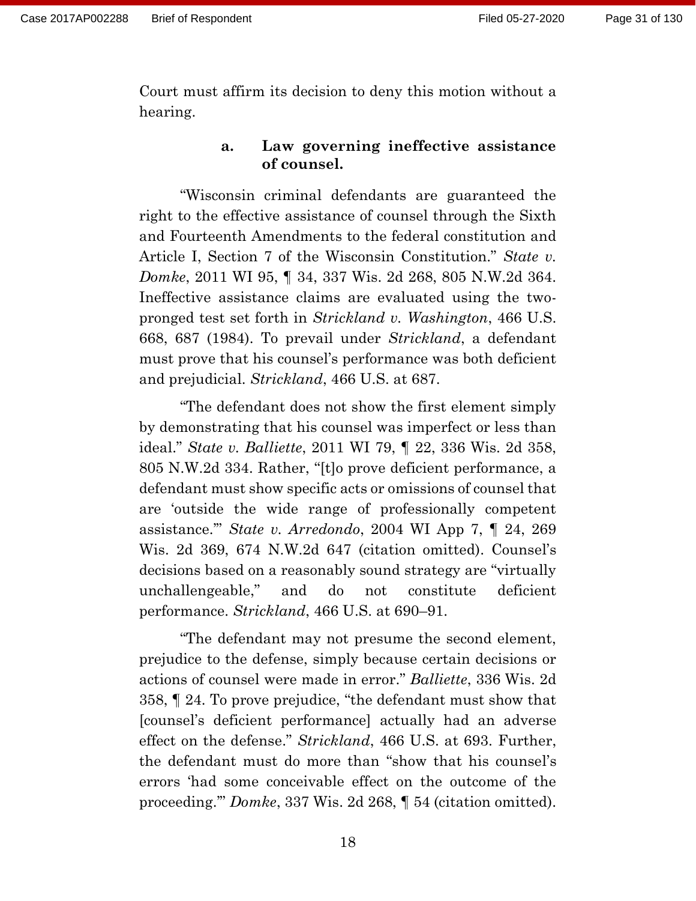Court must affirm its decision to deny this motion without a hearing.

#### a. Law governing ineffective assistance of counsel.

"Wisconsin criminal defendants are guaranteed the right to the effective assistance of counsel through the Sixth and Fourteenth Amendments to the federal constitution and Article I, Section 7 of the Wisconsin Constitution." *State v. Domke*, 2011 WI 95, ¶ 34, 337 Wis. 2d 268, 805 N.W.2d 364. Ineffective assistance claims are evaluated using the two-pronged test set forth in *Strickland v. Washington*, 466 U.S. 668, 687 (1984). To prevail under *Strickland*, a defendant must prove that his counsel's performance was both deficient and prejudicial. *Strickland*, 466 U.S. at 687.

"The defendant does not show the first element simply by demonstrating that his counsel was imperfect or less than ideal." *State v. Balliette*, 2011 WI 79, ¶ 22, 336 Wis. 2d 358, 805 N.W.2d 334. Rather, "[t]o prove deficient performance, a defendant must show specific acts or omissions of counsel that are 'outside the wide range of professionally competent assistance.'" *State v. Arredondo*, 2004 WI App 7, ¶ 24, 269 Wis. 2d 369, 674 N.W.2d 647 (citation omitted). Counsel's decisions based on a reasonably sound strategy are "virtually unchallengeable," and do not constitute deficient performance. *Strickland*, 466 U.S. at 690–91.

"The defendant may not presume the second element, prejudice to the defense, simply because certain decisions or actions of counsel were made in error." *Balliette*, 336 Wis. 2d 358, ¶ 24. To prove prejudice, "the defendant must show that [counsel's deficient performance] actually had an adverse effect on the defense." *Strickland*, 466 U.S. at 693. Further, the defendant must do more than "show that his counsel's errors 'had some conceivable effect on the outcome of the proceeding.'" *Domke*, 337 Wis. 2d 268, ¶ 54 (citation omitted).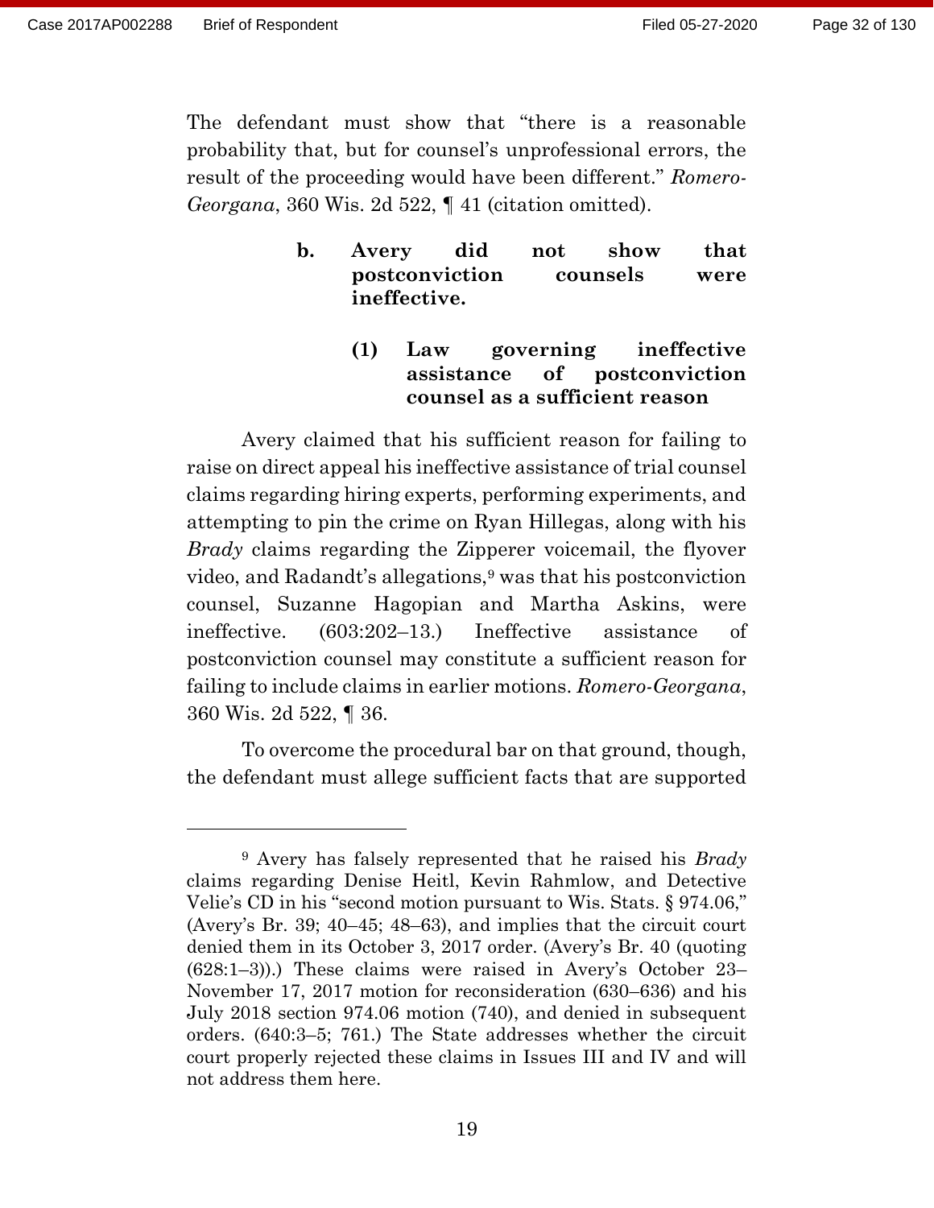The defendant must show that "there is a reasonable probability that, but for counsel's unprofessional errors, the result of the proceeding would have been different." *Romero-Georgana*, 360 Wis. 2d 522, ¶ 41 (citation omitted).

#### b. Avery did not show that postconviction counsels were ineffective.

##### (1) Law governing ineffective assistance of postconviction counsel as a sufficient reason

Avery claimed that his sufficient reason for failing to raise on direct appeal his ineffective assistance of trial counsel claims regarding hiring experts, performing experiments, and attempting to pin the crime on Ryan Hillegas, along with his *Brady* claims regarding the Zipperer voicemail, the flyover video, and Radandt's allegations,[9] was that his postconviction counsel, Suzanne Hagopian and Martha Askins, were ineffective. (603:202–13.) Ineffective assistance of postconviction counsel may constitute a sufficient reason for failing to include claims in earlier motions. *Romero-Georgana*, 360 Wis. 2d 522, ¶ 36.

To overcome the procedural bar on that ground, though, the defendant must allege sufficient facts that are supported

---

[9] Avery has falsely represented that he raised his *Brady* claims regarding Denise Heitl, Kevin Rahmlow, and Detective Velie's CD in his "second motion pursuant to Wis. Stats. § 974.06," (Avery's Br. 39; 40–45; 48–63), and implies that the circuit court denied them in its October 3, 2017 order. (Avery's Br. 40 (quoting (628:1–3)).) These claims were raised in Avery's October 23–November 17, 2017 motion for reconsideration (630–636) and his July 2018 section 974.06 motion (740), and denied in subsequent orders. (640:3–5; 761.) The State addresses whether the circuit court properly rejected these claims in Issues III and IV and will not address them here.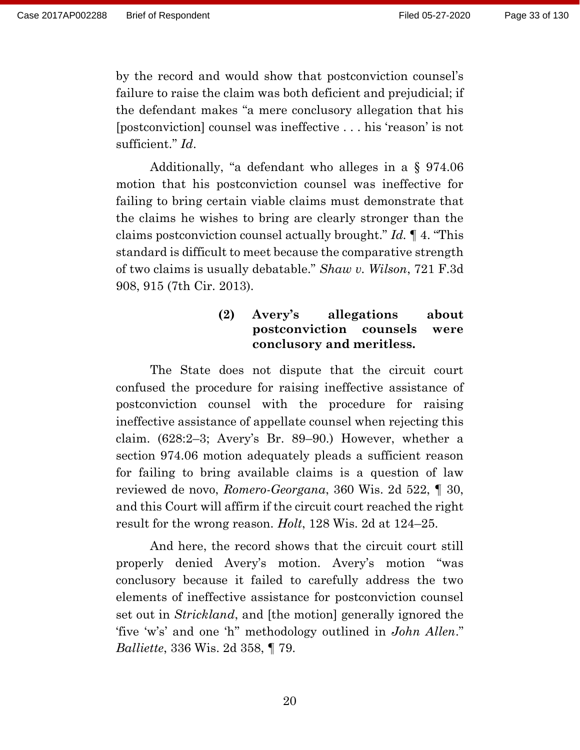by the record and would show that postconviction counsel's failure to raise the claim was both deficient and prejudicial; if the defendant makes "a mere conclusory allegation that his [postconviction] counsel was ineffective . . . his 'reason' is not sufficient." *Id*.

Additionally, "a defendant who alleges in a § 974.06 motion that his postconviction counsel was ineffective for failing to bring certain viable claims must demonstrate that the claims he wishes to bring are clearly stronger than the claims postconviction counsel actually brought." *Id.* ¶ 4. "This standard is difficult to meet because the comparative strength of two claims is usually debatable." *Shaw v. Wilson*, 721 F.3d 908, 915 (7th Cir. 2013).

#### (2) Avery's allegations about postconviction counsels were conclusory and meritless.

The State does not dispute that the circuit court confused the procedure for raising ineffective assistance of postconviction counsel with the procedure for raising ineffective assistance of appellate counsel when rejecting this claim. (628:2–3; Avery's Br. 89–90.) However, whether a section 974.06 motion adequately pleads a sufficient reason for failing to bring available claims is a question of law reviewed de novo, *Romero-Georgana*, 360 Wis. 2d 522, ¶ 30, and this Court will affirm if the circuit court reached the right result for the wrong reason. *Holt*, 128 Wis. 2d at 124–25.

And here, the record shows that the circuit court still properly denied Avery's motion. Avery's motion "was conclusory because it failed to carefully address the two elements of ineffective assistance for postconviction counsel set out in *Strickland*, and [the motion] generally ignored the 'five 'w's' and one 'h'' methodology outlined in *John Allen*." *Balliette*, 336 Wis. 2d 358, ¶ 79.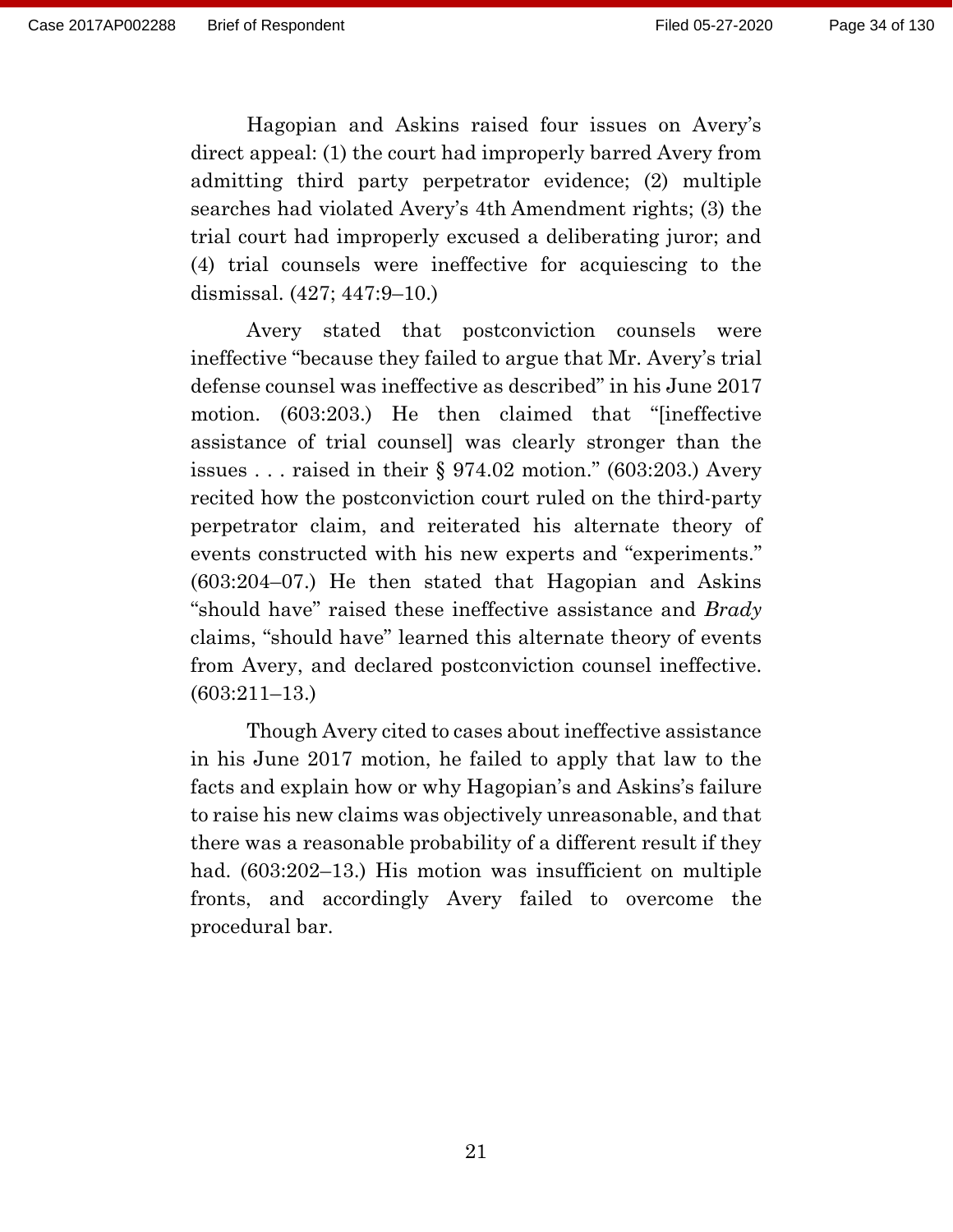Hagopian and Askins raised four issues on Avery's direct appeal: (1) the court had improperly barred Avery from admitting third party perpetrator evidence; (2) multiple searches had violated Avery's 4th Amendment rights; (3) the trial court had improperly excused a deliberating juror; and (4) trial counsels were ineffective for acquiescing to the dismissal. (427; 447:9–10.)

Avery stated that postconviction counsels were ineffective "because they failed to argue that Mr. Avery's trial defense counsel was ineffective as described" in his June 2017 motion. (603:203.) He then claimed that "[ineffective assistance of trial counsel] was clearly stronger than the issues . . . raised in their § 974.02 motion." (603:203.) Avery recited how the postconviction court ruled on the third-party perpetrator claim, and reiterated his alternate theory of events constructed with his new experts and "experiments." (603:204–07.) He then stated that Hagopian and Askins "should have" raised these ineffective assistance and *Brady* claims, "should have" learned this alternate theory of events from Avery, and declared postconviction counsel ineffective. (603:211–13.)

Though Avery cited to cases about ineffective assistance in his June 2017 motion, he failed to apply that law to the facts and explain how or why Hagopian's and Askins's failure to raise his new claims was objectively unreasonable, and that there was a reasonable probability of a different result if they had. (603:202–13.) His motion was insufficient on multiple fronts, and accordingly Avery failed to overcome the procedural bar.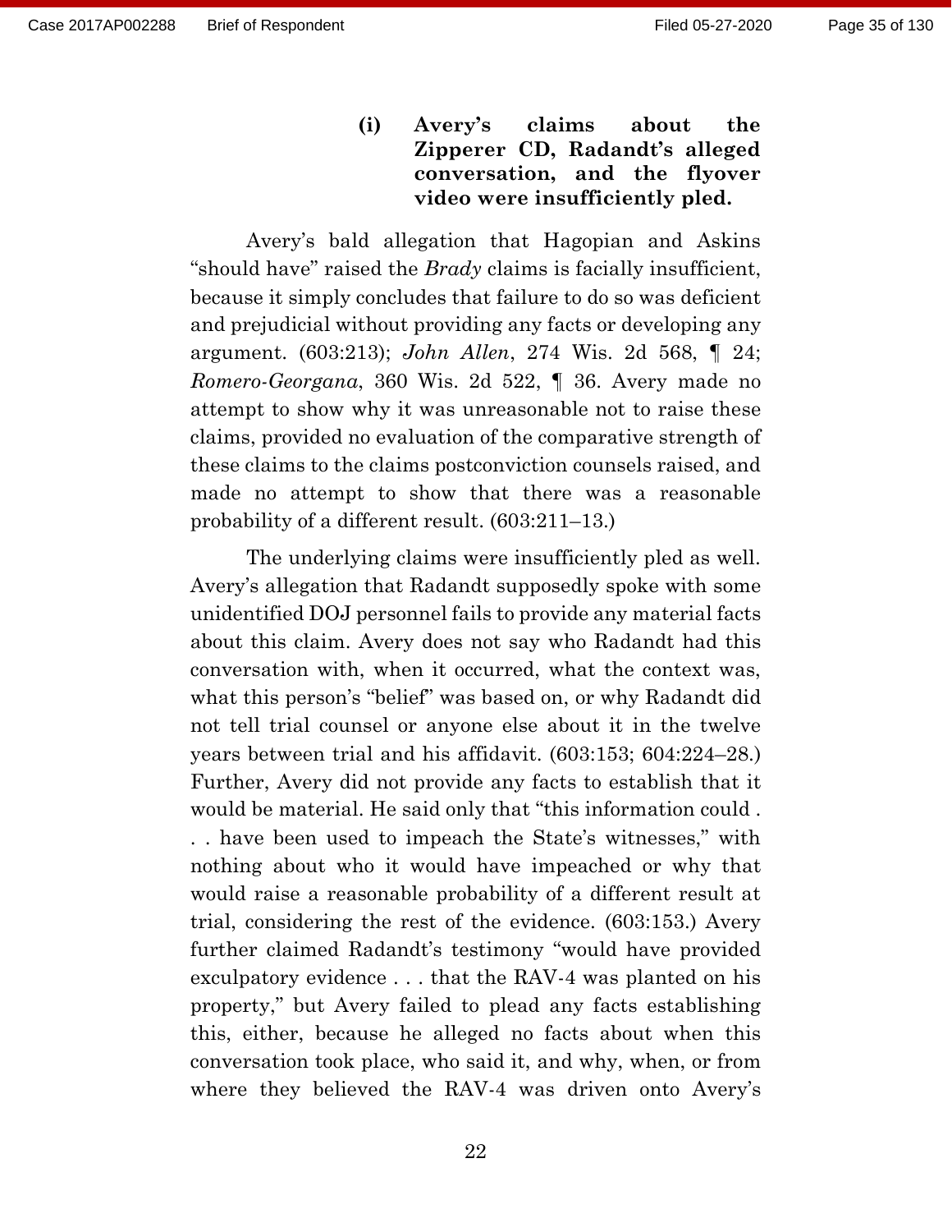**(i) Avery's claims about the Zipperer CD, Radandt's alleged conversation, and the flyover video were insufficiently pled.**

Avery's bald allegation that Hagopian and Askins "should have" raised the *Brady* claims is facially insufficient, because it simply concludes that failure to do so was deficient and prejudicial without providing any facts or developing any argument. (603:213); *John Allen*, 274 Wis. 2d 568, ¶ 24; *Romero-Georgana*, 360 Wis. 2d 522, ¶ 36. Avery made no attempt to show why it was unreasonable not to raise these claims, provided no evaluation of the comparative strength of these claims to the claims postconviction counsels raised, and made no attempt to show that there was a reasonable probability of a different result. (603:211–13.)

The underlying claims were insufficiently pled as well. Avery's allegation that Radandt supposedly spoke with some unidentified DOJ personnel fails to provide any material facts about this claim. Avery does not say who Radandt had this conversation with, when it occurred, what the context was, what this person's "belief" was based on, or why Radandt did not tell trial counsel or anyone else about it in the twelve years between trial and his affidavit. (603:153; 604:224–28.) Further, Avery did not provide any facts to establish that it would be material. He said only that "this information could . . . have been used to impeach the State's witnesses," with nothing about who it would have impeached or why that would raise a reasonable probability of a different result at trial, considering the rest of the evidence. (603:153.) Avery further claimed Radandt's testimony "would have provided exculpatory evidence . . . that the RAV-4 was planted on his property," but Avery failed to plead any facts establishing this, either, because he alleged no facts about when this conversation took place, who said it, and why, when, or from where they believed the RAV-4 was driven onto Avery's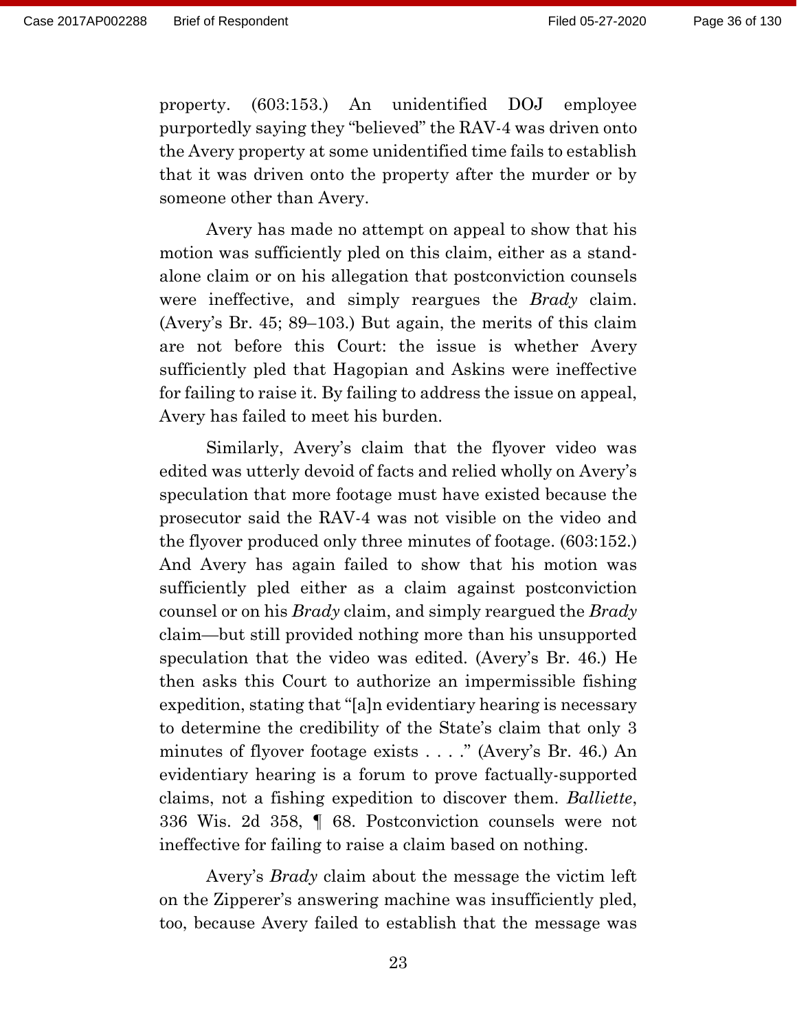property. (603:153.) An unidentified DOJ employee purportedly saying they "believed" the RAV-4 was driven onto the Avery property at some unidentified time fails to establish that it was driven onto the property after the murder or by someone other than Avery.

Avery has made no attempt on appeal to show that his motion was sufficiently pled on this claim, either as a stand-alone claim or on his allegation that postconviction counsels were ineffective, and simply reargues the *Brady* claim. (Avery's Br. 45; 89–103.) But again, the merits of this claim are not before this Court: the issue is whether Avery sufficiently pled that Hagopian and Askins were ineffective for failing to raise it. By failing to address the issue on appeal, Avery has failed to meet his burden.

Similarly, Avery's claim that the flyover video was edited was utterly devoid of facts and relied wholly on Avery's speculation that more footage must have existed because the prosecutor said the RAV-4 was not visible on the video and the flyover produced only three minutes of footage. (603:152.) And Avery has again failed to show that his motion was sufficiently pled either as a claim against postconviction counsel or on his *Brady* claim, and simply reargued the *Brady* claim—but still provided nothing more than his unsupported speculation that the video was edited. (Avery's Br. 46.) He then asks this Court to authorize an impermissible fishing expedition, stating that "[a]n evidentiary hearing is necessary to determine the credibility of the State's claim that only 3 minutes of flyover footage exists . . . ." (Avery's Br. 46.) An evidentiary hearing is a forum to prove factually-supported claims, not a fishing expedition to discover them. *Balliette*, 336 Wis. 2d 358, ¶ 68. Postconviction counsels were not ineffective for failing to raise a claim based on nothing.

Avery's *Brady* claim about the message the victim left on the Zipperer's answering machine was insufficiently pled, too, because Avery failed to establish that the message was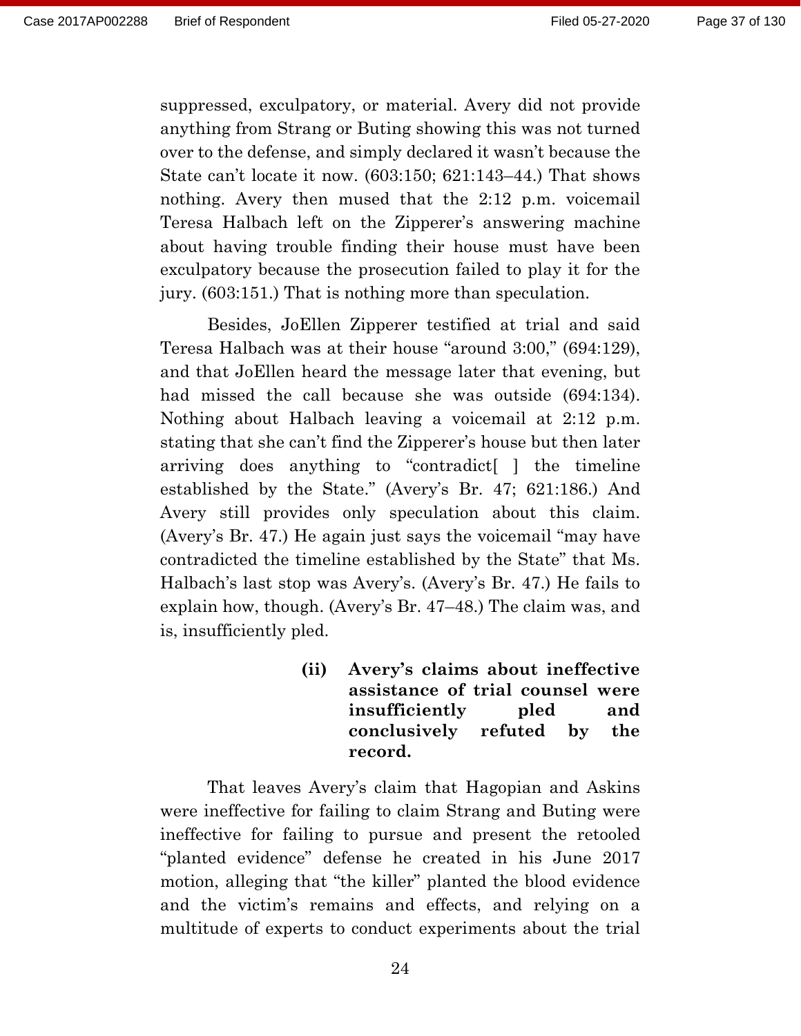suppressed, exculpatory, or material. Avery did not provide anything from Strang or Buting showing this was not turned over to the defense, and simply declared it wasn't because the State can't locate it now. (603:150; 621:143–44.) That shows nothing. Avery then mused that the 2:12 p.m. voicemail Teresa Halbach left on the Zipperer's answering machine about having trouble finding their house must have been exculpatory because the prosecution failed to play it for the jury. (603:151.) That is nothing more than speculation.

Besides, JoEllen Zipperer testified at trial and said Teresa Halbach was at their house "around 3:00," (694:129), and that JoEllen heard the message later that evening, but had missed the call because she was outside (694:134). Nothing about Halbach leaving a voicemail at 2:12 p.m. stating that she can't find the Zipperer's house but then later arriving does anything to "contradict[ ] the timeline established by the State." (Avery's Br. 47; 621:186.) And Avery still provides only speculation about this claim. (Avery's Br. 47.) He again just says the voicemail "may have contradicted the timeline established by the State" that Ms. Halbach's last stop was Avery's. (Avery's Br. 47.) He fails to explain how, though. (Avery's Br. 47–48.) The claim was, and is, insufficiently pled.

**(ii) Avery's claims about ineffective assistance of trial counsel were insufficiently pled and conclusively refuted by the record.**

That leaves Avery's claim that Hagopian and Askins were ineffective for failing to claim Strang and Buting were ineffective for failing to pursue and present the retooled "planted evidence" defense he created in his June 2017 motion, alleging that "the killer" planted the blood evidence and the victim's remains and effects, and relying on a multitude of experts to conduct experiments about the trial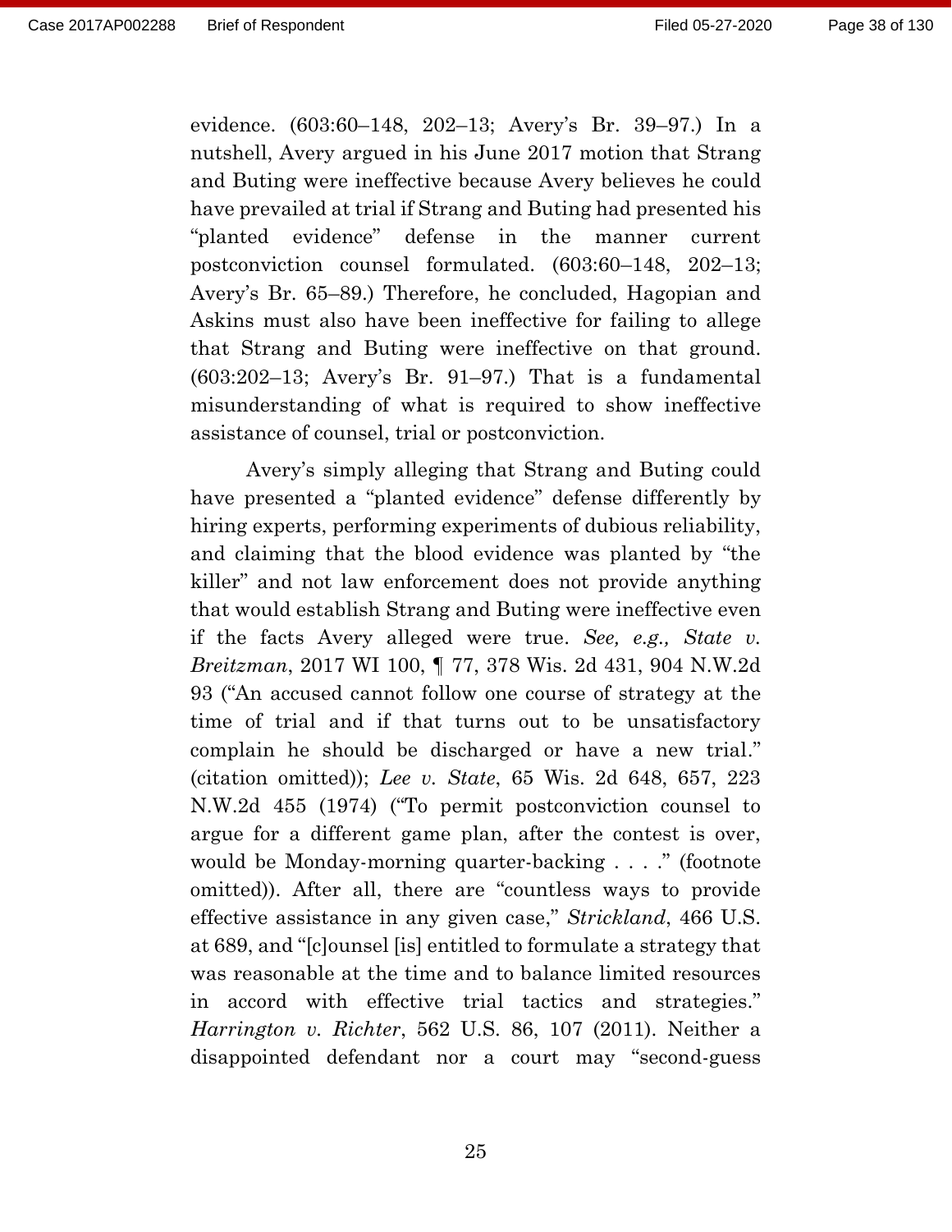evidence. (603:60–148, 202–13; Avery's Br. 39–97.) In a nutshell, Avery argued in his June 2017 motion that Strang and Buting were ineffective because Avery believes he could have prevailed at trial if Strang and Buting had presented his "planted evidence" defense in the manner current postconviction counsel formulated. (603:60–148, 202–13; Avery's Br. 65–89.) Therefore, he concluded, Hagopian and Askins must also have been ineffective for failing to allege that Strang and Buting were ineffective on that ground. (603:202–13; Avery's Br. 91–97.) That is a fundamental misunderstanding of what is required to show ineffective assistance of counsel, trial or postconviction.

Avery's simply alleging that Strang and Buting could have presented a "planted evidence" defense differently by hiring experts, performing experiments of dubious reliability, and claiming that the blood evidence was planted by "the killer" and not law enforcement does not provide anything that would establish Strang and Buting were ineffective even if the facts Avery alleged were true. *See, e.g., State v. Breitzman*, 2017 WI 100, ¶ 77, 378 Wis. 2d 431, 904 N.W.2d 93 ("An accused cannot follow one course of strategy at the time of trial and if that turns out to be unsatisfactory complain he should be discharged or have a new trial." (citation omitted)); *Lee v. State*, 65 Wis. 2d 648, 657, 223 N.W.2d 455 (1974) ("To permit postconviction counsel to argue for a different game plan, after the contest is over, would be Monday-morning quarter-backing . . . ." (footnote omitted)). After all, there are "countless ways to provide effective assistance in any given case," *Strickland*, 466 U.S. at 689, and "[c]ounsel [is] entitled to formulate a strategy that was reasonable at the time and to balance limited resources in accord with effective trial tactics and strategies." *Harrington v. Richter*, 562 U.S. 86, 107 (2011). Neither a disappointed defendant nor a court may "second-guess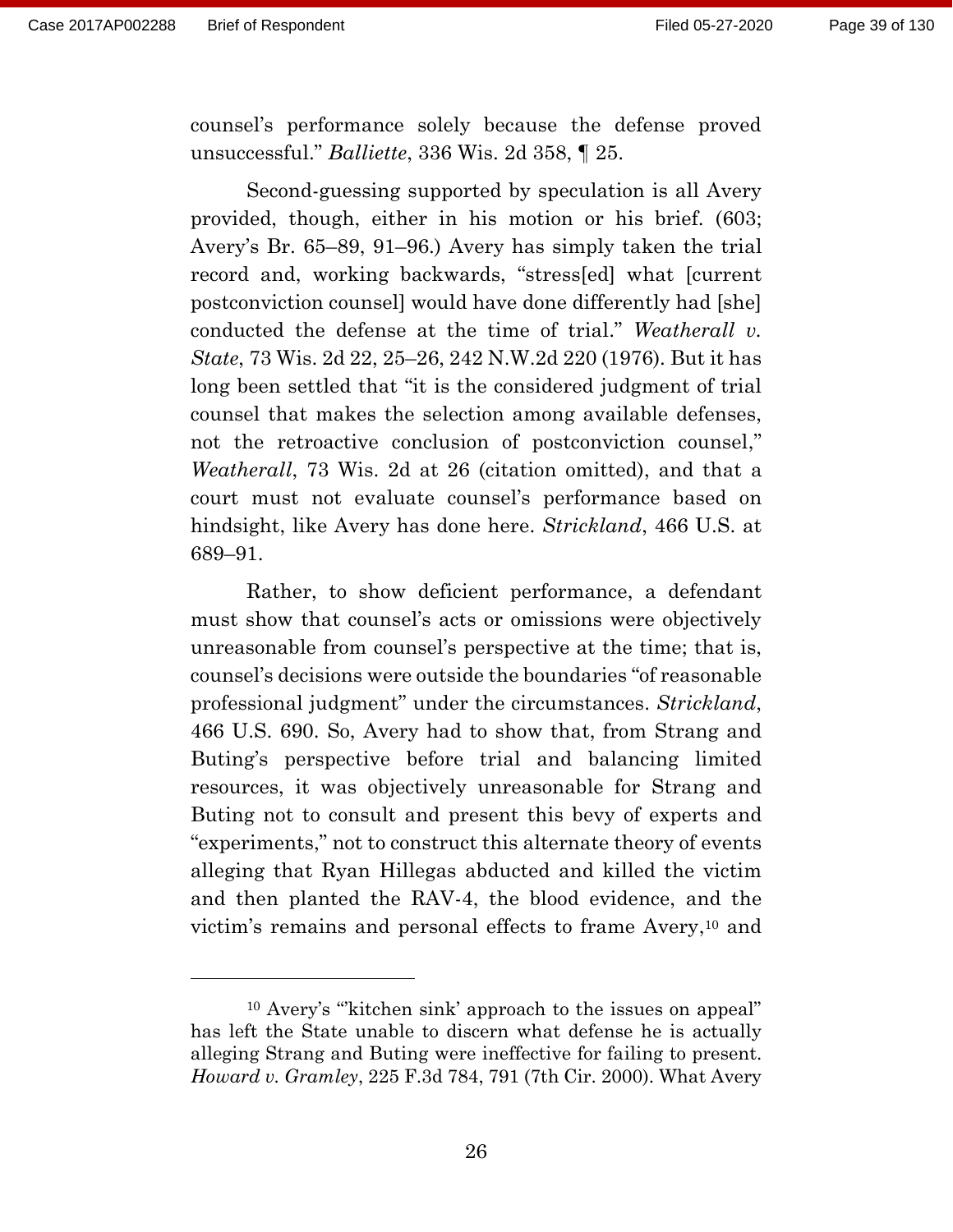counsel's performance solely because the defense proved unsuccessful." *Balliette*, 336 Wis. 2d 358, ¶ 25.

Second-guessing supported by speculation is all Avery provided, though, either in his motion or his brief. (603; Avery's Br. 65–89, 91–96.) Avery has simply taken the trial record and, working backwards, "stress[ed] what [current postconviction counsel] would have done differently had [she] conducted the defense at the time of trial." *Weatherall v. State*, 73 Wis. 2d 22, 25–26, 242 N.W.2d 220 (1976). But it has long been settled that "it is the considered judgment of trial counsel that makes the selection among available defenses, not the retroactive conclusion of postconviction counsel," *Weatherall*, 73 Wis. 2d at 26 (citation omitted), and that a court must not evaluate counsel's performance based on hindsight, like Avery has done here. *Strickland*, 466 U.S. at 689–91.

Rather, to show deficient performance, a defendant must show that counsel's acts or omissions were objectively unreasonable from counsel's perspective at the time; that is, counsel's decisions were outside the boundaries "of reasonable professional judgment" under the circumstances. *Strickland*, 466 U.S. 690. So, Avery had to show that, from Strang and Buting's perspective before trial and balancing limited resources, it was objectively unreasonable for Strang and Buting not to consult and present this bevy of experts and "experiments," not to construct this alternate theory of events alleging that Ryan Hillegas abducted and killed the victim and then planted the RAV-4, the blood evidence, and the victim's remains and personal effects to frame Avery,[10] and

---

[10] Avery's "'kitchen sink' approach to the issues on appeal" has left the State unable to discern what defense he is actually alleging Strang and Buting were ineffective for failing to present. *Howard v. Gramley*, 225 F.3d 784, 791 (7th Cir. 2000). What Avery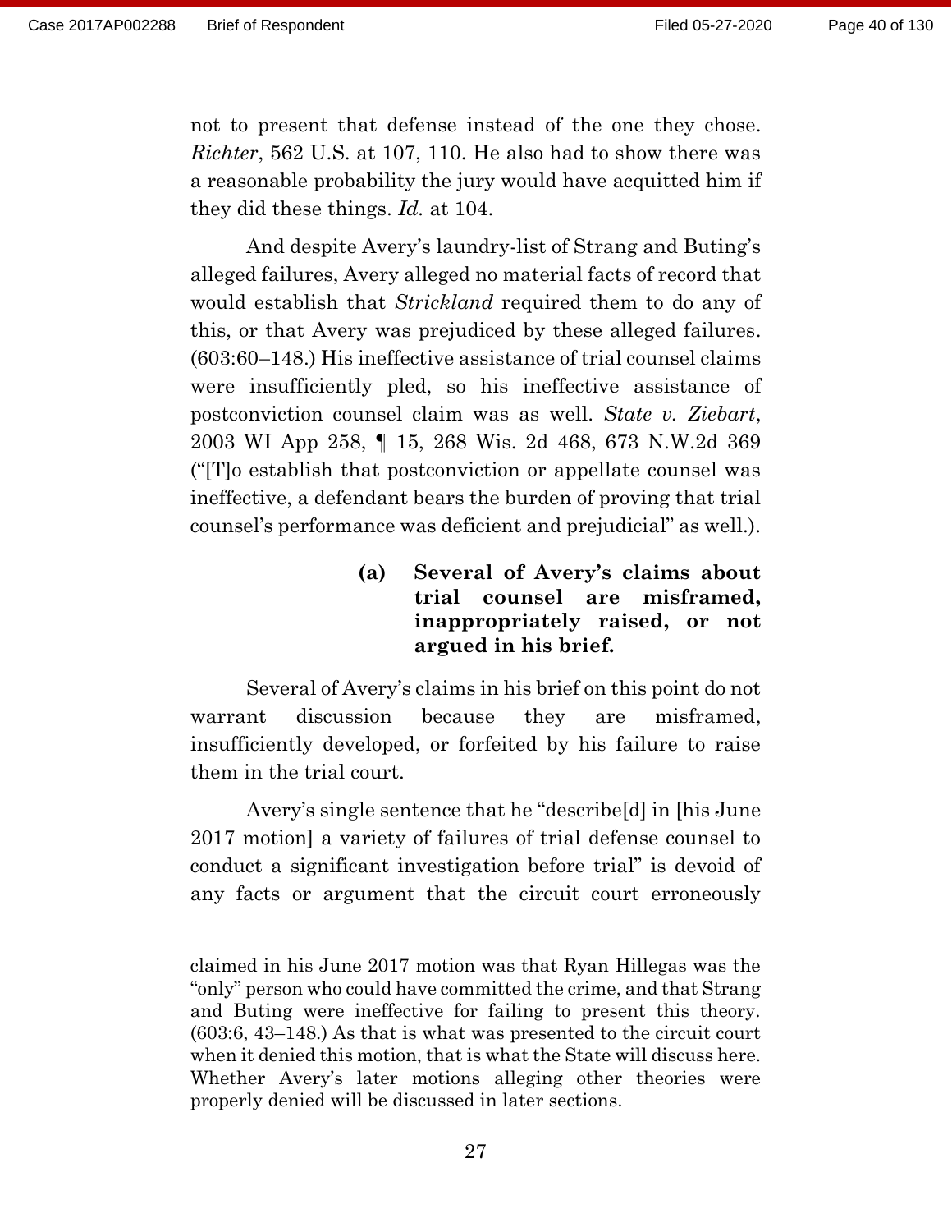not to present that defense instead of the one they chose. *Richter*, 562 U.S. at 107, 110. He also had to show there was a reasonable probability the jury would have acquitted him if they did these things. *Id.* at 104.

And despite Avery's laundry-list of Strang and Buting's alleged failures, Avery alleged no material facts of record that would establish that *Strickland* required them to do any of this, or that Avery was prejudiced by these alleged failures. (603:60–148.) His ineffective assistance of trial counsel claims were insufficiently pled, so his ineffective assistance of postconviction counsel claim was as well. *State v. Ziebart*, 2003 WI App 258, ¶ 15, 268 Wis. 2d 468, 673 N.W.2d 369 ("[T]o establish that postconviction or appellate counsel was ineffective, a defendant bears the burden of proving that trial counsel's performance was deficient and prejudicial" as well.).

**(a) Several of Avery's claims about trial counsel are misframed, inappropriately raised, or not argued in his brief.**

Several of Avery's claims in his brief on this point do not warrant discussion because they are misframed, insufficiently developed, or forfeited by his failure to raise them in the trial court.

Avery's single sentence that he "describe[d] in [his June 2017 motion] a variety of failures of trial defense counsel to conduct a significant investigation before trial" is devoid of any facts or argument that the circuit court erroneously

---

claimed in his June 2017 motion was that Ryan Hillegas was the "only" person who could have committed the crime, and that Strang and Buting were ineffective for failing to present this theory. (603:6, 43–148.) As that is what was presented to the circuit court when it denied this motion, that is what the State will discuss here. Whether Avery's later motions alleging other theories were properly denied will be discussed in later sections.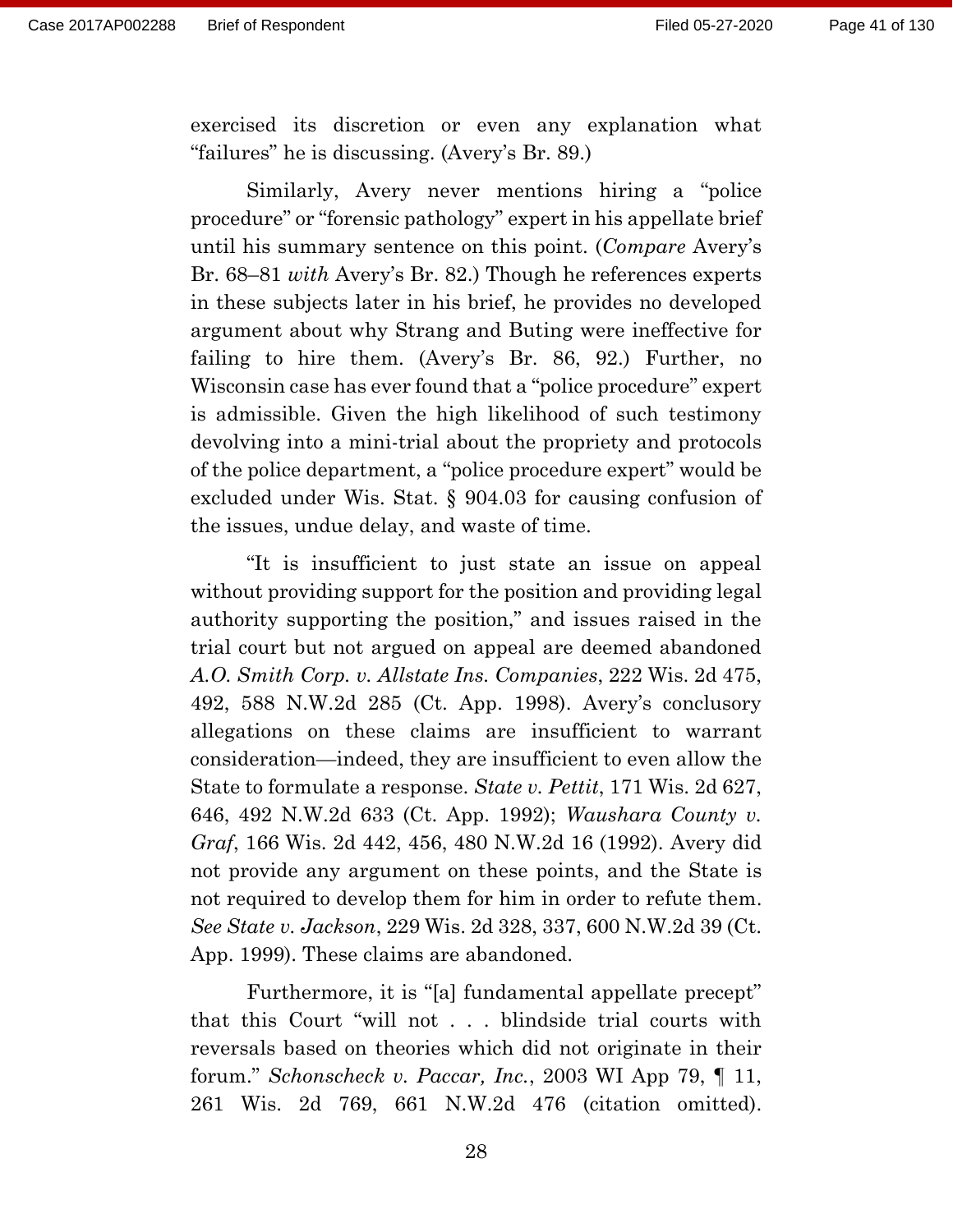exercised its discretion or even any explanation what "failures" he is discussing. (Avery's Br. 89.)

Similarly, Avery never mentions hiring a "police procedure" or "forensic pathology" expert in his appellate brief until his summary sentence on this point. (*Compare* Avery's Br. 68–81 *with* Avery's Br. 82.) Though he references experts in these subjects later in his brief, he provides no developed argument about why Strang and Buting were ineffective for failing to hire them. (Avery's Br. 86, 92.) Further, no Wisconsin case has ever found that a "police procedure" expert is admissible. Given the high likelihood of such testimony devolving into a mini-trial about the propriety and protocols of the police department, a "police procedure expert" would be excluded under Wis. Stat. § 904.03 for causing confusion of the issues, undue delay, and waste of time.

"It is insufficient to just state an issue on appeal without providing support for the position and providing legal authority supporting the position," and issues raised in the trial court but not argued on appeal are deemed abandoned *A.O. Smith Corp. v. Allstate Ins. Companies*, 222 Wis. 2d 475, 492, 588 N.W.2d 285 (Ct. App. 1998). Avery's conclusory allegations on these claims are insufficient to warrant consideration—indeed, they are insufficient to even allow the State to formulate a response. *State v. Pettit*, 171 Wis. 2d 627, 646, 492 N.W.2d 633 (Ct. App. 1992); *Waushara County v. Graf*, 166 Wis. 2d 442, 456, 480 N.W.2d 16 (1992). Avery did not provide any argument on these points, and the State is not required to develop them for him in order to refute them. *See State v. Jackson*, 229 Wis. 2d 328, 337, 600 N.W.2d 39 (Ct. App. 1999). These claims are abandoned.

Furthermore, it is "[a] fundamental appellate precept" that this Court "will not . . . blindside trial courts with reversals based on theories which did not originate in their forum." *Schonscheck v. Paccar, Inc.*, 2003 WI App 79, ¶ 11, 261 Wis. 2d 769, 661 N.W.2d 476 (citation omitted).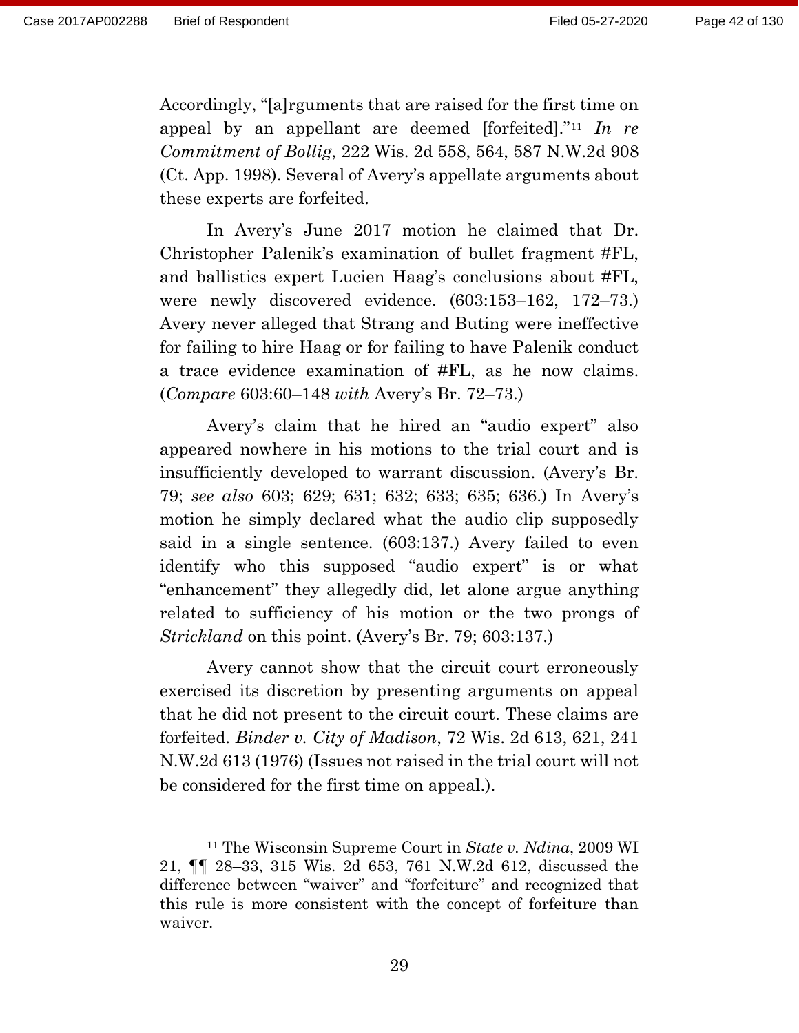Accordingly, "[a]rguments that are raised for the first time on appeal by an appellant are deemed [forfeited]."[11] *In re Commitment of Bollig*, 222 Wis. 2d 558, 564, 587 N.W.2d 908 (Ct. App. 1998). Several of Avery's appellate arguments about these experts are forfeited.

In Avery's June 2017 motion he claimed that Dr. Christopher Palenik's examination of bullet fragment #FL, and ballistics expert Lucien Haag's conclusions about #FL, were newly discovered evidence. (603:153–162, 172–73.) Avery never alleged that Strang and Buting were ineffective for failing to hire Haag or for failing to have Palenik conduct a trace evidence examination of #FL, as he now claims. (*Compare* 603:60–148 *with* Avery's Br. 72–73.)

Avery's claim that he hired an "audio expert" also appeared nowhere in his motions to the trial court and is insufficiently developed to warrant discussion. (Avery's Br. 79; *see also* 603; 629; 631; 632; 633; 635; 636.) In Avery's motion he simply declared what the audio clip supposedly said in a single sentence. (603:137.) Avery failed to even identify who this supposed "audio expert" is or what "enhancement" they allegedly did, let alone argue anything related to sufficiency of his motion or the two prongs of *Strickland* on this point. (Avery's Br. 79; 603:137.)

Avery cannot show that the circuit court erroneously exercised its discretion by presenting arguments on appeal that he did not present to the circuit court. These claims are forfeited. *Binder v. City of Madison*, 72 Wis. 2d 613, 621, 241 N.W.2d 613 (1976) (Issues not raised in the trial court will not be considered for the first time on appeal.).

---

[11] The Wisconsin Supreme Court in *State v. Ndina*, 2009 WI 21, ¶¶ 28–33, 315 Wis. 2d 653, 761 N.W.2d 612, discussed the difference between "waiver" and "forfeiture" and recognized that this rule is more consistent with the concept of forfeiture than waiver.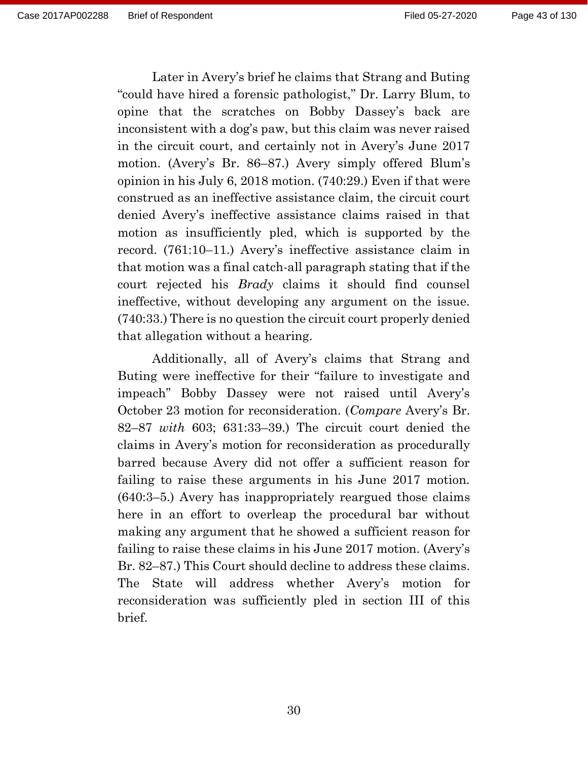Later in Avery's brief he claims that Strang and Buting "could have hired a forensic pathologist," Dr. Larry Blum, to opine that the scratches on Bobby Dassey's back are inconsistent with a dog's paw, but this claim was never raised in the circuit court, and certainly not in Avery's June 2017 motion. (Avery's Br. 86–87.) Avery simply offered Blum's opinion in his July 6, 2018 motion. (740:29.) Even if that were construed as an ineffective assistance claim, the circuit court denied Avery's ineffective assistance claims raised in that motion as insufficiently pled, which is supported by the record. (761:10–11.) Avery's ineffective assistance claim in that motion was a final catch-all paragraph stating that if the court rejected his *Brady* claims it should find counsel ineffective, without developing any argument on the issue. (740:33.) There is no question the circuit court properly denied that allegation without a hearing.

Additionally, all of Avery's claims that Strang and Buting were ineffective for their "failure to investigate and impeach" Bobby Dassey were not raised until Avery's October 23 motion for reconsideration. (*Compare* Avery's Br. 82–87 *with* 603; 631:33–39.) The circuit court denied the claims in Avery's motion for reconsideration as procedurally barred because Avery did not offer a sufficient reason for failing to raise these arguments in his June 2017 motion. (640:3–5.) Avery has inappropriately reargued those claims here in an effort to overleap the procedural bar without making any argument that he showed a sufficient reason for failing to raise these claims in his June 2017 motion. (Avery's Br. 82–87.) This Court should decline to address these claims. The State will address whether Avery's motion for reconsideration was sufficiently pled in section III of this brief.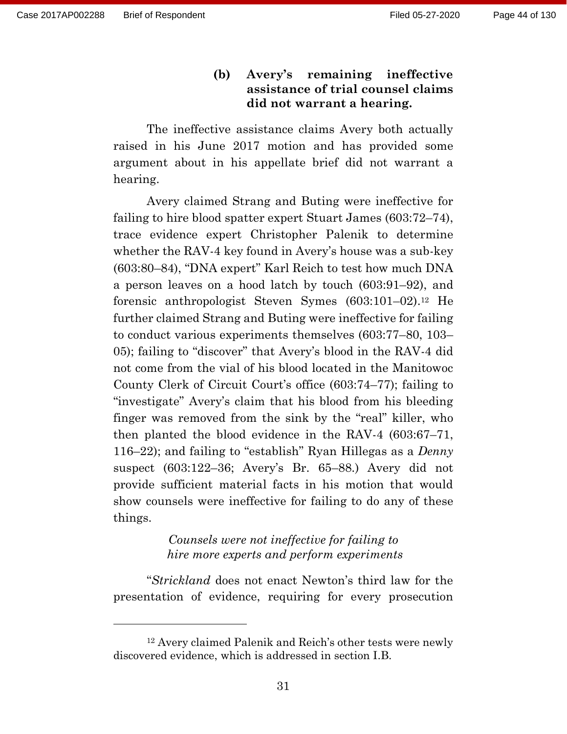#### (b) Avery's remaining ineffective assistance of trial counsel claims did not warrant a hearing.

The ineffective assistance claims Avery both actually raised in his June 2017 motion and has provided some argument about in his appellate brief did not warrant a hearing.

Avery claimed Strang and Buting were ineffective for failing to hire blood spatter expert Stuart James (603:72–74), trace evidence expert Christopher Palenik to determine whether the RAV-4 key found in Avery's house was a sub-key (603:80–84), "DNA expert" Karl Reich to test how much DNA a person leaves on a hood latch by touch (603:91–92), and forensic anthropologist Steven Symes (603:101–02).[12] He further claimed Strang and Buting were ineffective for failing to conduct various experiments themselves (603:77–80, 103–05); failing to "discover" that Avery's blood in the RAV-4 did not come from the vial of his blood located in the Manitowoc County Clerk of Circuit Court's office (603:74–77); failing to "investigate" Avery's claim that his blood from his bleeding finger was removed from the sink by the "real" killer, who then planted the blood evidence in the RAV-4 (603:67–71, 116–22); and failing to "establish" Ryan Hillegas as a *Denny* suspect (603:122–36; Avery's Br. 65–88.) Avery did not provide sufficient material facts in his motion that would show counsels were ineffective for failing to do any of these things.

*Counsels were not ineffective for failing to hire more experts and perform experiments*

"*Strickland* does not enact Newton's third law for the presentation of evidence, requiring for every prosecution

---

[12] Avery claimed Palenik and Reich's other tests were newly discovered evidence, which is addressed in section I.B.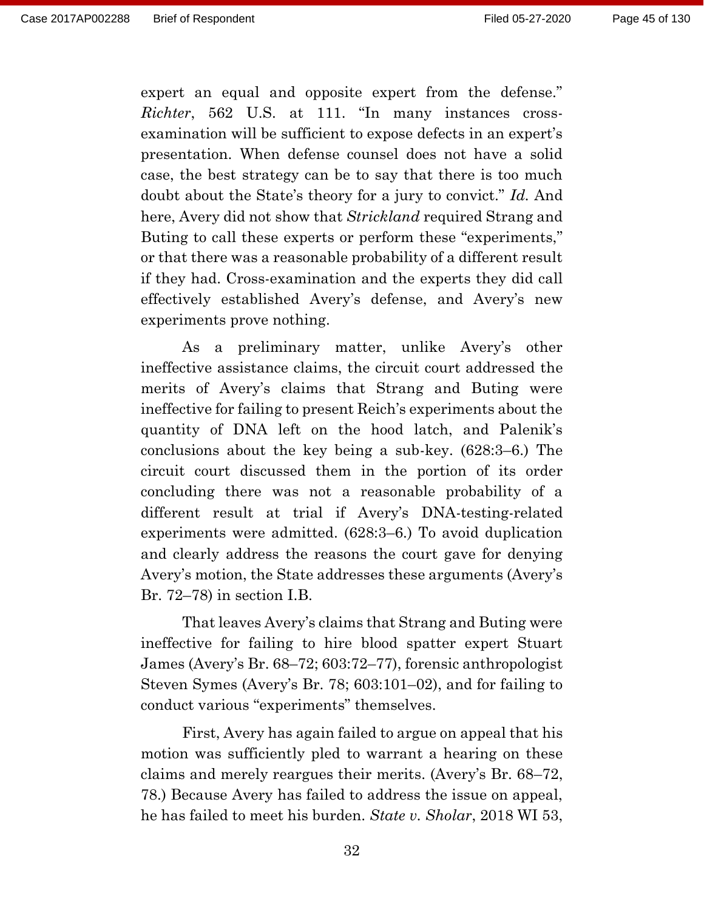expert an equal and opposite expert from the defense." *Richter*, 562 U.S. at 111. "In many instances cross-examination will be sufficient to expose defects in an expert's presentation. When defense counsel does not have a solid case, the best strategy can be to say that there is too much doubt about the State's theory for a jury to convict." *Id.* And here, Avery did not show that *Strickland* required Strang and Buting to call these experts or perform these "experiments," or that there was a reasonable probability of a different result if they had. Cross-examination and the experts they did call effectively established Avery's defense, and Avery's new experiments prove nothing.

As a preliminary matter, unlike Avery's other ineffective assistance claims, the circuit court addressed the merits of Avery's claims that Strang and Buting were ineffective for failing to present Reich's experiments about the quantity of DNA left on the hood latch, and Palenik's conclusions about the key being a sub-key. (628:3–6.) The circuit court discussed them in the portion of its order concluding there was not a reasonable probability of a different result at trial if Avery's DNA-testing-related experiments were admitted. (628:3–6.) To avoid duplication and clearly address the reasons the court gave for denying Avery's motion, the State addresses these arguments (Avery's Br. 72–78) in section I.B.

That leaves Avery's claims that Strang and Buting were ineffective for failing to hire blood spatter expert Stuart James (Avery's Br. 68–72; 603:72–77), forensic anthropologist Steven Symes (Avery's Br. 78; 603:101–02), and for failing to conduct various "experiments" themselves.

First, Avery has again failed to argue on appeal that his motion was sufficiently pled to warrant a hearing on these claims and merely reargues their merits. (Avery's Br. 68–72, 78.) Because Avery has failed to address the issue on appeal, he has failed to meet his burden. *State v. Sholar*, 2018 WI 53,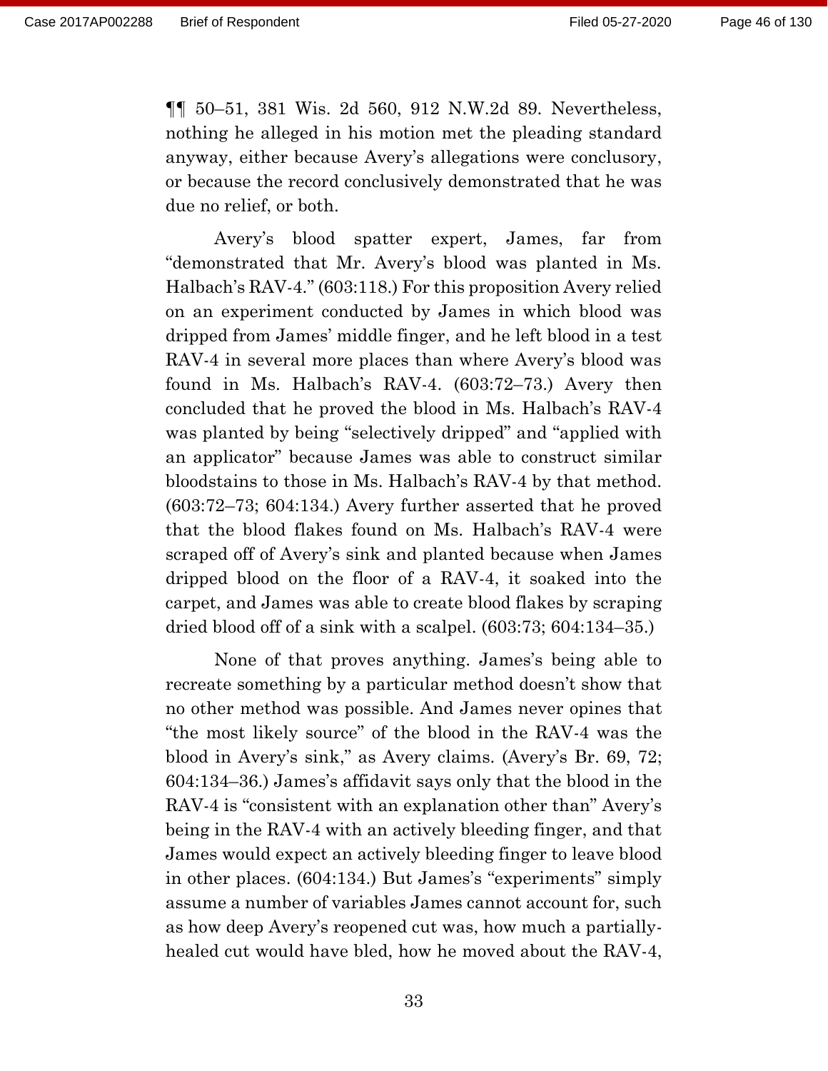¶¶ 50–51, 381 Wis. 2d 560, 912 N.W.2d 89. Nevertheless, nothing he alleged in his motion met the pleading standard anyway, either because Avery's allegations were conclusory, or because the record conclusively demonstrated that he was due no relief, or both.

Avery's blood spatter expert, James, far from "demonstrated that Mr. Avery's blood was planted in Ms. Halbach's RAV-4." (603:118.) For this proposition Avery relied on an experiment conducted by James in which blood was dripped from James' middle finger, and he left blood in a test RAV-4 in several more places than where Avery's blood was found in Ms. Halbach's RAV-4. (603:72–73.) Avery then concluded that he proved the blood in Ms. Halbach's RAV-4 was planted by being "selectively dripped" and "applied with an applicator" because James was able to construct similar bloodstains to those in Ms. Halbach's RAV-4 by that method. (603:72–73; 604:134.) Avery further asserted that he proved that the blood flakes found on Ms. Halbach's RAV-4 were scraped off of Avery's sink and planted because when James dripped blood on the floor of a RAV-4, it soaked into the carpet, and James was able to create blood flakes by scraping dried blood off of a sink with a scalpel. (603:73; 604:134–35.)

None of that proves anything. James's being able to recreate something by a particular method doesn't show that no other method was possible. And James never opines that "the most likely source" of the blood in the RAV-4 was the blood in Avery's sink," as Avery claims. (Avery's Br. 69, 72; 604:134–36.) James's affidavit says only that the blood in the RAV-4 is "consistent with an explanation other than" Avery's being in the RAV-4 with an actively bleeding finger, and that James would expect an actively bleeding finger to leave blood in other places. (604:134.) But James's "experiments" simply assume a number of variables James cannot account for, such as how deep Avery's reopened cut was, how much a partially-healed cut would have bled, how he moved about the RAV-4,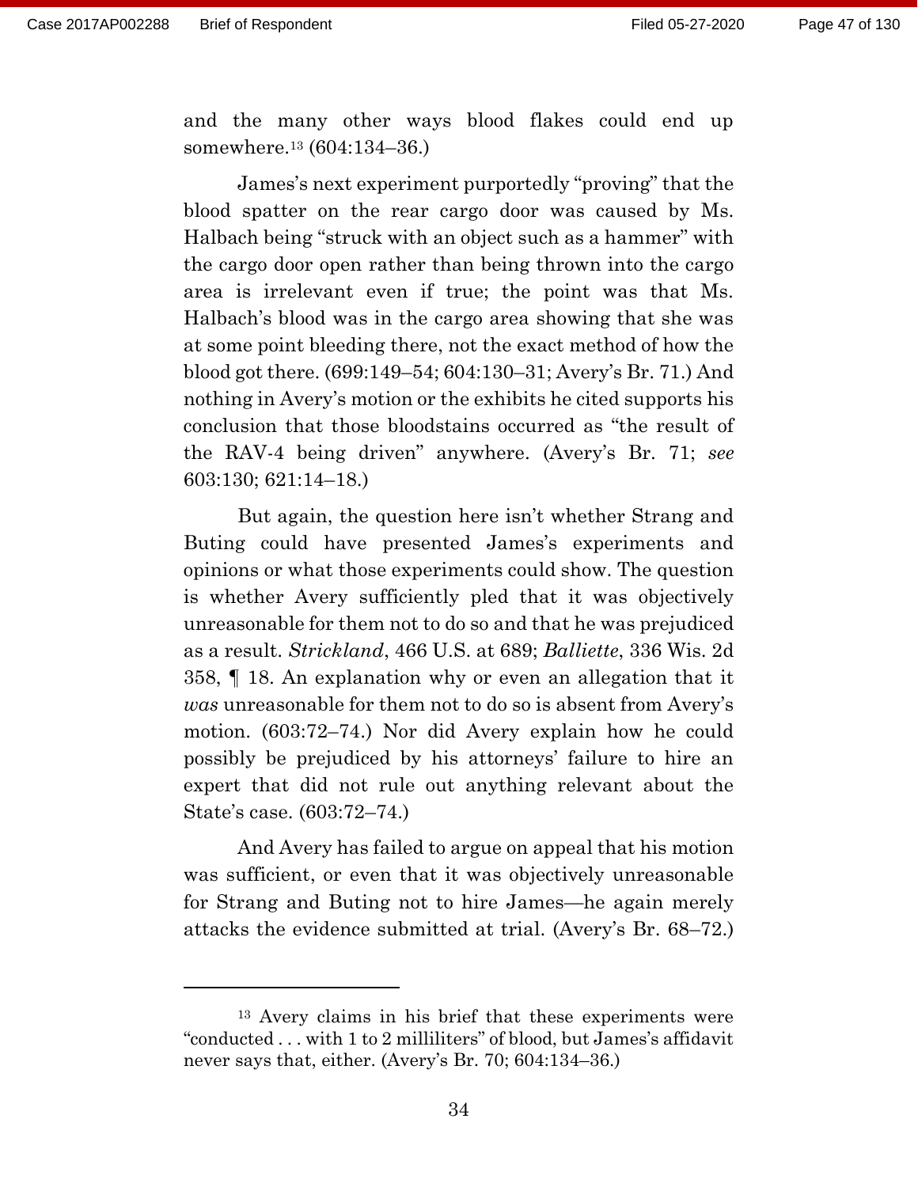and the many other ways blood flakes could end up somewhere.[13] (604:134–36.)

James's next experiment purportedly "proving" that the blood spatter on the rear cargo door was caused by Ms. Halbach being "struck with an object such as a hammer" with the cargo door open rather than being thrown into the cargo area is irrelevant even if true; the point was that Ms. Halbach's blood was in the cargo area showing that she was at some point bleeding there, not the exact method of how the blood got there. (699:149–54; 604:130–31; Avery's Br. 71.) And nothing in Avery's motion or the exhibits he cited supports his conclusion that those bloodstains occurred as "the result of the RAV-4 being driven" anywhere. (Avery's Br. 71; *see* 603:130; 621:14–18.)

But again, the question here isn't whether Strang and Buting could have presented James's experiments and opinions or what those experiments could show. The question is whether Avery sufficiently pled that it was objectively unreasonable for them not to do so and that he was prejudiced as a result. *Strickland*, 466 U.S. at 689; *Balliette*, 336 Wis. 2d 358, ¶ 18. An explanation why or even an allegation that it *was* unreasonable for them not to do so is absent from Avery's motion. (603:72–74.) Nor did Avery explain how he could possibly be prejudiced by his attorneys' failure to hire an expert that did not rule out anything relevant about the State's case. (603:72–74.)

And Avery has failed to argue on appeal that his motion was sufficient, or even that it was objectively unreasonable for Strang and Buting not to hire James—he again merely attacks the evidence submitted at trial. (Avery's Br. 68–72.)

---

[13] Avery claims in his brief that these experiments were "conducted . . . with 1 to 2 milliliters" of blood, but James's affidavit never says that, either. (Avery's Br. 70; 604:134–36.)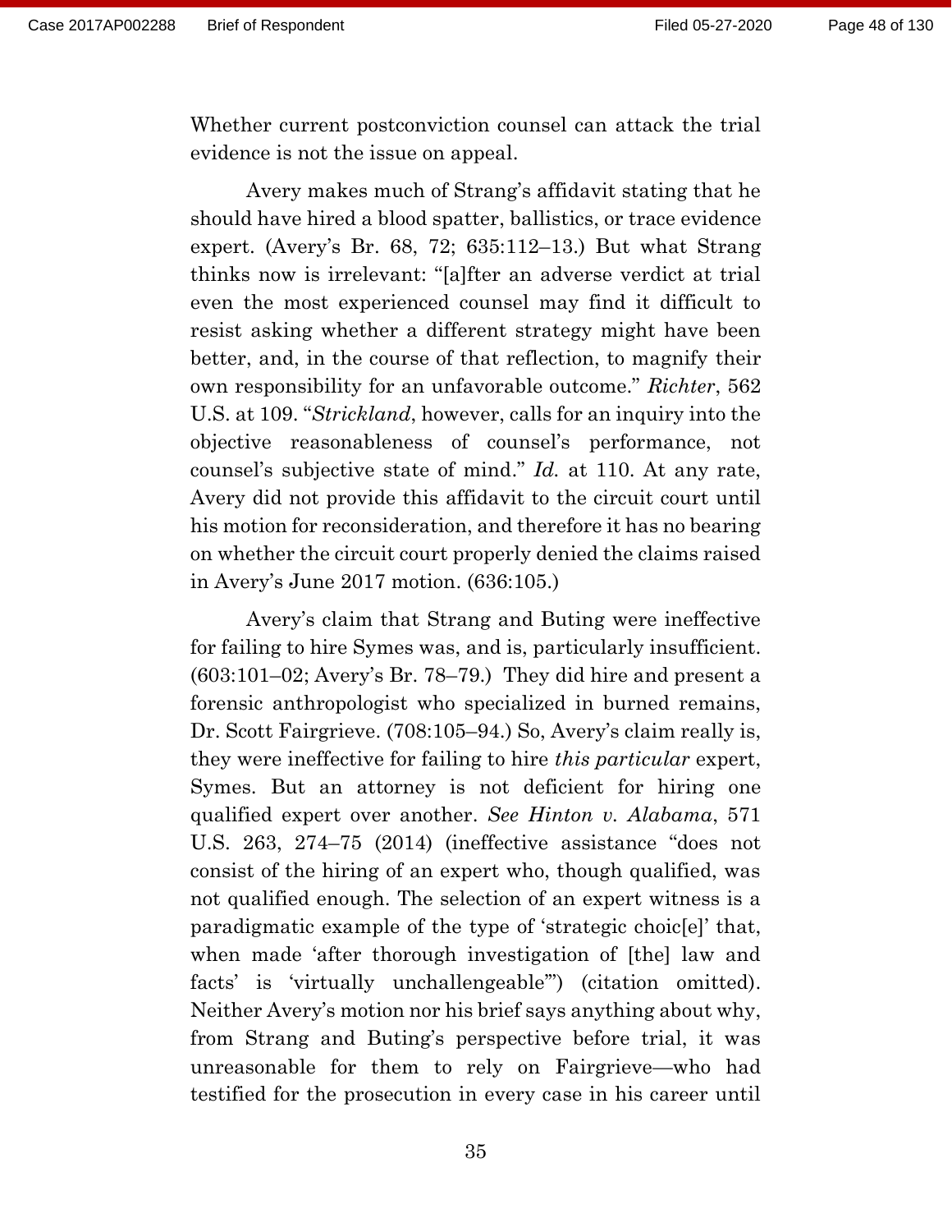Whether current postconviction counsel can attack the trial evidence is not the issue on appeal.

Avery makes much of Strang's affidavit stating that he should have hired a blood spatter, ballistics, or trace evidence expert. (Avery's Br. 68, 72; 635:112–13.) But what Strang thinks now is irrelevant: "[a]fter an adverse verdict at trial even the most experienced counsel may find it difficult to resist asking whether a different strategy might have been better, and, in the course of that reflection, to magnify their own responsibility for an unfavorable outcome." *Richter*, 562 U.S. at 109. "*Strickland*, however, calls for an inquiry into the objective reasonableness of counsel's performance, not counsel's subjective state of mind." *Id.* at 110. At any rate, Avery did not provide this affidavit to the circuit court until his motion for reconsideration, and therefore it has no bearing on whether the circuit court properly denied the claims raised in Avery's June 2017 motion. (636:105.)

Avery's claim that Strang and Buting were ineffective for failing to hire Symes was, and is, particularly insufficient. (603:101–02; Avery's Br. 78–79.) They did hire and present a forensic anthropologist who specialized in burned remains, Dr. Scott Fairgrieve. (708:105–94.) So, Avery's claim really is, they were ineffective for failing to hire *this particular* expert, Symes. But an attorney is not deficient for hiring one qualified expert over another. *See Hinton v. Alabama*, 571 U.S. 263, 274–75 (2014) (ineffective assistance "does not consist of the hiring of an expert who, though qualified, was not qualified enough. The selection of an expert witness is a paradigmatic example of the type of 'strategic choic[e]' that, when made 'after thorough investigation of [the] law and facts' is 'virtually unchallengeable'") (citation omitted). Neither Avery's motion nor his brief says anything about why, from Strang and Buting's perspective before trial, it was unreasonable for them to rely on Fairgrieve—who had testified for the prosecution in every case in his career until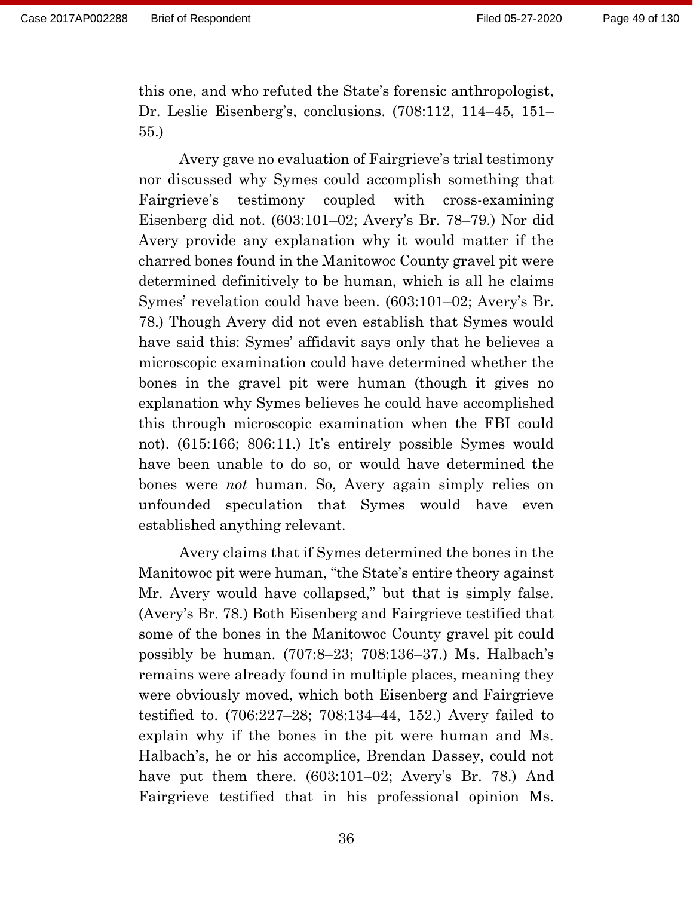this one, and who refuted the State's forensic anthropologist, Dr. Leslie Eisenberg's, conclusions. (708:112, 114–45, 151–55.)

Avery gave no evaluation of Fairgrieve's trial testimony nor discussed why Symes could accomplish something that Fairgrieve's testimony coupled with cross-examining Eisenberg did not. (603:101–02; Avery's Br. 78–79.) Nor did Avery provide any explanation why it would matter if the charred bones found in the Manitowoc County gravel pit were determined definitively to be human, which is all he claims Symes' revelation could have been. (603:101–02; Avery's Br. 78.) Though Avery did not even establish that Symes would have said this: Symes' affidavit says only that he believes a microscopic examination could have determined whether the bones in the gravel pit were human (though it gives no explanation why Symes believes he could have accomplished this through microscopic examination when the FBI could not). (615:166; 806:11.) It's entirely possible Symes would have been unable to do so, or would have determined the bones were *not* human. So, Avery again simply relies on unfounded speculation that Symes would have even established anything relevant.

Avery claims that if Symes determined the bones in the Manitowoc pit were human, "the State's entire theory against Mr. Avery would have collapsed," but that is simply false. (Avery's Br. 78.) Both Eisenberg and Fairgrieve testified that some of the bones in the Manitowoc County gravel pit could possibly be human. (707:8–23; 708:136–37.) Ms. Halbach's remains were already found in multiple places, meaning they were obviously moved, which both Eisenberg and Fairgrieve testified to. (706:227–28; 708:134–44, 152.) Avery failed to explain why if the bones in the pit were human and Ms. Halbach's, he or his accomplice, Brendan Dassey, could not have put them there. (603:101–02; Avery's Br. 78.) And Fairgrieve testified that in his professional opinion Ms.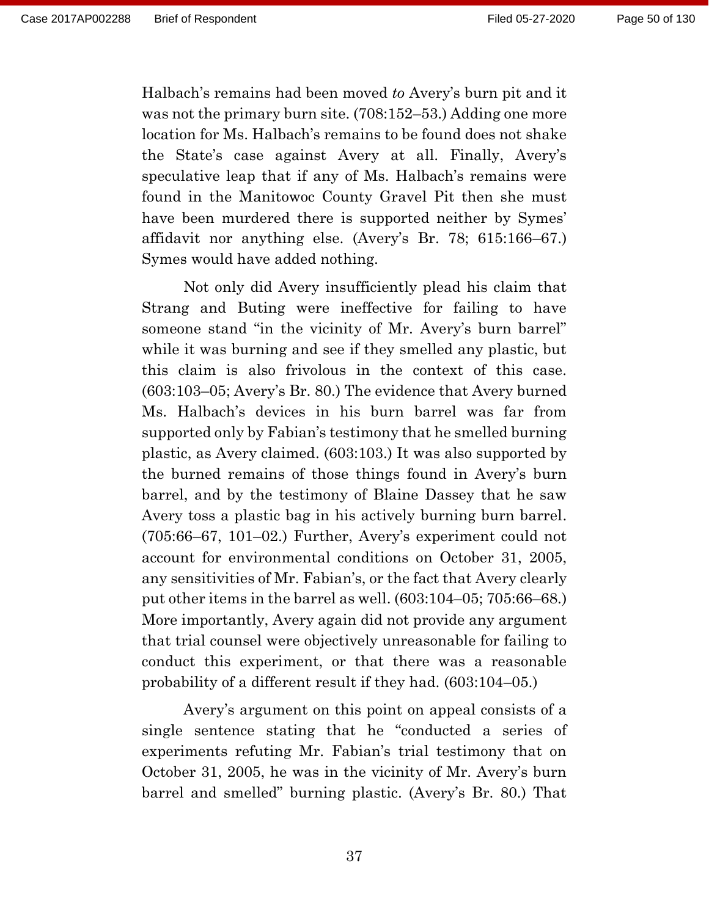Halbach's remains had been moved *to* Avery's burn pit and it was not the primary burn site. (708:152–53.) Adding one more location for Ms. Halbach's remains to be found does not shake the State's case against Avery at all. Finally, Avery's speculative leap that if any of Ms. Halbach's remains were found in the Manitowoc County Gravel Pit then she must have been murdered there is supported neither by Symes' affidavit nor anything else. (Avery's Br. 78; 615:166–67.) Symes would have added nothing.

Not only did Avery insufficiently plead his claim that Strang and Buting were ineffective for failing to have someone stand "in the vicinity of Mr. Avery's burn barrel" while it was burning and see if they smelled any plastic, but this claim is also frivolous in the context of this case. (603:103–05; Avery's Br. 80.) The evidence that Avery burned Ms. Halbach's devices in his burn barrel was far from supported only by Fabian's testimony that he smelled burning plastic, as Avery claimed. (603:103.) It was also supported by the burned remains of those things found in Avery's burn barrel, and by the testimony of Blaine Dassey that he saw Avery toss a plastic bag in his actively burning burn barrel. (705:66–67, 101–02.) Further, Avery's experiment could not account for environmental conditions on October 31, 2005, any sensitivities of Mr. Fabian's, or the fact that Avery clearly put other items in the barrel as well. (603:104–05; 705:66–68.) More importantly, Avery again did not provide any argument that trial counsel were objectively unreasonable for failing to conduct this experiment, or that there was a reasonable probability of a different result if they had. (603:104–05.)

Avery's argument on this point on appeal consists of a single sentence stating that he "conducted a series of experiments refuting Mr. Fabian's trial testimony that on October 31, 2005, he was in the vicinity of Mr. Avery's burn barrel and smelled" burning plastic. (Avery's Br. 80.) That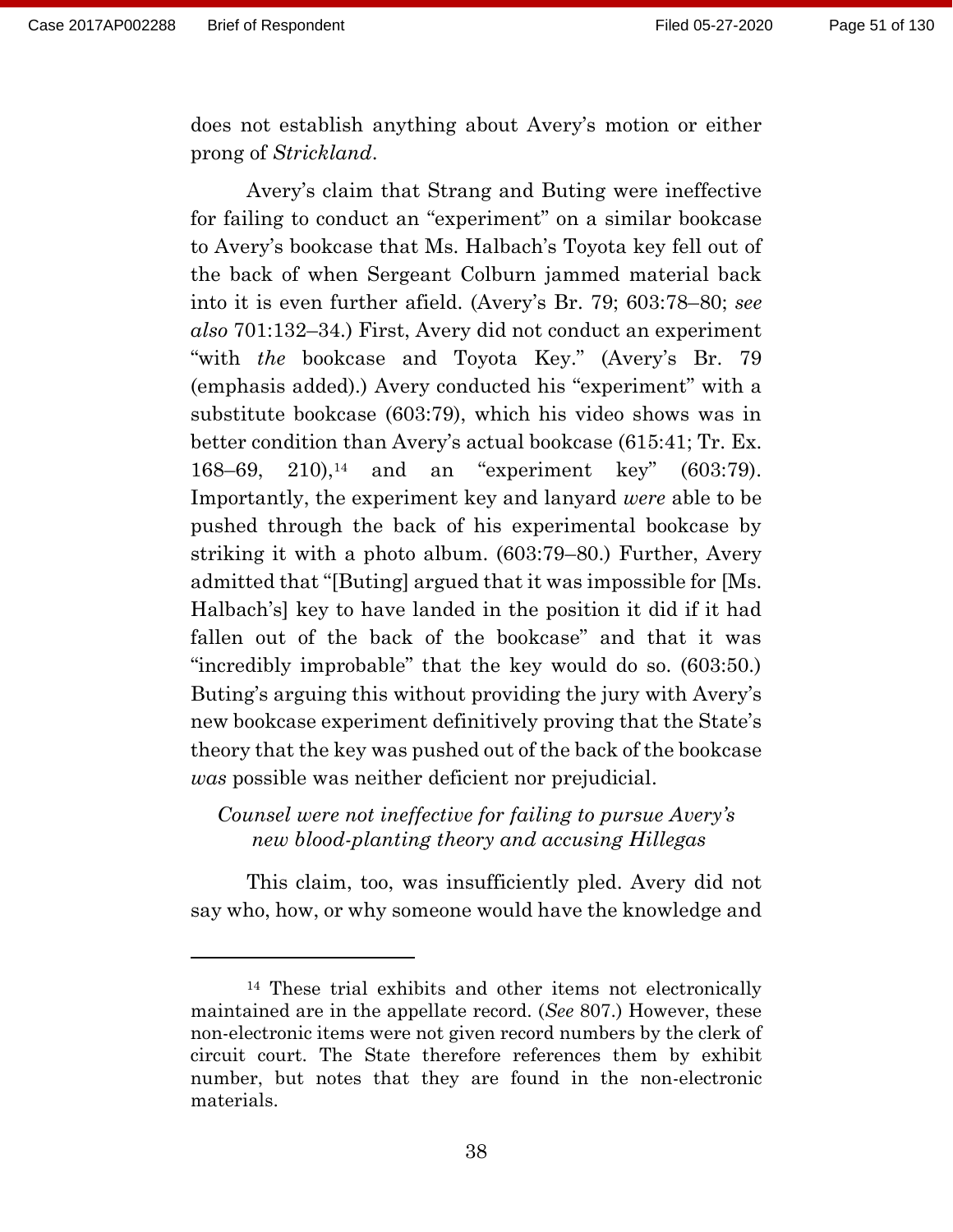does not establish anything about Avery's motion or either prong of *Strickland*.

Avery's claim that Strang and Buting were ineffective for failing to conduct an "experiment" on a similar bookcase to Avery's bookcase that Ms. Halbach's Toyota key fell out of the back of when Sergeant Colburn jammed material back into it is even further afield. (Avery's Br. 79; 603:78–80; *see also* 701:132–34.) First, Avery did not conduct an experiment "with *the* bookcase and Toyota Key." (Avery's Br. 79 (emphasis added).) Avery conducted his "experiment" with a substitute bookcase (603:79), which his video shows was in better condition than Avery's actual bookcase (615:41; Tr. Ex. 168–69, 210),[14] and an "experiment key" (603:79). Importantly, the experiment key and lanyard *were* able to be pushed through the back of his experimental bookcase by striking it with a photo album. (603:79–80.) Further, Avery admitted that "[Buting] argued that it was impossible for [Ms. Halbach's] key to have landed in the position it did if it had fallen out of the back of the bookcase" and that it was "incredibly improbable" that the key would do so. (603:50.) Buting's arguing this without providing the jury with Avery's new bookcase experiment definitively proving that the State's theory that the key was pushed out of the back of the bookcase *was* possible was neither deficient nor prejudicial.

*Counsel were not ineffective for failing to pursue Avery's new blood-planting theory and accusing Hillegas*

This claim, too, was insufficiently pled. Avery did not say who, how, or why someone would have the knowledge and

[14] These trial exhibits and other items not electronically maintained are in the appellate record. (*See* 807.) However, these non-electronic items were not given record numbers by the clerk of circuit court. The State therefore references them by exhibit number, but notes that they are found in the non-electronic materials.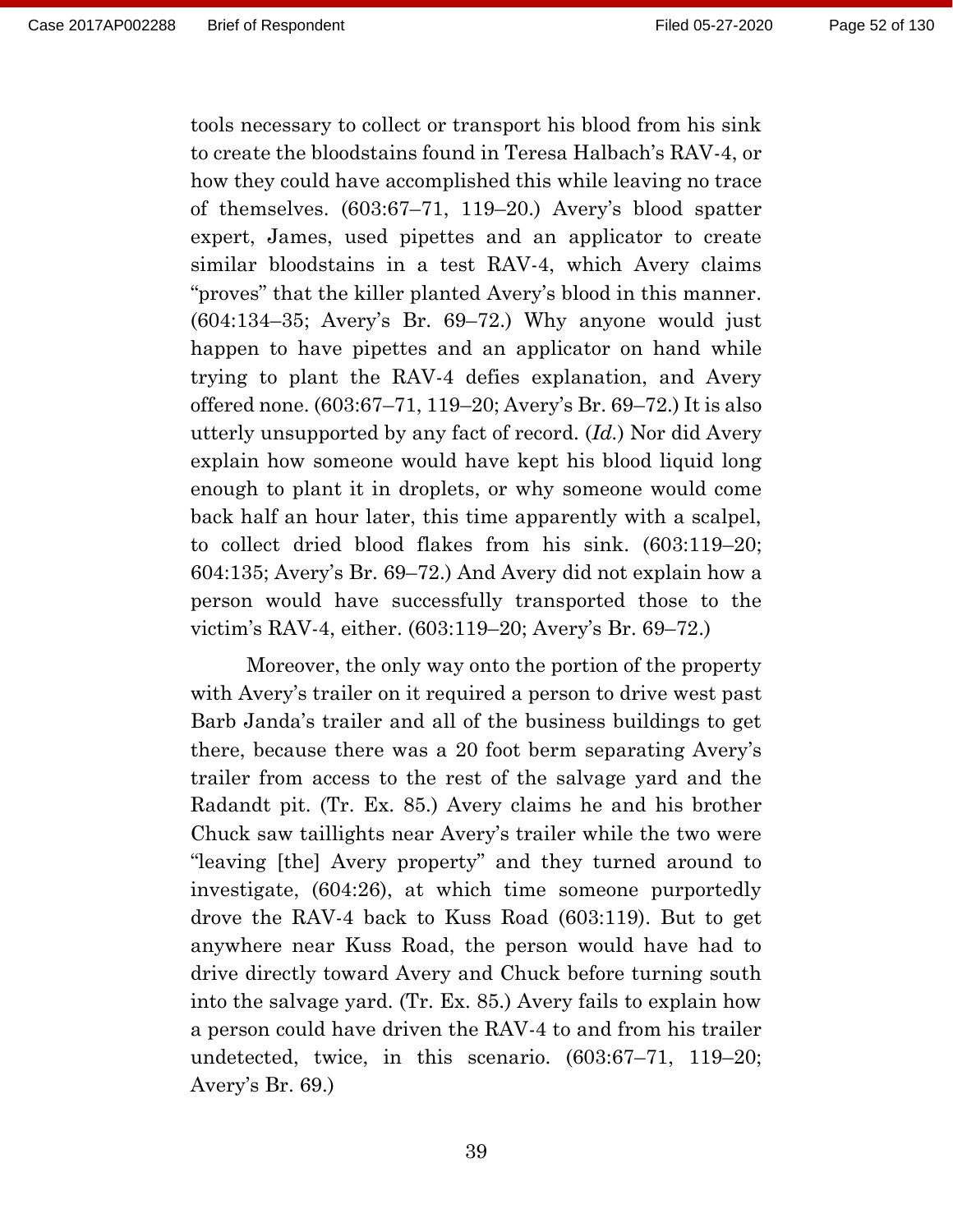tools necessary to collect or transport his blood from his sink to create the bloodstains found in Teresa Halbach's RAV-4, or how they could have accomplished this while leaving no trace of themselves. (603:67–71, 119–20.) Avery's blood spatter expert, James, used pipettes and an applicator to create similar bloodstains in a test RAV-4, which Avery claims "proves" that the killer planted Avery's blood in this manner. (604:134–35; Avery's Br. 69–72.) Why anyone would just happen to have pipettes and an applicator on hand while trying to plant the RAV-4 defies explanation, and Avery offered none. (603:67–71, 119–20; Avery's Br. 69–72.) It is also utterly unsupported by any fact of record. (*Id.*) Nor did Avery explain how someone would have kept his blood liquid long enough to plant it in droplets, or why someone would come back half an hour later, this time apparently with a scalpel, to collect dried blood flakes from his sink. (603:119–20; 604:135; Avery's Br. 69–72.) And Avery did not explain how a person would have successfully transported those to the victim's RAV-4, either. (603:119–20; Avery's Br. 69–72.)

Moreover, the only way onto the portion of the property with Avery's trailer on it required a person to drive west past Barb Janda's trailer and all of the business buildings to get there, because there was a 20 foot berm separating Avery's trailer from access to the rest of the salvage yard and the Radandt pit. (Tr. Ex. 85.) Avery claims he and his brother Chuck saw taillights near Avery's trailer while the two were "leaving [the] Avery property" and they turned around to investigate, (604:26), at which time someone purportedly drove the RAV-4 back to Kuss Road (603:119). But to get anywhere near Kuss Road, the person would have had to drive directly toward Avery and Chuck before turning south into the salvage yard. (Tr. Ex. 85.) Avery fails to explain how a person could have driven the RAV-4 to and from his trailer undetected, twice, in this scenario. (603:67–71, 119–20; Avery's Br. 69.)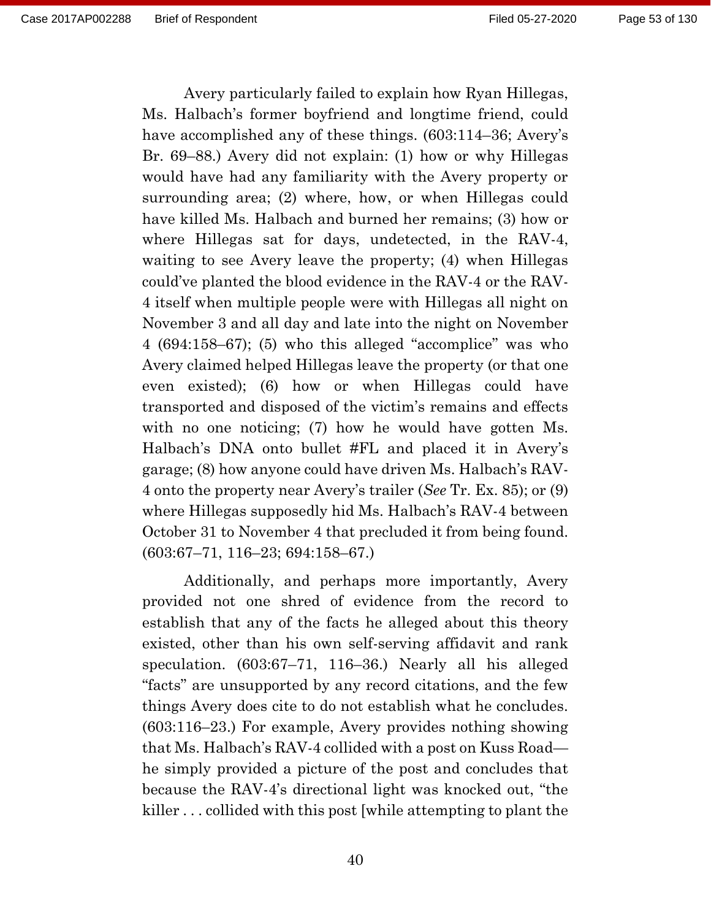Avery particularly failed to explain how Ryan Hillegas, Ms. Halbach's former boyfriend and longtime friend, could have accomplished any of these things. (603:114–36; Avery's Br. 69–88.) Avery did not explain: (1) how or why Hillegas would have had any familiarity with the Avery property or surrounding area; (2) where, how, or when Hillegas could have killed Ms. Halbach and burned her remains; (3) how or where Hillegas sat for days, undetected, in the RAV-4, waiting to see Avery leave the property; (4) when Hillegas could've planted the blood evidence in the RAV-4 or the RAV-4 itself when multiple people were with Hillegas all night on November 3 and all day and late into the night on November 4 (694:158–67); (5) who this alleged "accomplice" was who Avery claimed helped Hillegas leave the property (or that one even existed); (6) how or when Hillegas could have transported and disposed of the victim's remains and effects with no one noticing; (7) how he would have gotten Ms. Halbach's DNA onto bullet #FL and placed it in Avery's garage; (8) how anyone could have driven Ms. Halbach's RAV-4 onto the property near Avery's trailer (*See* Tr. Ex. 85); or (9) where Hillegas supposedly hid Ms. Halbach's RAV-4 between October 31 to November 4 that precluded it from being found. (603:67–71, 116–23; 694:158–67.)

Additionally, and perhaps more importantly, Avery provided not one shred of evidence from the record to establish that any of the facts he alleged about this theory existed, other than his own self-serving affidavit and rank speculation. (603:67–71, 116–36.) Nearly all his alleged "facts" are unsupported by any record citations, and the few things Avery does cite to do not establish what he concludes. (603:116–23.) For example, Avery provides nothing showing that Ms. Halbach's RAV-4 collided with a post on Kuss Road—he simply provided a picture of the post and concludes that because the RAV-4's directional light was knocked out, "the killer . . . collided with this post [while attempting to plant the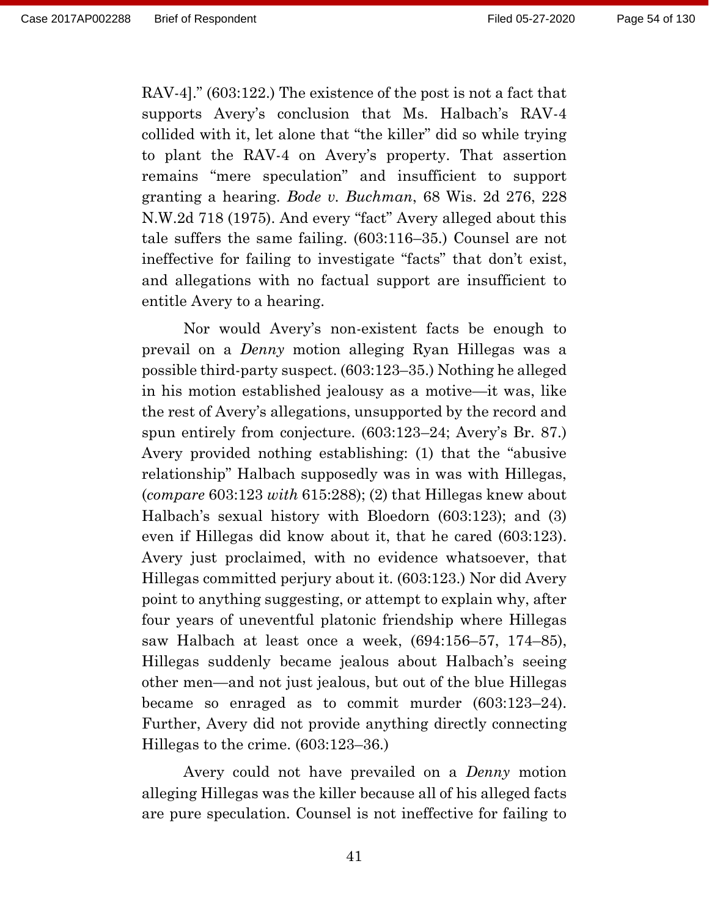RAV-4]." (603:122.) The existence of the post is not a fact that supports Avery's conclusion that Ms. Halbach's RAV-4 collided with it, let alone that "the killer" did so while trying to plant the RAV-4 on Avery's property. That assertion remains "mere speculation" and insufficient to support granting a hearing. *Bode v. Buchman*, 68 Wis. 2d 276, 228 N.W.2d 718 (1975). And every "fact" Avery alleged about this tale suffers the same failing. (603:116–35.) Counsel are not ineffective for failing to investigate "facts" that don't exist, and allegations with no factual support are insufficient to entitle Avery to a hearing.

Nor would Avery's non-existent facts be enough to prevail on a *Denny* motion alleging Ryan Hillegas was a possible third-party suspect. (603:123–35.) Nothing he alleged in his motion established jealousy as a motive—it was, like the rest of Avery's allegations, unsupported by the record and spun entirely from conjecture. (603:123–24; Avery's Br. 87.) Avery provided nothing establishing: (1) that the "abusive relationship" Halbach supposedly was in was with Hillegas, (*compare* 603:123 *with* 615:288); (2) that Hillegas knew about Halbach's sexual history with Bloedorn (603:123); and (3) even if Hillegas did know about it, that he cared (603:123). Avery just proclaimed, with no evidence whatsoever, that Hillegas committed perjury about it. (603:123.) Nor did Avery point to anything suggesting, or attempt to explain why, after four years of uneventful platonic friendship where Hillegas saw Halbach at least once a week, (694:156–57, 174–85), Hillegas suddenly became jealous about Halbach's seeing other men—and not just jealous, but out of the blue Hillegas became so enraged as to commit murder (603:123–24). Further, Avery did not provide anything directly connecting Hillegas to the crime. (603:123–36.)

Avery could not have prevailed on a *Denny* motion alleging Hillegas was the killer because all of his alleged facts are pure speculation. Counsel is not ineffective for failing to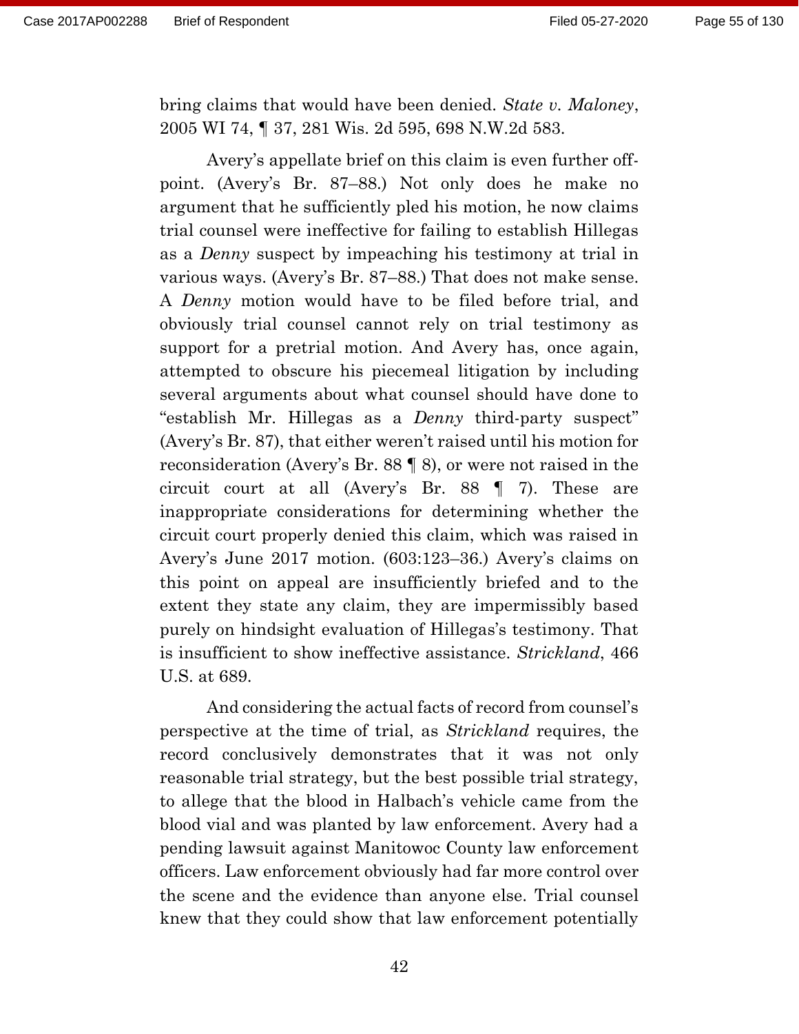bring claims that would have been denied. *State v. Maloney*, 2005 WI 74, ¶ 37, 281 Wis. 2d 595, 698 N.W.2d 583.

Avery's appellate brief on this claim is even further off-point. (Avery's Br. 87–88.) Not only does he make no argument that he sufficiently pled his motion, he now claims trial counsel were ineffective for failing to establish Hillegas as a *Denny* suspect by impeaching his testimony at trial in various ways. (Avery's Br. 87–88.) That does not make sense. A *Denny* motion would have to be filed before trial, and obviously trial counsel cannot rely on trial testimony as support for a pretrial motion. And Avery has, once again, attempted to obscure his piecemeal litigation by including several arguments about what counsel should have done to "establish Mr. Hillegas as a *Denny* third-party suspect" (Avery's Br. 87), that either weren't raised until his motion for reconsideration (Avery's Br. 88 ¶ 8), or were not raised in the circuit court at all (Avery's Br. 88 ¶ 7). These are inappropriate considerations for determining whether the circuit court properly denied this claim, which was raised in Avery's June 2017 motion. (603:123–36.) Avery's claims on this point on appeal are insufficiently briefed and to the extent they state any claim, they are impermissibly based purely on hindsight evaluation of Hillegas's testimony. That is insufficient to show ineffective assistance. *Strickland*, 466 U.S. at 689.

And considering the actual facts of record from counsel's perspective at the time of trial, as *Strickland* requires, the record conclusively demonstrates that it was not only reasonable trial strategy, but the best possible trial strategy, to allege that the blood in Halbach's vehicle came from the blood vial and was planted by law enforcement. Avery had a pending lawsuit against Manitowoc County law enforcement officers. Law enforcement obviously had far more control over the scene and the evidence than anyone else. Trial counsel knew that they could show that law enforcement potentially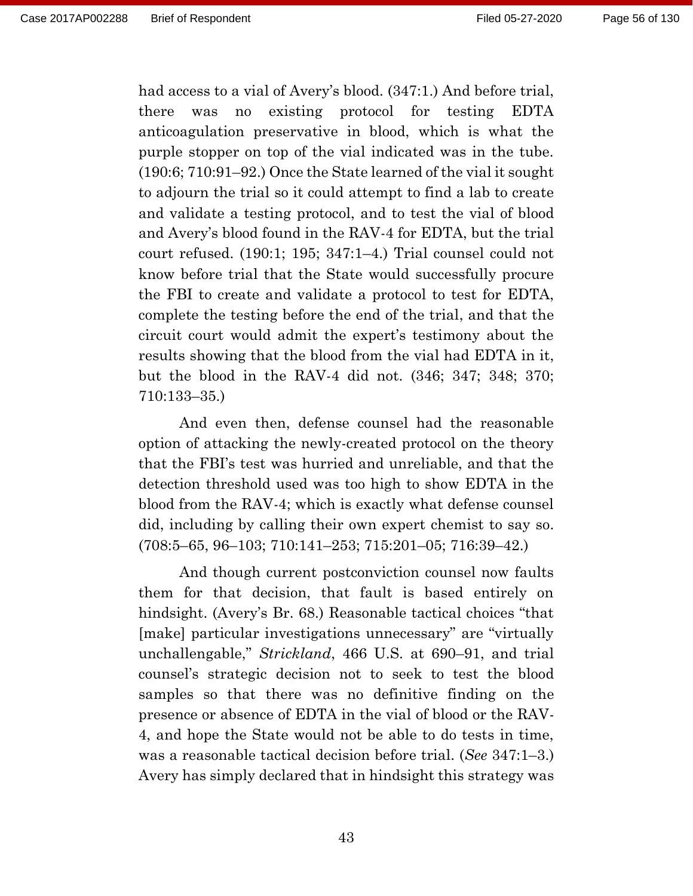had access to a vial of Avery's blood. (347:1.) And before trial, there was no existing protocol for testing EDTA anticoagulation preservative in blood, which is what the purple stopper on top of the vial indicated was in the tube. (190:6; 710:91–92.) Once the State learned of the vial it sought to adjourn the trial so it could attempt to find a lab to create and validate a testing protocol, and to test the vial of blood and Avery's blood found in the RAV-4 for EDTA, but the trial court refused. (190:1; 195; 347:1–4.) Trial counsel could not know before trial that the State would successfully procure the FBI to create and validate a protocol to test for EDTA, complete the testing before the end of the trial, and that the circuit court would admit the expert's testimony about the results showing that the blood from the vial had EDTA in it, but the blood in the RAV-4 did not. (346; 347; 348; 370; 710:133–35.)

And even then, defense counsel had the reasonable option of attacking the newly-created protocol on the theory that the FBI's test was hurried and unreliable, and that the detection threshold used was too high to show EDTA in the blood from the RAV-4; which is exactly what defense counsel did, including by calling their own expert chemist to say so. (708:5–65, 96–103; 710:141–253; 715:201–05; 716:39–42.)

And though current postconviction counsel now faults them for that decision, that fault is based entirely on hindsight. (Avery's Br. 68.) Reasonable tactical choices "that [make] particular investigations unnecessary" are "virtually unchallengable," *Strickland*, 466 U.S. at 690–91, and trial counsel's strategic decision not to seek to test the blood samples so that there was no definitive finding on the presence or absence of EDTA in the vial of blood or the RAV-4, and hope the State would not be able to do tests in time, was a reasonable tactical decision before trial. (*See* 347:1–3.) Avery has simply declared that in hindsight this strategy was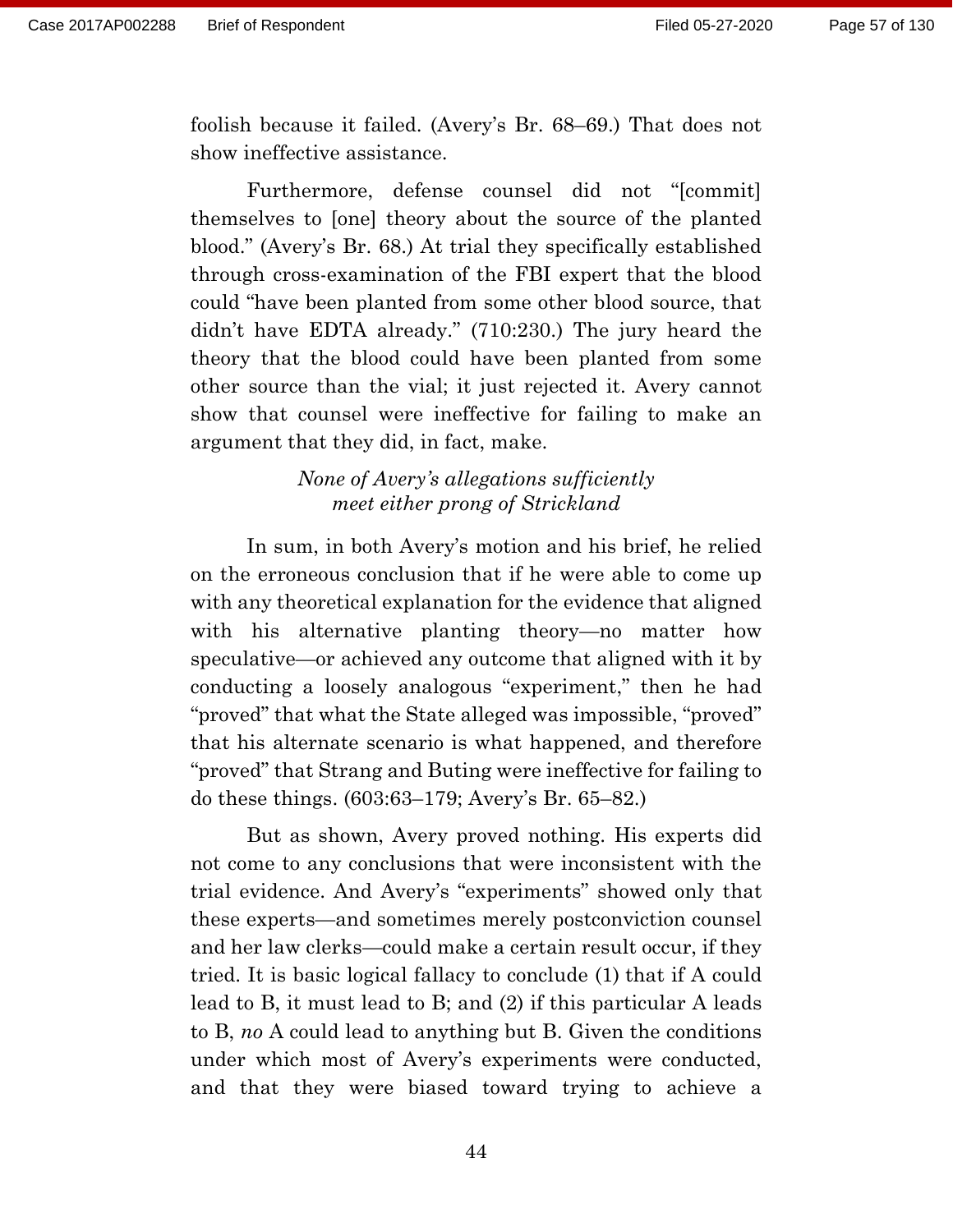foolish because it failed. (Avery's Br. 68–69.) That does not show ineffective assistance.

Furthermore, defense counsel did not "[commit] themselves to [one] theory about the source of the planted blood." (Avery's Br. 68.) At trial they specifically established through cross-examination of the FBI expert that the blood could "have been planted from some other blood source, that didn't have EDTA already." (710:230.) The jury heard the theory that the blood could have been planted from some other source than the vial; it just rejected it. Avery cannot show that counsel were ineffective for failing to make an argument that they did, in fact, make.

*None of Avery's allegations sufficiently meet either prong of Strickland*

In sum, in both Avery's motion and his brief, he relied on the erroneous conclusion that if he were able to come up with any theoretical explanation for the evidence that aligned with his alternative planting theory—no matter how speculative—or achieved any outcome that aligned with it by conducting a loosely analogous "experiment," then he had "proved" that what the State alleged was impossible, "proved" that his alternate scenario is what happened, and therefore "proved" that Strang and Buting were ineffective for failing to do these things. (603:63–179; Avery's Br. 65–82.)

But as shown, Avery proved nothing. His experts did not come to any conclusions that were inconsistent with the trial evidence. And Avery's "experiments" showed only that these experts—and sometimes merely postconviction counsel and her law clerks—could make a certain result occur, if they tried. It is basic logical fallacy to conclude (1) that if A could lead to B, it must lead to B; and (2) if this particular A leads to B, *no* A could lead to anything but B. Given the conditions under which most of Avery's experiments were conducted, and that they were biased toward trying to achieve a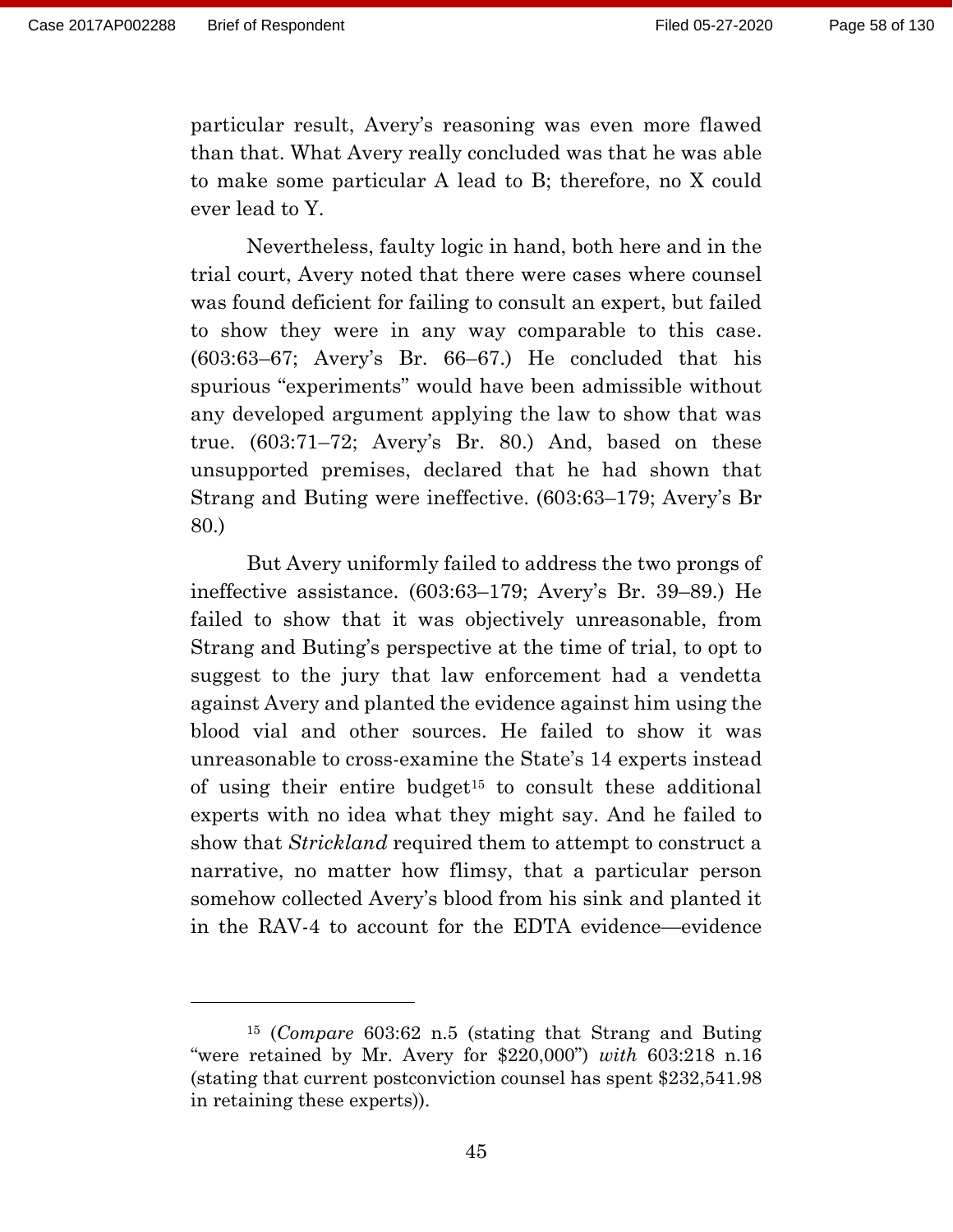particular result, Avery's reasoning was even more flawed than that. What Avery really concluded was that he was able to make some particular A lead to B; therefore, no X could ever lead to Y.

Nevertheless, faulty logic in hand, both here and in the trial court, Avery noted that there were cases where counsel was found deficient for failing to consult an expert, but failed to show they were in any way comparable to this case. (603:63–67; Avery's Br. 66–67.) He concluded that his spurious "experiments" would have been admissible without any developed argument applying the law to show that was true. (603:71–72; Avery's Br. 80.) And, based on these unsupported premises, declared that he had shown that Strang and Buting were ineffective. (603:63–179; Avery's Br 80.)

But Avery uniformly failed to address the two prongs of ineffective assistance. (603:63–179; Avery's Br. 39–89.) He failed to show that it was objectively unreasonable, from Strang and Buting's perspective at the time of trial, to opt to suggest to the jury that law enforcement had a vendetta against Avery and planted the evidence against him using the blood vial and other sources. He failed to show it was unreasonable to cross-examine the State's 14 experts instead of using their entire budget[15] to consult these additional experts with no idea what they might say. And he failed to show that *Strickland* required them to attempt to construct a narrative, no matter how flimsy, that a particular person somehow collected Avery's blood from his sink and planted it in the RAV-4 to account for the EDTA evidence—evidence

---

[15] (*Compare* 603:62 n.5 (stating that Strang and Buting "were retained by Mr. Avery for $220,000") *with* 603:218 n.16 (stating that current postconviction counsel has spent $232,541.98 in retaining these experts)).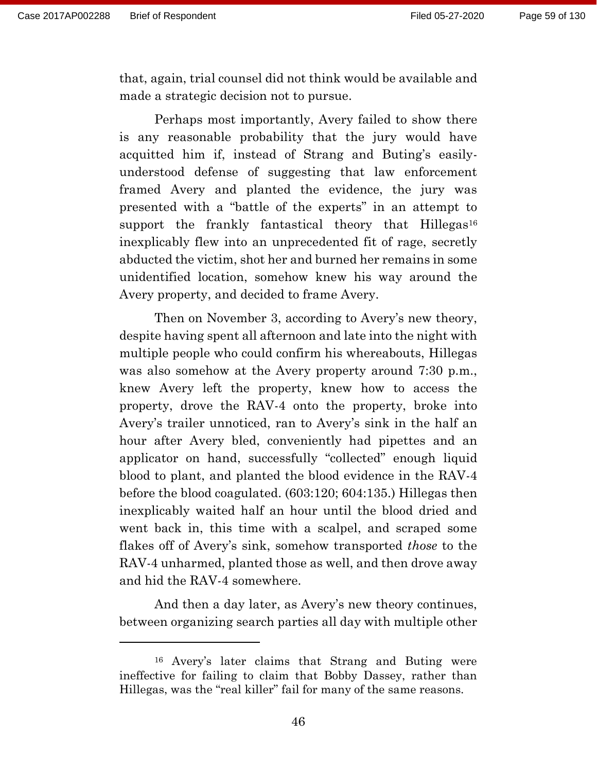that, again, trial counsel did not think would be available and made a strategic decision not to pursue.

Perhaps most importantly, Avery failed to show there is any reasonable probability that the jury would have acquitted him if, instead of Strang and Buting's easily-understood defense of suggesting that law enforcement framed Avery and planted the evidence, the jury was presented with a "battle of the experts" in an attempt to support the frankly fantastical theory that Hillegas[16] inexplicably flew into an unprecedented fit of rage, secretly abducted the victim, shot her and burned her remains in some unidentified location, somehow knew his way around the Avery property, and decided to frame Avery.

Then on November 3, according to Avery's new theory, despite having spent all afternoon and late into the night with multiple people who could confirm his whereabouts, Hillegas was also somehow at the Avery property around 7:30 p.m., knew Avery left the property, knew how to access the property, drove the RAV-4 onto the property, broke into Avery's trailer unnoticed, ran to Avery's sink in the half an hour after Avery bled, conveniently had pipettes and an applicator on hand, successfully "collected" enough liquid blood to plant, and planted the blood evidence in the RAV-4 before the blood coagulated. (603:120; 604:135.) Hillegas then inexplicably waited half an hour until the blood dried and went back in, this time with a scalpel, and scraped some flakes off of Avery's sink, somehow transported *those* to the RAV-4 unharmed, planted those as well, and then drove away and hid the RAV-4 somewhere.

And then a day later, as Avery's new theory continues, between organizing search parties all day with multiple other

---

[16] Avery's later claims that Strang and Buting were ineffective for failing to claim that Bobby Dassey, rather than Hillegas, was the "real killer" fail for many of the same reasons.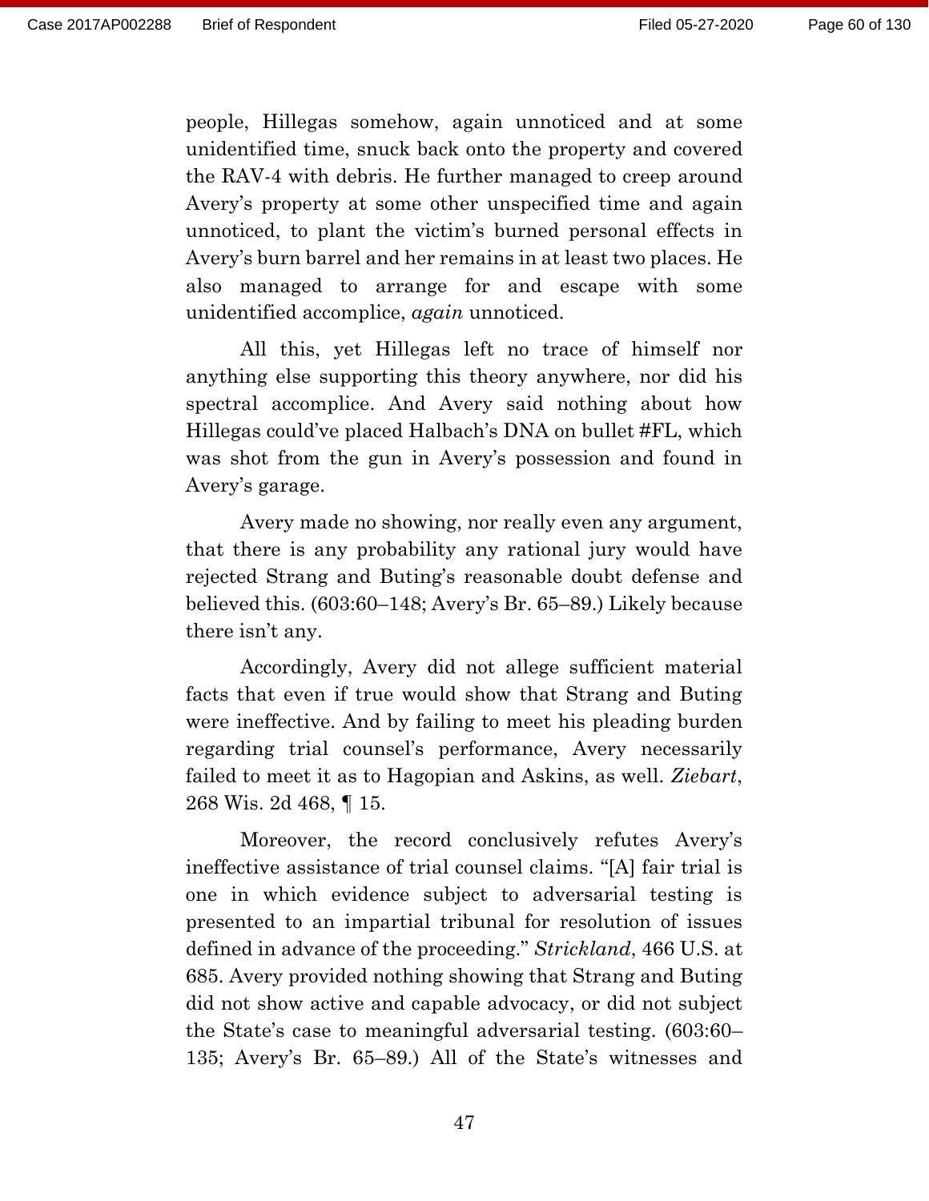people, Hillegas somehow, again unnoticed and at some unidentified time, snuck back onto the property and covered the RAV-4 with debris. He further managed to creep around Avery's property at some other unspecified time and again unnoticed, to plant the victim's burned personal effects in Avery's burn barrel and her remains in at least two places. He also managed to arrange for and escape with some unidentified accomplice, *again* unnoticed.

All this, yet Hillegas left no trace of himself nor anything else supporting this theory anywhere, nor did his spectral accomplice. And Avery said nothing about how Hillegas could've placed Halbach's DNA on bullet #FL, which was shot from the gun in Avery's possession and found in Avery's garage.

Avery made no showing, nor really even any argument, that there is any probability any rational jury would have rejected Strang and Buting's reasonable doubt defense and believed this. (603:60–148; Avery's Br. 65–89.) Likely because there isn't any.

Accordingly, Avery did not allege sufficient material facts that even if true would show that Strang and Buting were ineffective. And by failing to meet his pleading burden regarding trial counsel's performance, Avery necessarily failed to meet it as to Hagopian and Askins, as well. *Ziebart*, 268 Wis. 2d 468, ¶ 15.

Moreover, the record conclusively refutes Avery's ineffective assistance of trial counsel claims. "[A] fair trial is one in which evidence subject to adversarial testing is presented to an impartial tribunal for resolution of issues defined in advance of the proceeding." *Strickland*, 466 U.S. at 685. Avery provided nothing showing that Strang and Buting did not show active and capable advocacy, or did not subject the State's case to meaningful adversarial testing. (603:60–135; Avery's Br. 65–89.) All of the State's witnesses and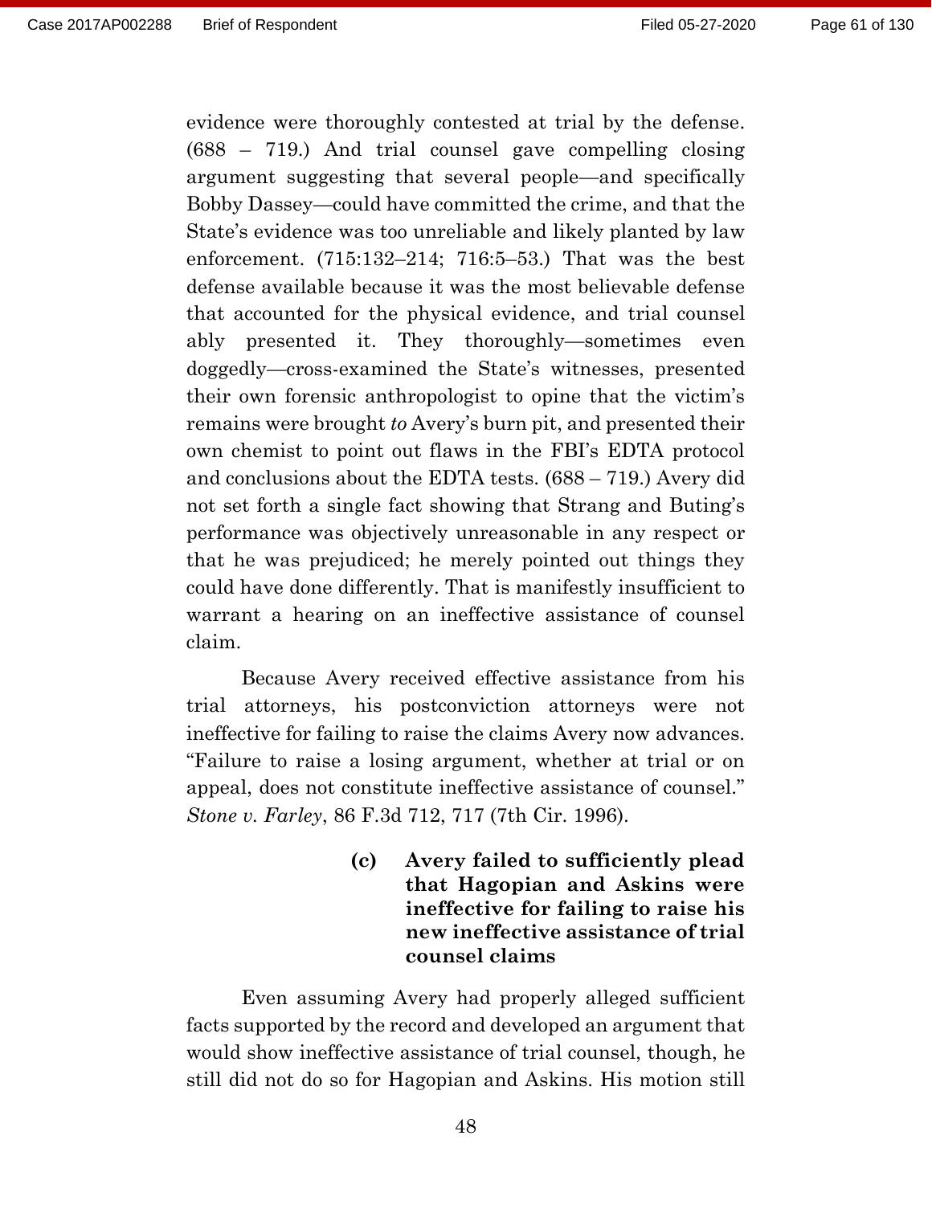evidence were thoroughly contested at trial by the defense. (688 – 719.) And trial counsel gave compelling closing argument suggesting that several people—and specifically Bobby Dassey—could have committed the crime, and that the State's evidence was too unreliable and likely planted by law enforcement. (715:132–214; 716:5–53.) That was the best defense available because it was the most believable defense that accounted for the physical evidence, and trial counsel ably presented it. They thoroughly—sometimes even doggedly—cross-examined the State's witnesses, presented their own forensic anthropologist to opine that the victim's remains were brought *to* Avery's burn pit, and presented their own chemist to point out flaws in the FBI's EDTA protocol and conclusions about the EDTA tests. (688 – 719.) Avery did not set forth a single fact showing that Strang and Buting's performance was objectively unreasonable in any respect or that he was prejudiced; he merely pointed out things they could have done differently. That is manifestly insufficient to warrant a hearing on an ineffective assistance of counsel claim.

Because Avery received effective assistance from his trial attorneys, his postconviction attorneys were not ineffective for failing to raise the claims Avery now advances. "Failure to raise a losing argument, whether at trial or on appeal, does not constitute ineffective assistance of counsel." *Stone v. Farley*, 86 F.3d 712, 717 (7th Cir. 1996).

**(c) Avery failed to sufficiently plead that Hagopian and Askins were ineffective for failing to raise his new ineffective assistance of trial counsel claims**

Even assuming Avery had properly alleged sufficient facts supported by the record and developed an argument that would show ineffective assistance of trial counsel, though, he still did not do so for Hagopian and Askins. His motion still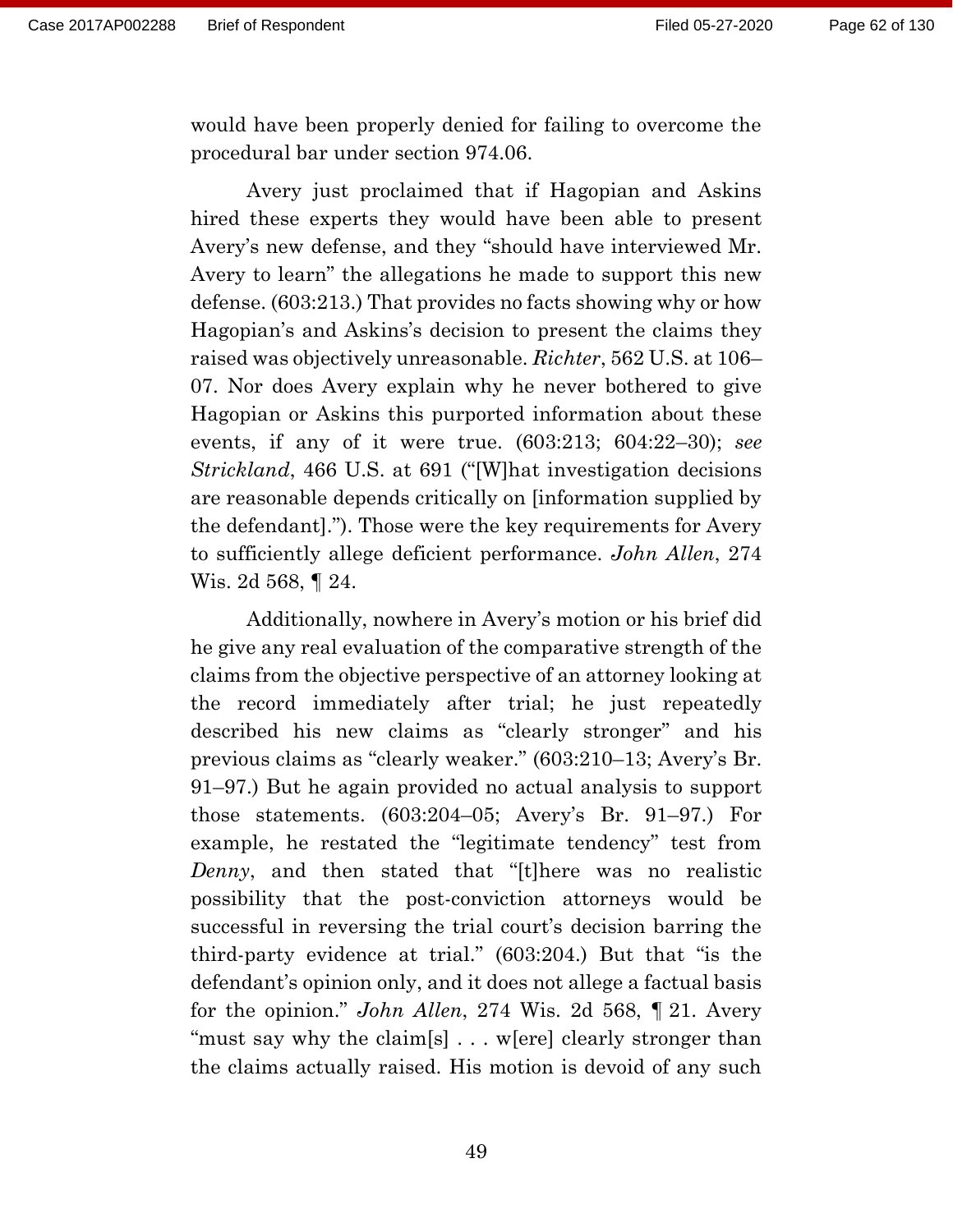would have been properly denied for failing to overcome the procedural bar under section 974.06.

Avery just proclaimed that if Hagopian and Askins hired these experts they would have been able to present Avery's new defense, and they "should have interviewed Mr. Avery to learn" the allegations he made to support this new defense. (603:213.) That provides no facts showing why or how Hagopian's and Askins's decision to present the claims they raised was objectively unreasonable. *Richter*, 562 U.S. at 106–07. Nor does Avery explain why he never bothered to give Hagopian or Askins this purported information about these events, if any of it were true. (603:213; 604:22–30); *see Strickland*, 466 U.S. at 691 ("[W]hat investigation decisions are reasonable depends critically on [information supplied by the defendant]."). Those were the key requirements for Avery to sufficiently allege deficient performance. *John Allen*, 274 Wis. 2d 568, ¶ 24.

Additionally, nowhere in Avery's motion or his brief did he give any real evaluation of the comparative strength of the claims from the objective perspective of an attorney looking at the record immediately after trial; he just repeatedly described his new claims as "clearly stronger" and his previous claims as "clearly weaker." (603:210–13; Avery's Br. 91–97.) But he again provided no actual analysis to support those statements. (603:204–05; Avery's Br. 91–97.) For example, he restated the "legitimate tendency" test from *Denny*, and then stated that "[t]here was no realistic possibility that the post-conviction attorneys would be successful in reversing the trial court's decision barring the third-party evidence at trial." (603:204.) But that "is the defendant's opinion only, and it does not allege a factual basis for the opinion." *John Allen*, 274 Wis. 2d 568, ¶ 21. Avery "must say why the claim[s] . . . w[ere] clearly stronger than the claims actually raised. His motion is devoid of any such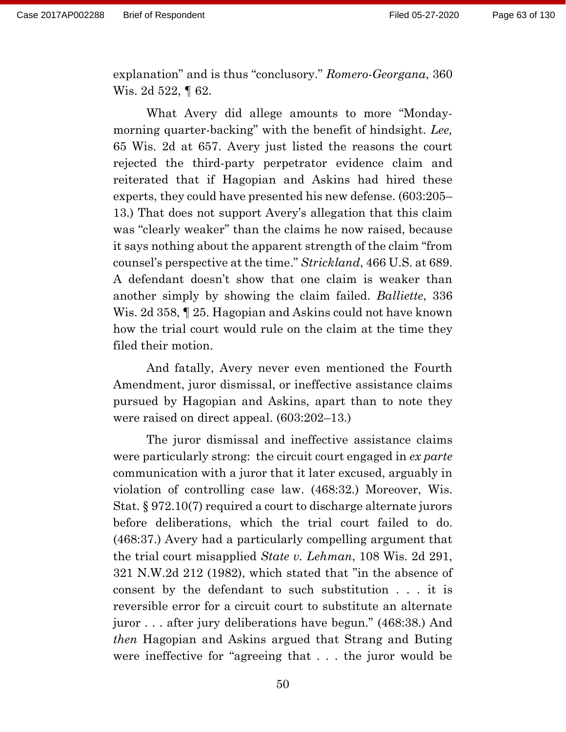explanation" and is thus "conclusory." *Romero-Georgana*, 360 Wis. 2d 522, ¶ 62.

What Avery did allege amounts to more "Monday-morning quarter-backing" with the benefit of hindsight. *Lee,* 65 Wis. 2d at 657. Avery just listed the reasons the court rejected the third-party perpetrator evidence claim and reiterated that if Hagopian and Askins had hired these experts, they could have presented his new defense. (603:205–13.) That does not support Avery's allegation that this claim was "clearly weaker" than the claims he now raised, because it says nothing about the apparent strength of the claim "from counsel's perspective at the time." *Strickland*, 466 U.S. at 689. A defendant doesn't show that one claim is weaker than another simply by showing the claim failed. *Balliette*, 336 Wis. 2d 358, ¶ 25. Hagopian and Askins could not have known how the trial court would rule on the claim at the time they filed their motion.

And fatally, Avery never even mentioned the Fourth Amendment, juror dismissal, or ineffective assistance claims pursued by Hagopian and Askins, apart than to note they were raised on direct appeal. (603:202–13.)

The juror dismissal and ineffective assistance claims were particularly strong: the circuit court engaged in *ex parte* communication with a juror that it later excused, arguably in violation of controlling case law. (468:32.) Moreover, Wis. Stat. § 972.10(7) required a court to discharge alternate jurors before deliberations, which the trial court failed to do. (468:37.) Avery had a particularly compelling argument that the trial court misapplied *State v. Lehman*, 108 Wis. 2d 291, 321 N.W.2d 212 (1982), which stated that "in the absence of consent by the defendant to such substitution . . . it is reversible error for a circuit court to substitute an alternate juror . . . after jury deliberations have begun." (468:38.) And *then* Hagopian and Askins argued that Strang and Buting were ineffective for "agreeing that . . . the juror would be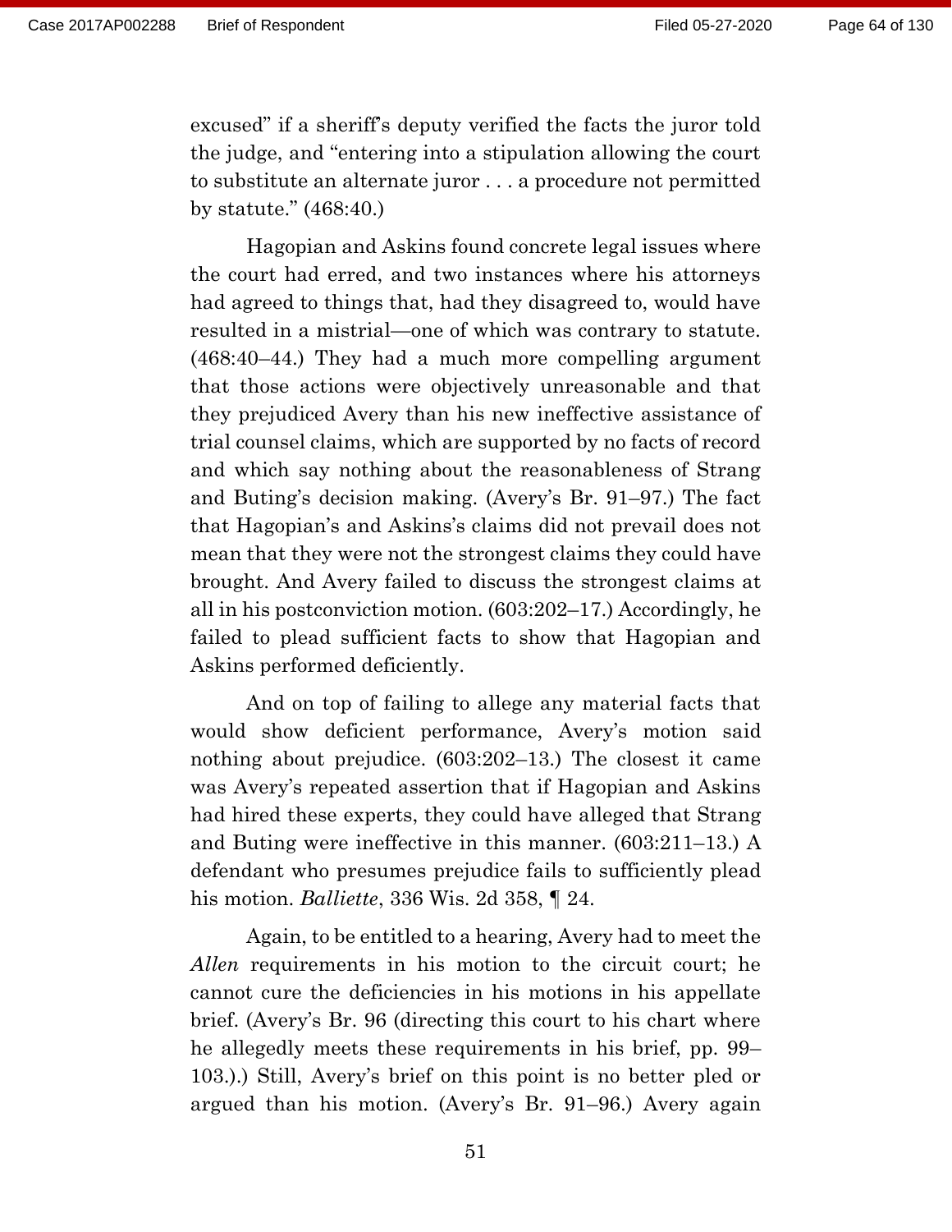excused" if a sheriff's deputy verified the facts the juror told the judge, and "entering into a stipulation allowing the court to substitute an alternate juror . . . a procedure not permitted by statute." (468:40.)

Hagopian and Askins found concrete legal issues where the court had erred, and two instances where his attorneys had agreed to things that, had they disagreed to, would have resulted in a mistrial—one of which was contrary to statute. (468:40–44.) They had a much more compelling argument that those actions were objectively unreasonable and that they prejudiced Avery than his new ineffective assistance of trial counsel claims, which are supported by no facts of record and which say nothing about the reasonableness of Strang and Buting's decision making. (Avery's Br. 91–97.) The fact that Hagopian's and Askins's claims did not prevail does not mean that they were not the strongest claims they could have brought. And Avery failed to discuss the strongest claims at all in his postconviction motion. (603:202–17.) Accordingly, he failed to plead sufficient facts to show that Hagopian and Askins performed deficiently.

And on top of failing to allege any material facts that would show deficient performance, Avery's motion said nothing about prejudice. (603:202–13.) The closest it came was Avery's repeated assertion that if Hagopian and Askins had hired these experts, they could have alleged that Strang and Buting were ineffective in this manner. (603:211–13.) A defendant who presumes prejudice fails to sufficiently plead his motion. *Balliette*, 336 Wis. 2d 358, ¶ 24.

Again, to be entitled to a hearing, Avery had to meet the *Allen* requirements in his motion to the circuit court; he cannot cure the deficiencies in his motions in his appellate brief. (Avery's Br. 96 (directing this court to his chart where he allegedly meets these requirements in his brief, pp. 99–103.).) Still, Avery's brief on this point is no better pled or argued than his motion. (Avery's Br. 91–96.) Avery again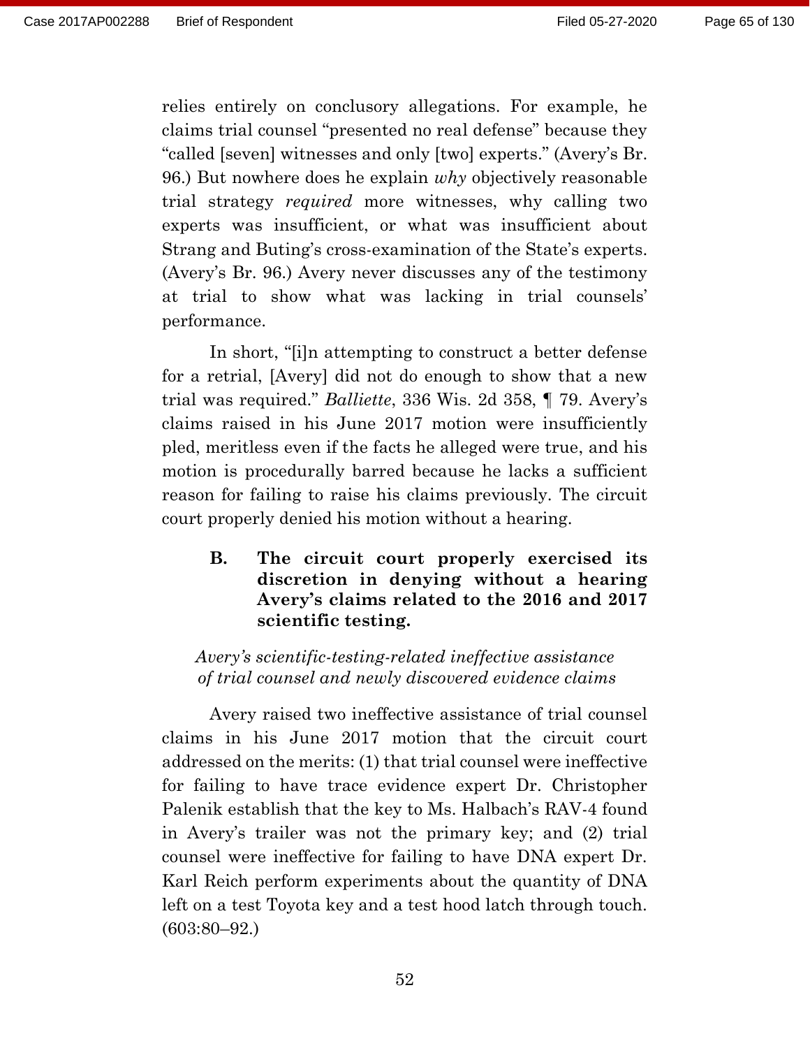relies entirely on conclusory allegations. For example, he claims trial counsel "presented no real defense" because they "called [seven] witnesses and only [two] experts." (Avery's Br. 96.) But nowhere does he explain *why* objectively reasonable trial strategy *required* more witnesses, why calling two experts was insufficient, or what was insufficient about Strang and Buting's cross-examination of the State's experts. (Avery's Br. 96.) Avery never discusses any of the testimony at trial to show what was lacking in trial counsels' performance.

In short, "[i]n attempting to construct a better defense for a retrial, [Avery] did not do enough to show that a new trial was required." *Balliette*, 336 Wis. 2d 358, ¶ 79. Avery's claims raised in his June 2017 motion were insufficiently pled, meritless even if the facts he alleged were true, and his motion is procedurally barred because he lacks a sufficient reason for failing to raise his claims previously. The circuit court properly denied his motion without a hearing.

### B. The circuit court properly exercised its discretion in denying without a hearing Avery's claims related to the 2016 and 2017 scientific testing.

*Avery's scientific-testing-related ineffective assistance of trial counsel and newly discovered evidence claims*

Avery raised two ineffective assistance of trial counsel claims in his June 2017 motion that the circuit court addressed on the merits: (1) that trial counsel were ineffective for failing to have trace evidence expert Dr. Christopher Palenik establish that the key to Ms. Halbach's RAV-4 found in Avery's trailer was not the primary key; and (2) trial counsel were ineffective for failing to have DNA expert Dr. Karl Reich perform experiments about the quantity of DNA left on a test Toyota key and a test hood latch through touch. (603:80–92.)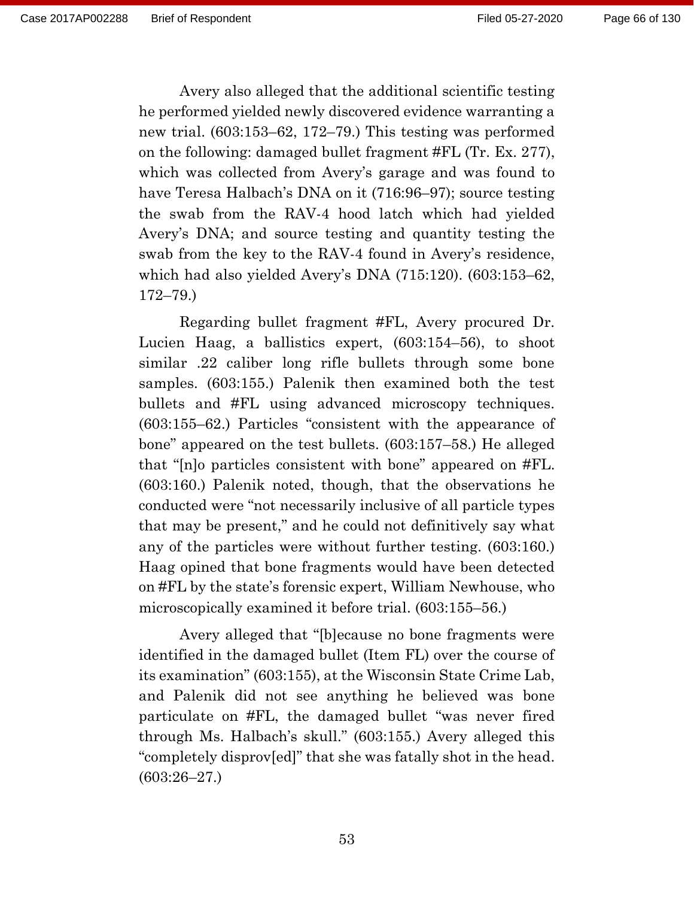Avery also alleged that the additional scientific testing he performed yielded newly discovered evidence warranting a new trial. (603:153–62, 172–79.) This testing was performed on the following: damaged bullet fragment #FL (Tr. Ex. 277), which was collected from Avery's garage and was found to have Teresa Halbach's DNA on it (716:96–97); source testing the swab from the RAV-4 hood latch which had yielded Avery's DNA; and source testing and quantity testing the swab from the key to the RAV-4 found in Avery's residence, which had also yielded Avery's DNA (715:120). (603:153–62, 172–79.)

Regarding bullet fragment #FL, Avery procured Dr. Lucien Haag, a ballistics expert, (603:154–56), to shoot similar .22 caliber long rifle bullets through some bone samples. (603:155.) Palenik then examined both the test bullets and #FL using advanced microscopy techniques. (603:155–62.) Particles "consistent with the appearance of bone" appeared on the test bullets. (603:157–58.) He alleged that "[n]o particles consistent with bone" appeared on #FL. (603:160.) Palenik noted, though, that the observations he conducted were "not necessarily inclusive of all particle types that may be present," and he could not definitively say what any of the particles were without further testing. (603:160.) Haag opined that bone fragments would have been detected on #FL by the state's forensic expert, William Newhouse, who microscopically examined it before trial. (603:155–56.)

Avery alleged that "[b]ecause no bone fragments were identified in the damaged bullet (Item FL) over the course of its examination" (603:155), at the Wisconsin State Crime Lab, and Palenik did not see anything he believed was bone particulate on #FL, the damaged bullet "was never fired through Ms. Halbach's skull." (603:155.) Avery alleged this "completely disprov[ed]" that she was fatally shot in the head. (603:26–27.)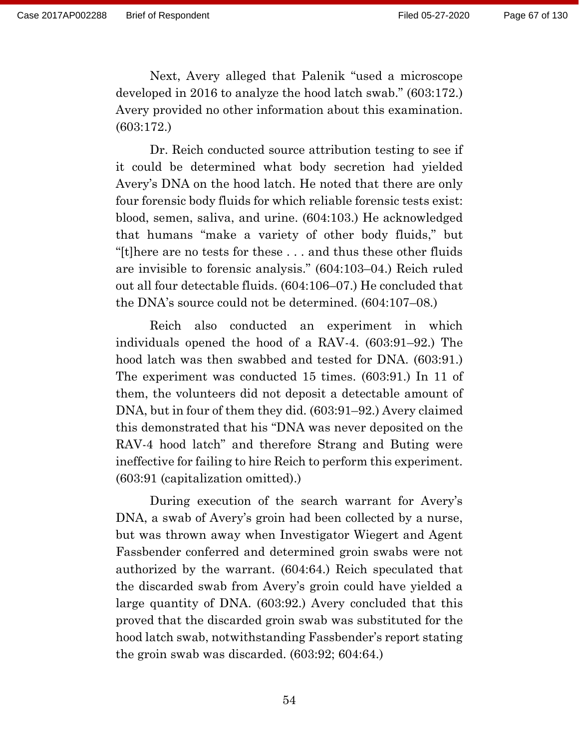Next, Avery alleged that Palenik "used a microscope developed in 2016 to analyze the hood latch swab." (603:172.) Avery provided no other information about this examination. (603:172.)

Dr. Reich conducted source attribution testing to see if it could be determined what body secretion had yielded Avery's DNA on the hood latch. He noted that there are only four forensic body fluids for which reliable forensic tests exist: blood, semen, saliva, and urine. (604:103.) He acknowledged that humans "make a variety of other body fluids," but "[t]here are no tests for these . . . and thus these other fluids are invisible to forensic analysis." (604:103–04.) Reich ruled out all four detectable fluids. (604:106–07.) He concluded that the DNA's source could not be determined. (604:107–08.)

Reich also conducted an experiment in which individuals opened the hood of a RAV-4. (603:91–92.) The hood latch was then swabbed and tested for DNA. (603:91.) The experiment was conducted 15 times. (603:91.) In 11 of them, the volunteers did not deposit a detectable amount of DNA, but in four of them they did. (603:91–92.) Avery claimed this demonstrated that his "DNA was never deposited on the RAV-4 hood latch" and therefore Strang and Buting were ineffective for failing to hire Reich to perform this experiment. (603:91 (capitalization omitted).)

During execution of the search warrant for Avery's DNA, a swab of Avery's groin had been collected by a nurse, but was thrown away when Investigator Wiegert and Agent Fassbender conferred and determined groin swabs were not authorized by the warrant. (604:64.) Reich speculated that the discarded swab from Avery's groin could have yielded a large quantity of DNA. (603:92.) Avery concluded that this proved that the discarded groin swab was substituted for the hood latch swab, notwithstanding Fassbender's report stating the groin swab was discarded. (603:92; 604:64.)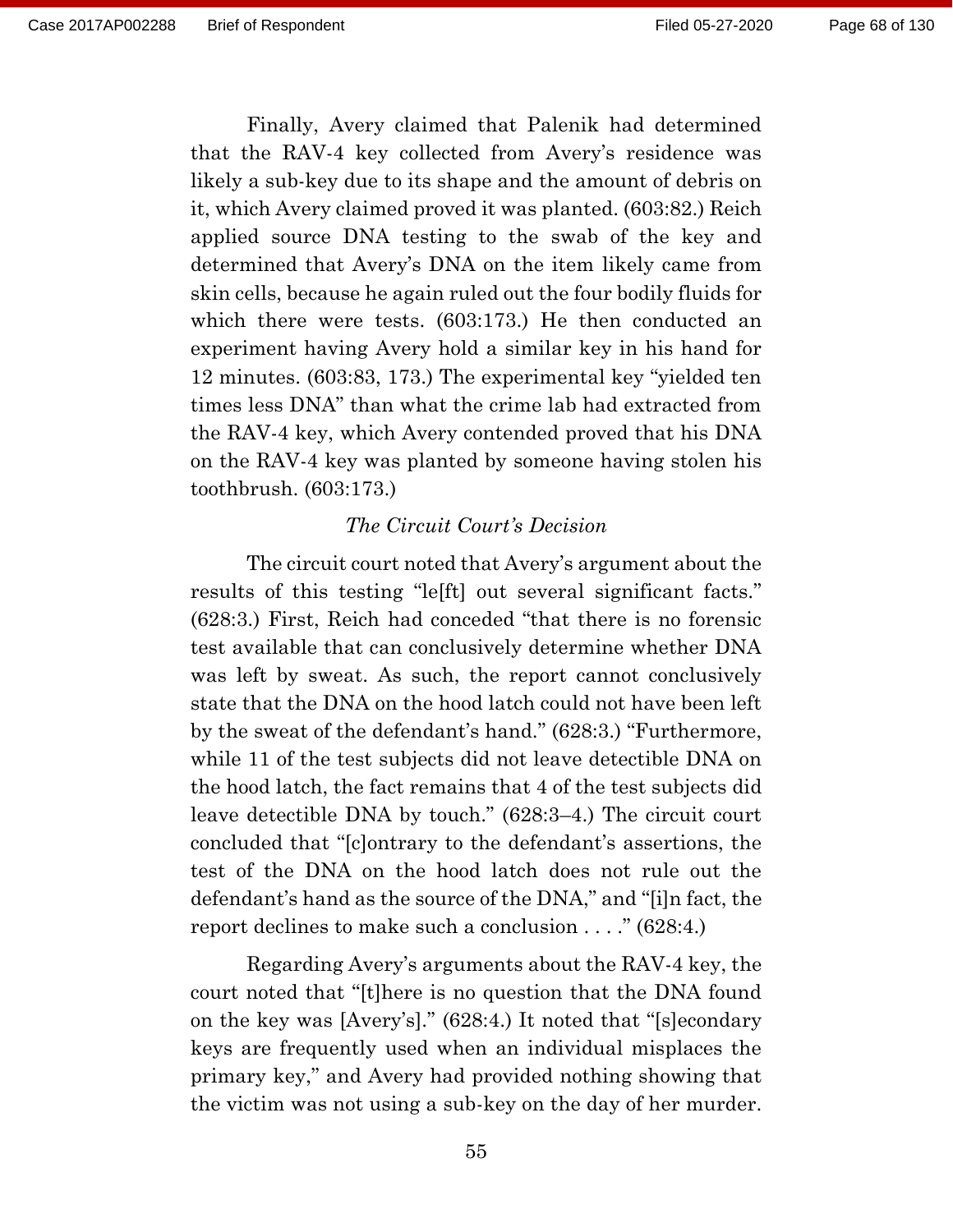Finally, Avery claimed that Palenik had determined that the RAV-4 key collected from Avery's residence was likely a sub-key due to its shape and the amount of debris on it, which Avery claimed proved it was planted. (603:82.) Reich applied source DNA testing to the swab of the key and determined that Avery's DNA on the item likely came from skin cells, because he again ruled out the four bodily fluids for which there were tests. (603:173.) He then conducted an experiment having Avery hold a similar key in his hand for 12 minutes. (603:83, 173.) The experimental key "yielded ten times less DNA" than what the crime lab had extracted from the RAV-4 key, which Avery contended proved that his DNA on the RAV-4 key was planted by someone having stolen his toothbrush. (603:173.)

*The Circuit Court's Decision*

The circuit court noted that Avery's argument about the results of this testing "le[ft] out several significant facts." (628:3.) First, Reich had conceded "that there is no forensic test available that can conclusively determine whether DNA was left by sweat. As such, the report cannot conclusively state that the DNA on the hood latch could not have been left by the sweat of the defendant's hand." (628:3.) "Furthermore, while 11 of the test subjects did not leave detectible DNA on the hood latch, the fact remains that 4 of the test subjects did leave detectible DNA by touch." (628:3–4.) The circuit court concluded that "[c]ontrary to the defendant's assertions, the test of the DNA on the hood latch does not rule out the defendant's hand as the source of the DNA," and "[i]n fact, the report declines to make such a conclusion . . . ." (628:4.)

Regarding Avery's arguments about the RAV-4 key, the court noted that "[t]here is no question that the DNA found on the key was [Avery's]." (628:4.) It noted that "[s]econdary keys are frequently used when an individual misplaces the primary key," and Avery had provided nothing showing that the victim was not using a sub-key on the day of her murder.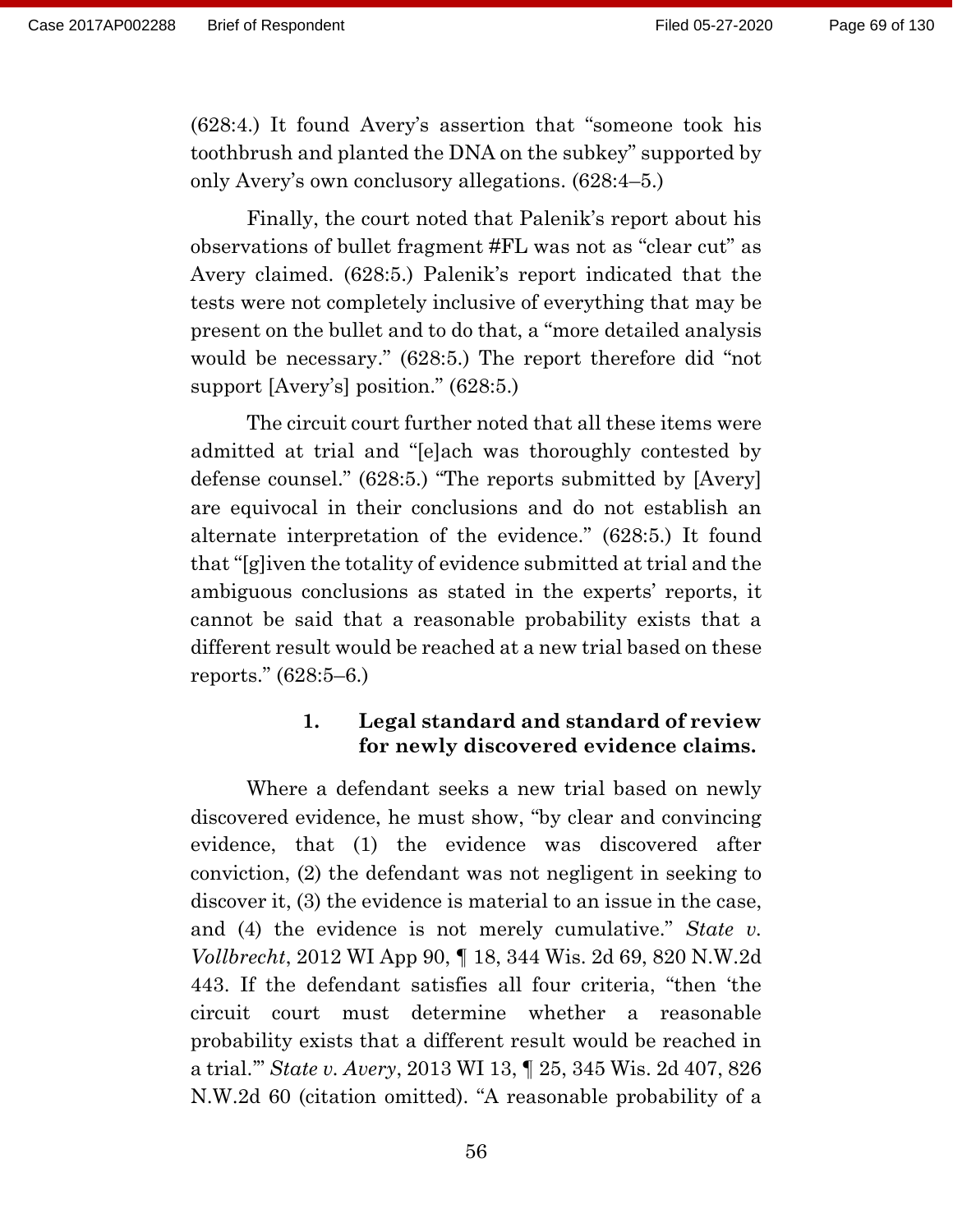(628:4.) It found Avery's assertion that "someone took his toothbrush and planted the DNA on the subkey" supported by only Avery's own conclusory allegations. (628:4–5.)

Finally, the court noted that Palenik's report about his observations of bullet fragment #FL was not as "clear cut" as Avery claimed. (628:5.) Palenik's report indicated that the tests were not completely inclusive of everything that may be present on the bullet and to do that, a "more detailed analysis would be necessary." (628:5.) The report therefore did "not support [Avery's] position." (628:5.)

The circuit court further noted that all these items were admitted at trial and "[e]ach was thoroughly contested by defense counsel." (628:5.) "The reports submitted by [Avery] are equivocal in their conclusions and do not establish an alternate interpretation of the evidence." (628:5.) It found that "[g]iven the totality of evidence submitted at trial and the ambiguous conclusions as stated in the experts' reports, it cannot be said that a reasonable probability exists that a different result would be reached at a new trial based on these reports." (628:5–6.)

#### 1. Legal standard and standard of review for newly discovered evidence claims.

Where a defendant seeks a new trial based on newly discovered evidence, he must show, "by clear and convincing evidence, that (1) the evidence was discovered after conviction, (2) the defendant was not negligent in seeking to discover it, (3) the evidence is material to an issue in the case, and (4) the evidence is not merely cumulative." *State v. Vollbrecht*, 2012 WI App 90, ¶ 18, 344 Wis. 2d 69, 820 N.W.2d 443. If the defendant satisfies all four criteria, "then 'the circuit court must determine whether a reasonable probability exists that a different result would be reached in a trial.'" *State v. Avery*, 2013 WI 13, ¶ 25, 345 Wis. 2d 407, 826 N.W.2d 60 (citation omitted). "A reasonable probability of a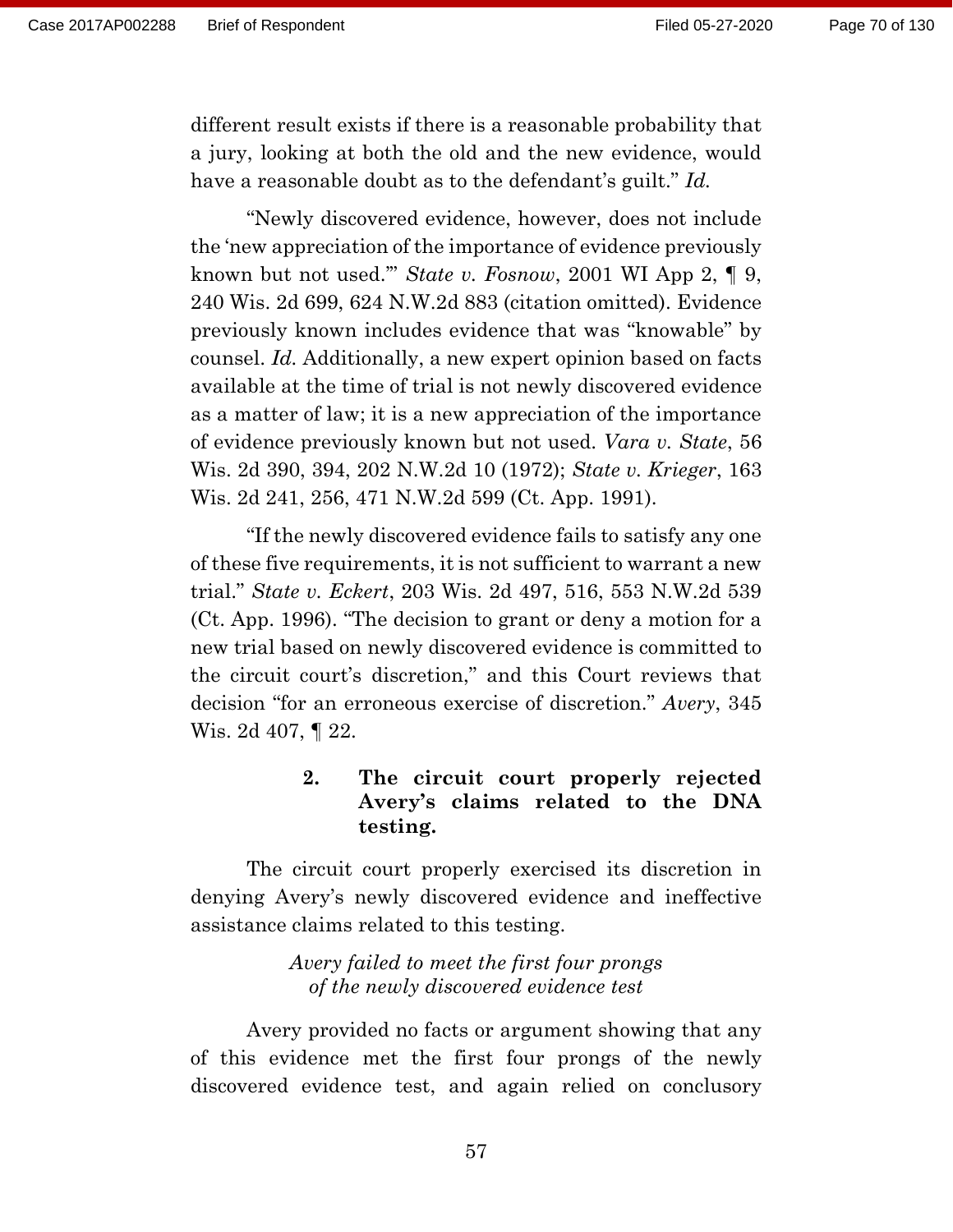different result exists if there is a reasonable probability that a jury, looking at both the old and the new evidence, would have a reasonable doubt as to the defendant's guilt." *Id.*

"Newly discovered evidence, however, does not include the 'new appreciation of the importance of evidence previously known but not used.'" *State v. Fosnow*, 2001 WI App 2, ¶ 9, 240 Wis. 2d 699, 624 N.W.2d 883 (citation omitted). Evidence previously known includes evidence that was "knowable" by counsel. *Id.* Additionally, a new expert opinion based on facts available at the time of trial is not newly discovered evidence as a matter of law; it is a new appreciation of the importance of evidence previously known but not used. *Vara v. State*, 56 Wis. 2d 390, 394, 202 N.W.2d 10 (1972); *State v. Krieger*, 163 Wis. 2d 241, 256, 471 N.W.2d 599 (Ct. App. 1991).

"If the newly discovered evidence fails to satisfy any one of these five requirements, it is not sufficient to warrant a new trial." *State v. Eckert*, 203 Wis. 2d 497, 516, 553 N.W.2d 539 (Ct. App. 1996). "The decision to grant or deny a motion for a new trial based on newly discovered evidence is committed to the circuit court's discretion," and this Court reviews that decision "for an erroneous exercise of discretion." *Avery*, 345 Wis. 2d 407, ¶ 22.

#### 2. The circuit court properly rejected Avery's claims related to the DNA testing.

The circuit court properly exercised its discretion in denying Avery's newly discovered evidence and ineffective assistance claims related to this testing.

*Avery failed to meet the first four prongs of the newly discovered evidence test*

Avery provided no facts or argument showing that any of this evidence met the first four prongs of the newly discovered evidence test, and again relied on conclusory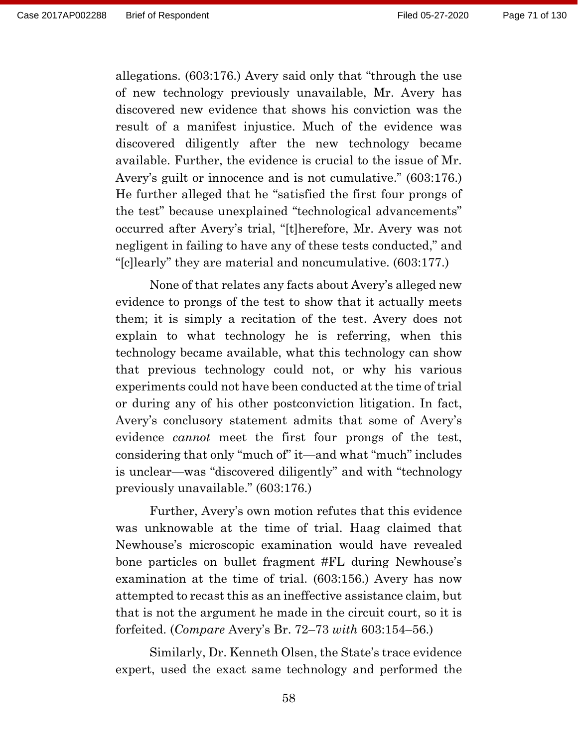allegations. (603:176.) Avery said only that "through the use of new technology previously unavailable, Mr. Avery has discovered new evidence that shows his conviction was the result of a manifest injustice. Much of the evidence was discovered diligently after the new technology became available. Further, the evidence is crucial to the issue of Mr. Avery's guilt or innocence and is not cumulative." (603:176.) He further alleged that he "satisfied the first four prongs of the test" because unexplained "technological advancements" occurred after Avery's trial, "[t]herefore, Mr. Avery was not negligent in failing to have any of these tests conducted," and "[c]learly" they are material and noncumulative. (603:177.)

None of that relates any facts about Avery's alleged new evidence to prongs of the test to show that it actually meets them; it is simply a recitation of the test. Avery does not explain to what technology he is referring, when this technology became available, what this technology can show that previous technology could not, or why his various experiments could not have been conducted at the time of trial or during any of his other postconviction litigation. In fact, Avery's conclusory statement admits that some of Avery's evidence *cannot* meet the first four prongs of the test, considering that only "much of" it—and what "much" includes is unclear—was "discovered diligently" and with "technology previously unavailable." (603:176.)

Further, Avery's own motion refutes that this evidence was unknowable at the time of trial. Haag claimed that Newhouse's microscopic examination would have revealed bone particles on bullet fragment #FL during Newhouse's examination at the time of trial. (603:156.) Avery has now attempted to recast this as an ineffective assistance claim, but that is not the argument he made in the circuit court, so it is forfeited. (*Compare* Avery's Br. 72–73 *with* 603:154–56.)

Similarly, Dr. Kenneth Olsen, the State's trace evidence expert, used the exact same technology and performed the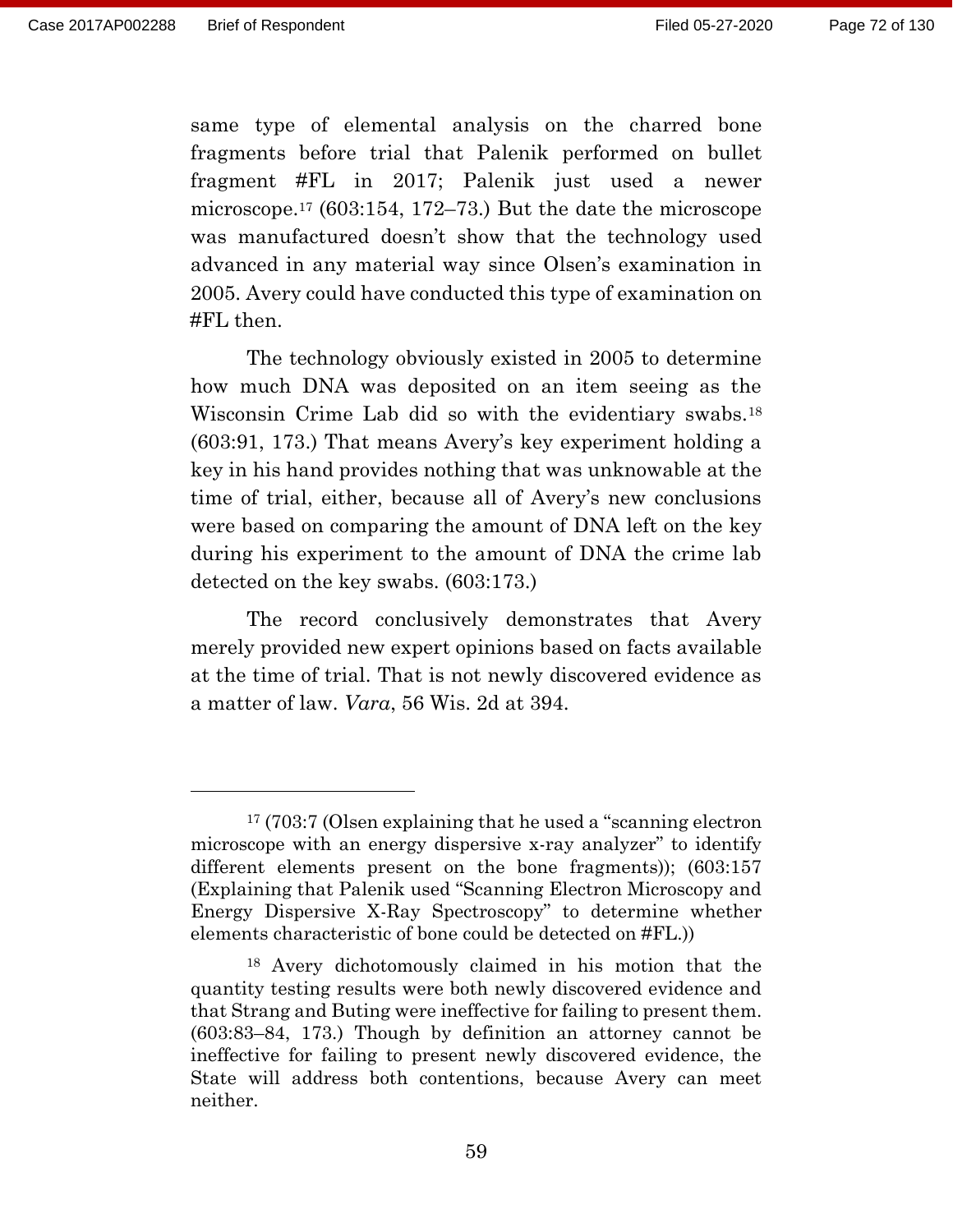same type of elemental analysis on the charred bone fragments before trial that Palenik performed on bullet fragment #FL in 2017; Palenik just used a newer microscope.[17] (603:154, 172–73.) But the date the microscope was manufactured doesn't show that the technology used advanced in any material way since Olsen's examination in 2005. Avery could have conducted this type of examination on #FL then.

The technology obviously existed in 2005 to determine how much DNA was deposited on an item seeing as the Wisconsin Crime Lab did so with the evidentiary swabs.[18] (603:91, 173.) That means Avery's key experiment holding a key in his hand provides nothing that was unknowable at the time of trial, either, because all of Avery's new conclusions were based on comparing the amount of DNA left on the key during his experiment to the amount of DNA the crime lab detected on the key swabs. (603:173.)

The record conclusively demonstrates that Avery merely provided new expert opinions based on facts available at the time of trial. That is not newly discovered evidence as a matter of law. *Vara*, 56 Wis. 2d at 394.

---

[17] (703:7 (Olsen explaining that he used a "scanning electron microscope with an energy dispersive x-ray analyzer" to identify different elements present on the bone fragments)); (603:157 (Explaining that Palenik used "Scanning Electron Microscopy and Energy Dispersive X-Ray Spectroscopy" to determine whether elements characteristic of bone could be detected on #FL.))

[18] Avery dichotomously claimed in his motion that the quantity testing results were both newly discovered evidence and that Strang and Buting were ineffective for failing to present them. (603:83–84, 173.) Though by definition an attorney cannot be ineffective for failing to present newly discovered evidence, the State will address both contentions, because Avery can meet neither.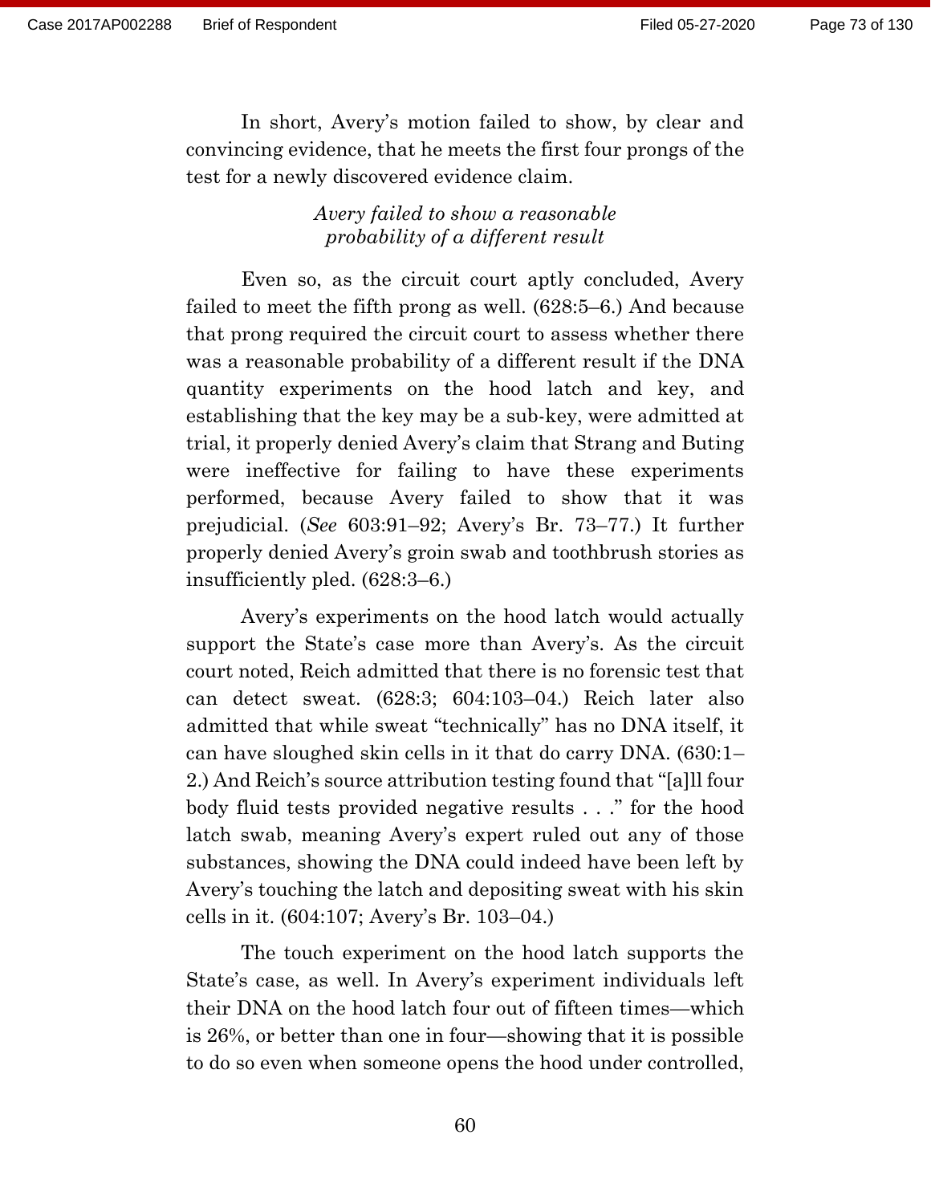In short, Avery's motion failed to show, by clear and convincing evidence, that he meets the first four prongs of the test for a newly discovered evidence claim.

*Avery failed to show a reasonable probability of a different result*

Even so, as the circuit court aptly concluded, Avery failed to meet the fifth prong as well. (628:5–6.) And because that prong required the circuit court to assess whether there was a reasonable probability of a different result if the DNA quantity experiments on the hood latch and key, and establishing that the key may be a sub-key, were admitted at trial, it properly denied Avery's claim that Strang and Buting were ineffective for failing to have these experiments performed, because Avery failed to show that it was prejudicial. (*See* 603:91–92; Avery's Br. 73–77.) It further properly denied Avery's groin swab and toothbrush stories as insufficiently pled. (628:3–6.)

Avery's experiments on the hood latch would actually support the State's case more than Avery's. As the circuit court noted, Reich admitted that there is no forensic test that can detect sweat. (628:3; 604:103–04.) Reich later also admitted that while sweat "technically" has no DNA itself, it can have sloughed skin cells in it that do carry DNA. (630:1–2.) And Reich's source attribution testing found that "[a]ll four body fluid tests provided negative results . . ." for the hood latch swab, meaning Avery's expert ruled out any of those substances, showing the DNA could indeed have been left by Avery's touching the latch and depositing sweat with his skin cells in it. (604:107; Avery's Br. 103–04.)

The touch experiment on the hood latch supports the State's case, as well. In Avery's experiment individuals left their DNA on the hood latch four out of fifteen times—which is 26%, or better than one in four—showing that it is possible to do so even when someone opens the hood under controlled,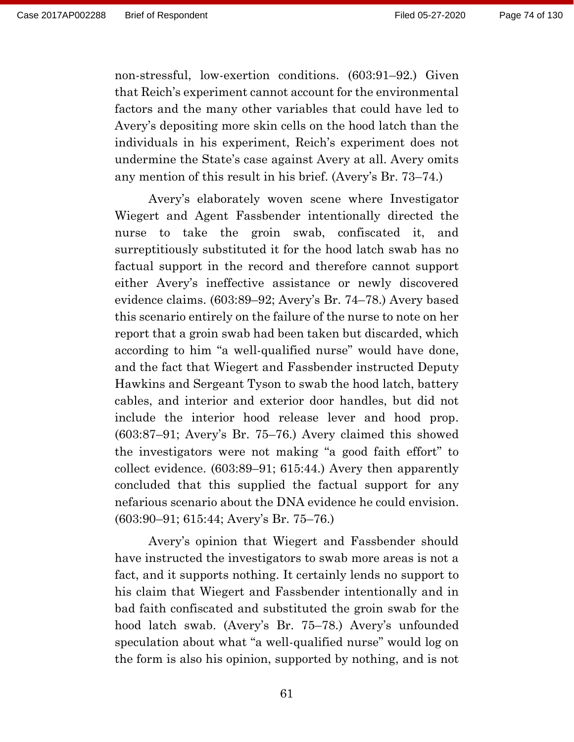non-stressful, low-exertion conditions. (603:91–92.) Given that Reich's experiment cannot account for the environmental factors and the many other variables that could have led to Avery's depositing more skin cells on the hood latch than the individuals in his experiment, Reich's experiment does not undermine the State's case against Avery at all. Avery omits any mention of this result in his brief. (Avery's Br. 73–74.)

Avery's elaborately woven scene where Investigator Wiegert and Agent Fassbender intentionally directed the nurse to take the groin swab, confiscated it, and surreptitiously substituted it for the hood latch swab has no factual support in the record and therefore cannot support either Avery's ineffective assistance or newly discovered evidence claims. (603:89–92; Avery's Br. 74–78.) Avery based this scenario entirely on the failure of the nurse to note on her report that a groin swab had been taken but discarded, which according to him "a well-qualified nurse" would have done, and the fact that Wiegert and Fassbender instructed Deputy Hawkins and Sergeant Tyson to swab the hood latch, battery cables, and interior and exterior door handles, but did not include the interior hood release lever and hood prop. (603:87–91; Avery's Br. 75–76.) Avery claimed this showed the investigators were not making "a good faith effort" to collect evidence. (603:89–91; 615:44.) Avery then apparently concluded that this supplied the factual support for any nefarious scenario about the DNA evidence he could envision. (603:90–91; 615:44; Avery's Br. 75–76.)

Avery's opinion that Wiegert and Fassbender should have instructed the investigators to swab more areas is not a fact, and it supports nothing. It certainly lends no support to his claim that Wiegert and Fassbender intentionally and in bad faith confiscated and substituted the groin swab for the hood latch swab. (Avery's Br. 75–78.) Avery's unfounded speculation about what "a well-qualified nurse" would log on the form is also his opinion, supported by nothing, and is not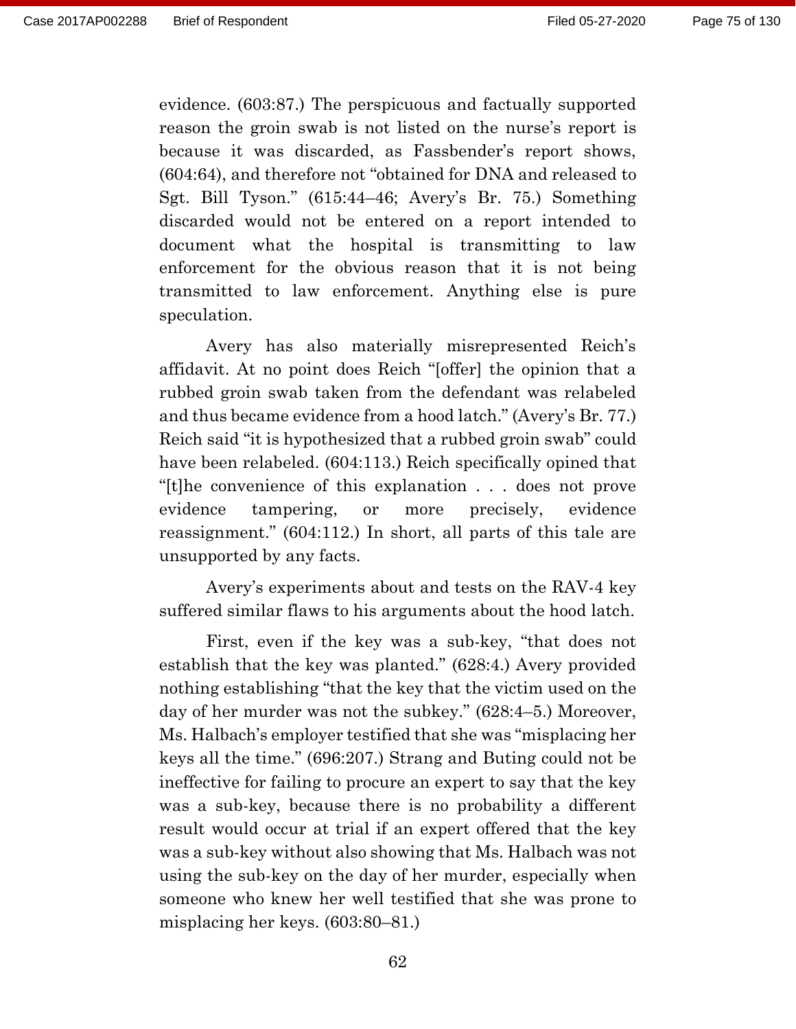evidence. (603:87.) The perspicuous and factually supported reason the groin swab is not listed on the nurse's report is because it was discarded, as Fassbender's report shows, (604:64), and therefore not "obtained for DNA and released to Sgt. Bill Tyson." (615:44–46; Avery's Br. 75.) Something discarded would not be entered on a report intended to document what the hospital is transmitting to law enforcement for the obvious reason that it is not being transmitted to law enforcement. Anything else is pure speculation.

Avery has also materially misrepresented Reich's affidavit. At no point does Reich "[offer] the opinion that a rubbed groin swab taken from the defendant was relabeled and thus became evidence from a hood latch." (Avery's Br. 77.) Reich said "it is hypothesized that a rubbed groin swab" could have been relabeled. (604:113.) Reich specifically opined that "[t]he convenience of this explanation . . . does not prove evidence tampering, or more precisely, evidence reassignment." (604:112.) In short, all parts of this tale are unsupported by any facts.

Avery's experiments about and tests on the RAV-4 key suffered similar flaws to his arguments about the hood latch.

First, even if the key was a sub-key, "that does not establish that the key was planted." (628:4.) Avery provided nothing establishing "that the key that the victim used on the day of her murder was not the subkey." (628:4–5.) Moreover, Ms. Halbach's employer testified that she was "misplacing her keys all the time." (696:207.) Strang and Buting could not be ineffective for failing to procure an expert to say that the key was a sub-key, because there is no probability a different result would occur at trial if an expert offered that the key was a sub-key without also showing that Ms. Halbach was not using the sub-key on the day of her murder, especially when someone who knew her well testified that she was prone to misplacing her keys. (603:80–81.)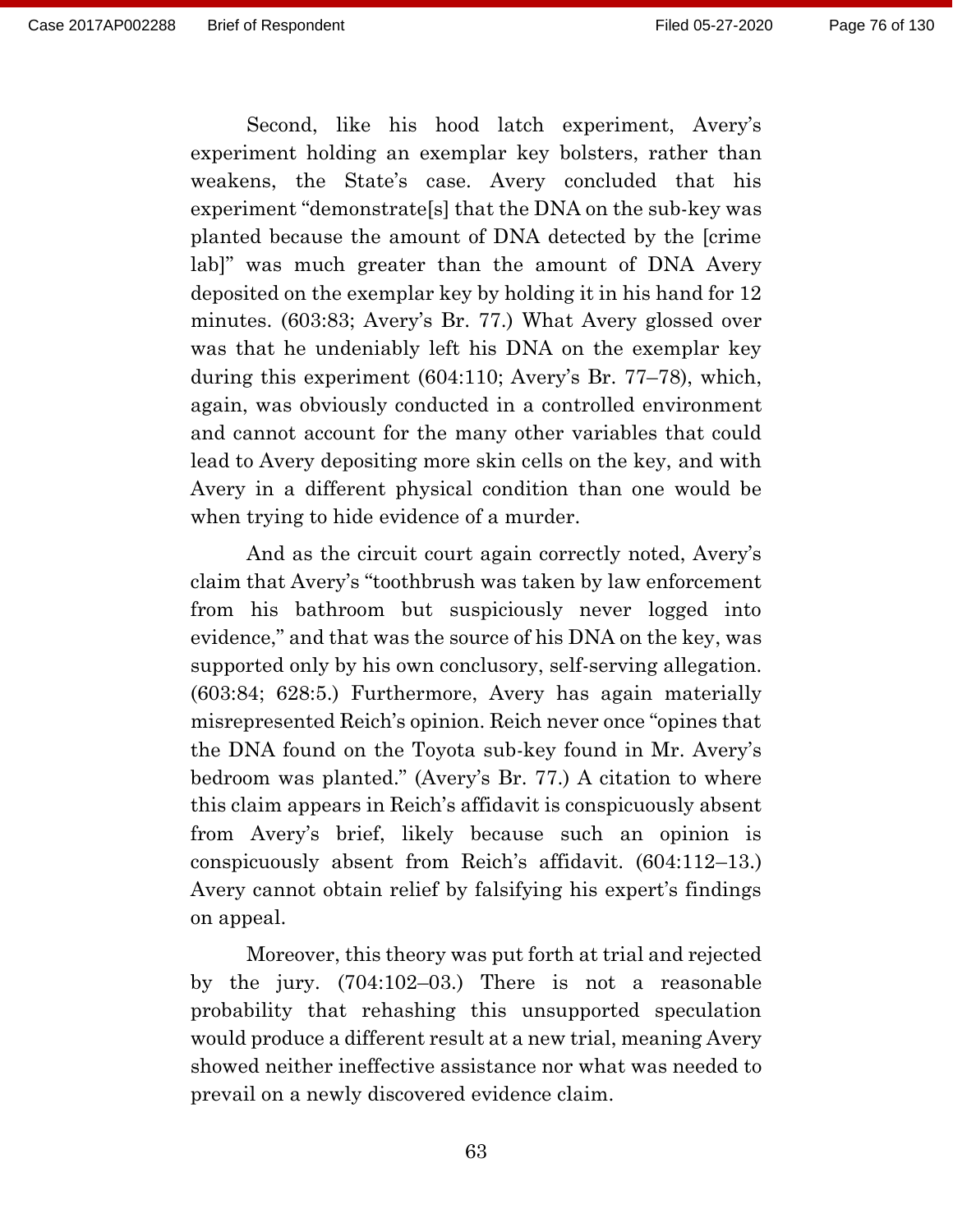Second, like his hood latch experiment, Avery's experiment holding an exemplar key bolsters, rather than weakens, the State's case. Avery concluded that his experiment "demonstrate[s] that the DNA on the sub-key was planted because the amount of DNA detected by the [crime lab]" was much greater than the amount of DNA Avery deposited on the exemplar key by holding it in his hand for 12 minutes. (603:83; Avery's Br. 77.) What Avery glossed over was that he undeniably left his DNA on the exemplar key during this experiment (604:110; Avery's Br. 77–78), which, again, was obviously conducted in a controlled environment and cannot account for the many other variables that could lead to Avery depositing more skin cells on the key, and with Avery in a different physical condition than one would be when trying to hide evidence of a murder.

And as the circuit court again correctly noted, Avery's claim that Avery's "toothbrush was taken by law enforcement from his bathroom but suspiciously never logged into evidence," and that was the source of his DNA on the key, was supported only by his own conclusory, self-serving allegation. (603:84; 628:5.) Furthermore, Avery has again materially misrepresented Reich's opinion. Reich never once "opines that the DNA found on the Toyota sub-key found in Mr. Avery's bedroom was planted." (Avery's Br. 77.) A citation to where this claim appears in Reich's affidavit is conspicuously absent from Avery's brief, likely because such an opinion is conspicuously absent from Reich's affidavit. (604:112–13.) Avery cannot obtain relief by falsifying his expert's findings on appeal.

Moreover, this theory was put forth at trial and rejected by the jury. (704:102–03.) There is not a reasonable probability that rehashing this unsupported speculation would produce a different result at a new trial, meaning Avery showed neither ineffective assistance nor what was needed to prevail on a newly discovered evidence claim.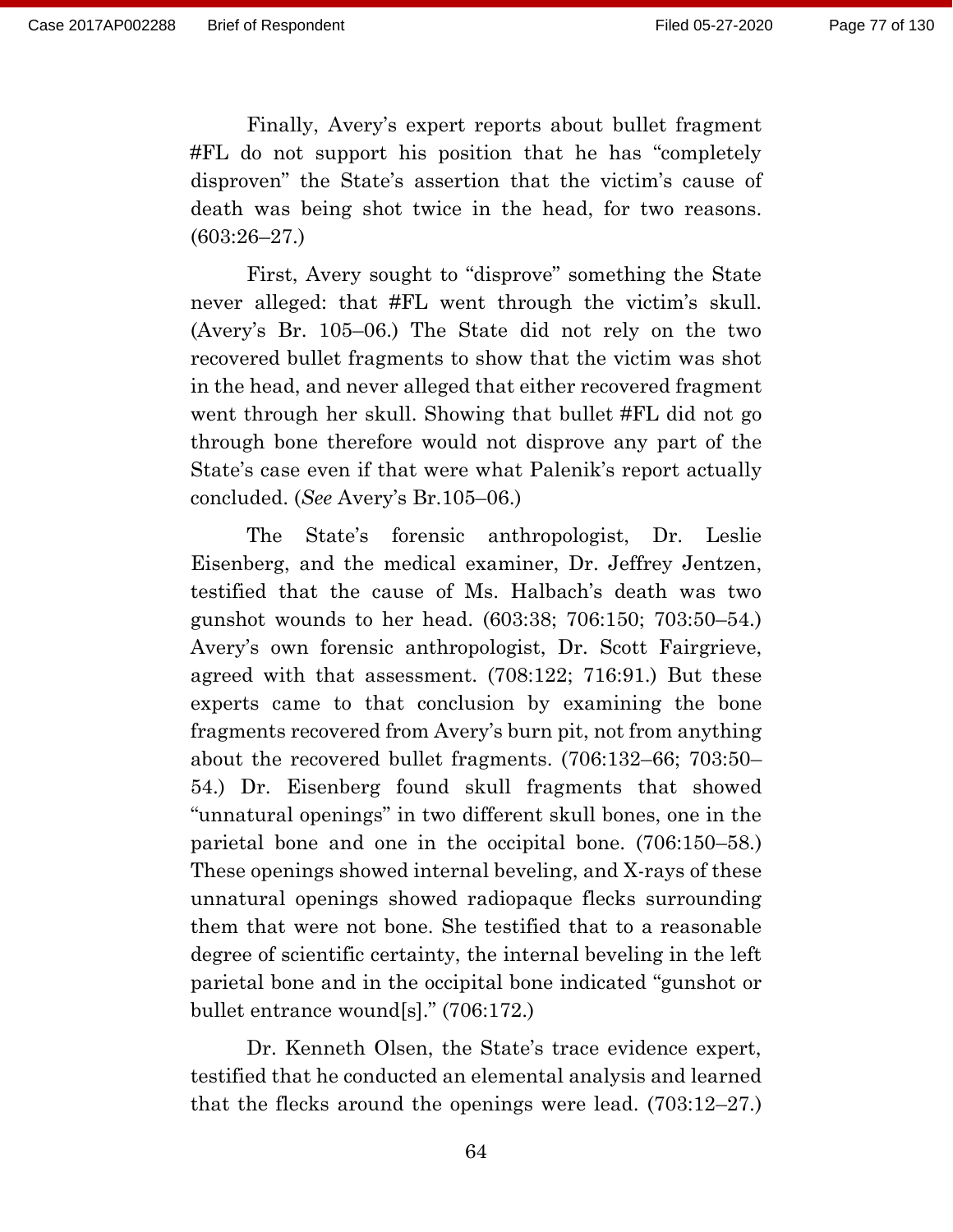Finally, Avery's expert reports about bullet fragment #FL do not support his position that he has "completely disproven" the State's assertion that the victim's cause of death was being shot twice in the head, for two reasons. (603:26–27.)

First, Avery sought to "disprove" something the State never alleged: that #FL went through the victim's skull. (Avery's Br. 105–06.) The State did not rely on the two recovered bullet fragments to show that the victim was shot in the head, and never alleged that either recovered fragment went through her skull. Showing that bullet #FL did not go through bone therefore would not disprove any part of the State's case even if that were what Palenik's report actually concluded. (*See* Avery's Br.105–06.)

The State's forensic anthropologist, Dr. Leslie Eisenberg, and the medical examiner, Dr. Jeffrey Jentzen, testified that the cause of Ms. Halbach's death was two gunshot wounds to her head. (603:38; 706:150; 703:50–54.) Avery's own forensic anthropologist, Dr. Scott Fairgrieve, agreed with that assessment. (708:122; 716:91.) But these experts came to that conclusion by examining the bone fragments recovered from Avery's burn pit, not from anything about the recovered bullet fragments. (706:132–66; 703:50–54.) Dr. Eisenberg found skull fragments that showed "unnatural openings" in two different skull bones, one in the parietal bone and one in the occipital bone. (706:150–58.) These openings showed internal beveling, and X-rays of these unnatural openings showed radiopaque flecks surrounding them that were not bone. She testified that to a reasonable degree of scientific certainty, the internal beveling in the left parietal bone and in the occipital bone indicated "gunshot or bullet entrance wound[s]." (706:172.)

Dr. Kenneth Olsen, the State's trace evidence expert, testified that he conducted an elemental analysis and learned that the flecks around the openings were lead. (703:12–27.)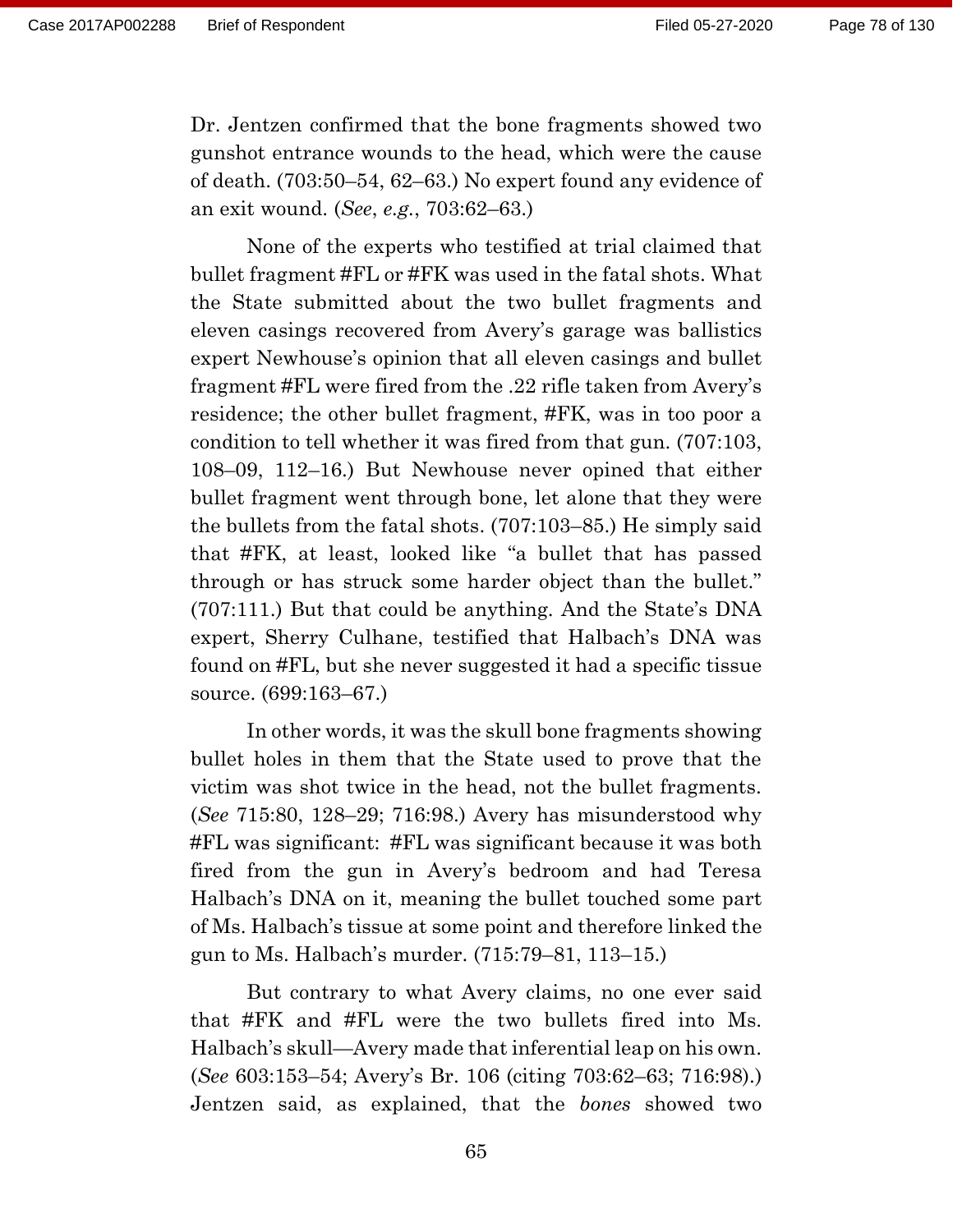Dr. Jentzen confirmed that the bone fragments showed two gunshot entrance wounds to the head, which were the cause of death. (703:50–54, 62–63.) No expert found any evidence of an exit wound. (*See*, *e.g.*, 703:62–63.)

None of the experts who testified at trial claimed that bullet fragment #FL or #FK was used in the fatal shots. What the State submitted about the two bullet fragments and eleven casings recovered from Avery's garage was ballistics expert Newhouse's opinion that all eleven casings and bullet fragment #FL were fired from the .22 rifle taken from Avery's residence; the other bullet fragment, #FK, was in too poor a condition to tell whether it was fired from that gun. (707:103, 108–09, 112–16.) But Newhouse never opined that either bullet fragment went through bone, let alone that they were the bullets from the fatal shots. (707:103–85.) He simply said that #FK, at least, looked like "a bullet that has passed through or has struck some harder object than the bullet." (707:111.) But that could be anything. And the State's DNA expert, Sherry Culhane, testified that Halbach's DNA was found on #FL, but she never suggested it had a specific tissue source. (699:163–67.)

In other words, it was the skull bone fragments showing bullet holes in them that the State used to prove that the victim was shot twice in the head, not the bullet fragments. (*See* 715:80, 128–29; 716:98.) Avery has misunderstood why #FL was significant: #FL was significant because it was both fired from the gun in Avery's bedroom and had Teresa Halbach's DNA on it, meaning the bullet touched some part of Ms. Halbach's tissue at some point and therefore linked the gun to Ms. Halbach's murder. (715:79–81, 113–15.)

But contrary to what Avery claims, no one ever said that #FK and #FL were the two bullets fired into Ms. Halbach's skull—Avery made that inferential leap on his own. (*See* 603:153–54; Avery's Br. 106 (citing 703:62–63; 716:98).) Jentzen said, as explained, that the *bones* showed two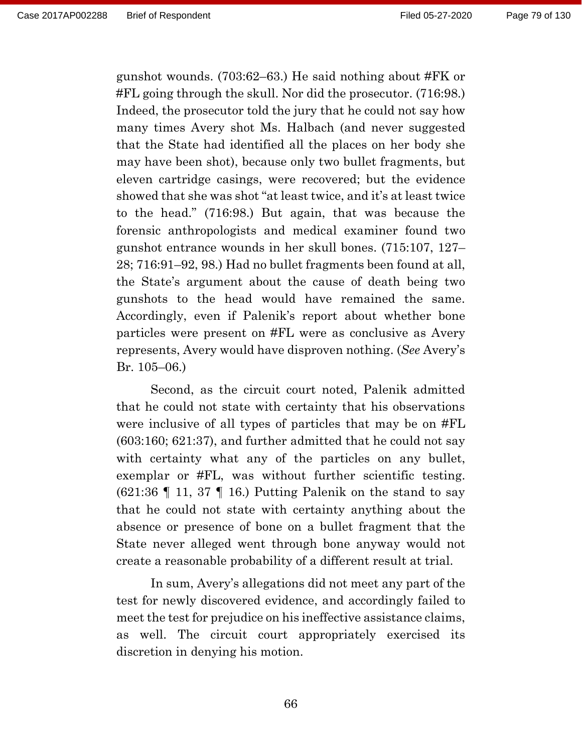gunshot wounds. (703:62–63.) He said nothing about #FK or #FL going through the skull. Nor did the prosecutor. (716:98.) Indeed, the prosecutor told the jury that he could not say how many times Avery shot Ms. Halbach (and never suggested that the State had identified all the places on her body she may have been shot), because only two bullet fragments, but eleven cartridge casings, were recovered; but the evidence showed that she was shot "at least twice, and it's at least twice to the head." (716:98.) But again, that was because the forensic anthropologists and medical examiner found two gunshot entrance wounds in her skull bones. (715:107, 127–28; 716:91–92, 98.) Had no bullet fragments been found at all, the State's argument about the cause of death being two gunshots to the head would have remained the same. Accordingly, even if Palenik's report about whether bone particles were present on #FL were as conclusive as Avery represents, Avery would have disproven nothing. (*See* Avery's Br. 105–06.)

Second, as the circuit court noted, Palenik admitted that he could not state with certainty that his observations were inclusive of all types of particles that may be on #FL (603:160; 621:37), and further admitted that he could not say with certainty what any of the particles on any bullet, exemplar or #FL, was without further scientific testing. (621:36 ¶ 11, 37 ¶ 16.) Putting Palenik on the stand to say that he could not state with certainty anything about the absence or presence of bone on a bullet fragment that the State never alleged went through bone anyway would not create a reasonable probability of a different result at trial.

In sum, Avery's allegations did not meet any part of the test for newly discovered evidence, and accordingly failed to meet the test for prejudice on his ineffective assistance claims, as well. The circuit court appropriately exercised its discretion in denying his motion.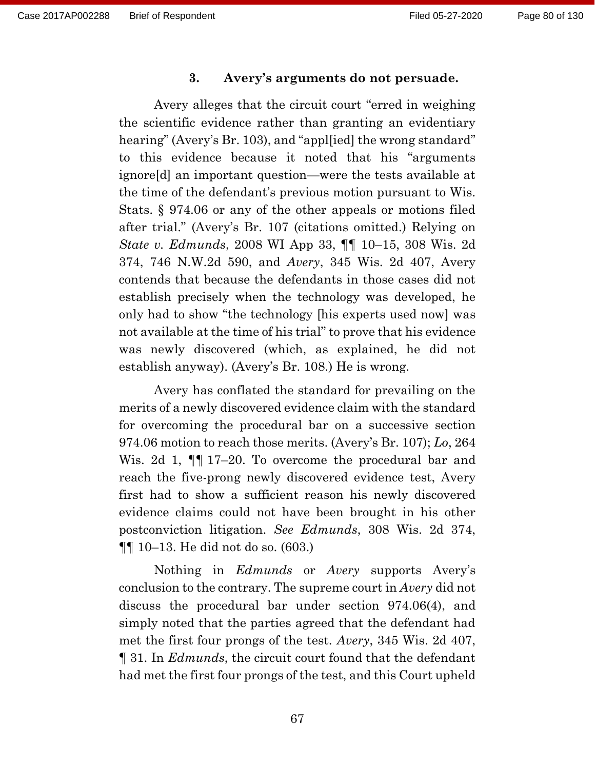### 3. Avery's arguments do not persuade.

Avery alleges that the circuit court "erred in weighing the scientific evidence rather than granting an evidentiary hearing" (Avery's Br. 103), and "appl[ied] the wrong standard" to this evidence because it noted that his "arguments ignore[d] an important question—were the tests available at the time of the defendant's previous motion pursuant to Wis. Stats. § 974.06 or any of the other appeals or motions filed after trial." (Avery's Br. 107 (citations omitted.) Relying on *State v. Edmunds*, 2008 WI App 33, ¶¶ 10–15, 308 Wis. 2d 374, 746 N.W.2d 590, and *Avery*, 345 Wis. 2d 407, Avery contends that because the defendants in those cases did not establish precisely when the technology was developed, he only had to show "the technology [his experts used now] was not available at the time of his trial" to prove that his evidence was newly discovered (which, as explained, he did not establish anyway). (Avery's Br. 108.) He is wrong.

Avery has conflated the standard for prevailing on the merits of a newly discovered evidence claim with the standard for overcoming the procedural bar on a successive section 974.06 motion to reach those merits. (Avery's Br. 107); *Lo*, 264 Wis. 2d 1, ¶¶ 17–20. To overcome the procedural bar and reach the five-prong newly discovered evidence test, Avery first had to show a sufficient reason his newly discovered evidence claims could not have been brought in his other postconviction litigation. *See Edmunds*, 308 Wis. 2d 374, ¶¶ 10–13. He did not do so. (603.)

Nothing in *Edmunds* or *Avery* supports Avery's conclusion to the contrary. The supreme court in *Avery* did not discuss the procedural bar under section 974.06(4), and simply noted that the parties agreed that the defendant had met the first four prongs of the test. *Avery*, 345 Wis. 2d 407, ¶ 31. In *Edmunds*, the circuit court found that the defendant had met the first four prongs of the test, and this Court upheld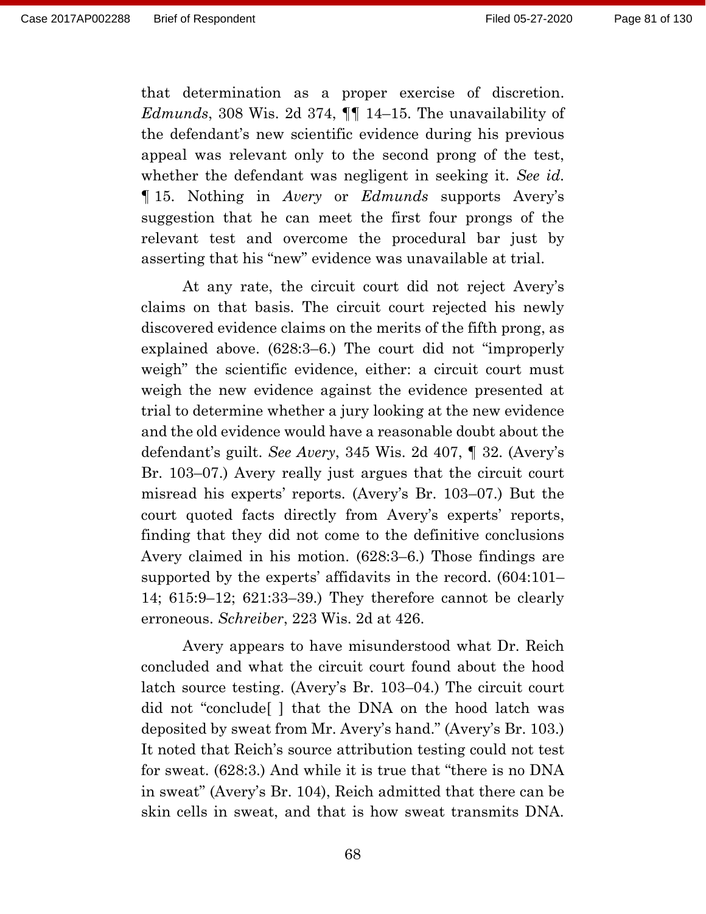that determination as a proper exercise of discretion. *Edmunds*, 308 Wis. 2d 374, ¶¶ 14–15. The unavailability of the defendant's new scientific evidence during his previous appeal was relevant only to the second prong of the test, whether the defendant was negligent in seeking it. *See id.* ¶ 15. Nothing in *Avery* or *Edmunds* supports Avery's suggestion that he can meet the first four prongs of the relevant test and overcome the procedural bar just by asserting that his "new" evidence was unavailable at trial.

At any rate, the circuit court did not reject Avery's claims on that basis. The circuit court rejected his newly discovered evidence claims on the merits of the fifth prong, as explained above. (628:3–6.) The court did not "improperly weigh" the scientific evidence, either: a circuit court must weigh the new evidence against the evidence presented at trial to determine whether a jury looking at the new evidence and the old evidence would have a reasonable doubt about the defendant's guilt. *See Avery*, 345 Wis. 2d 407, ¶ 32. (Avery's Br. 103–07.) Avery really just argues that the circuit court misread his experts' reports. (Avery's Br. 103–07.) But the court quoted facts directly from Avery's experts' reports, finding that they did not come to the definitive conclusions Avery claimed in his motion. (628:3–6.) Those findings are supported by the experts' affidavits in the record. (604:101–14; 615:9–12; 621:33–39.) They therefore cannot be clearly erroneous. *Schreiber*, 223 Wis. 2d at 426.

Avery appears to have misunderstood what Dr. Reich concluded and what the circuit court found about the hood latch source testing. (Avery's Br. 103–04.) The circuit court did not "conclude[ ] that the DNA on the hood latch was deposited by sweat from Mr. Avery's hand." (Avery's Br. 103.) It noted that Reich's source attribution testing could not test for sweat. (628:3.) And while it is true that "there is no DNA in sweat" (Avery's Br. 104), Reich admitted that there can be skin cells in sweat, and that is how sweat transmits DNA.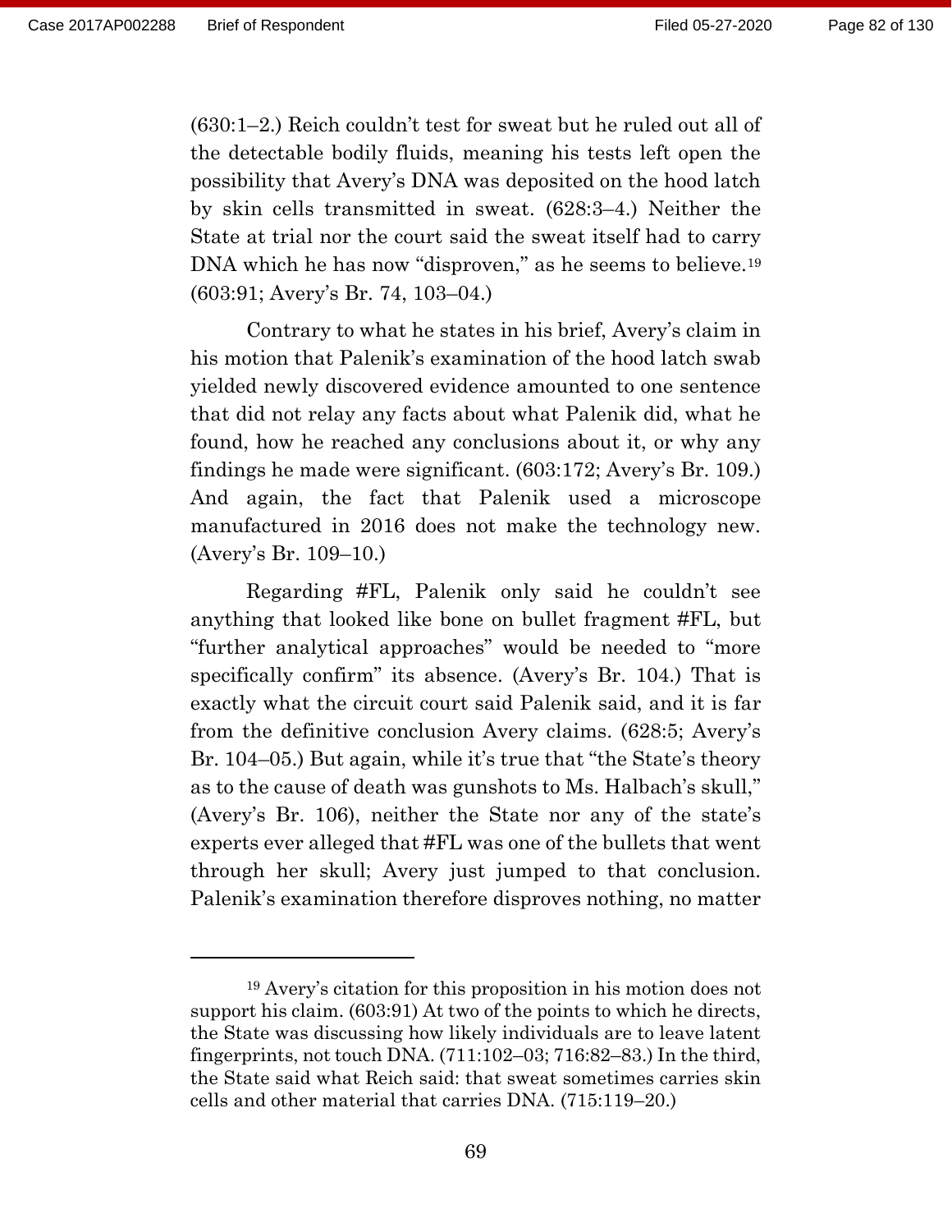(630:1–2.) Reich couldn't test for sweat but he ruled out all of the detectable bodily fluids, meaning his tests left open the possibility that Avery's DNA was deposited on the hood latch by skin cells transmitted in sweat. (628:3–4.) Neither the State at trial nor the court said the sweat itself had to carry DNA which he has now "disproven," as he seems to believe.[19] (603:91; Avery's Br. 74, 103–04.)

Contrary to what he states in his brief, Avery's claim in his motion that Palenik's examination of the hood latch swab yielded newly discovered evidence amounted to one sentence that did not relay any facts about what Palenik did, what he found, how he reached any conclusions about it, or why any findings he made were significant. (603:172; Avery's Br. 109.) And again, the fact that Palenik used a microscope manufactured in 2016 does not make the technology new. (Avery's Br. 109–10.)

Regarding #FL, Palenik only said he couldn't see anything that looked like bone on bullet fragment #FL, but "further analytical approaches" would be needed to "more specifically confirm" its absence. (Avery's Br. 104.) That is exactly what the circuit court said Palenik said, and it is far from the definitive conclusion Avery claims. (628:5; Avery's Br. 104–05.) But again, while it's true that "the State's theory as to the cause of death was gunshots to Ms. Halbach's skull," (Avery's Br. 106), neither the State nor any of the state's experts ever alleged that #FL was one of the bullets that went through her skull; Avery just jumped to that conclusion. Palenik's examination therefore disproves nothing, no matter

---

[19] Avery's citation for this proposition in his motion does not support his claim. (603:91) At two of the points to which he directs, the State was discussing how likely individuals are to leave latent fingerprints, not touch DNA. (711:102–03; 716:82–83.) In the third, the State said what Reich said: that sweat sometimes carries skin cells and other material that carries DNA. (715:119–20.)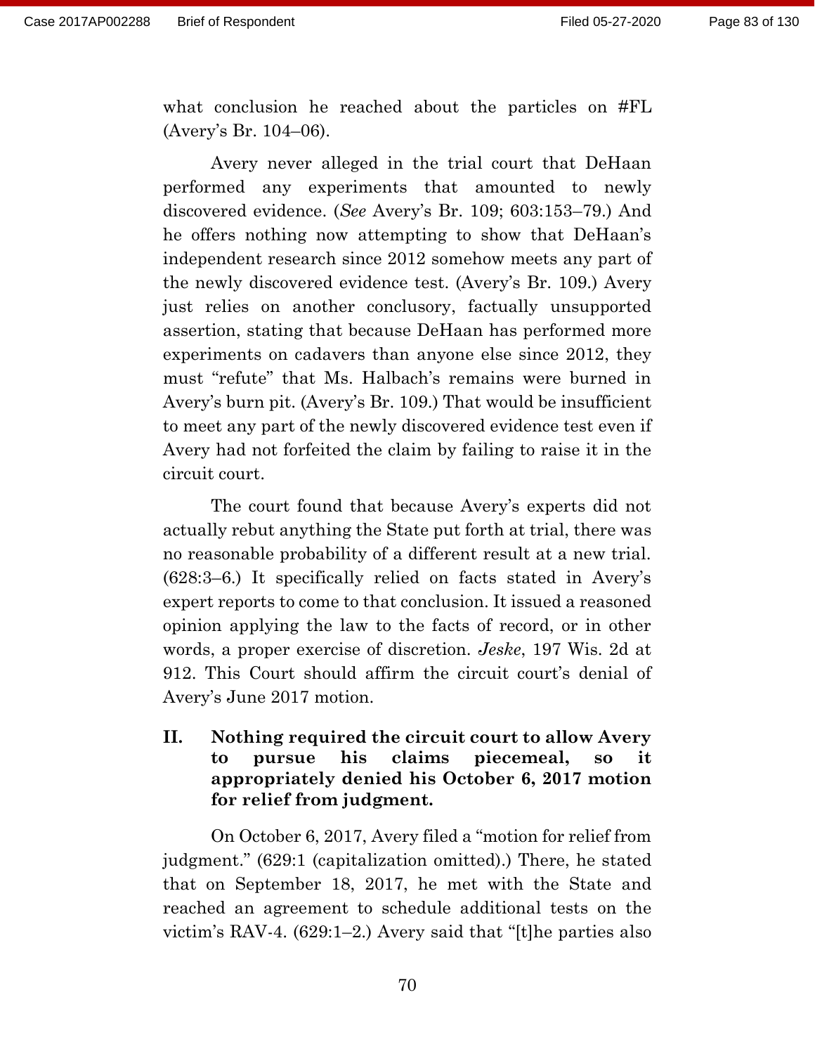what conclusion he reached about the particles on #FL (Avery's Br. 104–06).

Avery never alleged in the trial court that DeHaan performed any experiments that amounted to newly discovered evidence. (*See* Avery's Br. 109; 603:153–79.) And he offers nothing now attempting to show that DeHaan's independent research since 2012 somehow meets any part of the newly discovered evidence test. (Avery's Br. 109.) Avery just relies on another conclusory, factually unsupported assertion, stating that because DeHaan has performed more experiments on cadavers than anyone else since 2012, they must "refute" that Ms. Halbach's remains were burned in Avery's burn pit. (Avery's Br. 109.) That would be insufficient to meet any part of the newly discovered evidence test even if Avery had not forfeited the claim by failing to raise it in the circuit court.

The court found that because Avery's experts did not actually rebut anything the State put forth at trial, there was no reasonable probability of a different result at a new trial. (628:3–6.) It specifically relied on facts stated in Avery's expert reports to come to that conclusion. It issued a reasoned opinion applying the law to the facts of record, or in other words, a proper exercise of discretion. *Jeske*, 197 Wis. 2d at 912. This Court should affirm the circuit court's denial of Avery's June 2017 motion.

## II. Nothing required the circuit court to allow Avery to pursue his claims piecemeal, so it appropriately denied his October 6, 2017 motion for relief from judgment.

On October 6, 2017, Avery filed a "motion for relief from judgment." (629:1 (capitalization omitted).) There, he stated that on September 18, 2017, he met with the State and reached an agreement to schedule additional tests on the victim's RAV-4. (629:1–2.) Avery said that "[t]he parties also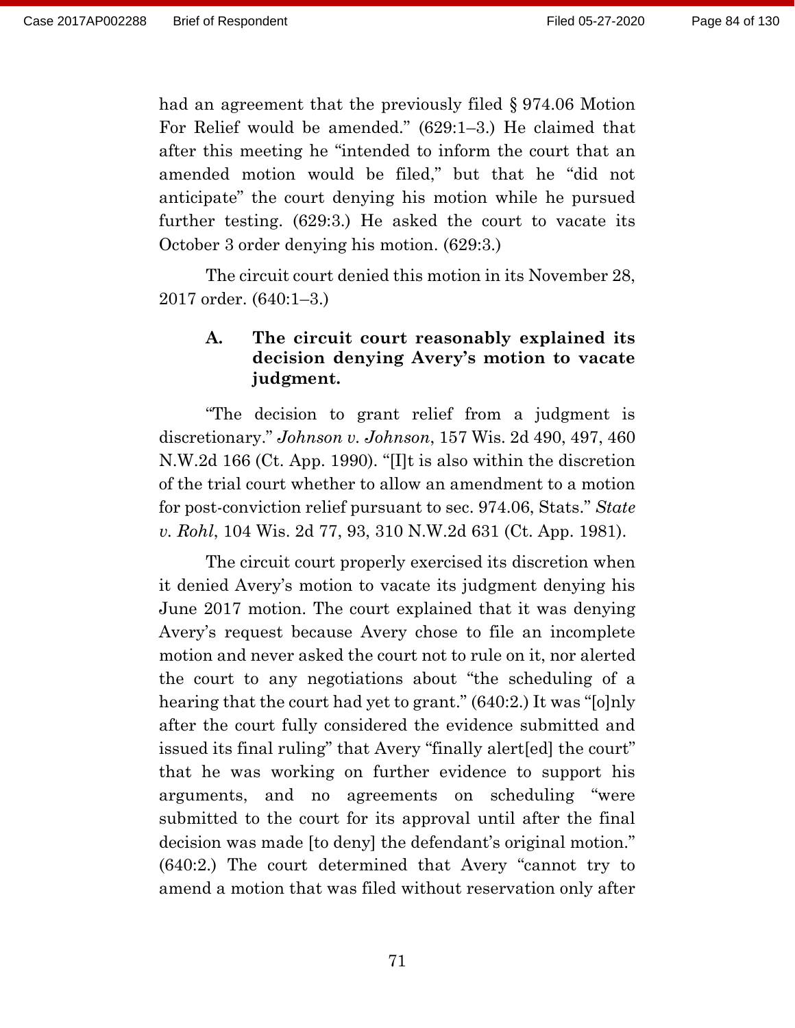had an agreement that the previously filed § 974.06 Motion For Relief would be amended." (629:1–3.) He claimed that after this meeting he "intended to inform the court that an amended motion would be filed," but that he "did not anticipate" the court denying his motion while he pursued further testing. (629:3.) He asked the court to vacate its October 3 order denying his motion. (629:3.)

The circuit court denied this motion in its November 28, 2017 order. (640:1–3.)

### A. The circuit court reasonably explained its decision denying Avery's motion to vacate judgment.

"The decision to grant relief from a judgment is discretionary." *Johnson v. Johnson*, 157 Wis. 2d 490, 497, 460 N.W.2d 166 (Ct. App. 1990). "[I]t is also within the discretion of the trial court whether to allow an amendment to a motion for post-conviction relief pursuant to sec. 974.06, Stats." *State v. Rohl*, 104 Wis. 2d 77, 93, 310 N.W.2d 631 (Ct. App. 1981).

The circuit court properly exercised its discretion when it denied Avery's motion to vacate its judgment denying his June 2017 motion. The court explained that it was denying Avery's request because Avery chose to file an incomplete motion and never asked the court not to rule on it, nor alerted the court to any negotiations about "the scheduling of a hearing that the court had yet to grant." (640:2.) It was "[o]nly after the court fully considered the evidence submitted and issued its final ruling" that Avery "finally alert[ed] the court" that he was working on further evidence to support his arguments, and no agreements on scheduling "were submitted to the court for its approval until after the final decision was made [to deny] the defendant's original motion." (640:2.) The court determined that Avery "cannot try to amend a motion that was filed without reservation only after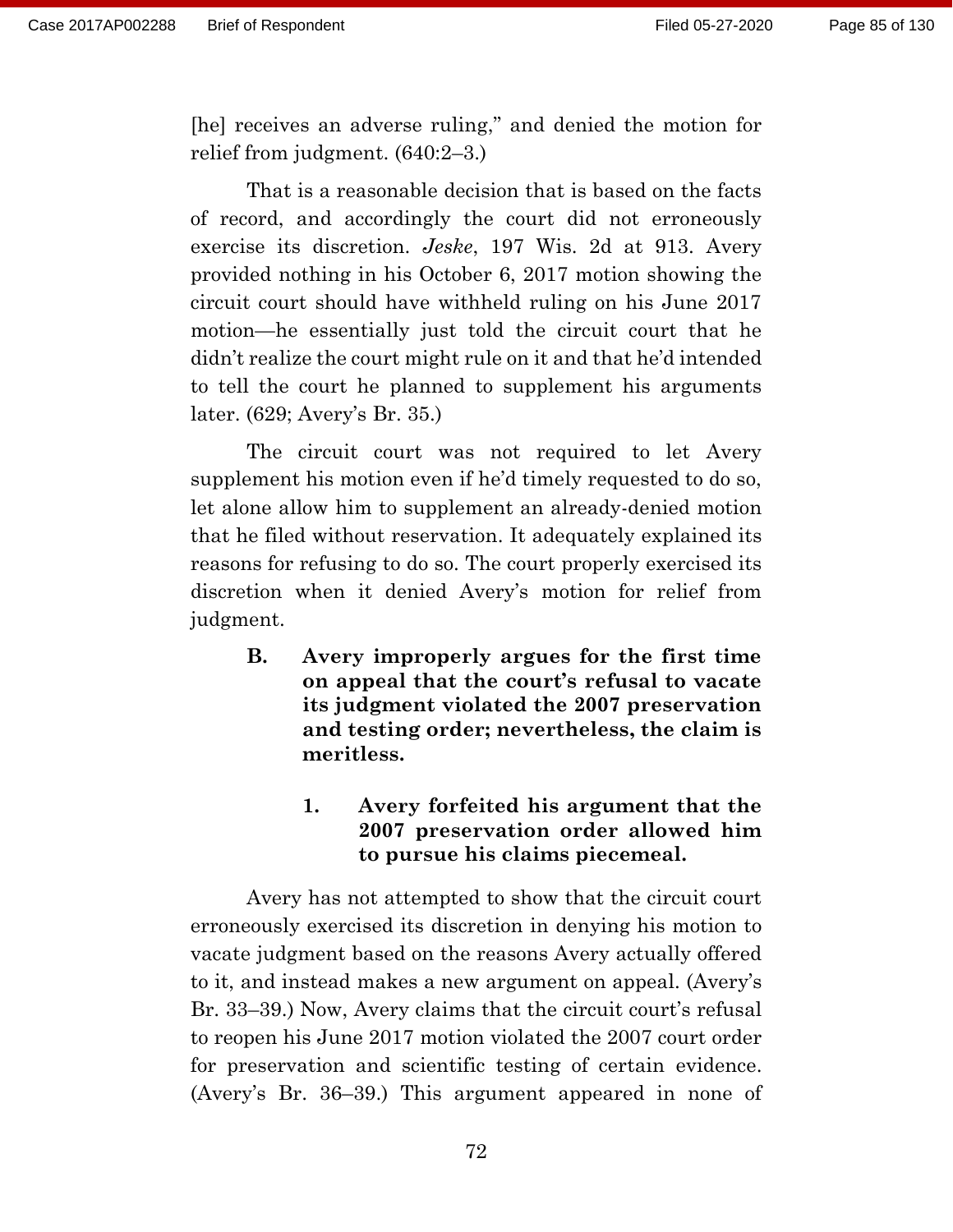[he] receives an adverse ruling," and denied the motion for relief from judgment. (640:2–3.)

That is a reasonable decision that is based on the facts of record, and accordingly the court did not erroneously exercise its discretion. *Jeske*, 197 Wis. 2d at 913. Avery provided nothing in his October 6, 2017 motion showing the circuit court should have withheld ruling on his June 2017 motion—he essentially just told the circuit court that he didn't realize the court might rule on it and that he'd intended to tell the court he planned to supplement his arguments later. (629; Avery's Br. 35.)

The circuit court was not required to let Avery supplement his motion even if he'd timely requested to do so, let alone allow him to supplement an already-denied motion that he filed without reservation. It adequately explained its reasons for refusing to do so. The court properly exercised its discretion when it denied Avery's motion for relief from judgment.

### B. Avery improperly argues for the first time on appeal that the court's refusal to vacate its judgment violated the 2007 preservation and testing order; nevertheless, the claim is meritless.

#### 1. Avery forfeited his argument that the 2007 preservation order allowed him to pursue his claims piecemeal.

Avery has not attempted to show that the circuit court erroneously exercised its discretion in denying his motion to vacate judgment based on the reasons Avery actually offered to it, and instead makes a new argument on appeal. (Avery's Br. 33–39.) Now, Avery claims that the circuit court's refusal to reopen his June 2017 motion violated the 2007 court order for preservation and scientific testing of certain evidence. (Avery's Br. 36–39.) This argument appeared in none of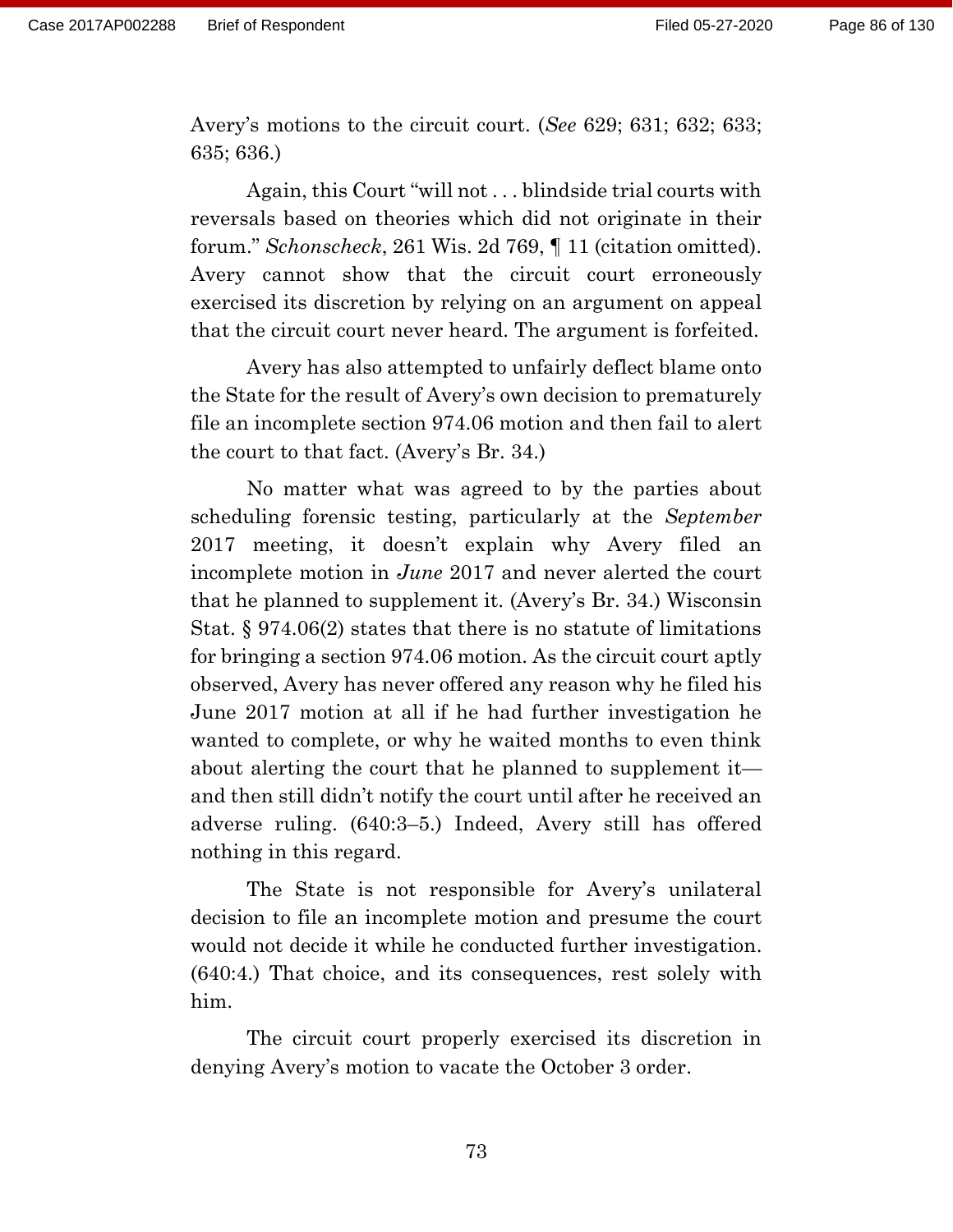Avery's motions to the circuit court. (*See* 629; 631; 632; 633; 635; 636.)

Again, this Court "will not . . . blindside trial courts with reversals based on theories which did not originate in their forum." *Schonscheck*, 261 Wis. 2d 769, ¶ 11 (citation omitted). Avery cannot show that the circuit court erroneously exercised its discretion by relying on an argument on appeal that the circuit court never heard. The argument is forfeited.

Avery has also attempted to unfairly deflect blame onto the State for the result of Avery's own decision to prematurely file an incomplete section 974.06 motion and then fail to alert the court to that fact. (Avery's Br. 34.)

No matter what was agreed to by the parties about scheduling forensic testing, particularly at the *September* 2017 meeting, it doesn't explain why Avery filed an incomplete motion in *June* 2017 and never alerted the court that he planned to supplement it. (Avery's Br. 34.) Wisconsin Stat. § 974.06(2) states that there is no statute of limitations for bringing a section 974.06 motion. As the circuit court aptly observed, Avery has never offered any reason why he filed his June 2017 motion at all if he had further investigation he wanted to complete, or why he waited months to even think about alerting the court that he planned to supplement it—and then still didn't notify the court until after he received an adverse ruling. (640:3–5.) Indeed, Avery still has offered nothing in this regard.

The State is not responsible for Avery's unilateral decision to file an incomplete motion and presume the court would not decide it while he conducted further investigation. (640:4.) That choice, and its consequences, rest solely with him.

The circuit court properly exercised its discretion in denying Avery's motion to vacate the October 3 order.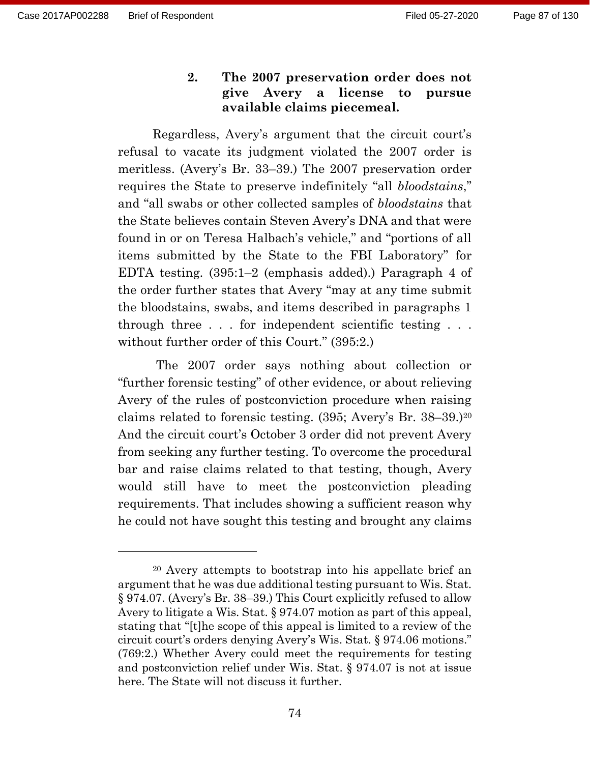### 2. The 2007 preservation order does not give Avery a license to pursue available claims piecemeal.

Regardless, Avery's argument that the circuit court's refusal to vacate its judgment violated the 2007 order is meritless. (Avery's Br. 33–39.) The 2007 preservation order requires the State to preserve indefinitely "all *bloodstains*," and "all swabs or other collected samples of *bloodstains* that the State believes contain Steven Avery's DNA and that were found in or on Teresa Halbach's vehicle," and "portions of all items submitted by the State to the FBI Laboratory" for EDTA testing. (395:1–2 (emphasis added).) Paragraph 4 of the order further states that Avery "may at any time submit the bloodstains, swabs, and items described in paragraphs 1 through three . . . for independent scientific testing . . . without further order of this Court." (395:2.)

The 2007 order says nothing about collection or "further forensic testing" of other evidence, or about relieving Avery of the rules of postconviction procedure when raising claims related to forensic testing. (395; Avery's Br. 38–39.)[20] And the circuit court's October 3 order did not prevent Avery from seeking any further testing. To overcome the procedural bar and raise claims related to that testing, though, Avery would still have to meet the postconviction pleading requirements. That includes showing a sufficient reason why he could not have sought this testing and brought any claims

---

[20] Avery attempts to bootstrap into his appellate brief an argument that he was due additional testing pursuant to Wis. Stat. § 974.07. (Avery's Br. 38–39.) This Court explicitly refused to allow Avery to litigate a Wis. Stat. § 974.07 motion as part of this appeal, stating that "[t]he scope of this appeal is limited to a review of the circuit court's orders denying Avery's Wis. Stat. § 974.06 motions." (769:2.) Whether Avery could meet the requirements for testing and postconviction relief under Wis. Stat. § 974.07 is not at issue here. The State will not discuss it further.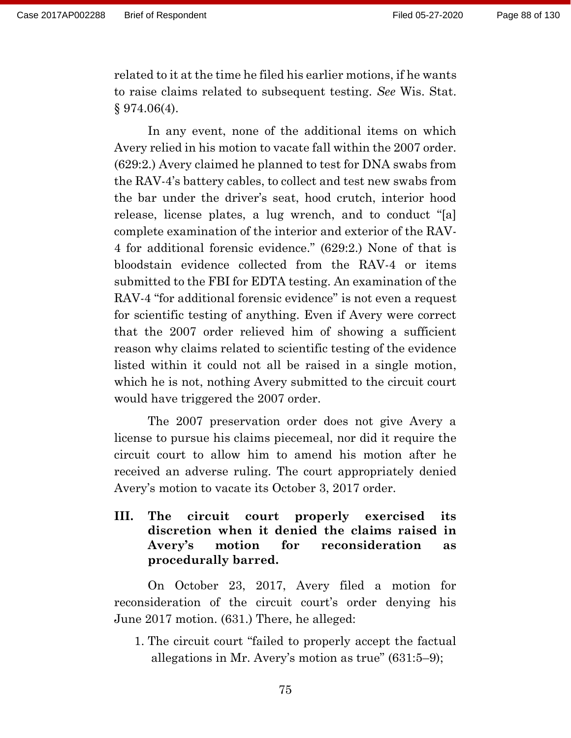related to it at the time he filed his earlier motions, if he wants to raise claims related to subsequent testing. *See* Wis. Stat. § 974.06(4).

In any event, none of the additional items on which Avery relied in his motion to vacate fall within the 2007 order. (629:2.) Avery claimed he planned to test for DNA swabs from the RAV-4's battery cables, to collect and test new swabs from the bar under the driver's seat, hood crutch, interior hood release, license plates, a lug wrench, and to conduct "[a] complete examination of the interior and exterior of the RAV-4 for additional forensic evidence." (629:2.) None of that is bloodstain evidence collected from the RAV-4 or items submitted to the FBI for EDTA testing. An examination of the RAV-4 "for additional forensic evidence" is not even a request for scientific testing of anything. Even if Avery were correct that the 2007 order relieved him of showing a sufficient reason why claims related to scientific testing of the evidence listed within it could not all be raised in a single motion, which he is not, nothing Avery submitted to the circuit court would have triggered the 2007 order.

The 2007 preservation order does not give Avery a license to pursue his claims piecemeal, nor did it require the circuit court to allow him to amend his motion after he received an adverse ruling. The court appropriately denied Avery's motion to vacate its October 3, 2017 order.

## III. The circuit court properly exercised its discretion when it denied the claims raised in Avery's motion for reconsideration as procedurally barred.

On October 23, 2017, Avery filed a motion for reconsideration of the circuit court's order denying his June 2017 motion. (631.) There, he alleged:

1. The circuit court "failed to properly accept the factual allegations in Mr. Avery's motion as true" (631:5–9);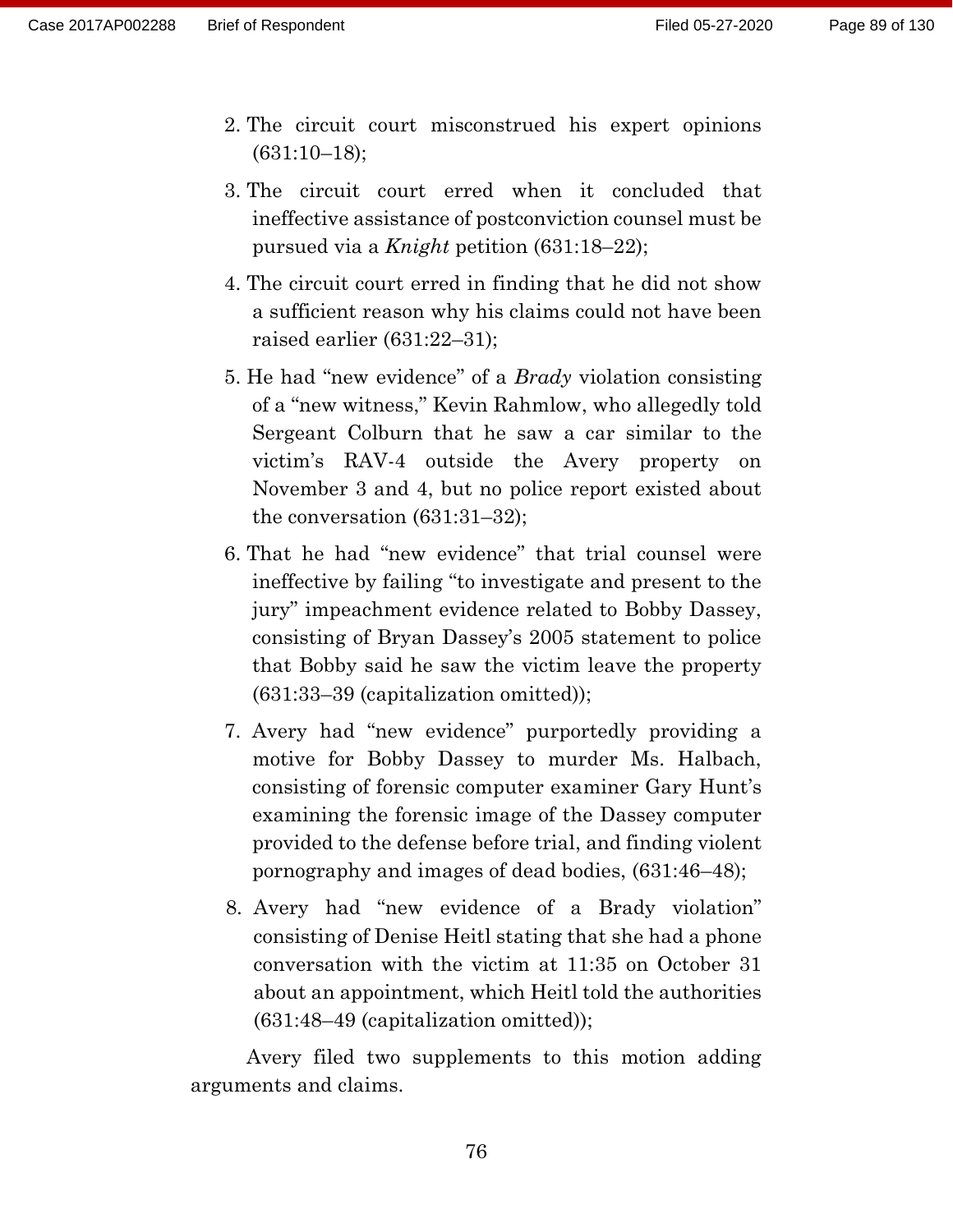2. The circuit court misconstrued his expert opinions (631:10–18);
3. The circuit court erred when it concluded that ineffective assistance of postconviction counsel must be pursued via a *Knight* petition (631:18–22);
4. The circuit court erred in finding that he did not show a sufficient reason why his claims could not have been raised earlier (631:22–31);
5. He had "new evidence" of a *Brady* violation consisting of a "new witness," Kevin Rahmlow, who allegedly told Sergeant Colburn that he saw a car similar to the victim's RAV-4 outside the Avery property on November 3 and 4, but no police report existed about the conversation (631:31–32);
6. That he had "new evidence" that trial counsel were ineffective by failing "to investigate and present to the jury" impeachment evidence related to Bobby Dassey, consisting of Bryan Dassey's 2005 statement to police that Bobby said he saw the victim leave the property (631:33–39 (capitalization omitted));
7. Avery had "new evidence" purportedly providing a motive for Bobby Dassey to murder Ms. Halbach, consisting of forensic computer examiner Gary Hunt's examining the forensic image of the Dassey computer provided to the defense before trial, and finding violent pornography and images of dead bodies, (631:46–48);
8. Avery had "new evidence of a Brady violation" consisting of Denise Heitl stating that she had a phone conversation with the victim at 11:35 on October 31 about an appointment, which Heitl told the authorities (631:48–49 (capitalization omitted));

Avery filed two supplements to this motion adding arguments and claims.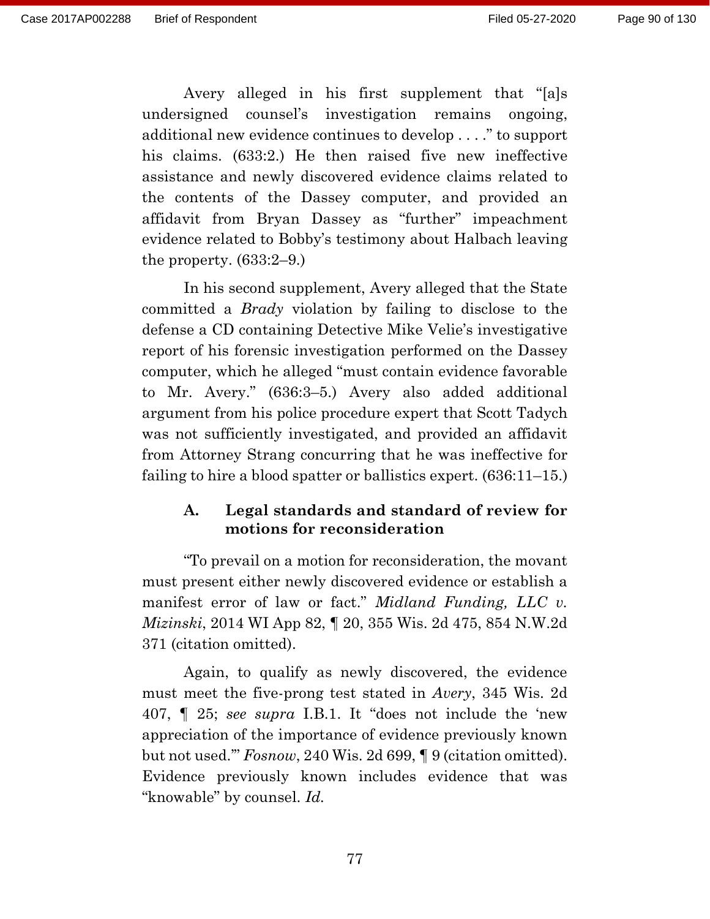Avery alleged in his first supplement that "[a]s undersigned counsel's investigation remains ongoing, additional new evidence continues to develop . . . ." to support his claims. (633:2.) He then raised five new ineffective assistance and newly discovered evidence claims related to the contents of the Dassey computer, and provided an affidavit from Bryan Dassey as "further" impeachment evidence related to Bobby's testimony about Halbach leaving the property. (633:2–9.)

In his second supplement, Avery alleged that the State committed a *Brady* violation by failing to disclose to the defense a CD containing Detective Mike Velie's investigative report of his forensic investigation performed on the Dassey computer, which he alleged "must contain evidence favorable to Mr. Avery." (636:3–5.) Avery also added additional argument from his police procedure expert that Scott Tadych was not sufficiently investigated, and provided an affidavit from Attorney Strang concurring that he was ineffective for failing to hire a blood spatter or ballistics expert. (636:11–15.)

### A. Legal standards and standard of review for motions for reconsideration

"To prevail on a motion for reconsideration, the movant must present either newly discovered evidence or establish a manifest error of law or fact." *Midland Funding, LLC v. Mizinski*, 2014 WI App 82, ¶ 20, 355 Wis. 2d 475, 854 N.W.2d 371 (citation omitted).

Again, to qualify as newly discovered, the evidence must meet the five-prong test stated in *Avery*, 345 Wis. 2d 407, ¶ 25; *see supra* I.B.1. It "does not include the 'new appreciation of the importance of evidence previously known but not used.'" *Fosnow*, 240 Wis. 2d 699, ¶ 9 (citation omitted). Evidence previously known includes evidence that was "knowable" by counsel. *Id.*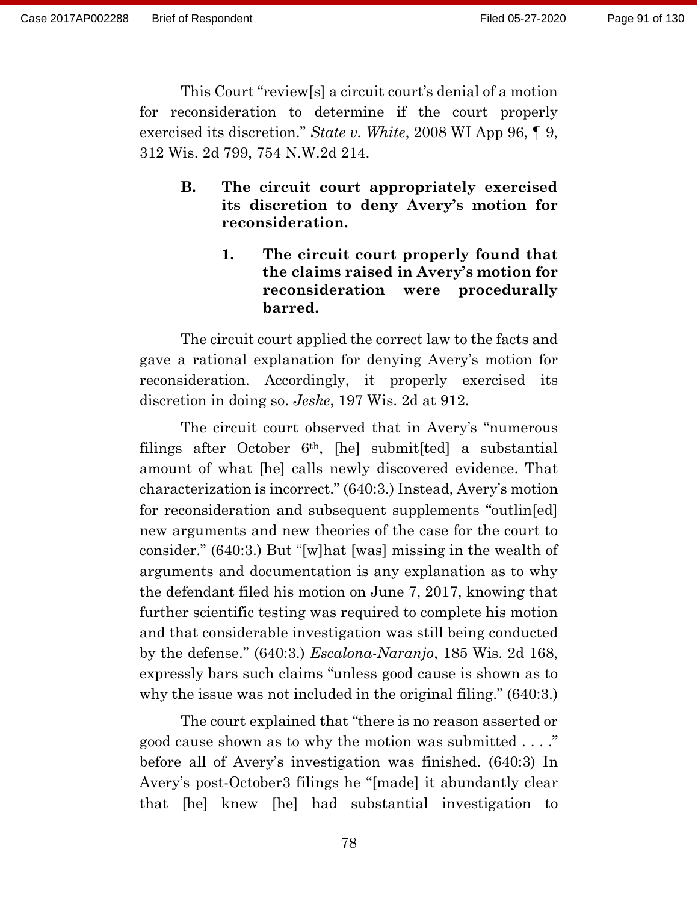This Court "review[s] a circuit court's denial of a motion for reconsideration to determine if the court properly exercised its discretion." *State v. White*, 2008 WI App 96, ¶ 9, 312 Wis. 2d 799, 754 N.W.2d 214.

### B. The circuit court appropriately exercised its discretion to deny Avery's motion for reconsideration.

#### 1. The circuit court properly found that the claims raised in Avery's motion for reconsideration were procedurally barred.

The circuit court applied the correct law to the facts and gave a rational explanation for denying Avery's motion for reconsideration. Accordingly, it properly exercised its discretion in doing so. *Jeske*, 197 Wis. 2d at 912.

The circuit court observed that in Avery's "numerous filings after October 6th, [he] submit[ted] a substantial amount of what [he] calls newly discovered evidence. That characterization is incorrect." (640:3.) Instead, Avery's motion for reconsideration and subsequent supplements "outlin[ed] new arguments and new theories of the case for the court to consider." (640:3.) But "[w]hat [was] missing in the wealth of arguments and documentation is any explanation as to why the defendant filed his motion on June 7, 2017, knowing that further scientific testing was required to complete his motion and that considerable investigation was still being conducted by the defense." (640:3.) *Escalona-Naranjo*, 185 Wis. 2d 168, expressly bars such claims "unless good cause is shown as to why the issue was not included in the original filing." (640:3.)

The court explained that "there is no reason asserted or good cause shown as to why the motion was submitted . . . ." before all of Avery's investigation was finished. (640:3) In Avery's post-October3 filings he "[made] it abundantly clear that [he] knew [he] had substantial investigation to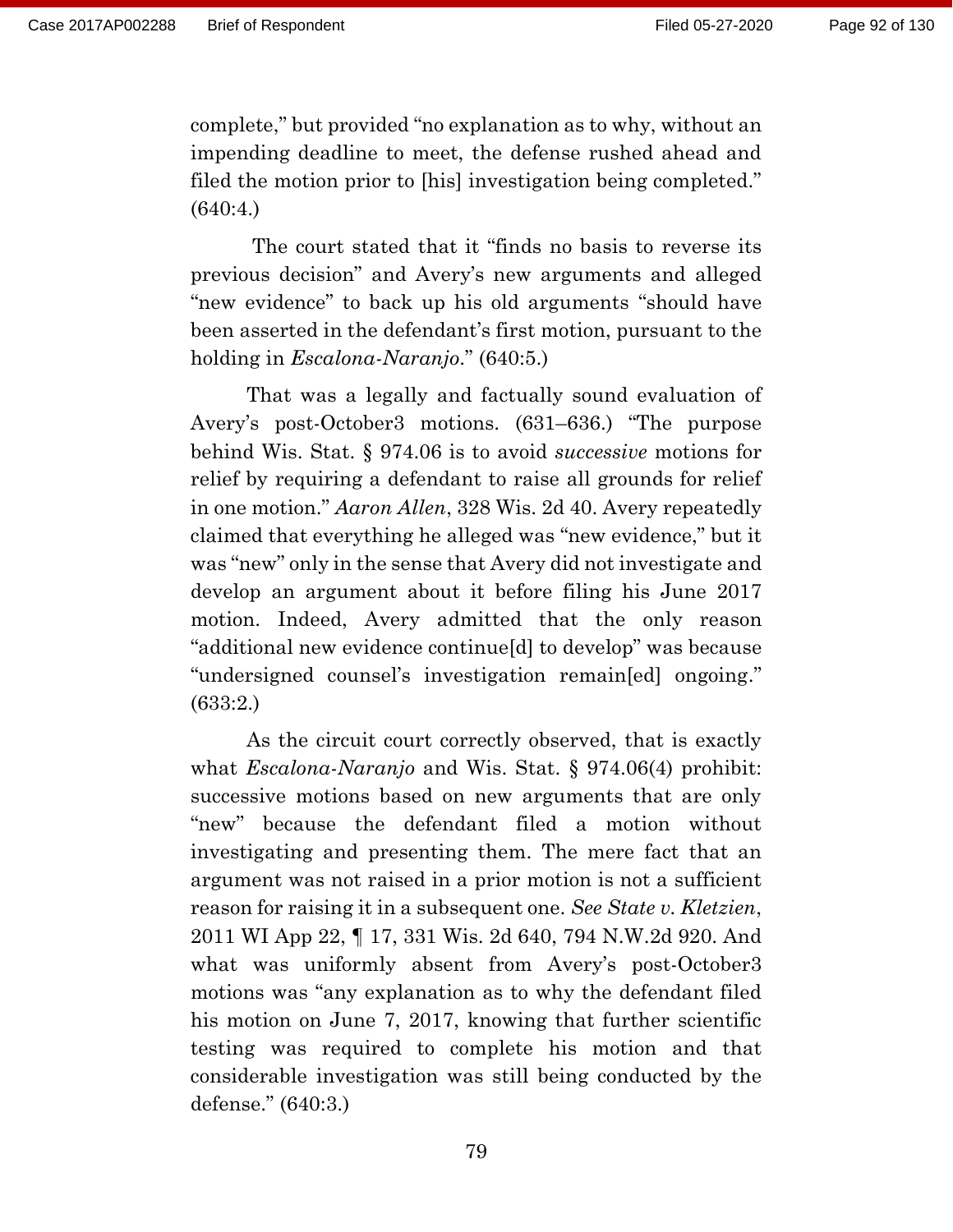complete," but provided "no explanation as to why, without an impending deadline to meet, the defense rushed ahead and filed the motion prior to [his] investigation being completed." (640:4.)

The court stated that it "finds no basis to reverse its previous decision" and Avery's new arguments and alleged "new evidence" to back up his old arguments "should have been asserted in the defendant's first motion, pursuant to the holding in *Escalona-Naranjo*." (640:5.)

That was a legally and factually sound evaluation of Avery's post-October3 motions. (631–636.) "The purpose behind Wis. Stat. § 974.06 is to avoid *successive* motions for relief by requiring a defendant to raise all grounds for relief in one motion." *Aaron Allen*, 328 Wis. 2d 40. Avery repeatedly claimed that everything he alleged was "new evidence," but it was "new" only in the sense that Avery did not investigate and develop an argument about it before filing his June 2017 motion. Indeed, Avery admitted that the only reason "additional new evidence continue[d] to develop" was because "undersigned counsel's investigation remain[ed] ongoing." (633:2.)

As the circuit court correctly observed, that is exactly what *Escalona-Naranjo* and Wis. Stat. § 974.06(4) prohibit: successive motions based on new arguments that are only "new" because the defendant filed a motion without investigating and presenting them. The mere fact that an argument was not raised in a prior motion is not a sufficient reason for raising it in a subsequent one. *See State v. Kletzien*, 2011 WI App 22, ¶ 17, 331 Wis. 2d 640, 794 N.W.2d 920. And what was uniformly absent from Avery's post-October3 motions was "any explanation as to why the defendant filed his motion on June 7, 2017, knowing that further scientific testing was required to complete his motion and that considerable investigation was still being conducted by the defense." (640:3.)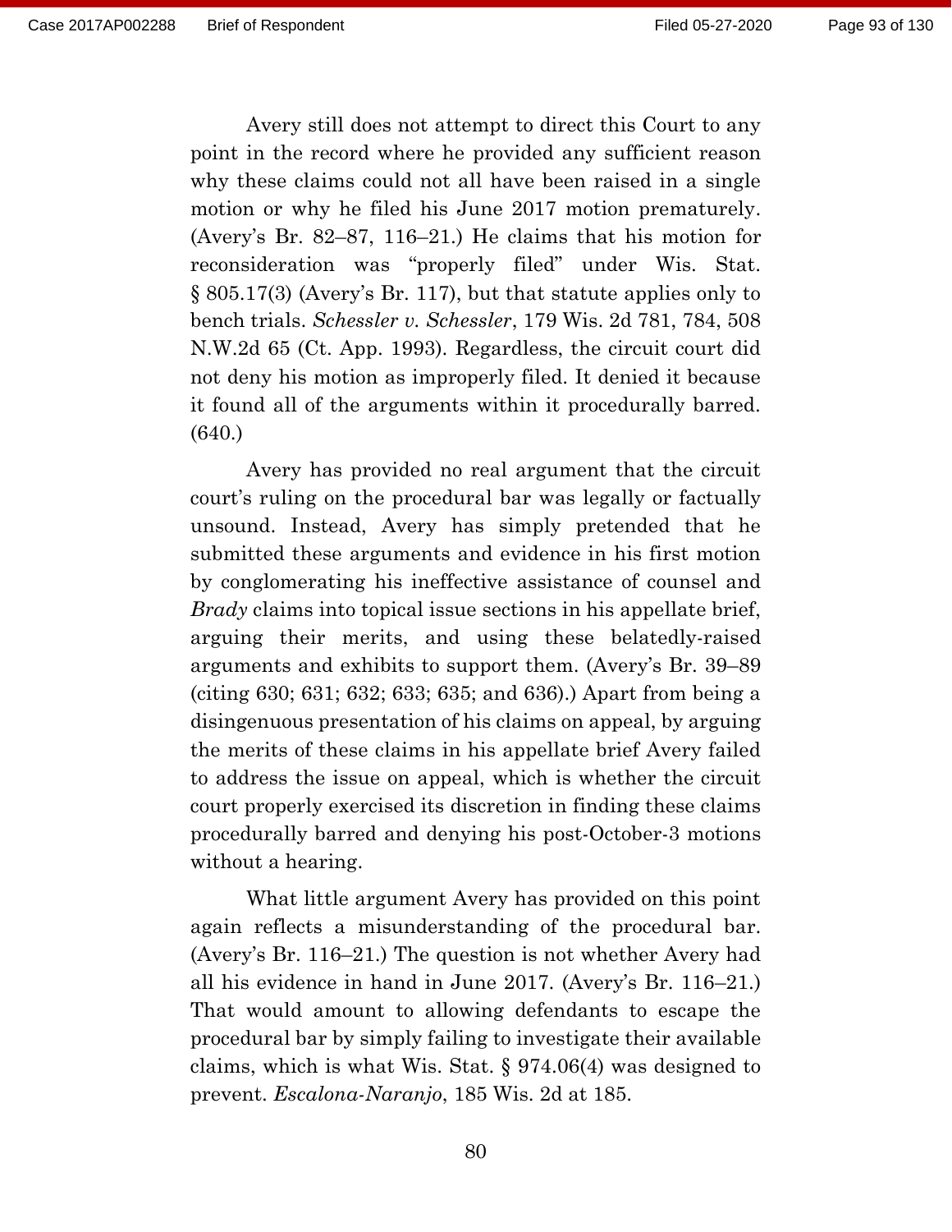Avery still does not attempt to direct this Court to any point in the record where he provided any sufficient reason why these claims could not all have been raised in a single motion or why he filed his June 2017 motion prematurely. (Avery's Br. 82–87, 116–21.) He claims that his motion for reconsideration was "properly filed" under Wis. Stat. § 805.17(3) (Avery's Br. 117), but that statute applies only to bench trials. *Schessler v. Schessler*, 179 Wis. 2d 781, 784, 508 N.W.2d 65 (Ct. App. 1993). Regardless, the circuit court did not deny his motion as improperly filed. It denied it because it found all of the arguments within it procedurally barred. (640.)

Avery has provided no real argument that the circuit court's ruling on the procedural bar was legally or factually unsound. Instead, Avery has simply pretended that he submitted these arguments and evidence in his first motion by conglomerating his ineffective assistance of counsel and *Brady* claims into topical issue sections in his appellate brief, arguing their merits, and using these belatedly-raised arguments and exhibits to support them. (Avery's Br. 39–89 (citing 630; 631; 632; 633; 635; and 636).) Apart from being a disingenuous presentation of his claims on appeal, by arguing the merits of these claims in his appellate brief Avery failed to address the issue on appeal, which is whether the circuit court properly exercised its discretion in finding these claims procedurally barred and denying his post-October-3 motions without a hearing.

What little argument Avery has provided on this point again reflects a misunderstanding of the procedural bar. (Avery's Br. 116–21.) The question is not whether Avery had all his evidence in hand in June 2017. (Avery's Br. 116–21.) That would amount to allowing defendants to escape the procedural bar by simply failing to investigate their available claims, which is what Wis. Stat. § 974.06(4) was designed to prevent. *Escalona-Naranjo*, 185 Wis. 2d at 185.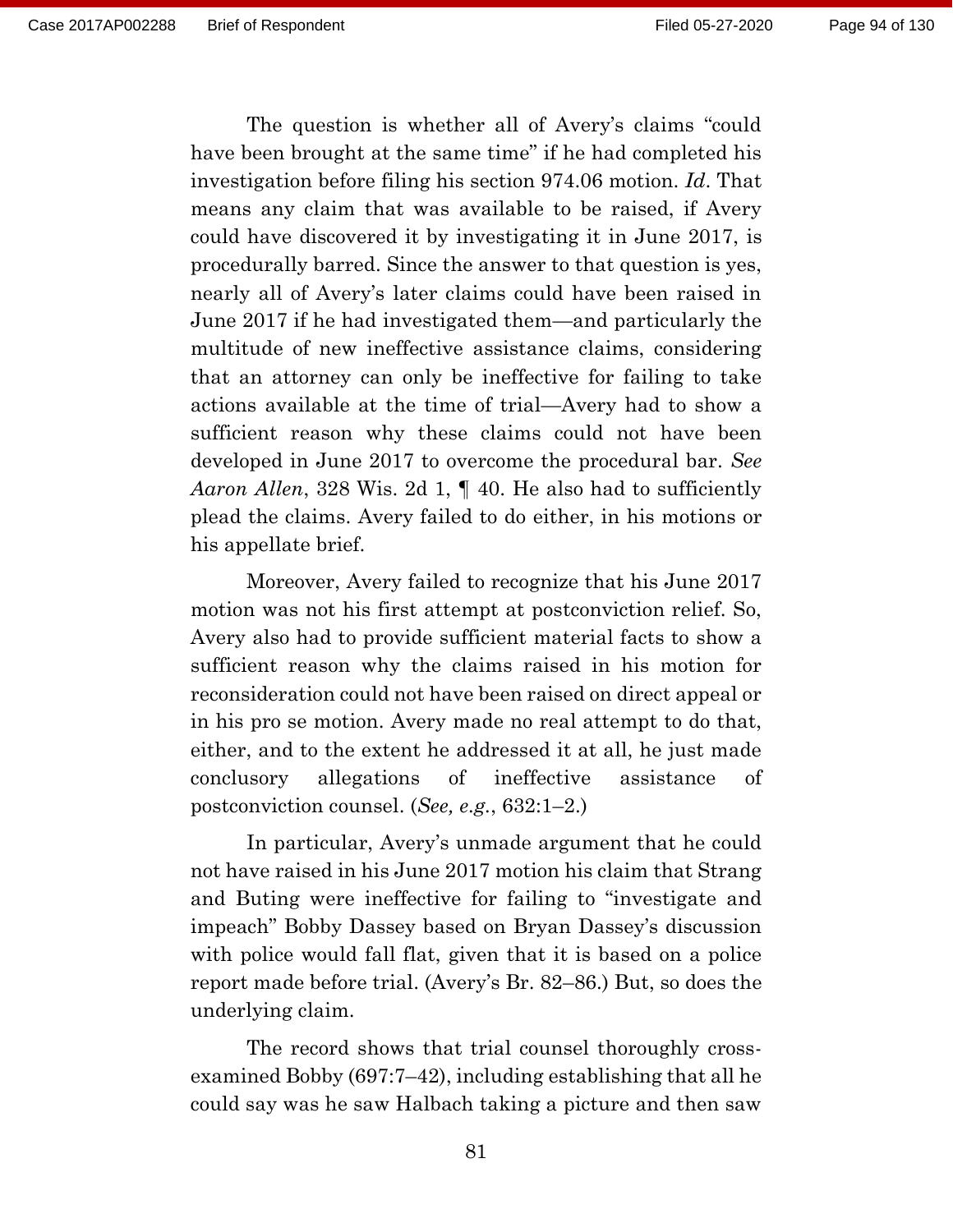The question is whether all of Avery's claims "could have been brought at the same time" if he had completed his investigation before filing his section 974.06 motion. *Id*. That means any claim that was available to be raised, if Avery could have discovered it by investigating it in June 2017, is procedurally barred. Since the answer to that question is yes, nearly all of Avery's later claims could have been raised in June 2017 if he had investigated them—and particularly the multitude of new ineffective assistance claims, considering that an attorney can only be ineffective for failing to take actions available at the time of trial—Avery had to show a sufficient reason why these claims could not have been developed in June 2017 to overcome the procedural bar. *See Aaron Allen*, 328 Wis. 2d 1, ¶ 40. He also had to sufficiently plead the claims. Avery failed to do either, in his motions or his appellate brief.

Moreover, Avery failed to recognize that his June 2017 motion was not his first attempt at postconviction relief. So, Avery also had to provide sufficient material facts to show a sufficient reason why the claims raised in his motion for reconsideration could not have been raised on direct appeal or in his pro se motion. Avery made no real attempt to do that, either, and to the extent he addressed it at all, he just made conclusory allegations of ineffective assistance of postconviction counsel. (*See, e.g.*, 632:1–2.)

In particular, Avery's unmade argument that he could not have raised in his June 2017 motion his claim that Strang and Buting were ineffective for failing to "investigate and impeach" Bobby Dassey based on Bryan Dassey's discussion with police would fall flat, given that it is based on a police report made before trial. (Avery's Br. 82–86.) But, so does the underlying claim.

The record shows that trial counsel thoroughly cross-examined Bobby (697:7–42), including establishing that all he could say was he saw Halbach taking a picture and then saw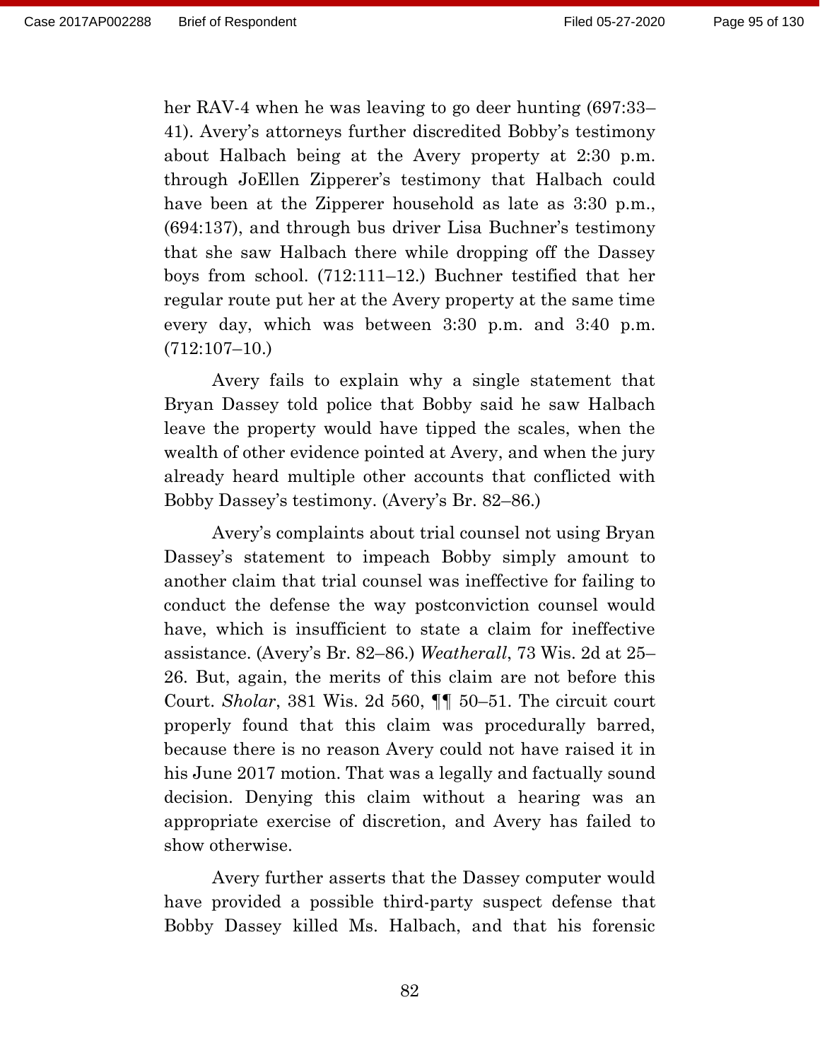her RAV-4 when he was leaving to go deer hunting (697:33–41). Avery's attorneys further discredited Bobby's testimony about Halbach being at the Avery property at 2:30 p.m. through JoEllen Zipperer's testimony that Halbach could have been at the Zipperer household as late as 3:30 p.m., (694:137), and through bus driver Lisa Buchner's testimony that she saw Halbach there while dropping off the Dassey boys from school. (712:111–12.) Buchner testified that her regular route put her at the Avery property at the same time every day, which was between 3:30 p.m. and 3:40 p.m. (712:107–10.)

Avery fails to explain why a single statement that Bryan Dassey told police that Bobby said he saw Halbach leave the property would have tipped the scales, when the wealth of other evidence pointed at Avery, and when the jury already heard multiple other accounts that conflicted with Bobby Dassey's testimony. (Avery's Br. 82–86.)

Avery's complaints about trial counsel not using Bryan Dassey's statement to impeach Bobby simply amount to another claim that trial counsel was ineffective for failing to conduct the defense the way postconviction counsel would have, which is insufficient to state a claim for ineffective assistance. (Avery's Br. 82–86.) *Weatherall*, 73 Wis. 2d at 25–26. But, again, the merits of this claim are not before this Court. *Sholar*, 381 Wis. 2d 560, ¶¶ 50–51. The circuit court properly found that this claim was procedurally barred, because there is no reason Avery could not have raised it in his June 2017 motion. That was a legally and factually sound decision. Denying this claim without a hearing was an appropriate exercise of discretion, and Avery has failed to show otherwise.

Avery further asserts that the Dassey computer would have provided a possible third-party suspect defense that Bobby Dassey killed Ms. Halbach, and that his forensic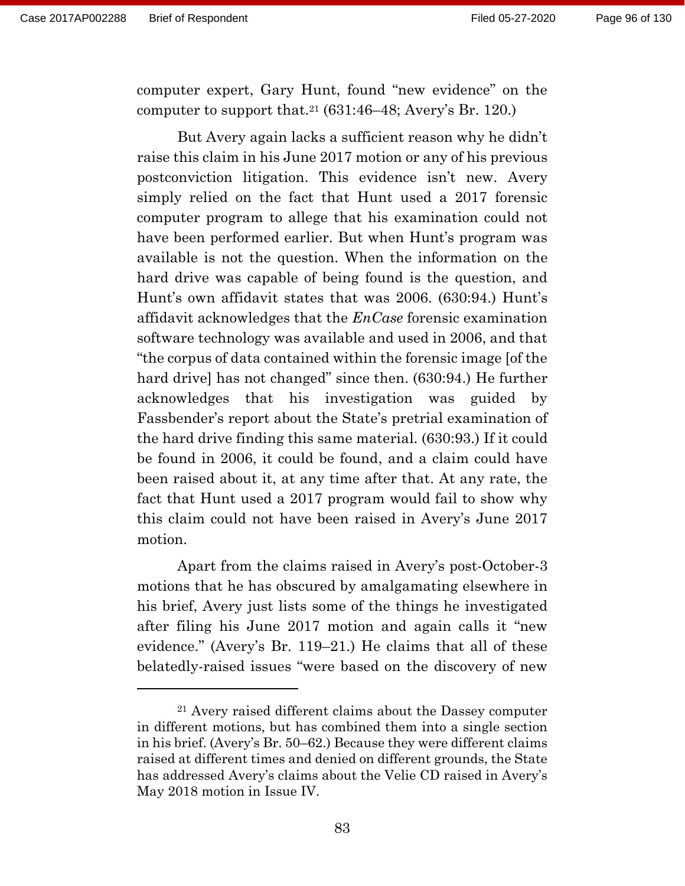computer expert, Gary Hunt, found "new evidence" on the computer to support that.[21] (631:46–48; Avery's Br. 120.)

But Avery again lacks a sufficient reason why he didn't raise this claim in his June 2017 motion or any of his previous postconviction litigation. This evidence isn't new. Avery simply relied on the fact that Hunt used a 2017 forensic computer program to allege that his examination could not have been performed earlier. But when Hunt's program was available is not the question. When the information on the hard drive was capable of being found is the question, and Hunt's own affidavit states that was 2006. (630:94.) Hunt's affidavit acknowledges that the *EnCase* forensic examination software technology was available and used in 2006, and that "the corpus of data contained within the forensic image [of the hard drive] has not changed" since then. (630:94.) He further acknowledges that his investigation was guided by Fassbender's report about the State's pretrial examination of the hard drive finding this same material. (630:93.) If it could be found in 2006, it could be found, and a claim could have been raised about it, at any time after that. At any rate, the fact that Hunt used a 2017 program would fail to show why this claim could not have been raised in Avery's June 2017 motion.

Apart from the claims raised in Avery's post-October-3 motions that he has obscured by amalgamating elsewhere in his brief, Avery just lists some of the things he investigated after filing his June 2017 motion and again calls it "new evidence." (Avery's Br. 119–21.) He claims that all of these belatedly-raised issues "were based on the discovery of new

---

[21] Avery raised different claims about the Dassey computer in different motions, but has combined them into a single section in his brief. (Avery's Br. 50–62.) Because they were different claims raised at different times and denied on different grounds, the State has addressed Avery's claims about the Velie CD raised in Avery's May 2018 motion in Issue IV.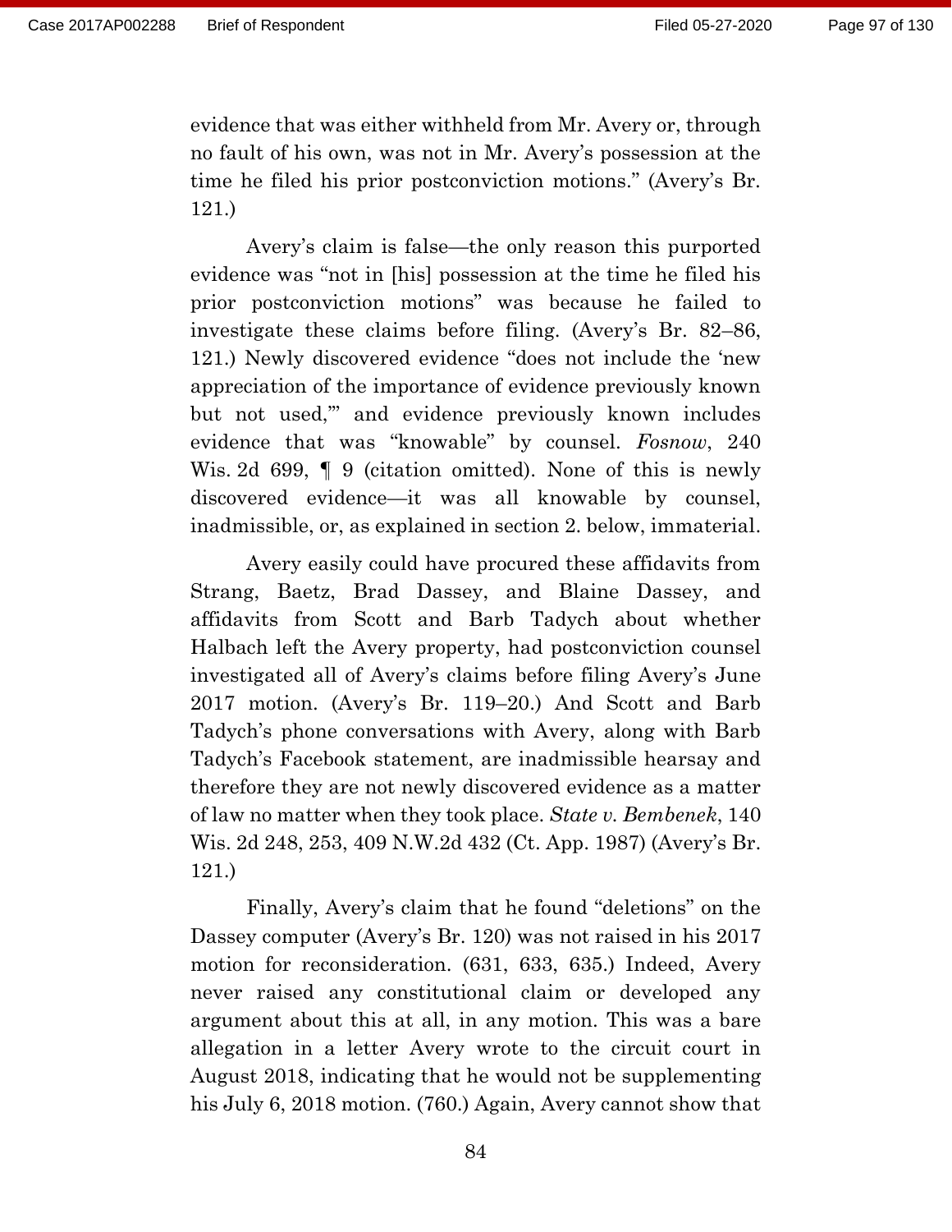evidence that was either withheld from Mr. Avery or, through no fault of his own, was not in Mr. Avery's possession at the time he filed his prior postconviction motions." (Avery's Br. 121.)

Avery's claim is false—the only reason this purported evidence was "not in [his] possession at the time he filed his prior postconviction motions" was because he failed to investigate these claims before filing. (Avery's Br. 82–86, 121.) Newly discovered evidence "does not include the 'new appreciation of the importance of evidence previously known but not used,'" and evidence previously known includes evidence that was "knowable" by counsel. *Fosnow*, 240 Wis. 2d 699, ¶ 9 (citation omitted). None of this is newly discovered evidence—it was all knowable by counsel, inadmissible, or, as explained in section 2. below, immaterial.

Avery easily could have procured these affidavits from Strang, Baetz, Brad Dassey, and Blaine Dassey, and affidavits from Scott and Barb Tadych about whether Halbach left the Avery property, had postconviction counsel investigated all of Avery's claims before filing Avery's June 2017 motion. (Avery's Br. 119–20.) And Scott and Barb Tadych's phone conversations with Avery, along with Barb Tadych's Facebook statement, are inadmissible hearsay and therefore they are not newly discovered evidence as a matter of law no matter when they took place. *State v. Bembenek*, 140 Wis. 2d 248, 253, 409 N.W.2d 432 (Ct. App. 1987) (Avery's Br. 121.)

Finally, Avery's claim that he found "deletions" on the Dassey computer (Avery's Br. 120) was not raised in his 2017 motion for reconsideration. (631, 633, 635.) Indeed, Avery never raised any constitutional claim or developed any argument about this at all, in any motion. This was a bare allegation in a letter Avery wrote to the circuit court in August 2018, indicating that he would not be supplementing his July 6, 2018 motion. (760.) Again, Avery cannot show that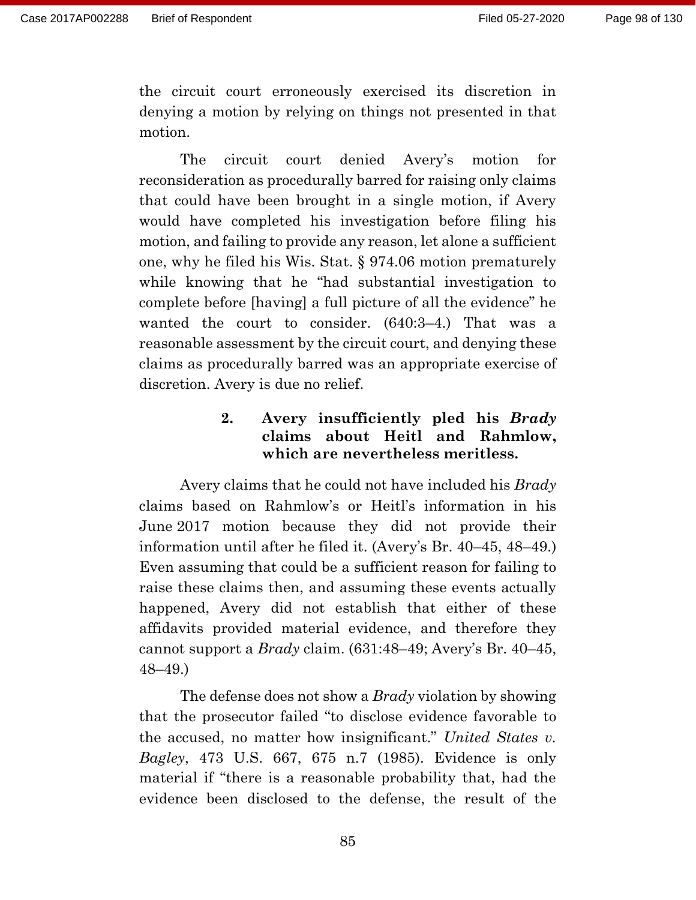the circuit court erroneously exercised its discretion in denying a motion by relying on things not presented in that motion.

The circuit court denied Avery's motion for reconsideration as procedurally barred for raising only claims that could have been brought in a single motion, if Avery would have completed his investigation before filing his motion, and failing to provide any reason, let alone a sufficient one, why he filed his Wis. Stat. § 974.06 motion prematurely while knowing that he "had substantial investigation to complete before [having] a full picture of all the evidence" he wanted the court to consider. (640:3–4.) That was a reasonable assessment by the circuit court, and denying these claims as procedurally barred was an appropriate exercise of discretion. Avery is due no relief.

#### 2. Avery insufficiently pled his *Brady* claims about Heitl and Rahmlow, which are nevertheless meritless.

Avery claims that he could not have included his *Brady* claims based on Rahmlow's or Heitl's information in his June 2017 motion because they did not provide their information until after he filed it. (Avery's Br. 40–45, 48–49.) Even assuming that could be a sufficient reason for failing to raise these claims then, and assuming these events actually happened, Avery did not establish that either of these affidavits provided material evidence, and therefore they cannot support a *Brady* claim. (631:48–49; Avery's Br. 40–45, 48–49.)

The defense does not show a *Brady* violation by showing that the prosecutor failed "to disclose evidence favorable to the accused, no matter how insignificant." *United States v. Bagley*, 473 U.S. 667, 675 n.7 (1985). Evidence is only material if "there is a reasonable probability that, had the evidence been disclosed to the defense, the result of the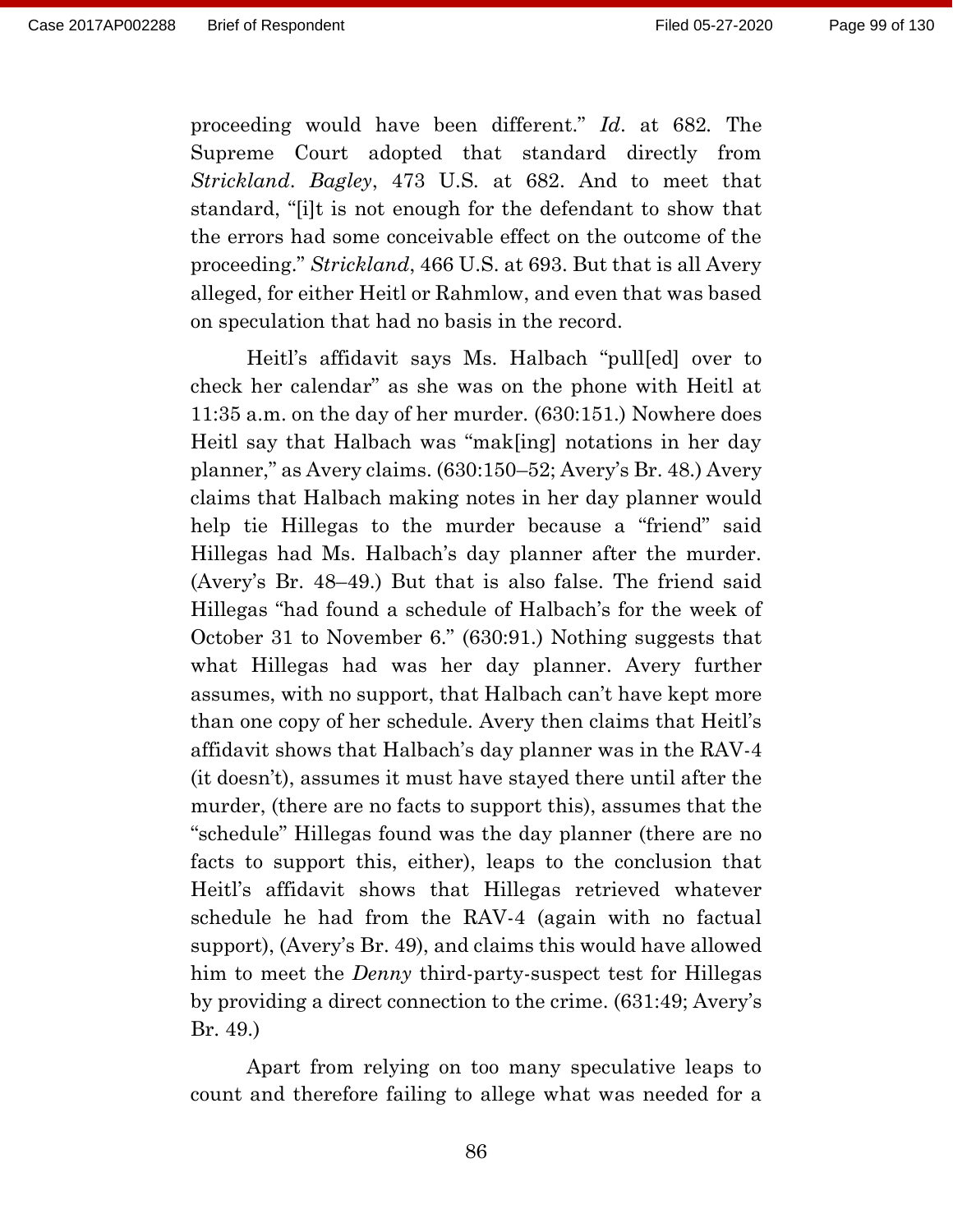proceeding would have been different." *Id*. at 682. The Supreme Court adopted that standard directly from *Strickland*. *Bagley*, 473 U.S. at 682. And to meet that standard, "[i]t is not enough for the defendant to show that the errors had some conceivable effect on the outcome of the proceeding." *Strickland*, 466 U.S. at 693. But that is all Avery alleged, for either Heitl or Rahmlow, and even that was based on speculation that had no basis in the record.

Heitl's affidavit says Ms. Halbach "pull[ed] over to check her calendar" as she was on the phone with Heitl at 11:35 a.m. on the day of her murder. (630:151.) Nowhere does Heitl say that Halbach was "mak[ing] notations in her day planner," as Avery claims. (630:150–52; Avery's Br. 48.) Avery claims that Halbach making notes in her day planner would help tie Hillegas to the murder because a "friend" said Hillegas had Ms. Halbach's day planner after the murder. (Avery's Br. 48–49.) But that is also false. The friend said Hillegas "had found a schedule of Halbach's for the week of October 31 to November 6." (630:91.) Nothing suggests that what Hillegas had was her day planner. Avery further assumes, with no support, that Halbach can't have kept more than one copy of her schedule. Avery then claims that Heitl's affidavit shows that Halbach's day planner was in the RAV-4 (it doesn't), assumes it must have stayed there until after the murder, (there are no facts to support this), assumes that the "schedule" Hillegas found was the day planner (there are no facts to support this, either), leaps to the conclusion that Heitl's affidavit shows that Hillegas retrieved whatever schedule he had from the RAV-4 (again with no factual support), (Avery's Br. 49), and claims this would have allowed him to meet the *Denny* third-party-suspect test for Hillegas by providing a direct connection to the crime. (631:49; Avery's Br. 49.)

Apart from relying on too many speculative leaps to count and therefore failing to allege what was needed for a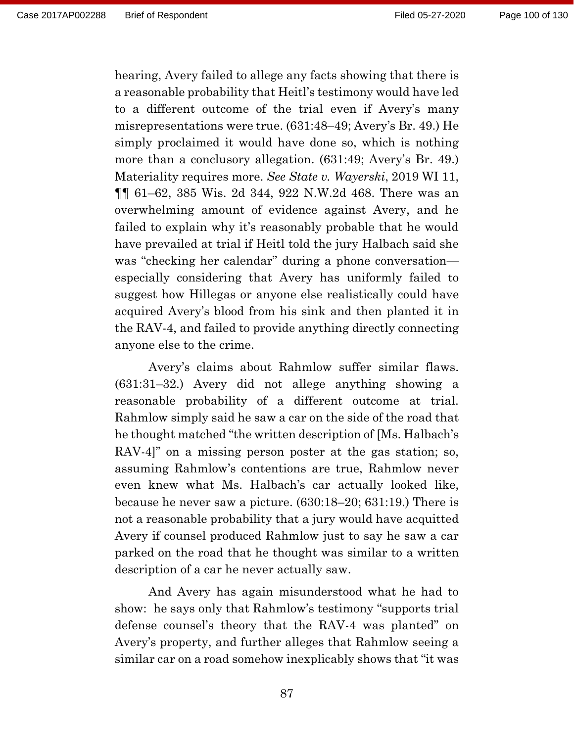hearing, Avery failed to allege any facts showing that there is a reasonable probability that Heitl's testimony would have led to a different outcome of the trial even if Avery's many misrepresentations were true. (631:48–49; Avery's Br. 49.) He simply proclaimed it would have done so, which is nothing more than a conclusory allegation. (631:49; Avery's Br. 49.) Materiality requires more. *See State v. Wayerski*, 2019 WI 11, ¶¶ 61–62, 385 Wis. 2d 344, 922 N.W.2d 468. There was an overwhelming amount of evidence against Avery, and he failed to explain why it's reasonably probable that he would have prevailed at trial if Heitl told the jury Halbach said she was "checking her calendar" during a phone conversation—especially considering that Avery has uniformly failed to suggest how Hillegas or anyone else realistically could have acquired Avery's blood from his sink and then planted it in the RAV-4, and failed to provide anything directly connecting anyone else to the crime.

Avery's claims about Rahmlow suffer similar flaws. (631:31–32.) Avery did not allege anything showing a reasonable probability of a different outcome at trial. Rahmlow simply said he saw a car on the side of the road that he thought matched "the written description of [Ms. Halbach's RAV-4]" on a missing person poster at the gas station; so, assuming Rahmlow's contentions are true, Rahmlow never even knew what Ms. Halbach's car actually looked like, because he never saw a picture. (630:18–20; 631:19.) There is not a reasonable probability that a jury would have acquitted Avery if counsel produced Rahmlow just to say he saw a car parked on the road that he thought was similar to a written description of a car he never actually saw.

And Avery has again misunderstood what he had to show: he says only that Rahmlow's testimony "supports trial defense counsel's theory that the RAV-4 was planted" on Avery's property, and further alleges that Rahmlow seeing a similar car on a road somehow inexplicably shows that "it was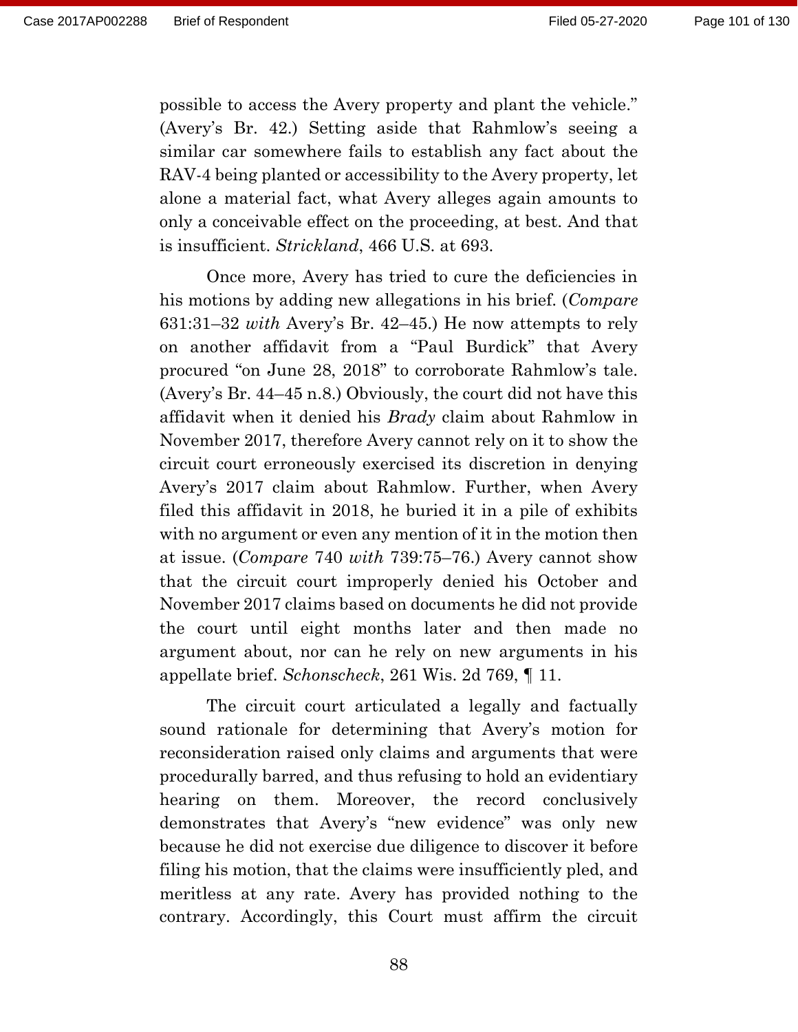possible to access the Avery property and plant the vehicle." (Avery's Br. 42.) Setting aside that Rahmlow's seeing a similar car somewhere fails to establish any fact about the RAV-4 being planted or accessibility to the Avery property, let alone a material fact, what Avery alleges again amounts to only a conceivable effect on the proceeding, at best. And that is insufficient. *Strickland*, 466 U.S. at 693.

Once more, Avery has tried to cure the deficiencies in his motions by adding new allegations in his brief. (*Compare* 631:31–32 *with* Avery's Br. 42–45.) He now attempts to rely on another affidavit from a "Paul Burdick" that Avery procured "on June 28, 2018" to corroborate Rahmlow's tale. (Avery's Br. 44–45 n.8.) Obviously, the court did not have this affidavit when it denied his *Brady* claim about Rahmlow in November 2017, therefore Avery cannot rely on it to show the circuit court erroneously exercised its discretion in denying Avery's 2017 claim about Rahmlow. Further, when Avery filed this affidavit in 2018, he buried it in a pile of exhibits with no argument or even any mention of it in the motion then at issue. (*Compare* 740 *with* 739:75–76.) Avery cannot show that the circuit court improperly denied his October and November 2017 claims based on documents he did not provide the court until eight months later and then made no argument about, nor can he rely on new arguments in his appellate brief. *Schonscheck*, 261 Wis. 2d 769, ¶ 11.

The circuit court articulated a legally and factually sound rationale for determining that Avery's motion for reconsideration raised only claims and arguments that were procedurally barred, and thus refusing to hold an evidentiary hearing on them. Moreover, the record conclusively demonstrates that Avery's "new evidence" was only new because he did not exercise due diligence to discover it before filing his motion, that the claims were insufficiently pled, and meritless at any rate. Avery has provided nothing to the contrary. Accordingly, this Court must affirm the circuit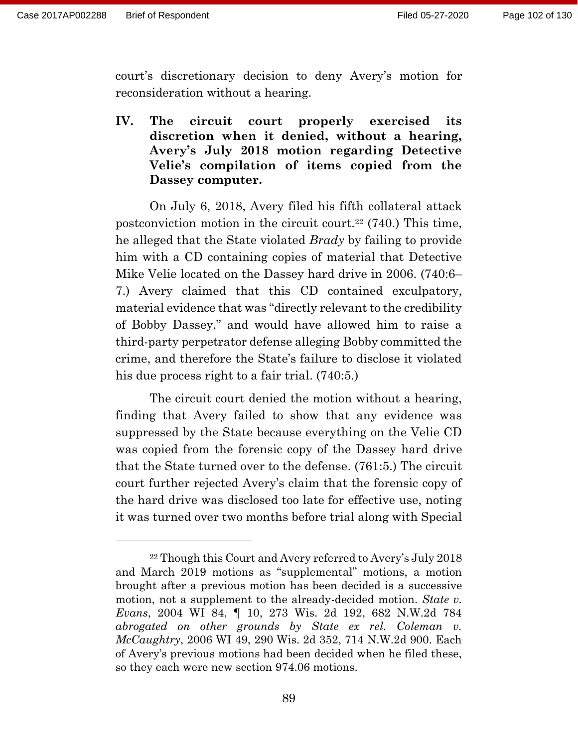court's discretionary decision to deny Avery's motion for reconsideration without a hearing.

## IV. The circuit court properly exercised its discretion when it denied, without a hearing, Avery's July 2018 motion regarding Detective Velie's compilation of items copied from the Dassey computer.

On July 6, 2018, Avery filed his fifth collateral attack postconviction motion in the circuit court.[22] (740.) This time, he alleged that the State violated *Brady* by failing to provide him with a CD containing copies of material that Detective Mike Velie located on the Dassey hard drive in 2006. (740:6–7.) Avery claimed that this CD contained exculpatory, material evidence that was "directly relevant to the credibility of Bobby Dassey," and would have allowed him to raise a third-party perpetrator defense alleging Bobby committed the crime, and therefore the State's failure to disclose it violated his due process right to a fair trial. (740:5.)

The circuit court denied the motion without a hearing, finding that Avery failed to show that any evidence was suppressed by the State because everything on the Velie CD was copied from the forensic copy of the Dassey hard drive that the State turned over to the defense. (761:5.) The circuit court further rejected Avery's claim that the forensic copy of the hard drive was disclosed too late for effective use, noting it was turned over two months before trial along with Special

---

[22] Though this Court and Avery referred to Avery's July 2018 and March 2019 motions as "supplemental" motions, a motion brought after a previous motion has been decided is a successive motion, not a supplement to the already-decided motion. *State v. Evans*, 2004 WI 84, ¶ 10, 273 Wis. 2d 192, 682 N.W.2d 784 *abrogated on other grounds by State ex rel. Coleman v. McCaughtry*, 2006 WI 49, 290 Wis. 2d 352, 714 N.W.2d 900. Each of Avery's previous motions had been decided when he filed these, so they each were new section 974.06 motions.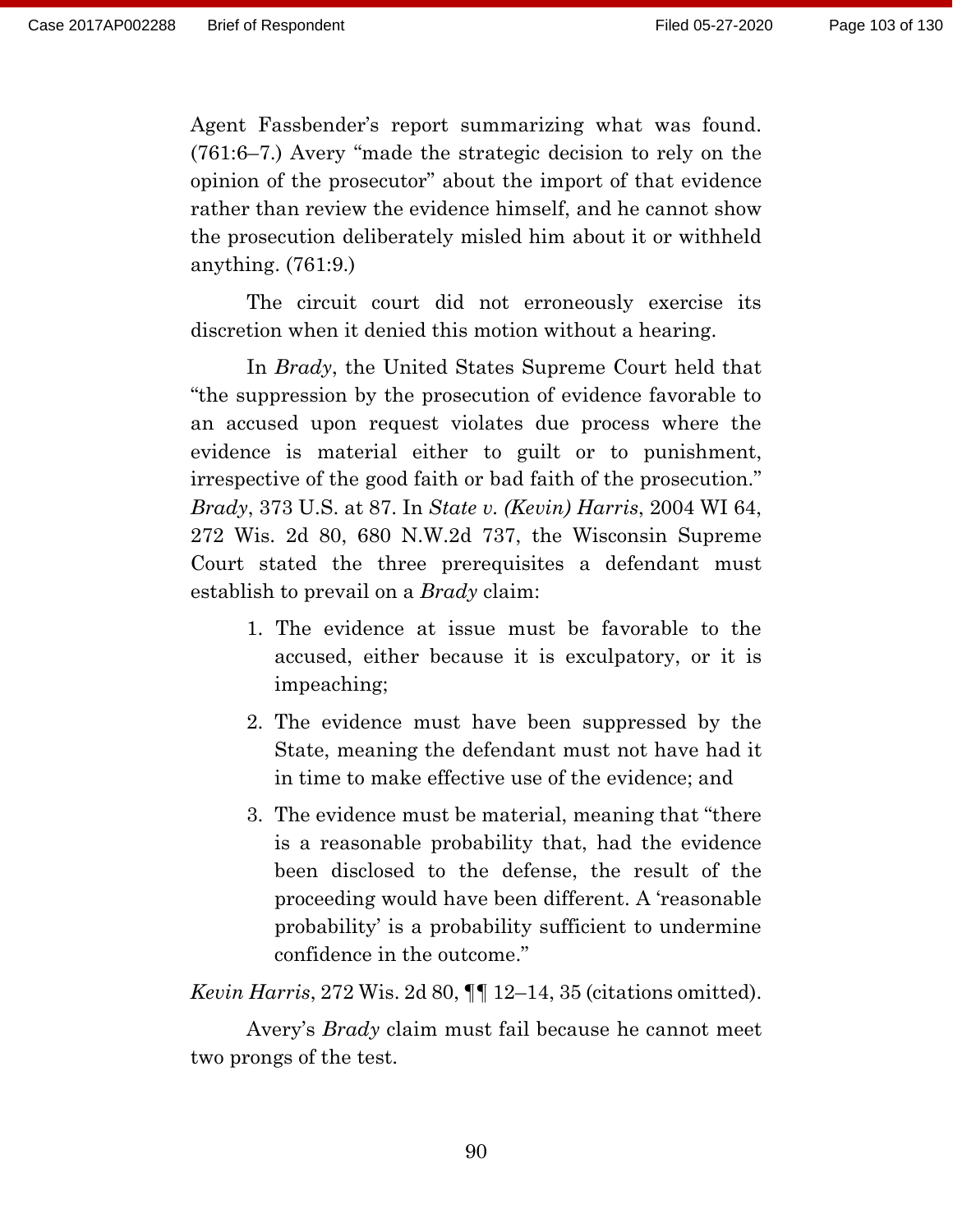Agent Fassbender's report summarizing what was found. (761:6–7.) Avery "made the strategic decision to rely on the opinion of the prosecutor" about the import of that evidence rather than review the evidence himself, and he cannot show the prosecution deliberately misled him about it or withheld anything. (761:9.)

The circuit court did not erroneously exercise its discretion when it denied this motion without a hearing.

In *Brady*, the United States Supreme Court held that "the suppression by the prosecution of evidence favorable to an accused upon request violates due process where the evidence is material either to guilt or to punishment, irrespective of the good faith or bad faith of the prosecution." *Brady*, 373 U.S. at 87. In *State v. (Kevin) Harris*, 2004 WI 64, 272 Wis. 2d 80, 680 N.W.2d 737, the Wisconsin Supreme Court stated the three prerequisites a defendant must establish to prevail on a *Brady* claim:

1. The evidence at issue must be favorable to the accused, either because it is exculpatory, or it is impeaching;
2. The evidence must have been suppressed by the State, meaning the defendant must not have had it in time to make effective use of the evidence; and
3. The evidence must be material, meaning that "there is a reasonable probability that, had the evidence been disclosed to the defense, the result of the proceeding would have been different. A 'reasonable probability' is a probability sufficient to undermine confidence in the outcome."

*Kevin Harris*, 272 Wis. 2d 80, ¶¶ 12–14, 35 (citations omitted).

Avery's *Brady* claim must fail because he cannot meet two prongs of the test.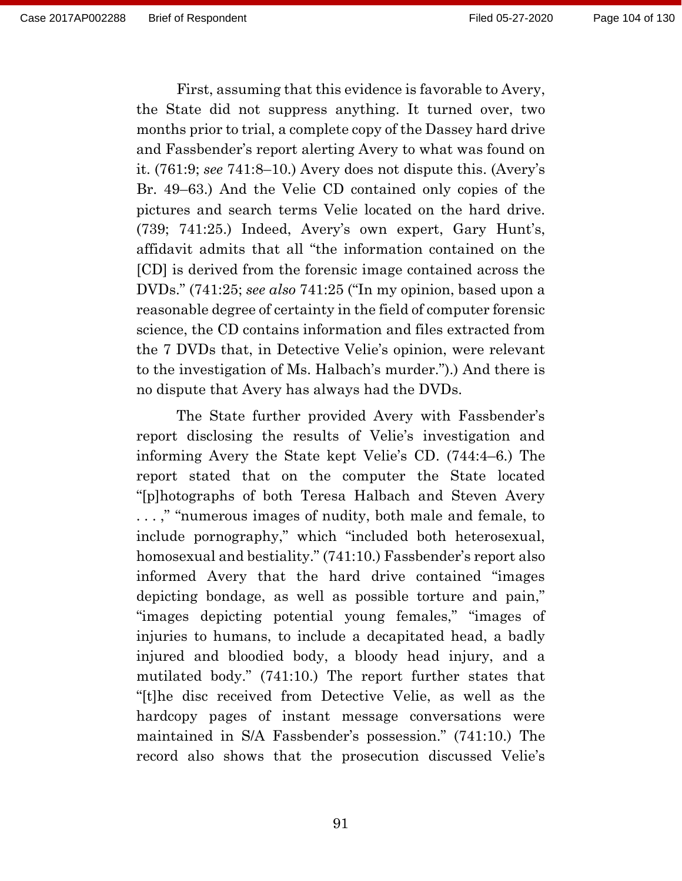First, assuming that this evidence is favorable to Avery, the State did not suppress anything. It turned over, two months prior to trial, a complete copy of the Dassey hard drive and Fassbender's report alerting Avery to what was found on it. (761:9; *see* 741:8–10.) Avery does not dispute this. (Avery's Br. 49–63.) And the Velie CD contained only copies of the pictures and search terms Velie located on the hard drive. (739; 741:25.) Indeed, Avery's own expert, Gary Hunt's, affidavit admits that all "the information contained on the [CD] is derived from the forensic image contained across the DVDs." (741:25; *see also* 741:25 ("In my opinion, based upon a reasonable degree of certainty in the field of computer forensic science, the CD contains information and files extracted from the 7 DVDs that, in Detective Velie's opinion, were relevant to the investigation of Ms. Halbach's murder.").) And there is no dispute that Avery has always had the DVDs.

The State further provided Avery with Fassbender's report disclosing the results of Velie's investigation and informing Avery the State kept Velie's CD. (744:4–6.) The report stated that on the computer the State located "[p]hotographs of both Teresa Halbach and Steven Avery . . . ," "numerous images of nudity, both male and female, to include pornography," which "included both heterosexual, homosexual and bestiality." (741:10.) Fassbender's report also informed Avery that the hard drive contained "images depicting bondage, as well as possible torture and pain," "images depicting potential young females," "images of injuries to humans, to include a decapitated head, a badly injured and bloodied body, a bloody head injury, and a mutilated body." (741:10.) The report further states that "[t]he disc received from Detective Velie, as well as the hardcopy pages of instant message conversations were maintained in S/A Fassbender's possession." (741:10.) The record also shows that the prosecution discussed Velie's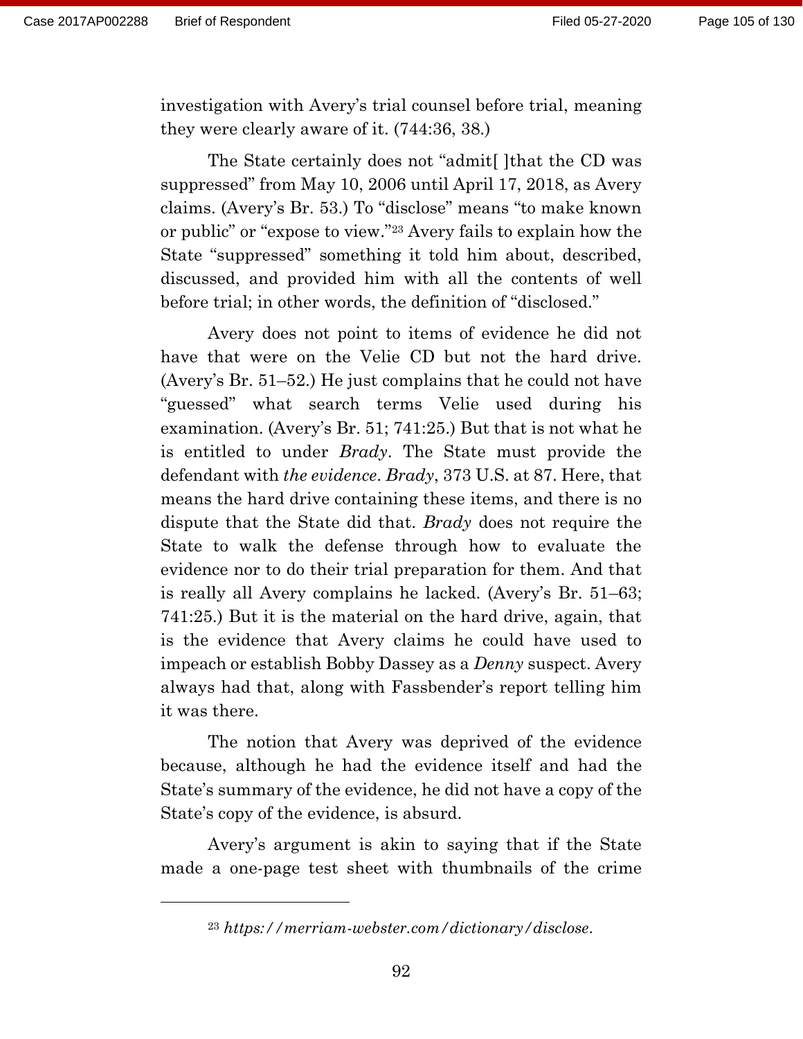investigation with Avery's trial counsel before trial, meaning they were clearly aware of it. (744:36, 38.)

The State certainly does not "admit[ ]that the CD was suppressed" from May 10, 2006 until April 17, 2018, as Avery claims. (Avery's Br. 53.) To "disclose" means "to make known or public" or "expose to view."[23] Avery fails to explain how the State "suppressed" something it told him about, described, discussed, and provided him with all the contents of well before trial; in other words, the definition of "disclosed."

Avery does not point to items of evidence he did not have that were on the Velie CD but not the hard drive. (Avery's Br. 51–52.) He just complains that he could not have "guessed" what search terms Velie used during his examination. (Avery's Br. 51; 741:25.) But that is not what he is entitled to under *Brady*. The State must provide the defendant with *the evidence*. *Brady*, 373 U.S. at 87. Here, that means the hard drive containing these items, and there is no dispute that the State did that. *Brady* does not require the State to walk the defense through how to evaluate the evidence nor to do their trial preparation for them. And that is really all Avery complains he lacked. (Avery's Br. 51–63; 741:25.) But it is the material on the hard drive, again, that is the evidence that Avery claims he could have used to impeach or establish Bobby Dassey as a *Denny* suspect. Avery always had that, along with Fassbender's report telling him it was there.

The notion that Avery was deprived of the evidence because, although he had the evidence itself and had the State's summary of the evidence, he did not have a copy of the State's copy of the evidence, is absurd.

Avery's argument is akin to saying that if the State made a one-page test sheet with thumbnails of the crime

---

[23] *https://merriam-webster.com/dictionary/disclose*.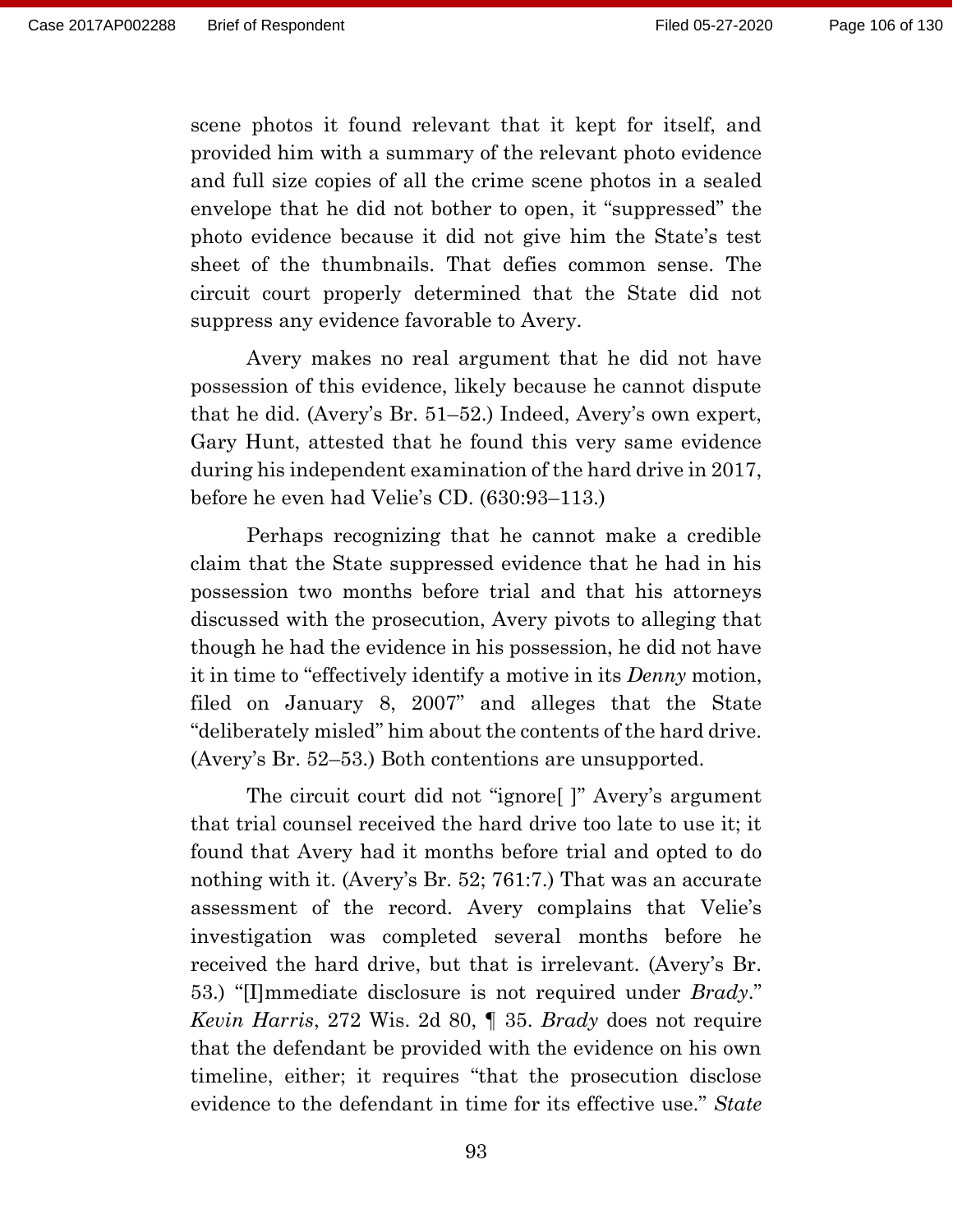scene photos it found relevant that it kept for itself, and provided him with a summary of the relevant photo evidence and full size copies of all the crime scene photos in a sealed envelope that he did not bother to open, it "suppressed" the photo evidence because it did not give him the State's test sheet of the thumbnails. That defies common sense. The circuit court properly determined that the State did not suppress any evidence favorable to Avery.

Avery makes no real argument that he did not have possession of this evidence, likely because he cannot dispute that he did. (Avery's Br. 51–52.) Indeed, Avery's own expert, Gary Hunt, attested that he found this very same evidence during his independent examination of the hard drive in 2017, before he even had Velie's CD. (630:93–113.)

Perhaps recognizing that he cannot make a credible claim that the State suppressed evidence that he had in his possession two months before trial and that his attorneys discussed with the prosecution, Avery pivots to alleging that though he had the evidence in his possession, he did not have it in time to "effectively identify a motive in its *Denny* motion, filed on January 8, 2007" and alleges that the State "deliberately misled" him about the contents of the hard drive. (Avery's Br. 52–53.) Both contentions are unsupported.

The circuit court did not "ignore[ ]" Avery's argument that trial counsel received the hard drive too late to use it; it found that Avery had it months before trial and opted to do nothing with it. (Avery's Br. 52; 761:7.) That was an accurate assessment of the record. Avery complains that Velie's investigation was completed several months before he received the hard drive, but that is irrelevant. (Avery's Br. 53.) "[I]mmediate disclosure is not required under *Brady*." *Kevin Harris*, 272 Wis. 2d 80, ¶ 35. *Brady* does not require that the defendant be provided with the evidence on his own timeline, either; it requires "that the prosecution disclose evidence to the defendant in time for its effective use." *State*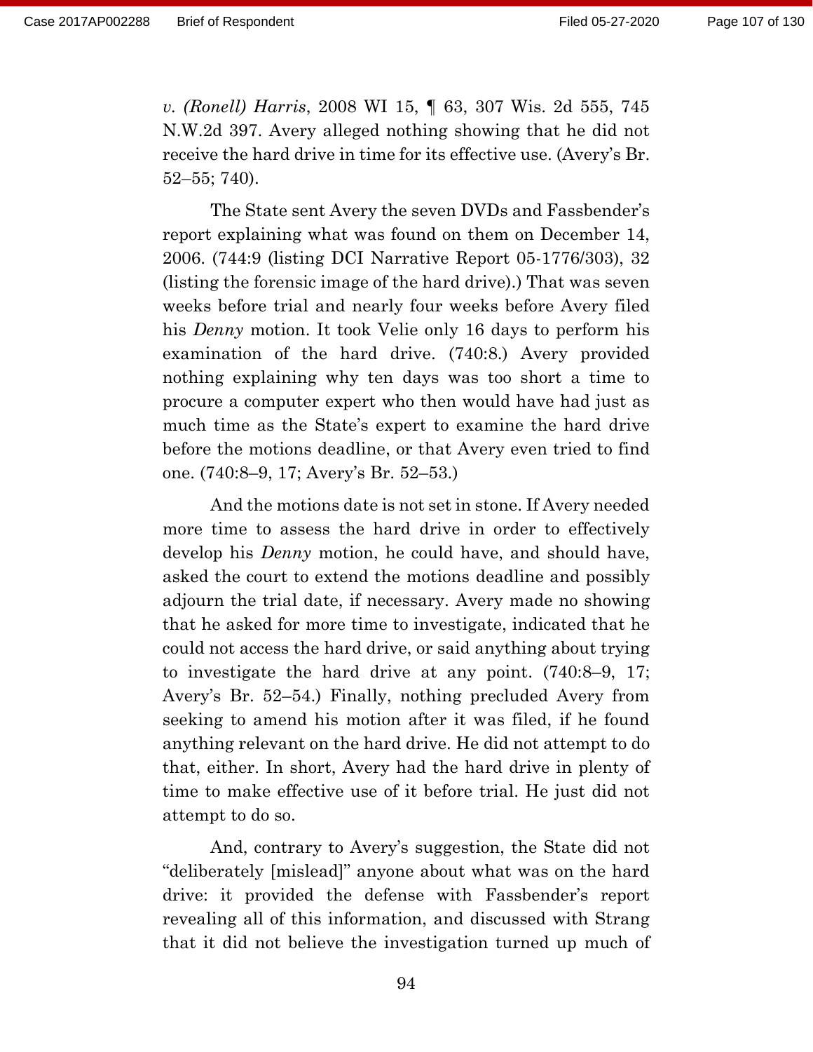*v. (Ronell) Harris*, 2008 WI 15, ¶ 63, 307 Wis. 2d 555, 745 N.W.2d 397. Avery alleged nothing showing that he did not receive the hard drive in time for its effective use. (Avery's Br. 52–55; 740).

The State sent Avery the seven DVDs and Fassbender's report explaining what was found on them on December 14, 2006. (744:9 (listing DCI Narrative Report 05-1776/303), 32 (listing the forensic image of the hard drive).) That was seven weeks before trial and nearly four weeks before Avery filed his *Denny* motion. It took Velie only 16 days to perform his examination of the hard drive. (740:8.) Avery provided nothing explaining why ten days was too short a time to procure a computer expert who then would have had just as much time as the State's expert to examine the hard drive before the motions deadline, or that Avery even tried to find one. (740:8–9, 17; Avery's Br. 52–53.)

And the motions date is not set in stone. If Avery needed more time to assess the hard drive in order to effectively develop his *Denny* motion, he could have, and should have, asked the court to extend the motions deadline and possibly adjourn the trial date, if necessary. Avery made no showing that he asked for more time to investigate, indicated that he could not access the hard drive, or said anything about trying to investigate the hard drive at any point. (740:8–9, 17; Avery's Br. 52–54.) Finally, nothing precluded Avery from seeking to amend his motion after it was filed, if he found anything relevant on the hard drive. He did not attempt to do that, either. In short, Avery had the hard drive in plenty of time to make effective use of it before trial. He just did not attempt to do so.

And, contrary to Avery's suggestion, the State did not "deliberately [mislead]" anyone about what was on the hard drive: it provided the defense with Fassbender's report revealing all of this information, and discussed with Strang that it did not believe the investigation turned up much of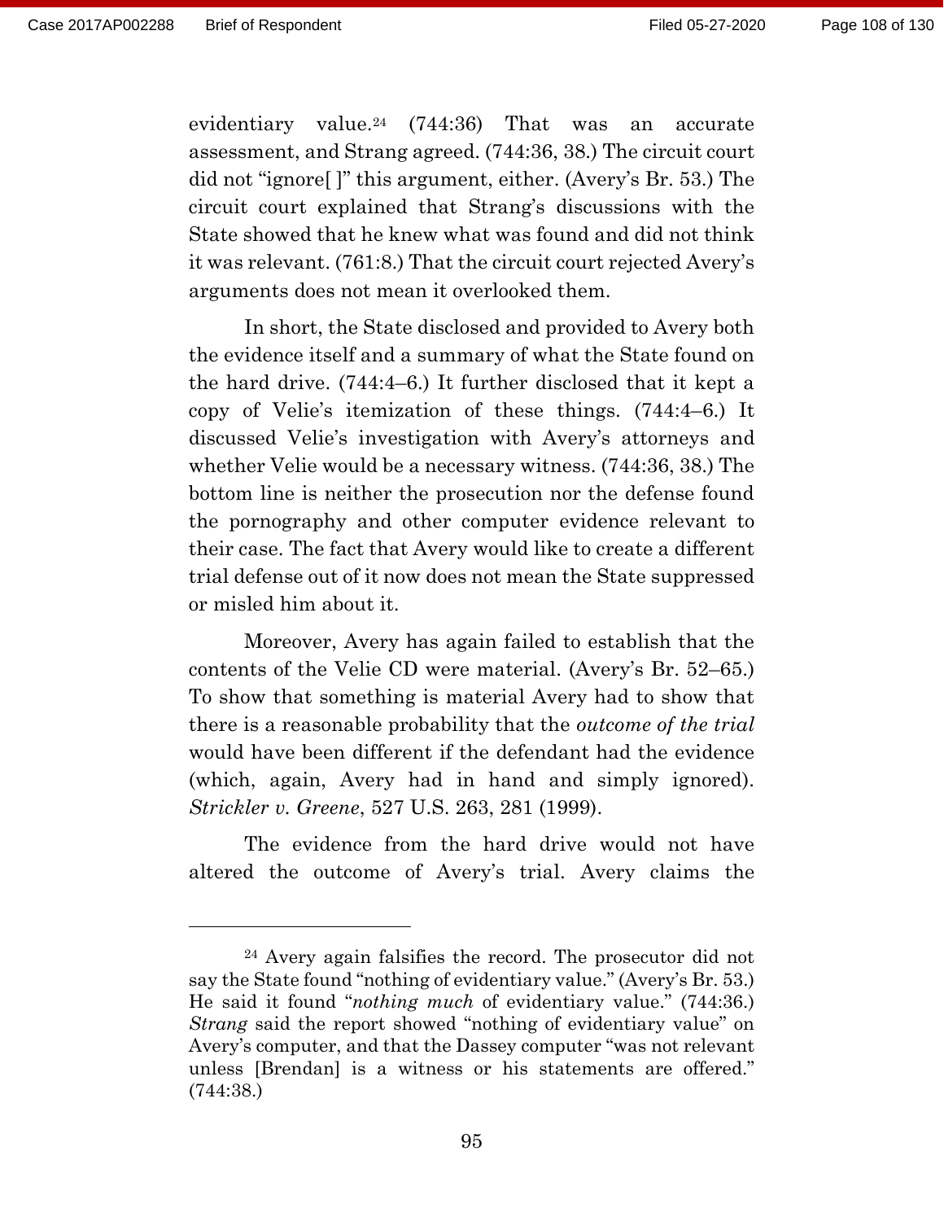evidentiary value.[24] (744:36) That was an accurate assessment, and Strang agreed. (744:36, 38.) The circuit court did not "ignore[ ]" this argument, either. (Avery's Br. 53.) The circuit court explained that Strang's discussions with the State showed that he knew what was found and did not think it was relevant. (761:8.) That the circuit court rejected Avery's arguments does not mean it overlooked them.

In short, the State disclosed and provided to Avery both the evidence itself and a summary of what the State found on the hard drive. (744:4–6.) It further disclosed that it kept a copy of Velie's itemization of these things. (744:4–6.) It discussed Velie's investigation with Avery's attorneys and whether Velie would be a necessary witness. (744:36, 38.) The bottom line is neither the prosecution nor the defense found the pornography and other computer evidence relevant to their case. The fact that Avery would like to create a different trial defense out of it now does not mean the State suppressed or misled him about it.

Moreover, Avery has again failed to establish that the contents of the Velie CD were material. (Avery's Br. 52–65.) To show that something is material Avery had to show that there is a reasonable probability that the *outcome of the trial* would have been different if the defendant had the evidence (which, again, Avery had in hand and simply ignored). *Strickler v. Greene*, 527 U.S. 263, 281 (1999).

The evidence from the hard drive would not have altered the outcome of Avery's trial. Avery claims the

---

[24] Avery again falsifies the record. The prosecutor did not say the State found "nothing of evidentiary value." (Avery's Br. 53.) He said it found "*nothing much* of evidentiary value." (744:36.) *Strang* said the report showed "nothing of evidentiary value" on Avery's computer, and that the Dassey computer "was not relevant unless [Brendan] is a witness or his statements are offered." (744:38.)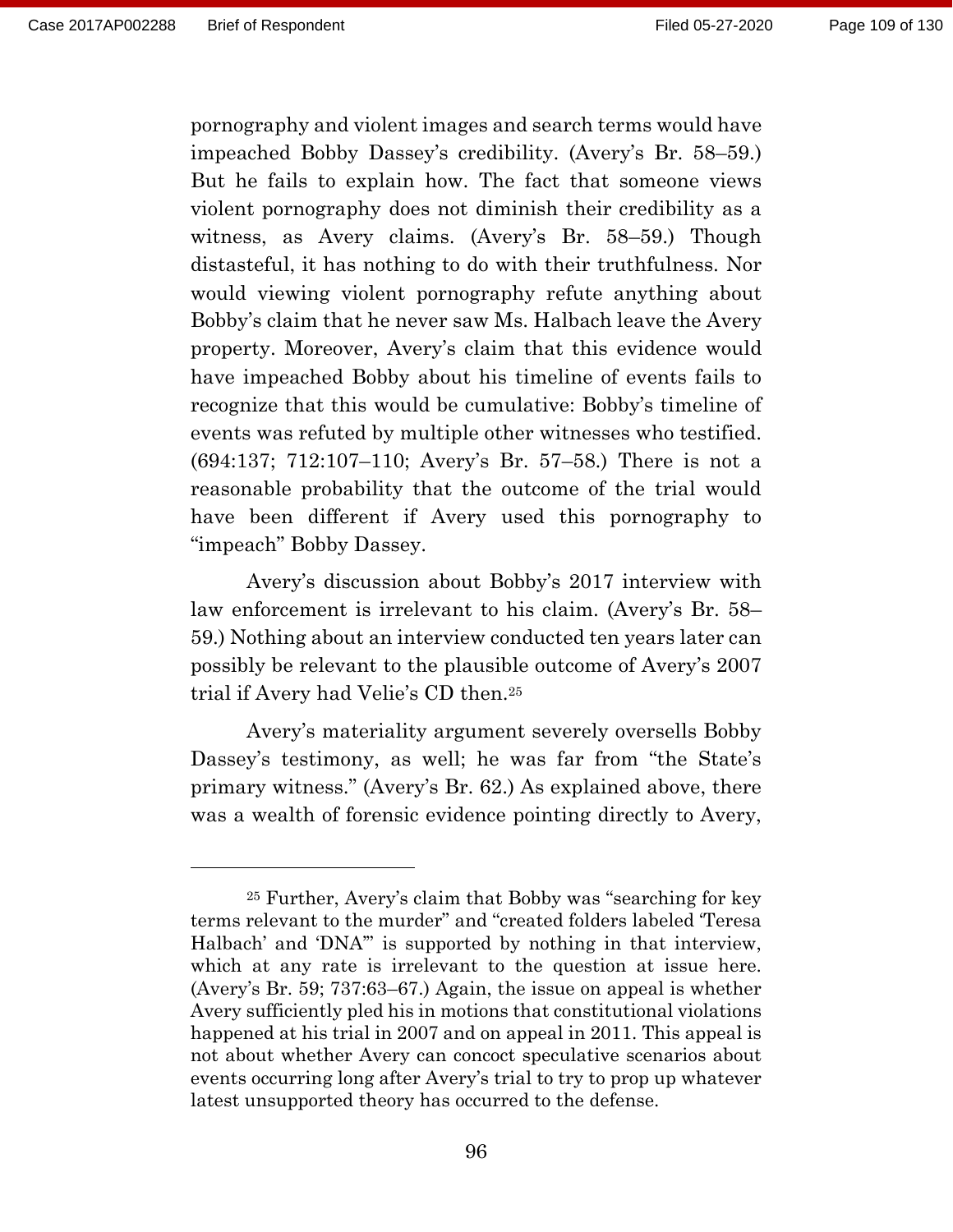pornography and violent images and search terms would have impeached Bobby Dassey's credibility. (Avery's Br. 58–59.) But he fails to explain how. The fact that someone views violent pornography does not diminish their credibility as a witness, as Avery claims. (Avery's Br. 58–59.) Though distasteful, it has nothing to do with their truthfulness. Nor would viewing violent pornography refute anything about Bobby's claim that he never saw Ms. Halbach leave the Avery property. Moreover, Avery's claim that this evidence would have impeached Bobby about his timeline of events fails to recognize that this would be cumulative: Bobby's timeline of events was refuted by multiple other witnesses who testified. (694:137; 712:107–110; Avery's Br. 57–58.) There is not a reasonable probability that the outcome of the trial would have been different if Avery used this pornography to "impeach" Bobby Dassey.

Avery's discussion about Bobby's 2017 interview with law enforcement is irrelevant to his claim. (Avery's Br. 58–59.) Nothing about an interview conducted ten years later can possibly be relevant to the plausible outcome of Avery's 2007 trial if Avery had Velie's CD then.[25]

Avery's materiality argument severely oversells Bobby Dassey's testimony, as well; he was far from "the State's primary witness." (Avery's Br. 62.) As explained above, there was a wealth of forensic evidence pointing directly to Avery,

---

[25] Further, Avery's claim that Bobby was "searching for key terms relevant to the murder" and "created folders labeled 'Teresa Halbach' and 'DNA'" is supported by nothing in that interview, which at any rate is irrelevant to the question at issue here. (Avery's Br. 59; 737:63–67.) Again, the issue on appeal is whether Avery sufficiently pled his in motions that constitutional violations happened at his trial in 2007 and on appeal in 2011. This appeal is not about whether Avery can concoct speculative scenarios about events occurring long after Avery's trial to try to prop up whatever latest unsupported theory has occurred to the defense.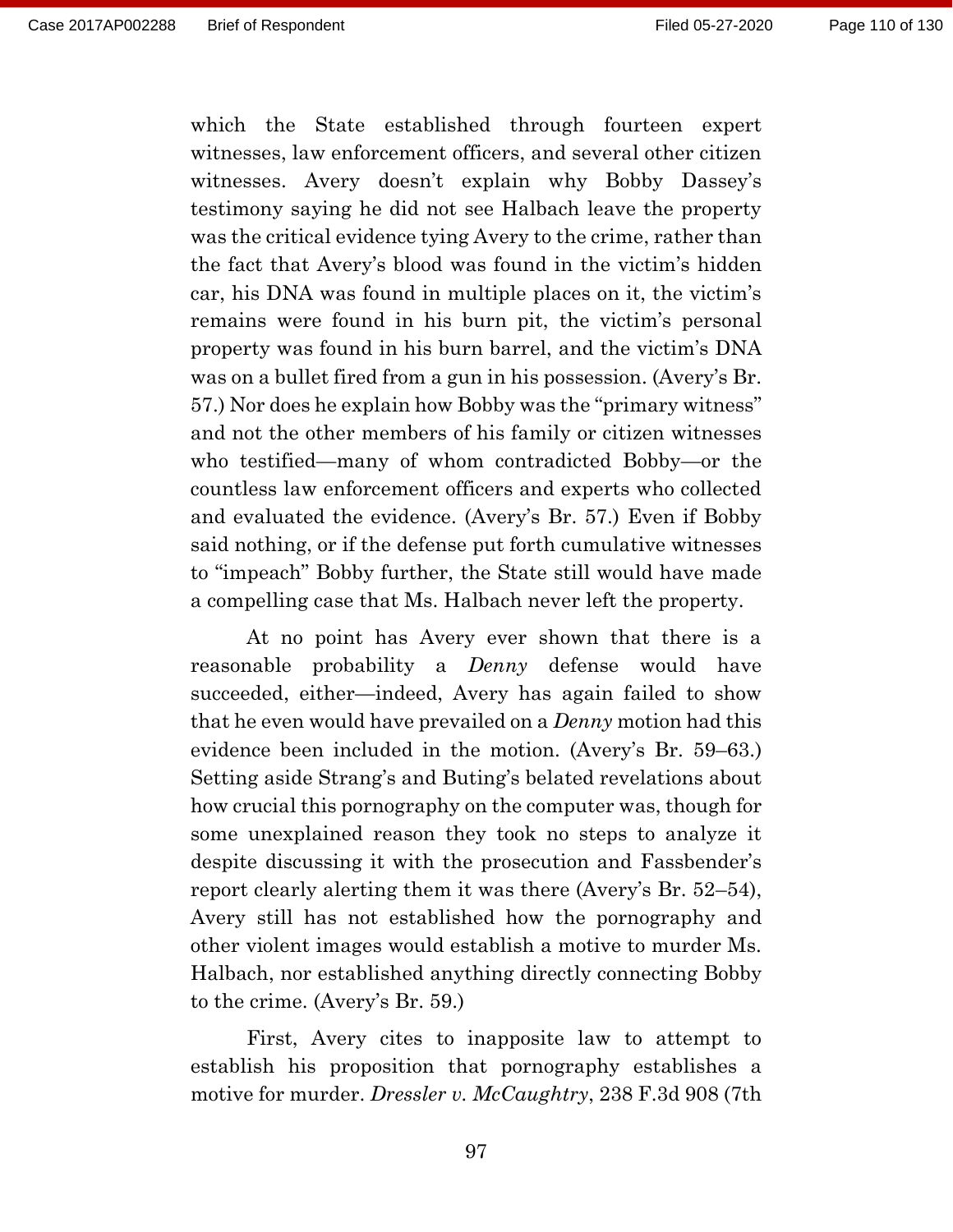which the State established through fourteen expert witnesses, law enforcement officers, and several other citizen witnesses. Avery doesn't explain why Bobby Dassey's testimony saying he did not see Halbach leave the property was the critical evidence tying Avery to the crime, rather than the fact that Avery's blood was found in the victim's hidden car, his DNA was found in multiple places on it, the victim's remains were found in his burn pit, the victim's personal property was found in his burn barrel, and the victim's DNA was on a bullet fired from a gun in his possession. (Avery's Br. 57.) Nor does he explain how Bobby was the "primary witness" and not the other members of his family or citizen witnesses who testified—many of whom contradicted Bobby—or the countless law enforcement officers and experts who collected and evaluated the evidence. (Avery's Br. 57.) Even if Bobby said nothing, or if the defense put forth cumulative witnesses to "impeach" Bobby further, the State still would have made a compelling case that Ms. Halbach never left the property.

At no point has Avery ever shown that there is a reasonable probability a *Denny* defense would have succeeded, either—indeed, Avery has again failed to show that he even would have prevailed on a *Denny* motion had this evidence been included in the motion. (Avery's Br. 59–63.) Setting aside Strang's and Buting's belated revelations about how crucial this pornography on the computer was, though for some unexplained reason they took no steps to analyze it despite discussing it with the prosecution and Fassbender's report clearly alerting them it was there (Avery's Br. 52–54), Avery still has not established how the pornography and other violent images would establish a motive to murder Ms. Halbach, nor established anything directly connecting Bobby to the crime. (Avery's Br. 59.)

First, Avery cites to inapposite law to attempt to establish his proposition that pornography establishes a motive for murder. *Dressler v. McCaughtry*, 238 F.3d 908 (7th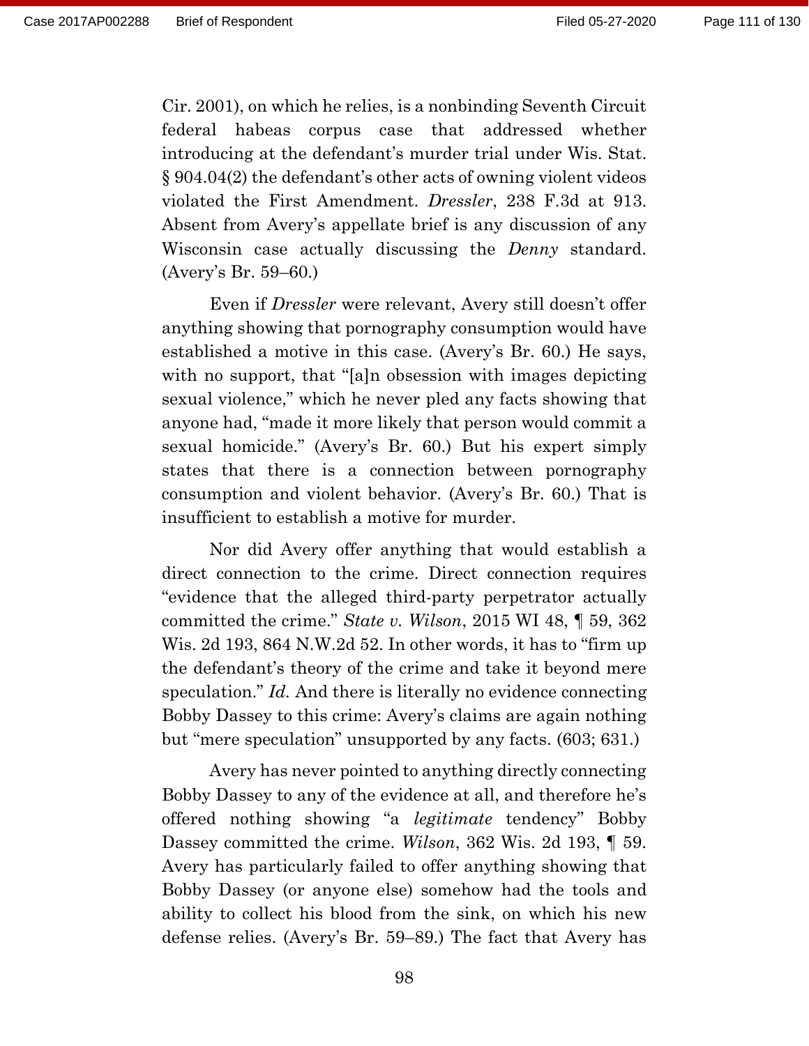Cir. 2001), on which he relies, is a nonbinding Seventh Circuit federal habeas corpus case that addressed whether introducing at the defendant's murder trial under Wis. Stat. § 904.04(2) the defendant's other acts of owning violent videos violated the First Amendment. *Dressler*, 238 F.3d at 913. Absent from Avery's appellate brief is any discussion of any Wisconsin case actually discussing the *Denny* standard. (Avery's Br. 59–60.)

Even if *Dressler* were relevant, Avery still doesn't offer anything showing that pornography consumption would have established a motive in this case. (Avery's Br. 60.) He says, with no support, that "[a]n obsession with images depicting sexual violence," which he never pled any facts showing that anyone had, "made it more likely that person would commit a sexual homicide." (Avery's Br. 60.) But his expert simply states that there is a connection between pornography consumption and violent behavior. (Avery's Br. 60.) That is insufficient to establish a motive for murder.

Nor did Avery offer anything that would establish a direct connection to the crime. Direct connection requires "evidence that the alleged third-party perpetrator actually committed the crime." *State v. Wilson*, 2015 WI 48, ¶ 59, 362 Wis. 2d 193, 864 N.W.2d 52. In other words, it has to "firm up the defendant's theory of the crime and take it beyond mere speculation." *Id.* And there is literally no evidence connecting Bobby Dassey to this crime: Avery's claims are again nothing but "mere speculation" unsupported by any facts. (603; 631.)

Avery has never pointed to anything directly connecting Bobby Dassey to any of the evidence at all, and therefore he's offered nothing showing "a *legitimate* tendency" Bobby Dassey committed the crime. *Wilson*, 362 Wis. 2d 193, ¶ 59. Avery has particularly failed to offer anything showing that Bobby Dassey (or anyone else) somehow had the tools and ability to collect his blood from the sink, on which his new defense relies. (Avery's Br. 59–89.) The fact that Avery has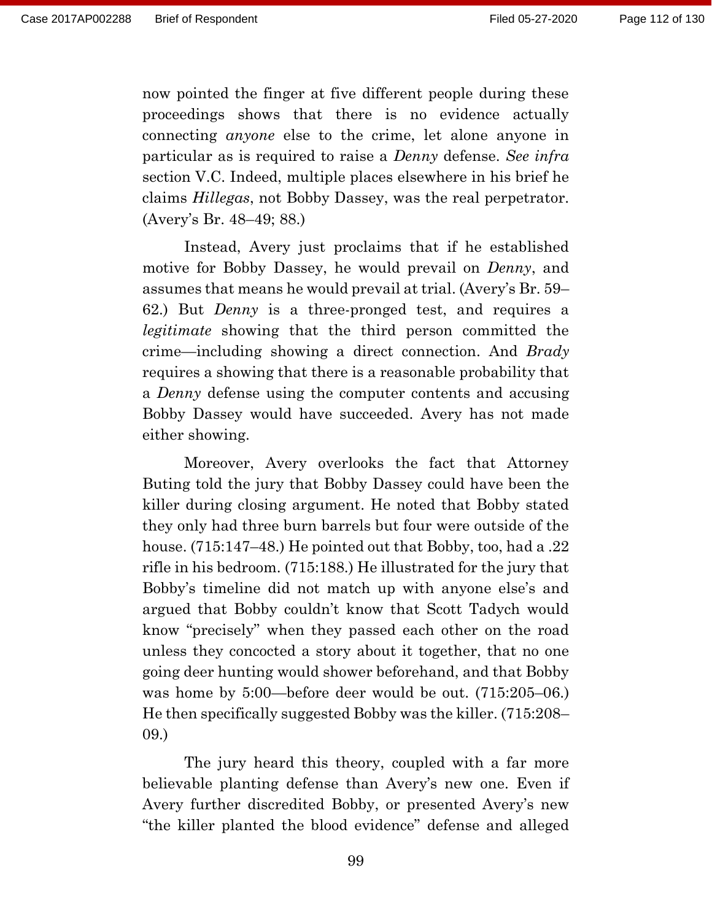now pointed the finger at five different people during these proceedings shows that there is no evidence actually connecting *anyone* else to the crime, let alone anyone in particular as is required to raise a *Denny* defense. *See infra* section V.C. Indeed, multiple places elsewhere in his brief he claims *Hillegas*, not Bobby Dassey, was the real perpetrator. (Avery's Br. 48–49; 88.)

Instead, Avery just proclaims that if he established motive for Bobby Dassey, he would prevail on *Denny*, and assumes that means he would prevail at trial. (Avery's Br. 59–62.) But *Denny* is a three-pronged test, and requires a *legitimate* showing that the third person committed the crime—including showing a direct connection. And *Brady* requires a showing that there is a reasonable probability that a *Denny* defense using the computer contents and accusing Bobby Dassey would have succeeded. Avery has not made either showing.

Moreover, Avery overlooks the fact that Attorney Buting told the jury that Bobby Dassey could have been the killer during closing argument. He noted that Bobby stated they only had three burn barrels but four were outside of the house. (715:147–48.) He pointed out that Bobby, too, had a .22 rifle in his bedroom. (715:188.) He illustrated for the jury that Bobby's timeline did not match up with anyone else's and argued that Bobby couldn't know that Scott Tadych would know "precisely" when they passed each other on the road unless they concocted a story about it together, that no one going deer hunting would shower beforehand, and that Bobby was home by 5:00—before deer would be out. (715:205–06.) He then specifically suggested Bobby was the killer. (715:208–09.)

The jury heard this theory, coupled with a far more believable planting defense than Avery's new one. Even if Avery further discredited Bobby, or presented Avery's new "the killer planted the blood evidence" defense and alleged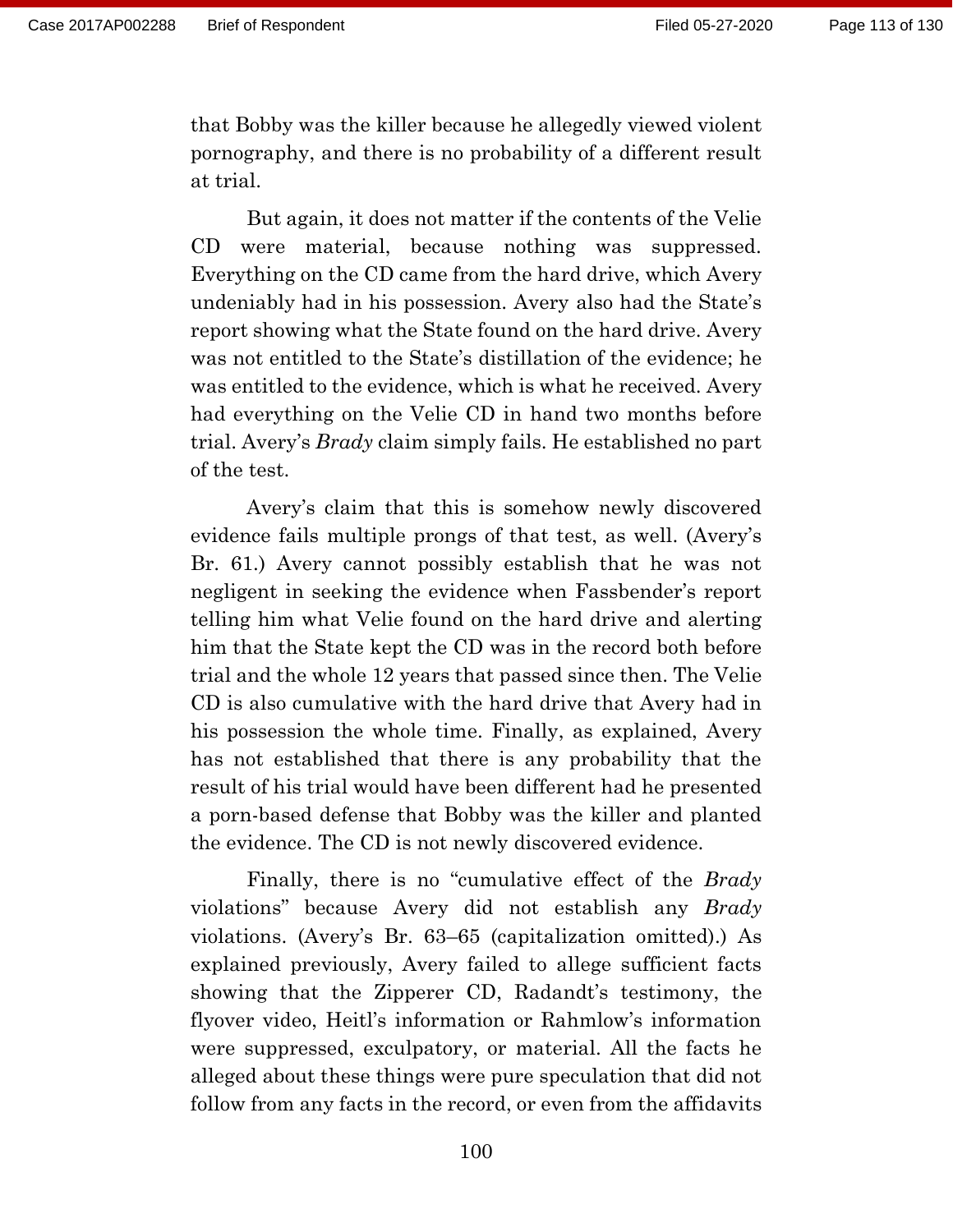that Bobby was the killer because he allegedly viewed violent pornography, and there is no probability of a different result at trial.

But again, it does not matter if the contents of the Velie CD were material, because nothing was suppressed. Everything on the CD came from the hard drive, which Avery undeniably had in his possession. Avery also had the State's report showing what the State found on the hard drive. Avery was not entitled to the State's distillation of the evidence; he was entitled to the evidence, which is what he received. Avery had everything on the Velie CD in hand two months before trial. Avery's *Brady* claim simply fails. He established no part of the test.

Avery's claim that this is somehow newly discovered evidence fails multiple prongs of that test, as well. (Avery's Br. 61.) Avery cannot possibly establish that he was not negligent in seeking the evidence when Fassbender's report telling him what Velie found on the hard drive and alerting him that the State kept the CD was in the record both before trial and the whole 12 years that passed since then. The Velie CD is also cumulative with the hard drive that Avery had in his possession the whole time. Finally, as explained, Avery has not established that there is any probability that the result of his trial would have been different had he presented a porn-based defense that Bobby was the killer and planted the evidence. The CD is not newly discovered evidence.

Finally, there is no "cumulative effect of the *Brady* violations" because Avery did not establish any *Brady* violations. (Avery's Br. 63–65 (capitalization omitted).) As explained previously, Avery failed to allege sufficient facts showing that the Zipperer CD, Radandt's testimony, the flyover video, Heitl's information or Rahmlow's information were suppressed, exculpatory, or material. All the facts he alleged about these things were pure speculation that did not follow from any facts in the record, or even from the affidavits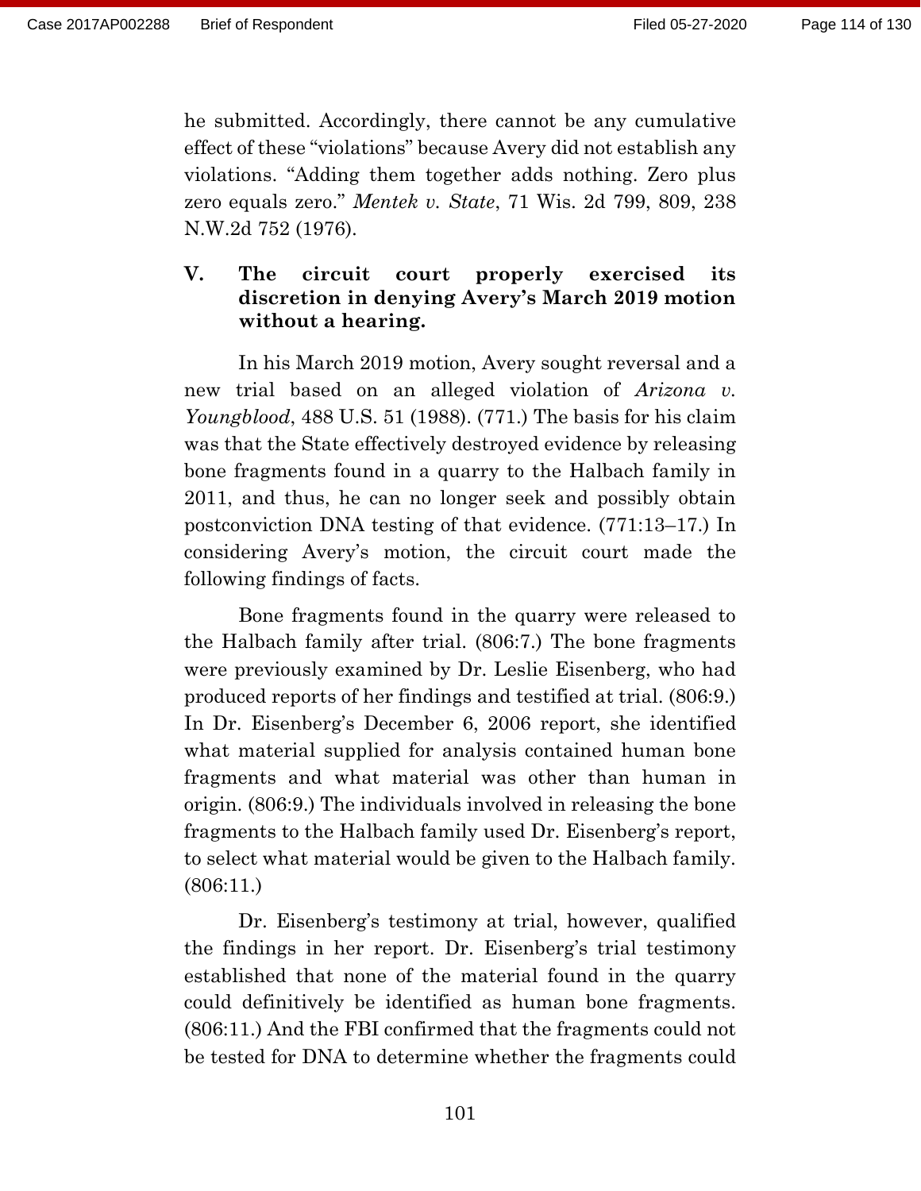he submitted. Accordingly, there cannot be any cumulative effect of these "violations" because Avery did not establish any violations. "Adding them together adds nothing. Zero plus zero equals zero." *Mentek v. State*, 71 Wis. 2d 799, 809, 238 N.W.2d 752 (1976).

## V. The circuit court properly exercised its discretion in denying Avery's March 2019 motion without a hearing.

In his March 2019 motion, Avery sought reversal and a new trial based on an alleged violation of *Arizona v. Youngblood*, 488 U.S. 51 (1988). (771.) The basis for his claim was that the State effectively destroyed evidence by releasing bone fragments found in a quarry to the Halbach family in 2011, and thus, he can no longer seek and possibly obtain postconviction DNA testing of that evidence. (771:13–17.) In considering Avery's motion, the circuit court made the following findings of facts.

Bone fragments found in the quarry were released to the Halbach family after trial. (806:7.) The bone fragments were previously examined by Dr. Leslie Eisenberg, who had produced reports of her findings and testified at trial. (806:9.) In Dr. Eisenberg's December 6, 2006 report, she identified what material supplied for analysis contained human bone fragments and what material was other than human in origin. (806:9.) The individuals involved in releasing the bone fragments to the Halbach family used Dr. Eisenberg's report, to select what material would be given to the Halbach family. (806:11.)

Dr. Eisenberg's testimony at trial, however, qualified the findings in her report. Dr. Eisenberg's trial testimony established that none of the material found in the quarry could definitively be identified as human bone fragments. (806:11.) And the FBI confirmed that the fragments could not be tested for DNA to determine whether the fragments could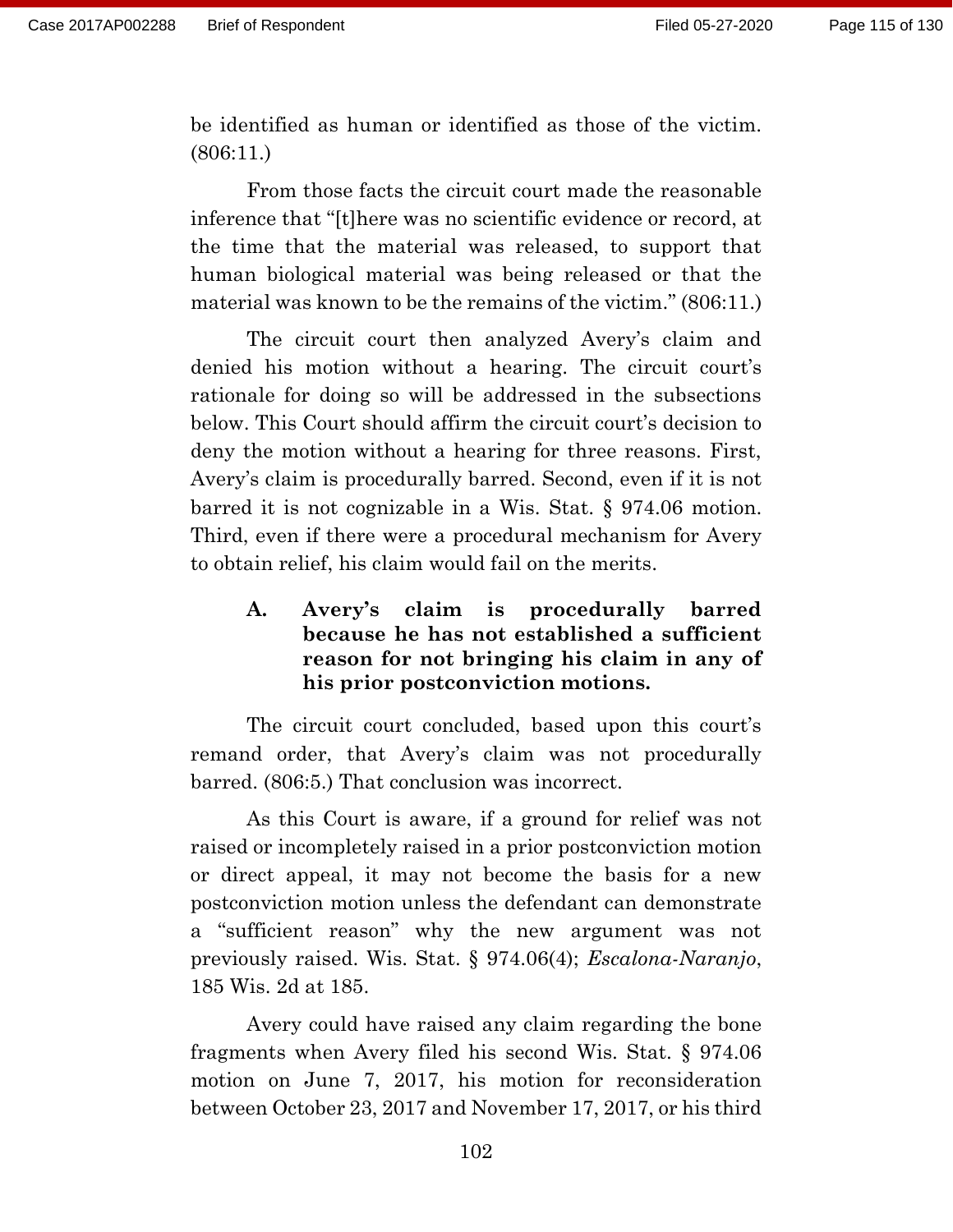be identified as human or identified as those of the victim. (806:11.)

From those facts the circuit court made the reasonable inference that "[t]here was no scientific evidence or record, at the time that the material was released, to support that human biological material was being released or that the material was known to be the remains of the victim." (806:11.)

The circuit court then analyzed Avery's claim and denied his motion without a hearing. The circuit court's rationale for doing so will be addressed in the subsections below. This Court should affirm the circuit court's decision to deny the motion without a hearing for three reasons. First, Avery's claim is procedurally barred. Second, even if it is not barred it is not cognizable in a Wis. Stat. § 974.06 motion. Third, even if there were a procedural mechanism for Avery to obtain relief, his claim would fail on the merits.

### A. Avery's claim is procedurally barred because he has not established a sufficient reason for not bringing his claim in any of his prior postconviction motions.

The circuit court concluded, based upon this court's remand order, that Avery's claim was not procedurally barred. (806:5.) That conclusion was incorrect.

As this Court is aware, if a ground for relief was not raised or incompletely raised in a prior postconviction motion or direct appeal, it may not become the basis for a new postconviction motion unless the defendant can demonstrate a "sufficient reason" why the new argument was not previously raised. Wis. Stat. § 974.06(4); *Escalona-Naranjo*, 185 Wis. 2d at 185.

Avery could have raised any claim regarding the bone fragments when Avery filed his second Wis. Stat. § 974.06 motion on June 7, 2017, his motion for reconsideration between October 23, 2017 and November 17, 2017, or his third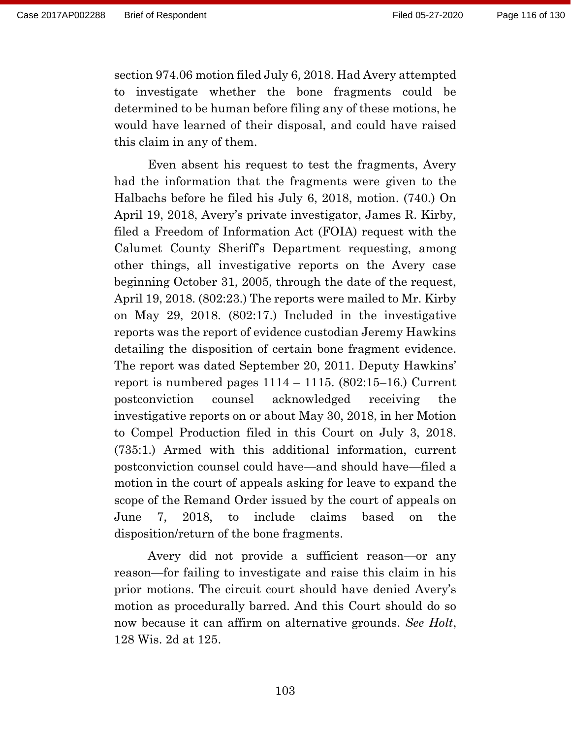section 974.06 motion filed July 6, 2018. Had Avery attempted to investigate whether the bone fragments could be determined to be human before filing any of these motions, he would have learned of their disposal, and could have raised this claim in any of them.

Even absent his request to test the fragments, Avery had the information that the fragments were given to the Halbachs before he filed his July 6, 2018, motion. (740.) On April 19, 2018, Avery's private investigator, James R. Kirby, filed a Freedom of Information Act (FOIA) request with the Calumet County Sheriff's Department requesting, among other things, all investigative reports on the Avery case beginning October 31, 2005, through the date of the request, April 19, 2018. (802:23.) The reports were mailed to Mr. Kirby on May 29, 2018. (802:17.) Included in the investigative reports was the report of evidence custodian Jeremy Hawkins detailing the disposition of certain bone fragment evidence. The report was dated September 20, 2011. Deputy Hawkins' report is numbered pages 1114 – 1115. (802:15–16.) Current postconviction counsel acknowledged receiving the investigative reports on or about May 30, 2018, in her Motion to Compel Production filed in this Court on July 3, 2018. (735:1.) Armed with this additional information, current postconviction counsel could have—and should have—filed a motion in the court of appeals asking for leave to expand the scope of the Remand Order issued by the court of appeals on June 7, 2018, to include claims based on the disposition/return of the bone fragments.

Avery did not provide a sufficient reason—or any reason—for failing to investigate and raise this claim in his prior motions. The circuit court should have denied Avery's motion as procedurally barred. And this Court should do so now because it can affirm on alternative grounds. *See Holt*, 128 Wis. 2d at 125.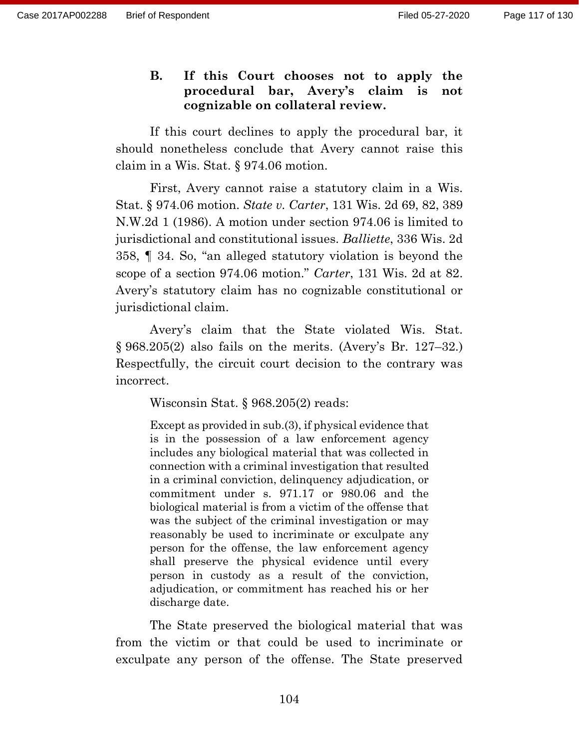### B. If this Court chooses not to apply the procedural bar, Avery's claim is not cognizable on collateral review.

If this court declines to apply the procedural bar, it should nonetheless conclude that Avery cannot raise this claim in a Wis. Stat. § 974.06 motion.

First, Avery cannot raise a statutory claim in a Wis. Stat. § 974.06 motion. *State v. Carter*, 131 Wis. 2d 69, 82, 389 N.W.2d 1 (1986). A motion under section 974.06 is limited to jurisdictional and constitutional issues. *Balliette*, 336 Wis. 2d 358, ¶ 34. So, "an alleged statutory violation is beyond the scope of a section 974.06 motion." *Carter*, 131 Wis. 2d at 82. Avery's statutory claim has no cognizable constitutional or jurisdictional claim.

Avery's claim that the State violated Wis. Stat. § 968.205(2) also fails on the merits. (Avery's Br. 127–32.) Respectfully, the circuit court decision to the contrary was incorrect.

Wisconsin Stat. § 968.205(2) reads:

> Except as provided in sub.(3), if physical evidence that is in the possession of a law enforcement agency includes any biological material that was collected in connection with a criminal investigation that resulted in a criminal conviction, delinquency adjudication, or commitment under s. 971.17 or 980.06 and the biological material is from a victim of the offense that was the subject of the criminal investigation or may reasonably be used to incriminate or exculpate any person for the offense, the law enforcement agency shall preserve the physical evidence until every person in custody as a result of the conviction, adjudication, or commitment has reached his or her discharge date.

The State preserved the biological material that was from the victim or that could be used to incriminate or exculpate any person of the offense. The State preserved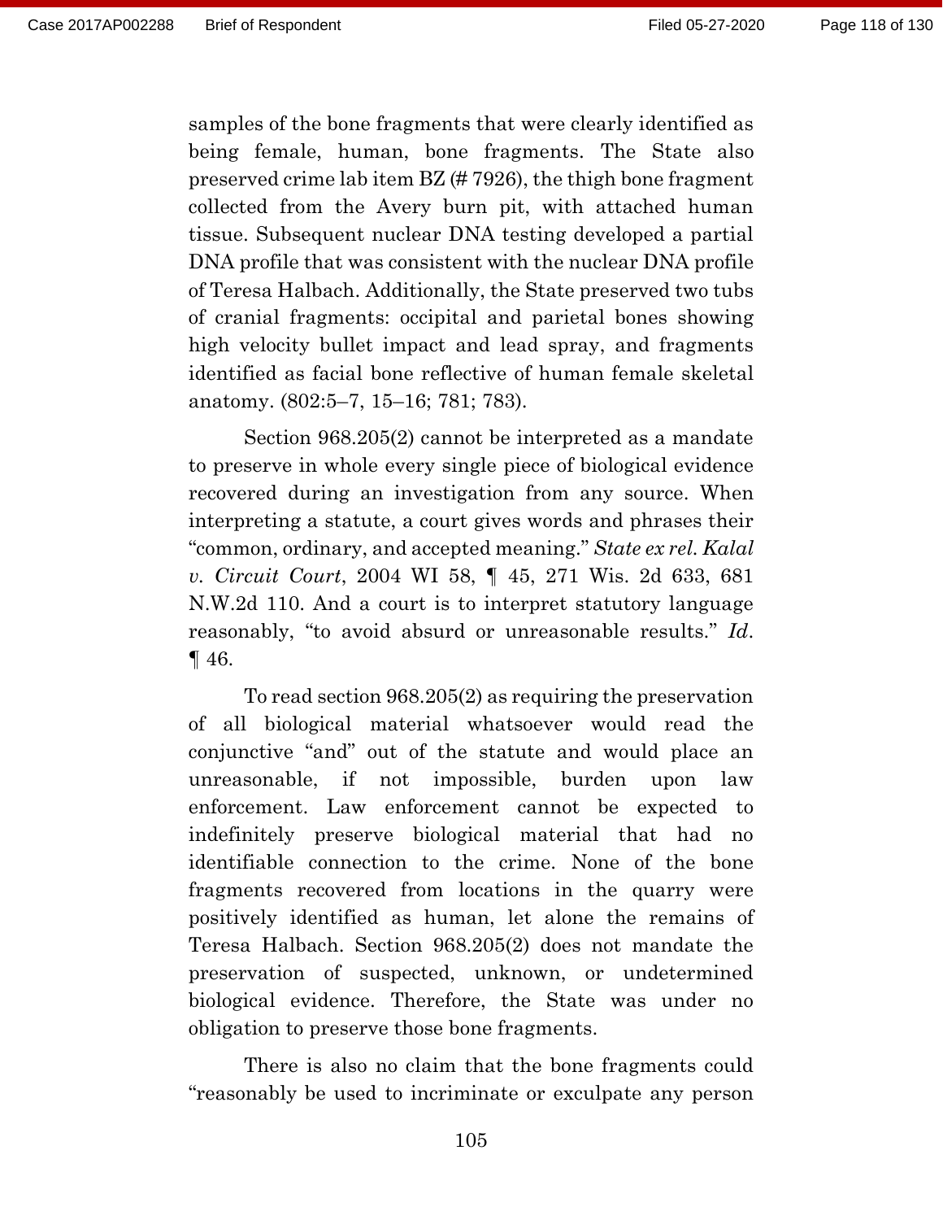samples of the bone fragments that were clearly identified as being female, human, bone fragments. The State also preserved crime lab item BZ (# 7926), the thigh bone fragment collected from the Avery burn pit, with attached human tissue. Subsequent nuclear DNA testing developed a partial DNA profile that was consistent with the nuclear DNA profile of Teresa Halbach. Additionally, the State preserved two tubs of cranial fragments: occipital and parietal bones showing high velocity bullet impact and lead spray, and fragments identified as facial bone reflective of human female skeletal anatomy. (802:5–7, 15–16; 781; 783).

Section 968.205(2) cannot be interpreted as a mandate to preserve in whole every single piece of biological evidence recovered during an investigation from any source. When interpreting a statute, a court gives words and phrases their "common, ordinary, and accepted meaning." *State ex rel. Kalal v. Circuit Court*, 2004 WI 58, ¶ 45, 271 Wis. 2d 633, 681 N.W.2d 110. And a court is to interpret statutory language reasonably, "to avoid absurd or unreasonable results." *Id*. ¶ 46.

To read section 968.205(2) as requiring the preservation of all biological material whatsoever would read the conjunctive "and" out of the statute and would place an unreasonable, if not impossible, burden upon law enforcement. Law enforcement cannot be expected to indefinitely preserve biological material that had no identifiable connection to the crime. None of the bone fragments recovered from locations in the quarry were positively identified as human, let alone the remains of Teresa Halbach. Section 968.205(2) does not mandate the preservation of suspected, unknown, or undetermined biological evidence. Therefore, the State was under no obligation to preserve those bone fragments.

There is also no claim that the bone fragments could "reasonably be used to incriminate or exculpate any person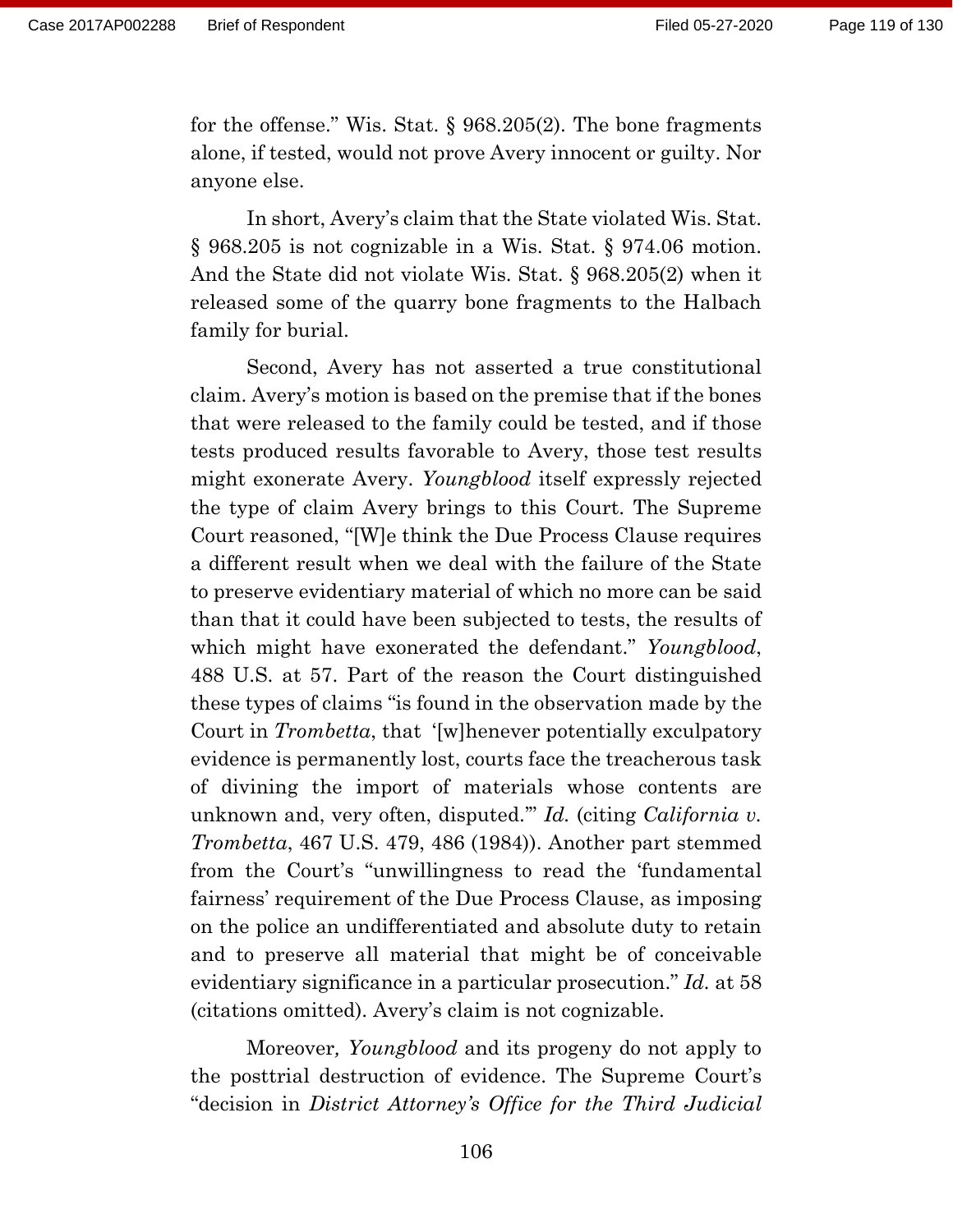for the offense." Wis. Stat. § 968.205(2). The bone fragments alone, if tested, would not prove Avery innocent or guilty. Nor anyone else.

In short, Avery's claim that the State violated Wis. Stat. § 968.205 is not cognizable in a Wis. Stat. § 974.06 motion. And the State did not violate Wis. Stat. § 968.205(2) when it released some of the quarry bone fragments to the Halbach family for burial.

Second, Avery has not asserted a true constitutional claim. Avery's motion is based on the premise that if the bones that were released to the family could be tested, and if those tests produced results favorable to Avery, those test results might exonerate Avery. *Youngblood* itself expressly rejected the type of claim Avery brings to this Court. The Supreme Court reasoned, "[W]e think the Due Process Clause requires a different result when we deal with the failure of the State to preserve evidentiary material of which no more can be said than that it could have been subjected to tests, the results of which might have exonerated the defendant." *Youngblood*, 488 U.S. at 57. Part of the reason the Court distinguished these types of claims "is found in the observation made by the Court in *Trombetta*, that '[w]henever potentially exculpatory evidence is permanently lost, courts face the treacherous task of divining the import of materials whose contents are unknown and, very often, disputed.'" *Id.* (citing *California v. Trombetta*, 467 U.S. 479, 486 (1984)). Another part stemmed from the Court's "unwillingness to read the 'fundamental fairness' requirement of the Due Process Clause, as imposing on the police an undifferentiated and absolute duty to retain and to preserve all material that might be of conceivable evidentiary significance in a particular prosecution." *Id.* at 58 (citations omitted). Avery's claim is not cognizable.

Moreover, *Youngblood* and its progeny do not apply to the posttrial destruction of evidence. The Supreme Court's "decision in *District Attorney's Office for the Third Judicial*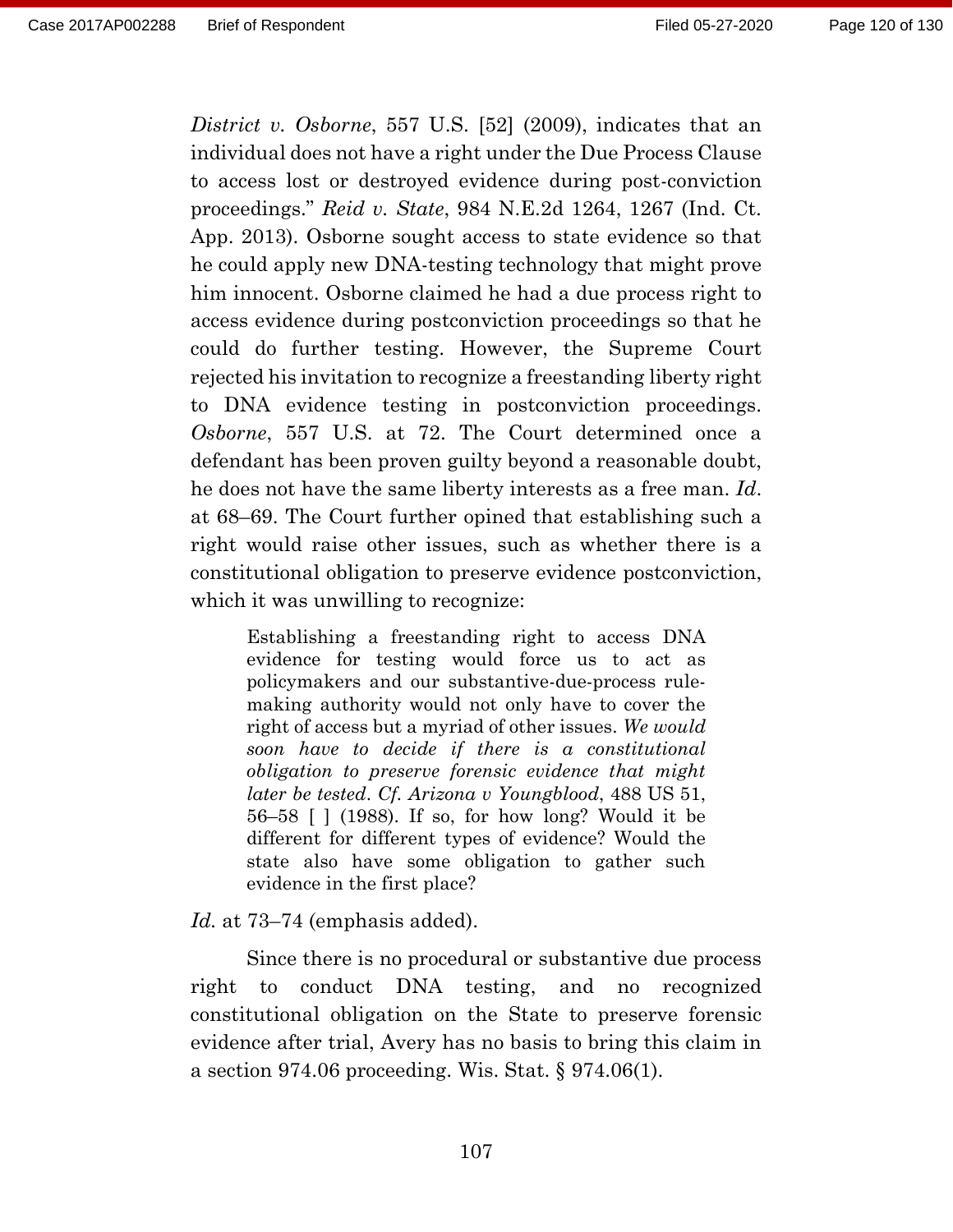*District v. Osborne*, 557 U.S. [52] (2009), indicates that an individual does not have a right under the Due Process Clause to access lost or destroyed evidence during post-conviction proceedings." *Reid v. State*, 984 N.E.2d 1264, 1267 (Ind. Ct. App. 2013). Osborne sought access to state evidence so that he could apply new DNA-testing technology that might prove him innocent. Osborne claimed he had a due process right to access evidence during postconviction proceedings so that he could do further testing. However, the Supreme Court rejected his invitation to recognize a freestanding liberty right to DNA evidence testing in postconviction proceedings. *Osborne*, 557 U.S. at 72. The Court determined once a defendant has been proven guilty beyond a reasonable doubt, he does not have the same liberty interests as a free man. *Id.* at 68–69. The Court further opined that establishing such a right would raise other issues, such as whether there is a constitutional obligation to preserve evidence postconviction, which it was unwilling to recognize:

> Establishing a freestanding right to access DNA evidence for testing would force us to act as policymakers and our substantive-due-process rule-making authority would not only have to cover the right of access but a myriad of other issues. *We would soon have to decide if there is a constitutional obligation to preserve forensic evidence that might later be tested*. *Cf. Arizona v Youngblood*, 488 US 51, 56–58 [ ] (1988). If so, for how long? Would it be different for different types of evidence? Would the state also have some obligation to gather such evidence in the first place?

*Id.* at 73–74 (emphasis added).

Since there is no procedural or substantive due process right to conduct DNA testing, and no recognized constitutional obligation on the State to preserve forensic evidence after trial, Avery has no basis to bring this claim in a section 974.06 proceeding. Wis. Stat. § 974.06(1).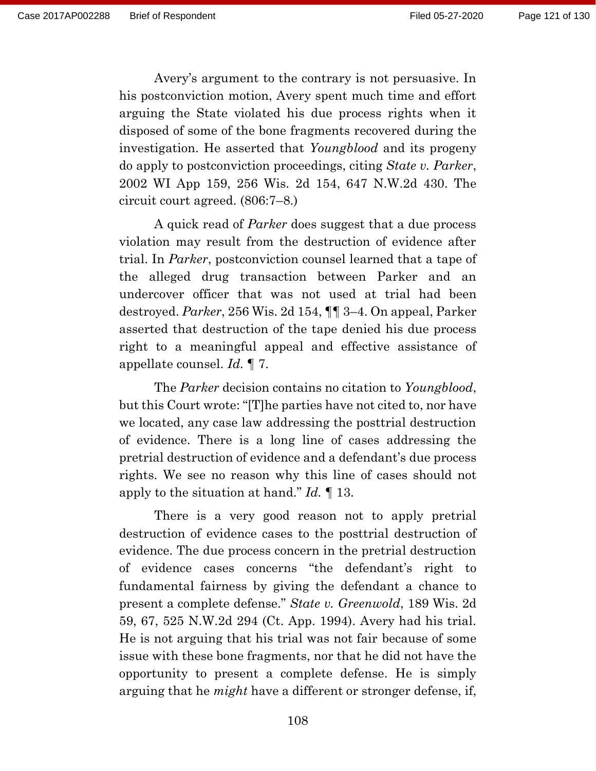Avery's argument to the contrary is not persuasive. In his postconviction motion, Avery spent much time and effort arguing the State violated his due process rights when it disposed of some of the bone fragments recovered during the investigation. He asserted that *Youngblood* and its progeny do apply to postconviction proceedings, citing *State v. Parker*, 2002 WI App 159, 256 Wis. 2d 154, 647 N.W.2d 430. The circuit court agreed. (806:7–8.)

A quick read of *Parker* does suggest that a due process violation may result from the destruction of evidence after trial. In *Parker*, postconviction counsel learned that a tape of the alleged drug transaction between Parker and an undercover officer that was not used at trial had been destroyed. *Parker*, 256 Wis. 2d 154, ¶¶ 3–4. On appeal, Parker asserted that destruction of the tape denied his due process right to a meaningful appeal and effective assistance of appellate counsel. *Id.* ¶ 7.

The *Parker* decision contains no citation to *Youngblood*, but this Court wrote: "[T]he parties have not cited to, nor have we located, any case law addressing the posttrial destruction of evidence. There is a long line of cases addressing the pretrial destruction of evidence and a defendant's due process rights. We see no reason why this line of cases should not apply to the situation at hand." *Id.* ¶ 13.

There is a very good reason not to apply pretrial destruction of evidence cases to the posttrial destruction of evidence. The due process concern in the pretrial destruction of evidence cases concerns "the defendant's right to fundamental fairness by giving the defendant a chance to present a complete defense." *State v. Greenwold*, 189 Wis. 2d 59, 67, 525 N.W.2d 294 (Ct. App. 1994). Avery had his trial. He is not arguing that his trial was not fair because of some issue with these bone fragments, nor that he did not have the opportunity to present a complete defense. He is simply arguing that he *might* have a different or stronger defense, if,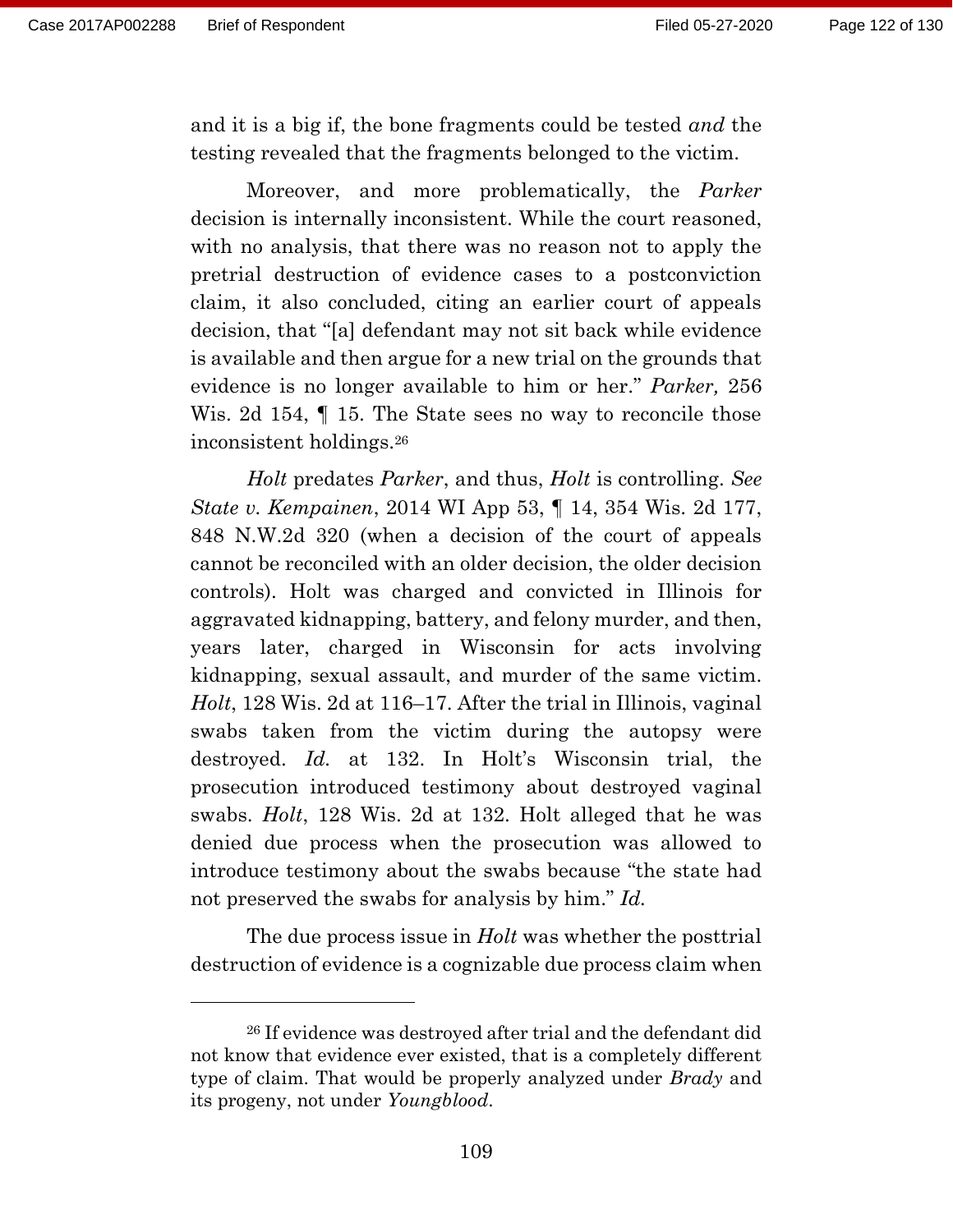and it is a big if, the bone fragments could be tested *and* the testing revealed that the fragments belonged to the victim.

Moreover, and more problematically, the *Parker* decision is internally inconsistent. While the court reasoned, with no analysis, that there was no reason not to apply the pretrial destruction of evidence cases to a postconviction claim, it also concluded, citing an earlier court of appeals decision, that "[a] defendant may not sit back while evidence is available and then argue for a new trial on the grounds that evidence is no longer available to him or her." *Parker,* 256 Wis. 2d 154, ¶ 15. The State sees no way to reconcile those inconsistent holdings.[26]

*Holt* predates *Parker*, and thus, *Holt* is controlling. *See State v. Kempainen*, 2014 WI App 53, ¶ 14, 354 Wis. 2d 177, 848 N.W.2d 320 (when a decision of the court of appeals cannot be reconciled with an older decision, the older decision controls). Holt was charged and convicted in Illinois for aggravated kidnapping, battery, and felony murder, and then, years later, charged in Wisconsin for acts involving kidnapping, sexual assault, and murder of the same victim. *Holt*, 128 Wis. 2d at 116–17. After the trial in Illinois, vaginal swabs taken from the victim during the autopsy were destroyed. *Id.* at 132. In Holt's Wisconsin trial, the prosecution introduced testimony about destroyed vaginal swabs. *Holt*, 128 Wis. 2d at 132. Holt alleged that he was denied due process when the prosecution was allowed to introduce testimony about the swabs because "the state had not preserved the swabs for analysis by him." *Id.*

The due process issue in *Holt* was whether the posttrial destruction of evidence is a cognizable due process claim when

---

[26] If evidence was destroyed after trial and the defendant did not know that evidence ever existed, that is a completely different type of claim. That would be properly analyzed under *Brady* and its progeny, not under *Youngblood*.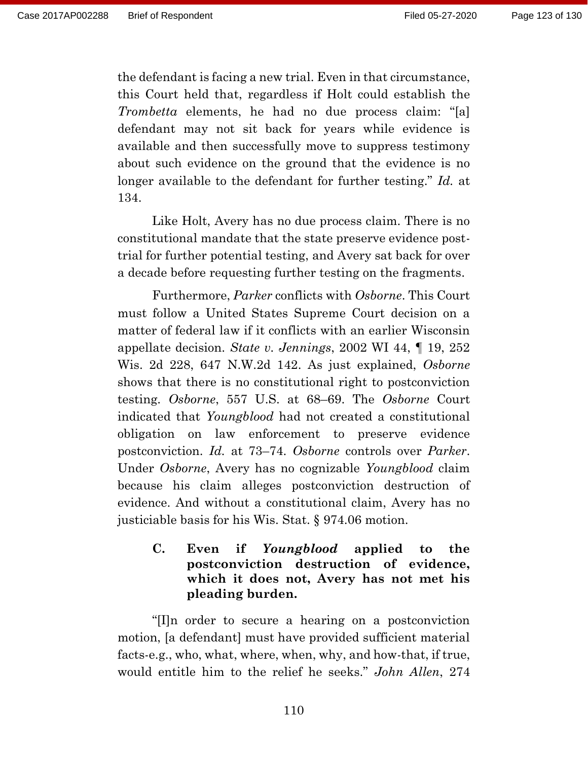the defendant is facing a new trial. Even in that circumstance, this Court held that, regardless if Holt could establish the *Trombetta* elements, he had no due process claim: "[a] defendant may not sit back for years while evidence is available and then successfully move to suppress testimony about such evidence on the ground that the evidence is no longer available to the defendant for further testing." *Id.* at 134.

Like Holt, Avery has no due process claim. There is no constitutional mandate that the state preserve evidence post-trial for further potential testing, and Avery sat back for over a decade before requesting further testing on the fragments.

Furthermore, *Parker* conflicts with *Osborne*. This Court must follow a United States Supreme Court decision on a matter of federal law if it conflicts with an earlier Wisconsin appellate decision. *State v. Jennings*, 2002 WI 44, ¶ 19, 252 Wis. 2d 228, 647 N.W.2d 142. As just explained, *Osborne* shows that there is no constitutional right to postconviction testing. *Osborne*, 557 U.S. at 68–69. The *Osborne* Court indicated that *Youngblood* had not created a constitutional obligation on law enforcement to preserve evidence postconviction. *Id.* at 73–74. *Osborne* controls over *Parker*. Under *Osborne*, Avery has no cognizable *Youngblood* claim because his claim alleges postconviction destruction of evidence. And without a constitutional claim, Avery has no justiciable basis for his Wis. Stat. § 974.06 motion.

### C. Even if *Youngblood* applied to the postconviction destruction of evidence, which it does not, Avery has not met his pleading burden.

"[I]n order to secure a hearing on a postconviction motion, [a defendant] must have provided sufficient material facts-e.g., who, what, where, when, why, and how-that, if true, would entitle him to the relief he seeks." *John Allen*, 274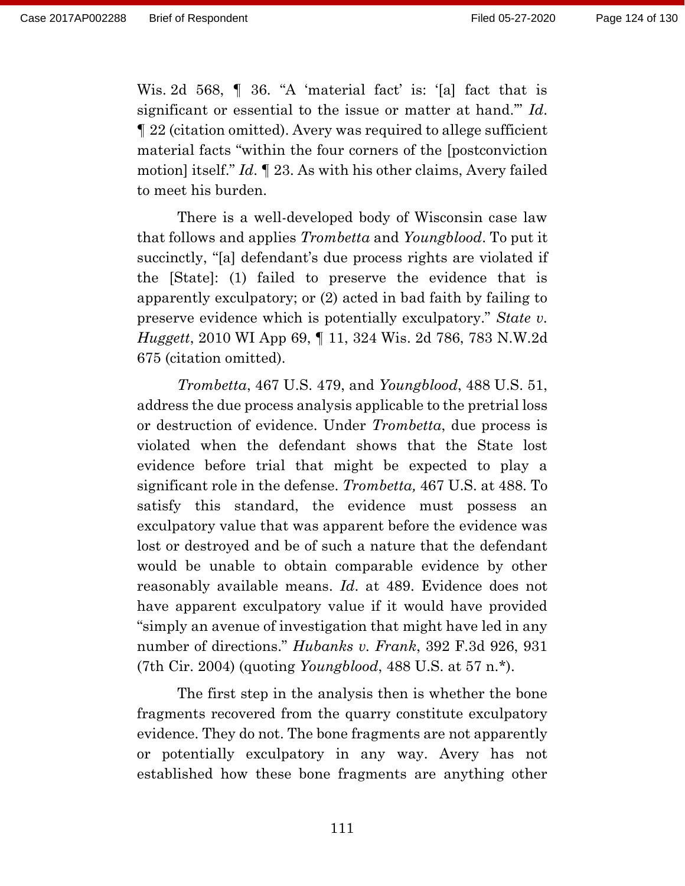Wis. 2d 568, ¶ 36. "A 'material fact' is: '[a] fact that is significant or essential to the issue or matter at hand.'" *Id.* ¶ 22 (citation omitted). Avery was required to allege sufficient material facts "within the four corners of the [postconviction motion] itself." *Id.* ¶ 23. As with his other claims, Avery failed to meet his burden.

There is a well-developed body of Wisconsin case law that follows and applies *Trombetta* and *Youngblood*. To put it succinctly, "[a] defendant's due process rights are violated if the [State]: (1) failed to preserve the evidence that is apparently exculpatory; or (2) acted in bad faith by failing to preserve evidence which is potentially exculpatory." *State v. Huggett*, 2010 WI App 69, ¶ 11, 324 Wis. 2d 786, 783 N.W.2d 675 (citation omitted).

*Trombetta*, 467 U.S. 479, and *Youngblood*, 488 U.S. 51, address the due process analysis applicable to the pretrial loss or destruction of evidence. Under *Trombetta*, due process is violated when the defendant shows that the State lost evidence before trial that might be expected to play a significant role in the defense. *Trombetta,* 467 U.S. at 488. To satisfy this standard, the evidence must possess an exculpatory value that was apparent before the evidence was lost or destroyed and be of such a nature that the defendant would be unable to obtain comparable evidence by other reasonably available means. *Id.* at 489. Evidence does not have apparent exculpatory value if it would have provided "simply an avenue of investigation that might have led in any number of directions." *Hubanks v. Frank*, 392 F.3d 926, 931 (7th Cir. 2004) (quoting *Youngblood*, 488 U.S. at 57 n.*).

The first step in the analysis then is whether the bone fragments recovered from the quarry constitute exculpatory evidence. They do not. The bone fragments are not apparently or potentially exculpatory in any way. Avery has not established how these bone fragments are anything other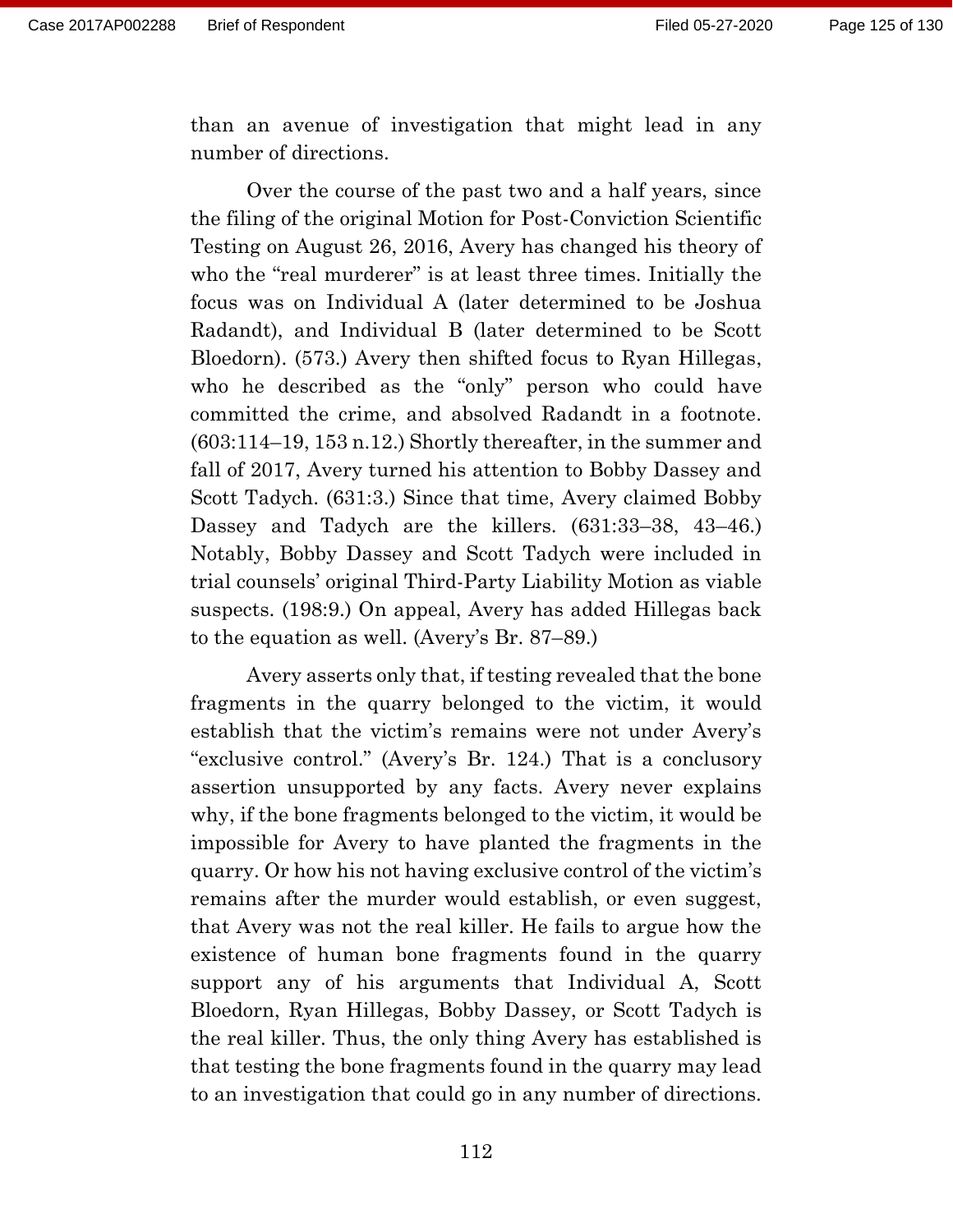than an avenue of investigation that might lead in any number of directions.

Over the course of the past two and a half years, since the filing of the original Motion for Post-Conviction Scientific Testing on August 26, 2016, Avery has changed his theory of who the "real murderer" is at least three times. Initially the focus was on Individual A (later determined to be Joshua Radandt), and Individual B (later determined to be Scott Bloedorn). (573.) Avery then shifted focus to Ryan Hillegas, who he described as the "only" person who could have committed the crime, and absolved Radandt in a footnote. (603:114–19, 153 n.12.) Shortly thereafter, in the summer and fall of 2017, Avery turned his attention to Bobby Dassey and Scott Tadych. (631:3.) Since that time, Avery claimed Bobby Dassey and Tadych are the killers. (631:33–38, 43–46.) Notably, Bobby Dassey and Scott Tadych were included in trial counsels' original Third-Party Liability Motion as viable suspects. (198:9.) On appeal, Avery has added Hillegas back to the equation as well. (Avery's Br. 87–89.)

Avery asserts only that, if testing revealed that the bone fragments in the quarry belonged to the victim, it would establish that the victim's remains were not under Avery's "exclusive control." (Avery's Br. 124.) That is a conclusory assertion unsupported by any facts. Avery never explains why, if the bone fragments belonged to the victim, it would be impossible for Avery to have planted the fragments in the quarry. Or how his not having exclusive control of the victim's remains after the murder would establish, or even suggest, that Avery was not the real killer. He fails to argue how the existence of human bone fragments found in the quarry support any of his arguments that Individual A, Scott Bloedorn, Ryan Hillegas, Bobby Dassey, or Scott Tadych is the real killer. Thus, the only thing Avery has established is that testing the bone fragments found in the quarry may lead to an investigation that could go in any number of directions.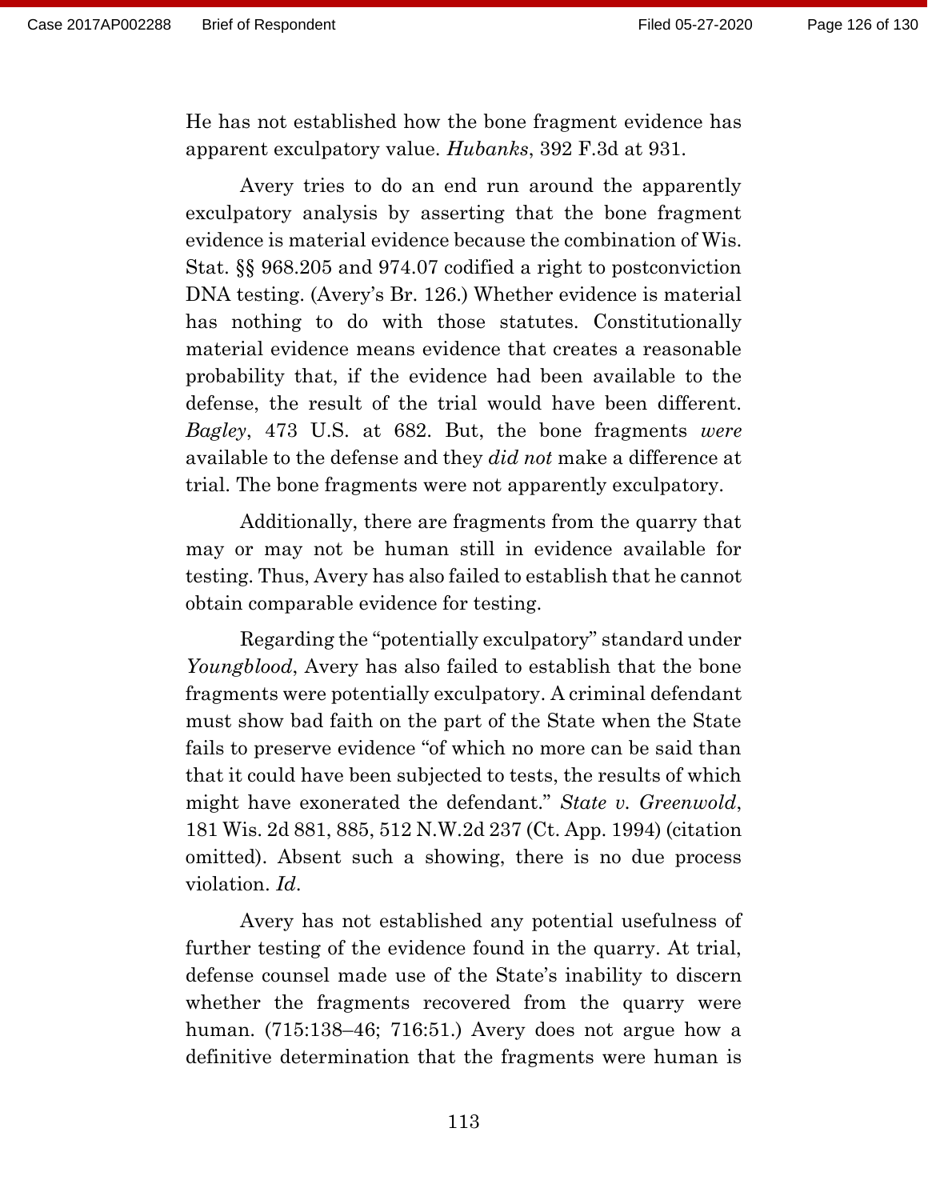He has not established how the bone fragment evidence has apparent exculpatory value. *Hubanks*, 392 F.3d at 931.

Avery tries to do an end run around the apparently exculpatory analysis by asserting that the bone fragment evidence is material evidence because the combination of Wis. Stat. §§ 968.205 and 974.07 codified a right to postconviction DNA testing. (Avery's Br. 126.) Whether evidence is material has nothing to do with those statutes. Constitutionally material evidence means evidence that creates a reasonable probability that, if the evidence had been available to the defense, the result of the trial would have been different. *Bagley*, 473 U.S. at 682. But, the bone fragments *were* available to the defense and they *did not* make a difference at trial. The bone fragments were not apparently exculpatory.

Additionally, there are fragments from the quarry that may or may not be human still in evidence available for testing. Thus, Avery has also failed to establish that he cannot obtain comparable evidence for testing.

Regarding the "potentially exculpatory" standard under *Youngblood*, Avery has also failed to establish that the bone fragments were potentially exculpatory. A criminal defendant must show bad faith on the part of the State when the State fails to preserve evidence "of which no more can be said than that it could have been subjected to tests, the results of which might have exonerated the defendant." *State v. Greenwold*, 181 Wis. 2d 881, 885, 512 N.W.2d 237 (Ct. App. 1994) (citation omitted). Absent such a showing, there is no due process violation. *Id.*

Avery has not established any potential usefulness of further testing of the evidence found in the quarry. At trial, defense counsel made use of the State's inability to discern whether the fragments recovered from the quarry were human. (715:138–46; 716:51.) Avery does not argue how a definitive determination that the fragments were human is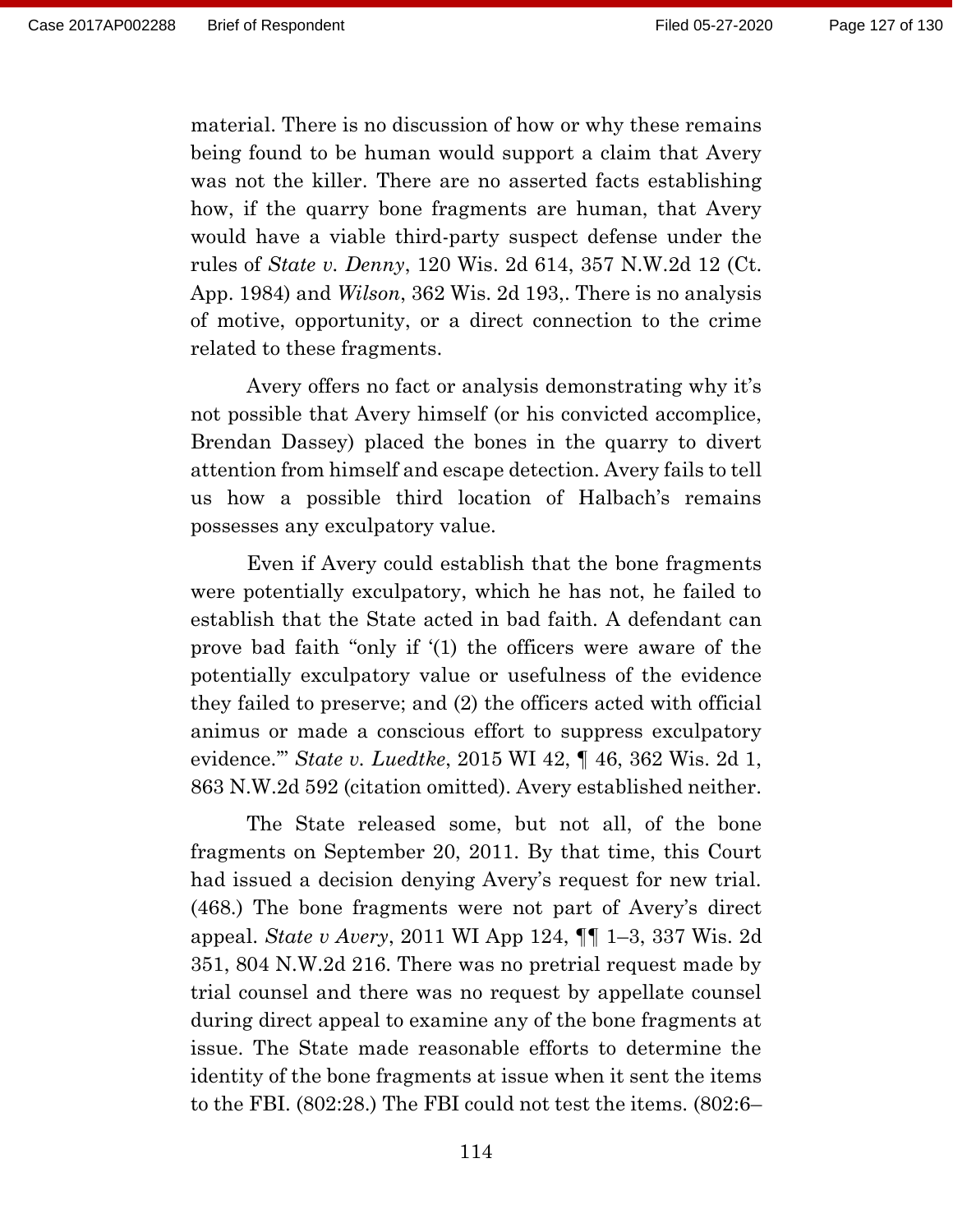material. There is no discussion of how or why these remains being found to be human would support a claim that Avery was not the killer. There are no asserted facts establishing how, if the quarry bone fragments are human, that Avery would have a viable third-party suspect defense under the rules of *State v. Denny*, 120 Wis. 2d 614, 357 N.W.2d 12 (Ct. App. 1984) and *Wilson*, 362 Wis. 2d 193,. There is no analysis of motive, opportunity, or a direct connection to the crime related to these fragments.

Avery offers no fact or analysis demonstrating why it's not possible that Avery himself (or his convicted accomplice, Brendan Dassey) placed the bones in the quarry to divert attention from himself and escape detection. Avery fails to tell us how a possible third location of Halbach's remains possesses any exculpatory value.

Even if Avery could establish that the bone fragments were potentially exculpatory, which he has not, he failed to establish that the State acted in bad faith. A defendant can prove bad faith "only if '(1) the officers were aware of the potentially exculpatory value or usefulness of the evidence they failed to preserve; and (2) the officers acted with official animus or made a conscious effort to suppress exculpatory evidence.'" *State v. Luedtke*, 2015 WI 42, ¶ 46, 362 Wis. 2d 1, 863 N.W.2d 592 (citation omitted). Avery established neither.

The State released some, but not all, of the bone fragments on September 20, 2011. By that time, this Court had issued a decision denying Avery's request for new trial. (468.) The bone fragments were not part of Avery's direct appeal. *State v Avery*, 2011 WI App 124, ¶¶ 1–3, 337 Wis. 2d 351, 804 N.W.2d 216. There was no pretrial request made by trial counsel and there was no request by appellate counsel during direct appeal to examine any of the bone fragments at issue. The State made reasonable efforts to determine the identity of the bone fragments at issue when it sent the items to the FBI. (802:28.) The FBI could not test the items. (802:6–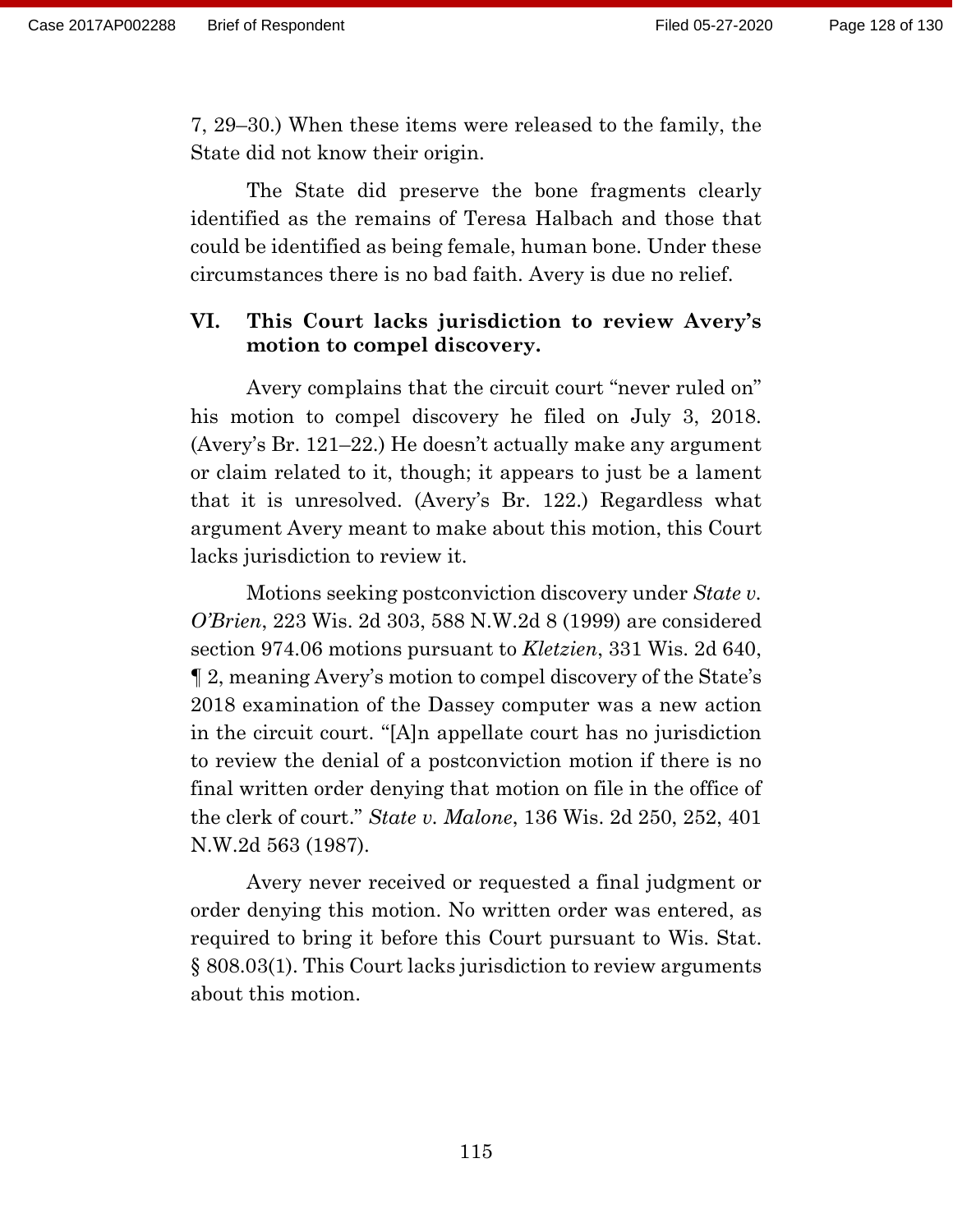7, 29–30.) When these items were released to the family, the State did not know their origin.

The State did preserve the bone fragments clearly identified as the remains of Teresa Halbach and those that could be identified as being female, human bone. Under these circumstances there is no bad faith. Avery is due no relief.

## VI. This Court lacks jurisdiction to review Avery's motion to compel discovery.

Avery complains that the circuit court "never ruled on" his motion to compel discovery he filed on July 3, 2018. (Avery's Br. 121–22.) He doesn't actually make any argument or claim related to it, though; it appears to just be a lament that it is unresolved. (Avery's Br. 122.) Regardless what argument Avery meant to make about this motion, this Court lacks jurisdiction to review it.

Motions seeking postconviction discovery under *State v. O'Brien*, 223 Wis. 2d 303, 588 N.W.2d 8 (1999) are considered section 974.06 motions pursuant to *Kletzien*, 331 Wis. 2d 640, ¶ 2, meaning Avery's motion to compel discovery of the State's 2018 examination of the Dassey computer was a new action in the circuit court. "[A]n appellate court has no jurisdiction to review the denial of a postconviction motion if there is no final written order denying that motion on file in the office of the clerk of court." *State v. Malone*, 136 Wis. 2d 250, 252, 401 N.W.2d 563 (1987).

Avery never received or requested a final judgment or order denying this motion. No written order was entered, as required to bring it before this Court pursuant to Wis. Stat. § 808.03(1). This Court lacks jurisdiction to review arguments about this motion.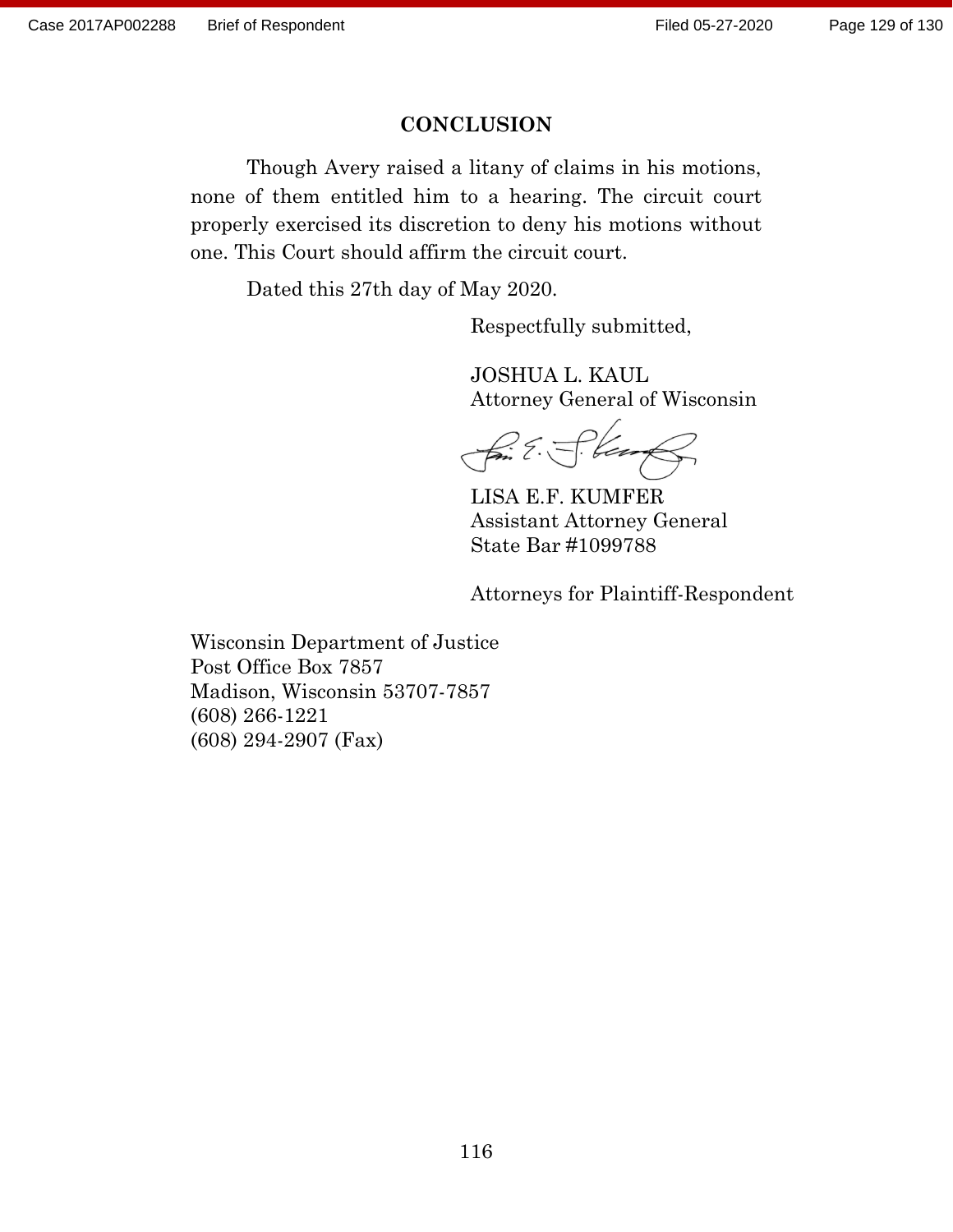## CONCLUSION

Though Avery raised a litany of claims in his motions, none of them entitled him to a hearing. The circuit court properly exercised its discretion to deny his motions without one. This Court should affirm the circuit court.

Dated this 27th day of May 2020.

Respectfully submitted,

JOSHUA L. KAUL
Attorney General of Wisconsin

LISA E.F. KUMFER
Assistant Attorney General
State Bar #1099788

Attorneys for Plaintiff-Respondent

Wisconsin Department of Justice
Post Office Box 7857
Madison, Wisconsin 53707-7857
(608) 266-1221
(608) 294-2907 (Fax)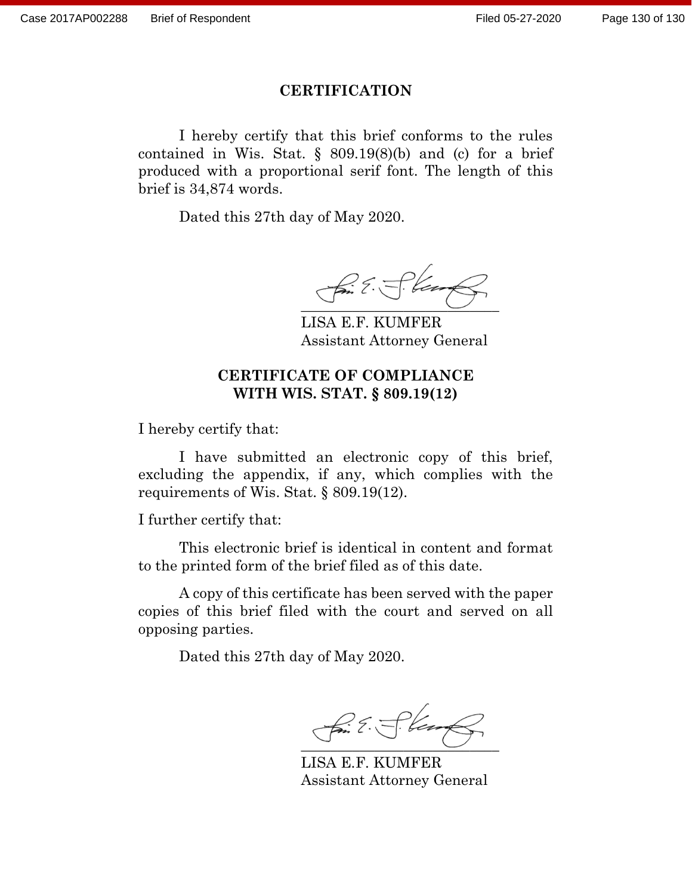## CERTIFICATION

I hereby certify that this brief conforms to the rules contained in Wis. Stat. § 809.19(8)(b) and (c) for a brief produced with a proportional serif font. The length of this brief is 34,874 words.

Dated this 27th day of May 2020.

\_\_\_\_\_\_\_\_\_\_\_\_\_\_\_\_\_\_\_\_\_\_\_\_\_\_\_\_\_\_\_\_
LISA E.F. KUMFER
Assistant Attorney General

## CERTIFICATE OF COMPLIANCE WITH WIS. STAT. § 809.19(12)

I hereby certify that:

I have submitted an electronic copy of this brief, excluding the appendix, if any, which complies with the requirements of Wis. Stat. § 809.19(12).

I further certify that:

This electronic brief is identical in content and format to the printed form of the brief filed as of this date.

A copy of this certificate has been served with the paper copies of this brief filed with the court and served on all opposing parties.

Dated this 27th day of May 2020.

\_\_\_\_\_\_\_\_\_\_\_\_\_\_\_\_\_\_\_\_\_\_\_\_\_\_\_\_\_\_\_\_
LISA E.F. KUMFER
Assistant Attorney General